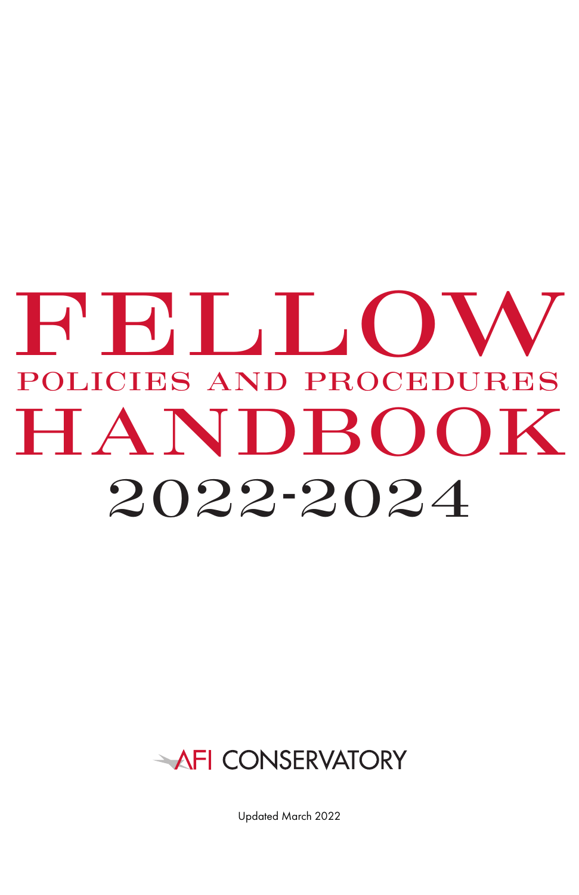# FELLOW

## POLICIES AND PROCEDURES

# HANDBOOK

## 2022-2024

AFI CONSERVATORY

Updated March 2022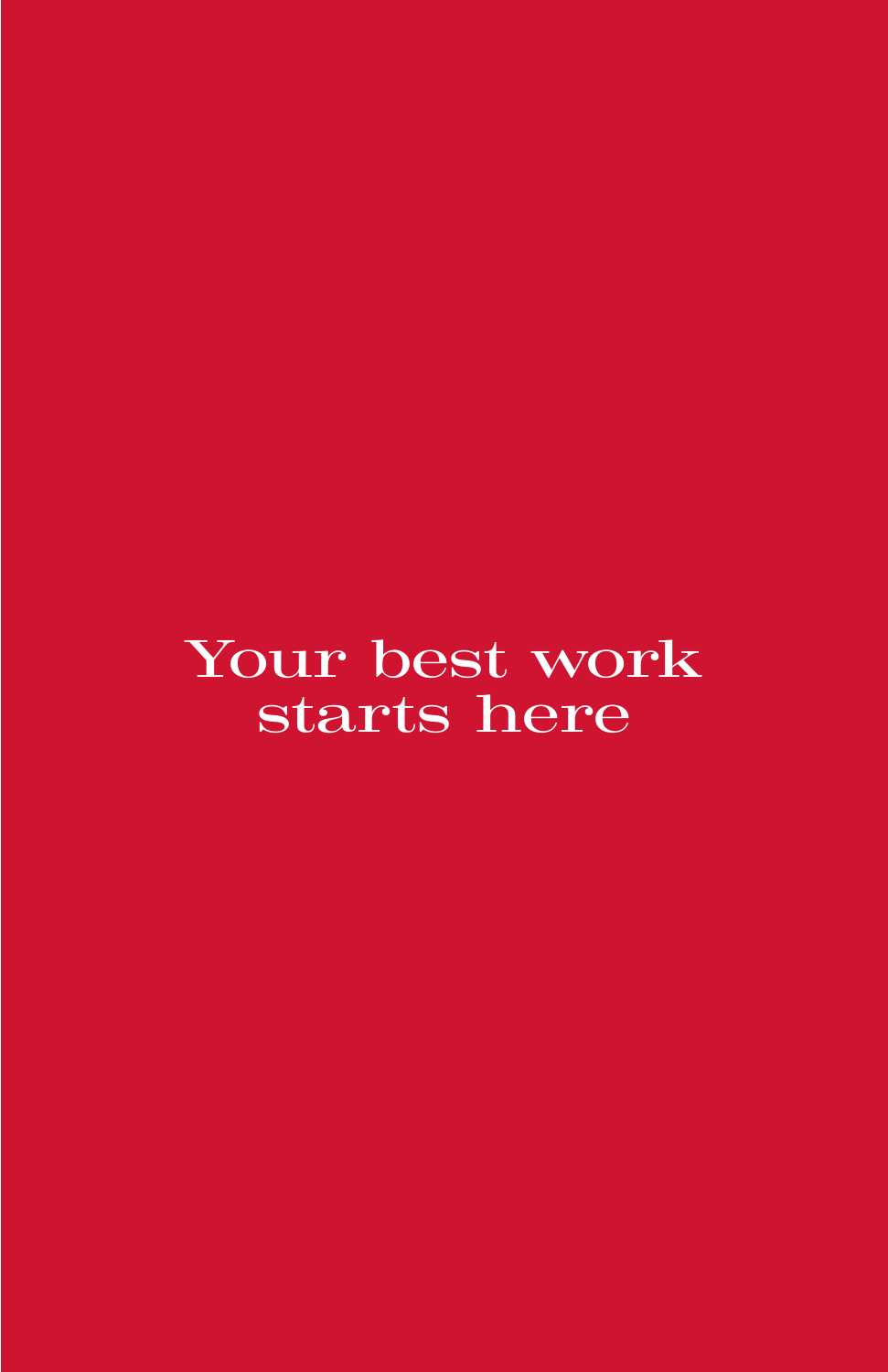Your best work
starts here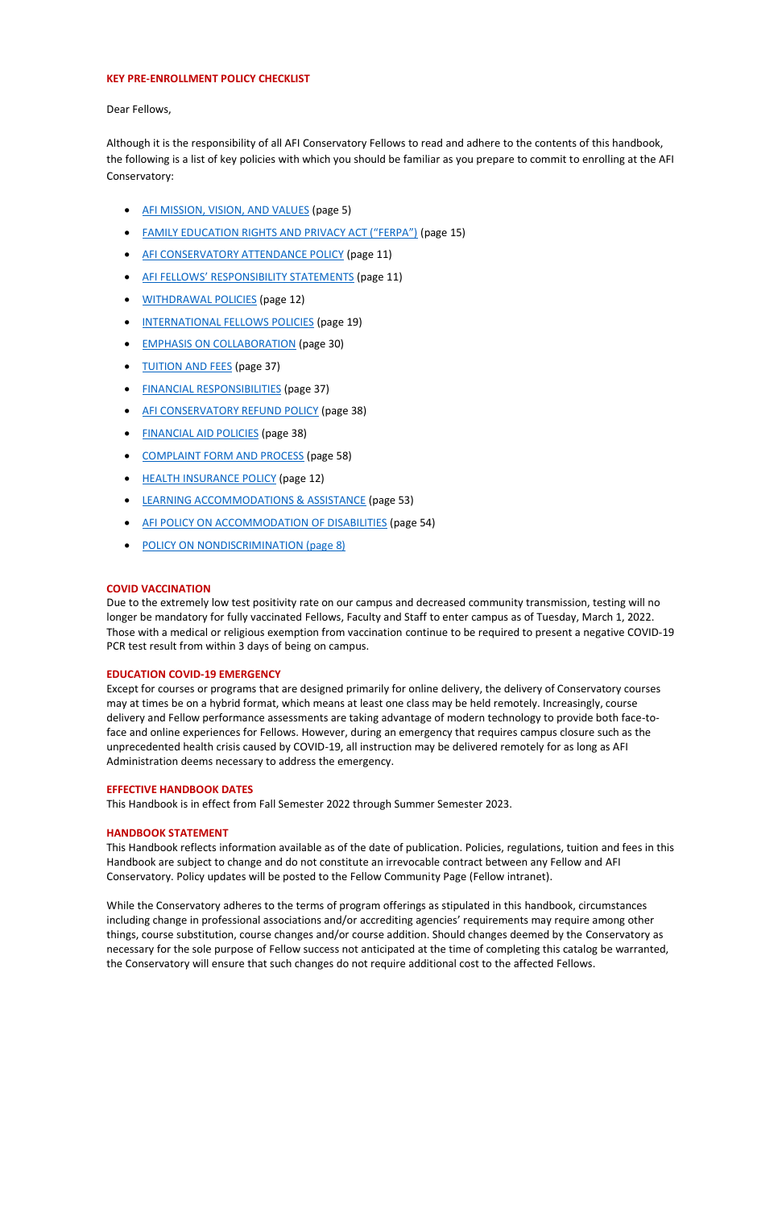## KEY PRE-ENROLLMENT POLICY CHECKLIST

Dear Fellows,

Although it is the responsibility of all AFI Conservatory Fellows to read and adhere to the contents of this handbook, the following is a list of key policies with which you should be familiar as you prepare to commit to enrolling at the AFI Conservatory:

- AFI MISSION, VISION, AND VALUES (page 5)
- FAMILY EDUCATION RIGHTS AND PRIVACY ACT ("FERPA") (page 15)
- AFI CONSERVATORY ATTENDANCE POLICY (page 11)
- AFI FELLOWS' RESPONSIBILITY STATEMENTS (page 11)
- WITHDRAWAL POLICIES (page 12)
- INTERNATIONAL FELLOWS POLICIES (page 19)
- EMPHASIS ON COLLABORATION (page 30)
- TUITION AND FEES (page 37)
- FINANCIAL RESPONSIBILITIES (page 37)
- AFI CONSERVATORY REFUND POLICY (page 38)
- FINANCIAL AID POLICIES (page 38)
- COMPLAINT FORM AND PROCESS (page 58)
- HEALTH INSURANCE POLICY (page 12)
- LEARNING ACCOMMODATIONS & ASSISTANCE (page 53)
- AFI POLICY ON ACCOMMODATION OF DISABILITIES (page 54)
- POLICY ON NONDISCRIMINATION (page 8)

### COVID VACCINATION

Due to the extremely low test positivity rate on our campus and decreased community transmission, testing will no longer be mandatory for fully vaccinated Fellows, Faculty and Staff to enter campus as of Tuesday, March 1, 2022. Those with a medical or religious exemption from vaccination continue to be required to present a negative COVID-19 PCR test result from within 3 days of being on campus.

### EDUCATION COVID-19 EMERGENCY

Except for courses or programs that are designed primarily for online delivery, the delivery of Conservatory courses may at times be on a hybrid format, which means at least one class may be held remotely. Increasingly, course delivery and Fellow performance assessments are taking advantage of modern technology to provide both face-to-face and online experiences for Fellows. However, during an emergency that requires campus closure such as the unprecedented health crisis caused by COVID-19, all instruction may be delivered remotely for as long as AFI Administration deems necessary to address the emergency.

### EFFECTIVE HANDBOOK DATES

This Handbook is in effect from Fall Semester 2022 through Summer Semester 2023.

### HANDBOOK STATEMENT

This Handbook reflects information available as of the date of publication. Policies, regulations, tuition and fees in this Handbook are subject to change and do not constitute an irrevocable contract between any Fellow and AFI Conservatory. Policy updates will be posted to the Fellow Community Page (Fellow intranet).

While the Conservatory adheres to the terms of program offerings as stipulated in this handbook, circumstances including change in professional associations and/or accrediting agencies' requirements may require among other things, course substitution, course changes and/or course addition. Should changes deemed by the Conservatory as necessary for the sole purpose of Fellow success not anticipated at the time of completing this catalog be warranted, the Conservatory will ensure that such changes do not require additional cost to the affected Fellows.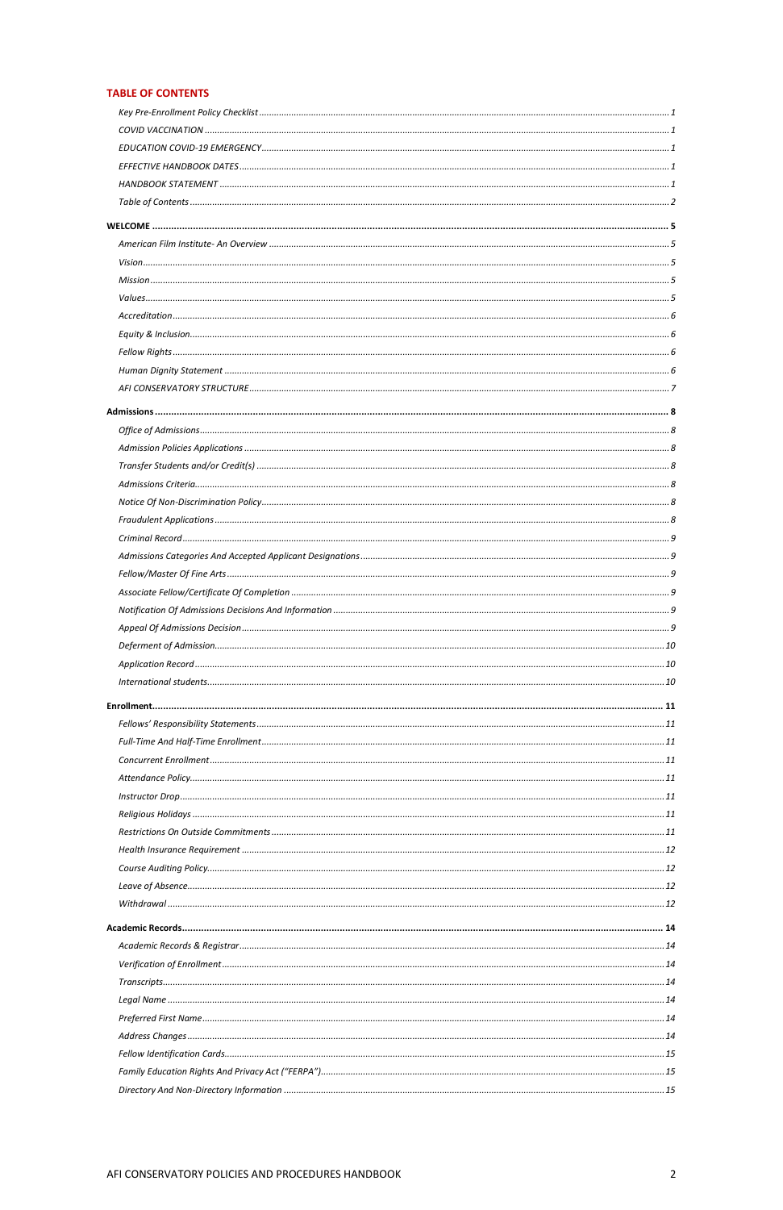## TABLE OF CONTENTS

*Key Pre-Enrollment Policy Checklist* ........ 1
*COVID VACCINATION* ........ 1
*EDUCATION COVID-19 EMERGENCY* ........ 1
*EFFECTIVE HANDBOOK DATES* ........ 1
*HANDBOOK STATEMENT* ........ 1
*Table of Contents* ........ 2

**WELCOME** ........ **5**

*American Film Institute- An Overview* ........ 5
*Vision* ........ 5
*Mission* ........ 5
*Values* ........ 5
*Accreditation* ........ 6
*Equity & Inclusion* ........ 6
*Fellow Rights* ........ 6
*Human Dignity Statement* ........ 6
*AFI CONSERVATORY STRUCTURE* ........ 7

**Admissions** ........ **8**

*Office of Admissions* ........ 8
*Admission Policies Applications* ........ 8
*Transfer Students and/or Credit(s)* ........ 8
*Admissions Criteria* ........ 8
*Notice Of Non-Discrimination Policy* ........ 8
*Fraudulent Applications* ........ 8
*Criminal Record* ........ 9
*Admissions Categories And Accepted Applicant Designations* ........ 9
*Fellow/Master Of Fine Arts* ........ 9
*Associate Fellow/Certificate Of Completion* ........ 9
*Notification Of Admissions Decisions And Information* ........ 9
*Appeal Of Admissions Decision* ........ 9
*Deferment of Admission* ........ 10
*Application Record* ........ 10
*International students* ........ 10

**Enrollment** ........ **11**

*Fellows' Responsibility Statements* ........ 11
*Full-Time And Half-Time Enrollment* ........ 11
*Concurrent Enrollment* ........ 11
*Attendance Policy* ........ 11
*Instructor Drop* ........ 11
*Religious Holidays* ........ 11
*Restrictions On Outside Commitments* ........ 11
*Health Insurance Requirement* ........ 12
*Course Auditing Policy* ........ 12
*Leave of Absence* ........ 12
*Withdrawal* ........ 12

**Academic Records** ........ **14**

*Academic Records & Registrar* ........ 14
*Verification of Enrollment* ........ 14
*Transcripts* ........ 14
*Legal Name* ........ 14
*Preferred First Name* ........ 14
*Address Changes* ........ 14
*Fellow Identification Cards* ........ 15
*Family Education Rights And Privacy Act ("FERPA")* ........ 15
*Directory And Non-Directory Information* ........ 15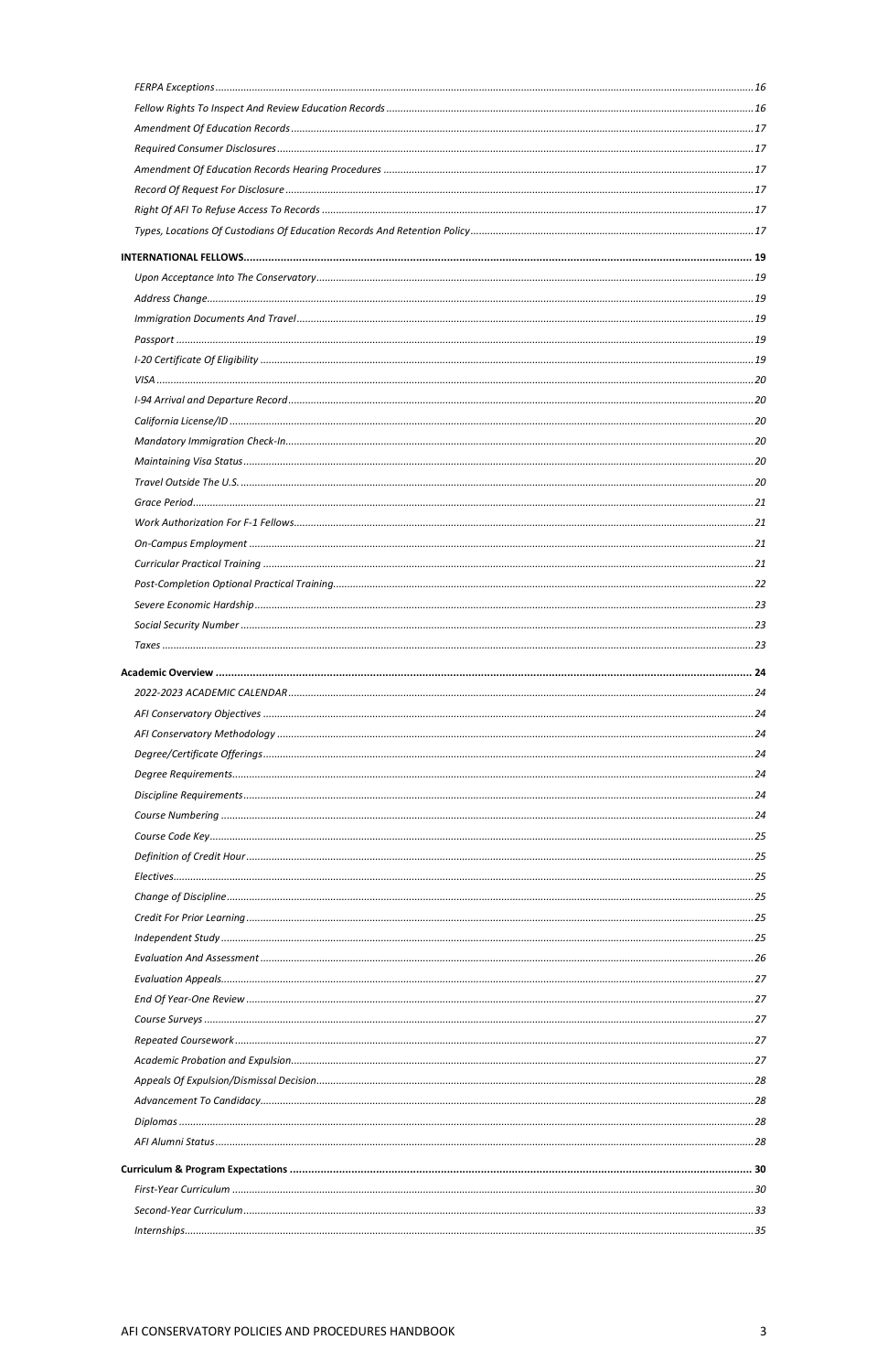*FERPA Exceptions* .....16
*Fellow Rights To Inspect And Review Education Records* .....16
*Amendment Of Education Records* .....17
*Required Consumer Disclosures* .....17
*Amendment Of Education Records Hearing Procedures* .....17
*Record Of Request For Disclosure* .....17
*Right Of AFI To Refuse Access To Records* .....17
*Types, Locations Of Custodians Of Education Records And Retention Policy* .....17

**INTERNATIONAL FELLOWS** .....19
*Upon Acceptance Into The Conservatory* .....19
*Address Change* .....19
*Immigration Documents And Travel* .....19
*Passport* .....19
*I-20 Certificate Of Eligibility* .....19
*VISA* .....20
*I-94 Arrival and Departure Record* .....20
*California License/ID* .....20
*Mandatory Immigration Check-In* .....20
*Maintaining Visa Status* .....20
*Travel Outside The U.S.* .....20
*Grace Period* .....21
*Work Authorization For F-1 Fellows* .....21
*On-Campus Employment* .....21
*Curricular Practical Training* .....21
*Post-Completion Optional Practical Training* .....22
*Severe Economic Hardship* .....23
*Social Security Number* .....23
*Taxes* .....23

**Academic Overview** .....24
*2022-2023 ACADEMIC CALENDAR* .....24
*AFI Conservatory Objectives* .....24
*AFI Conservatory Methodology* .....24
*Degree/Certificate Offerings* .....24
*Degree Requirements* .....24
*Discipline Requirements* .....24
*Course Numbering* .....24
*Course Code Key* .....25
*Definition of Credit Hour* .....25
*Electives* .....25
*Change of Discipline* .....25
*Credit For Prior Learning* .....25
*Independent Study* .....25
*Evaluation And Assessment* .....26
*Evaluation Appeals* .....27
*End Of Year-One Review* .....27
*Course Surveys* .....27
*Repeated Coursework* .....27
*Academic Probation and Expulsion* .....27
*Appeals Of Expulsion/Dismissal Decision* .....28
*Advancement To Candidacy* .....28
*Diplomas* .....28
*AFI Alumni Status* .....28

**Curriculum & Program Expectations** .....30
*First-Year Curriculum* .....30
*Second-Year Curriculum* .....33
*Internships* .....35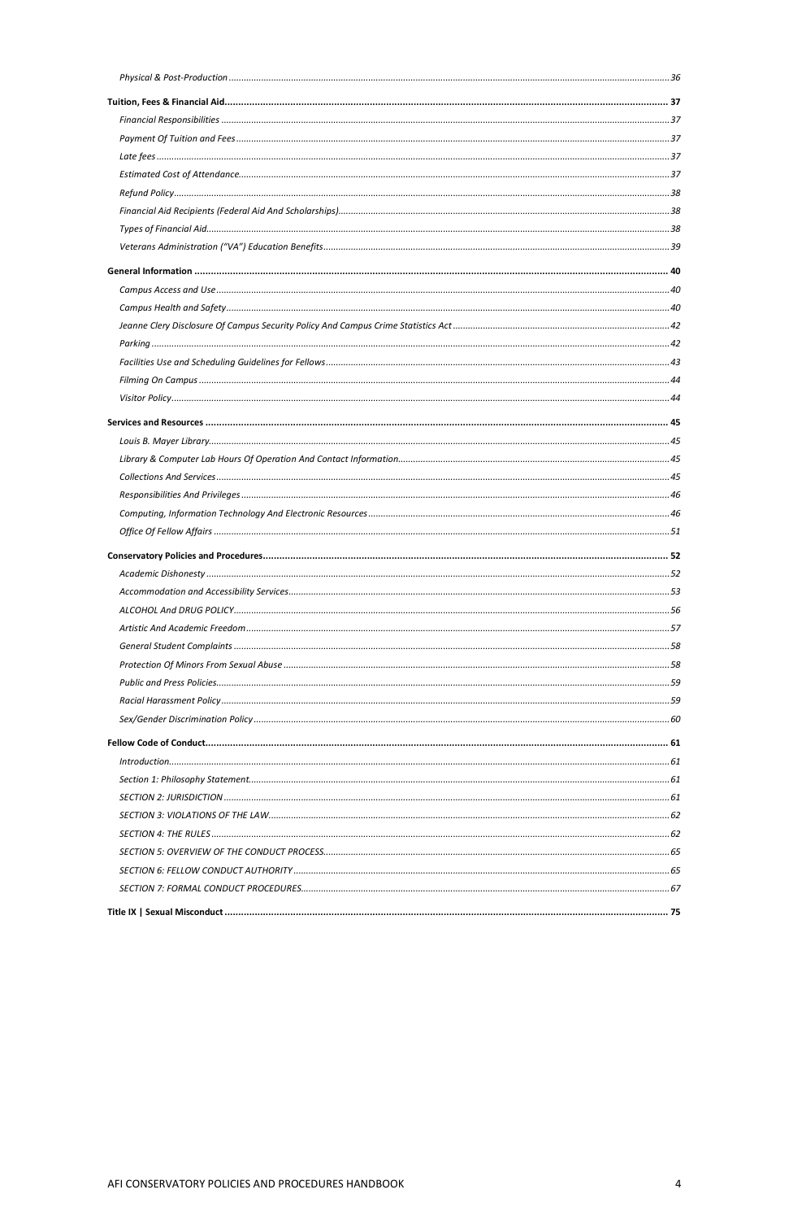*Physical & Post-Production* ........ 36

**Tuition, Fees & Financial Aid** ........ **37**

*Financial Responsibilities* ........ 37

*Payment Of Tuition and Fees* ........ 37

*Late fees* ........ 37

*Estimated Cost of Attendance* ........ 37

*Refund Policy* ........ 38

*Financial Aid Recipients (Federal Aid And Scholarships)* ........ 38

*Types of Financial Aid* ........ 38

*Veterans Administration ("VA") Education Benefits* ........ 39

**General Information** ........ **40**

*Campus Access and Use* ........ 40

*Campus Health and Safety* ........ 40

*Jeanne Clery Disclosure Of Campus Security Policy And Campus Crime Statistics Act* ........ 42

*Parking* ........ 42

*Facilities Use and Scheduling Guidelines for Fellows* ........ 43

*Filming On Campus* ........ 44

*Visitor Policy* ........ 44

**Services and Resources** ........ **45**

*Louis B. Mayer Library* ........ 45

*Library & Computer Lab Hours Of Operation And Contact Information* ........ 45

*Collections And Services* ........ 45

*Responsibilities And Privileges* ........ 46

*Computing, Information Technology And Electronic Resources* ........ 46

*Office Of Fellow Affairs* ........ 51

**Conservatory Policies and Procedures** ........ **52**

*Academic Dishonesty* ........ 52

*Accommodation and Accessibility Services* ........ 53

*ALCOHOL And DRUG POLICY* ........ 56

*Artistic And Academic Freedom* ........ 57

*General Student Complaints* ........ 58

*Protection Of Minors From Sexual Abuse* ........ 58

*Public and Press Policies* ........ 59

*Racial Harassment Policy* ........ 59

*Sex/Gender Discrimination Policy* ........ 60

**Fellow Code of Conduct** ........ **61**

*Introduction* ........ 61

*Section 1: Philosophy Statement* ........ 61

*SECTION 2: JURISDICTION* ........ 61

*SECTION 3: VIOLATIONS OF THE LAW* ........ 62

*SECTION 4: THE RULES* ........ 62

*SECTION 5: OVERVIEW OF THE CONDUCT PROCESS* ........ 65

*SECTION 6: FELLOW CONDUCT AUTHORITY* ........ 65

*SECTION 7: FORMAL CONDUCT PROCEDURES* ........ 67

**Title IX | Sexual Misconduct** ........ **75**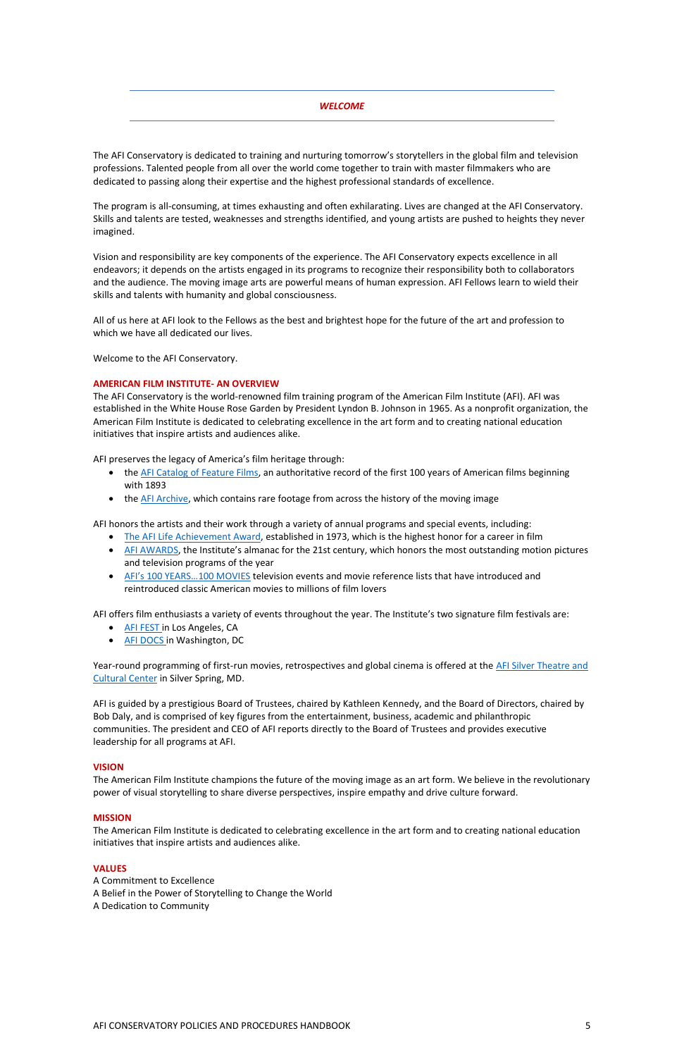## *WELCOME*

The AFI Conservatory is dedicated to training and nurturing tomorrow's storytellers in the global film and television professions. Talented people from all over the world come together to train with master filmmakers who are dedicated to passing along their expertise and the highest professional standards of excellence.

The program is all-consuming, at times exhausting and often exhilarating. Lives are changed at the AFI Conservatory. Skills and talents are tested, weaknesses and strengths identified, and young artists are pushed to heights they never imagined.

Vision and responsibility are key components of the experience. The AFI Conservatory expects excellence in all endeavors; it depends on the artists engaged in its programs to recognize their responsibility both to collaborators and the audience. The moving image arts are powerful means of human expression. AFI Fellows learn to wield their skills and talents with humanity and global consciousness.

All of us here at AFI look to the Fellows as the best and brightest hope for the future of the art and profession to which we have all dedicated our lives.

Welcome to the AFI Conservatory.

### AMERICAN FILM INSTITUTE- AN OVERVIEW

The AFI Conservatory is the world-renowned film training program of the American Film Institute (AFI). AFI was established in the White House Rose Garden by President Lyndon B. Johnson in 1965. As a nonprofit organization, the American Film Institute is dedicated to celebrating excellence in the art form and to creating national education initiatives that inspire artists and audiences alike.

AFI preserves the legacy of America's film heritage through:

- the AFI Catalog of Feature Films, an authoritative record of the first 100 years of American films beginning with 1893
- the AFI Archive, which contains rare footage from across the history of the moving image

AFI honors the artists and their work through a variety of annual programs and special events, including:

- The AFI Life Achievement Award, established in 1973, which is the highest honor for a career in film
- AFI AWARDS, the Institute's almanac for the 21st century, which honors the most outstanding motion pictures and television programs of the year
- AFI's 100 YEARS…100 MOVIES television events and movie reference lists that have introduced and reintroduced classic American movies to millions of film lovers

AFI offers film enthusiasts a variety of events throughout the year. The Institute's two signature film festivals are:

- AFI FEST in Los Angeles, CA
- AFI DOCS in Washington, DC

Year-round programming of first-run movies, retrospectives and global cinema is offered at the AFI Silver Theatre and Cultural Center in Silver Spring, MD.

AFI is guided by a prestigious Board of Trustees, chaired by Kathleen Kennedy, and the Board of Directors, chaired by Bob Daly, and is comprised of key figures from the entertainment, business, academic and philanthropic communities. The president and CEO of AFI reports directly to the Board of Trustees and provides executive leadership for all programs at AFI.

### VISION

The American Film Institute champions the future of the moving image as an art form. We believe in the revolutionary power of visual storytelling to share diverse perspectives, inspire empathy and drive culture forward.

### MISSION

The American Film Institute is dedicated to celebrating excellence in the art form and to creating national education initiatives that inspire artists and audiences alike.

### VALUES

A Commitment to Excellence
A Belief in the Power of Storytelling to Change the World
A Dedication to Community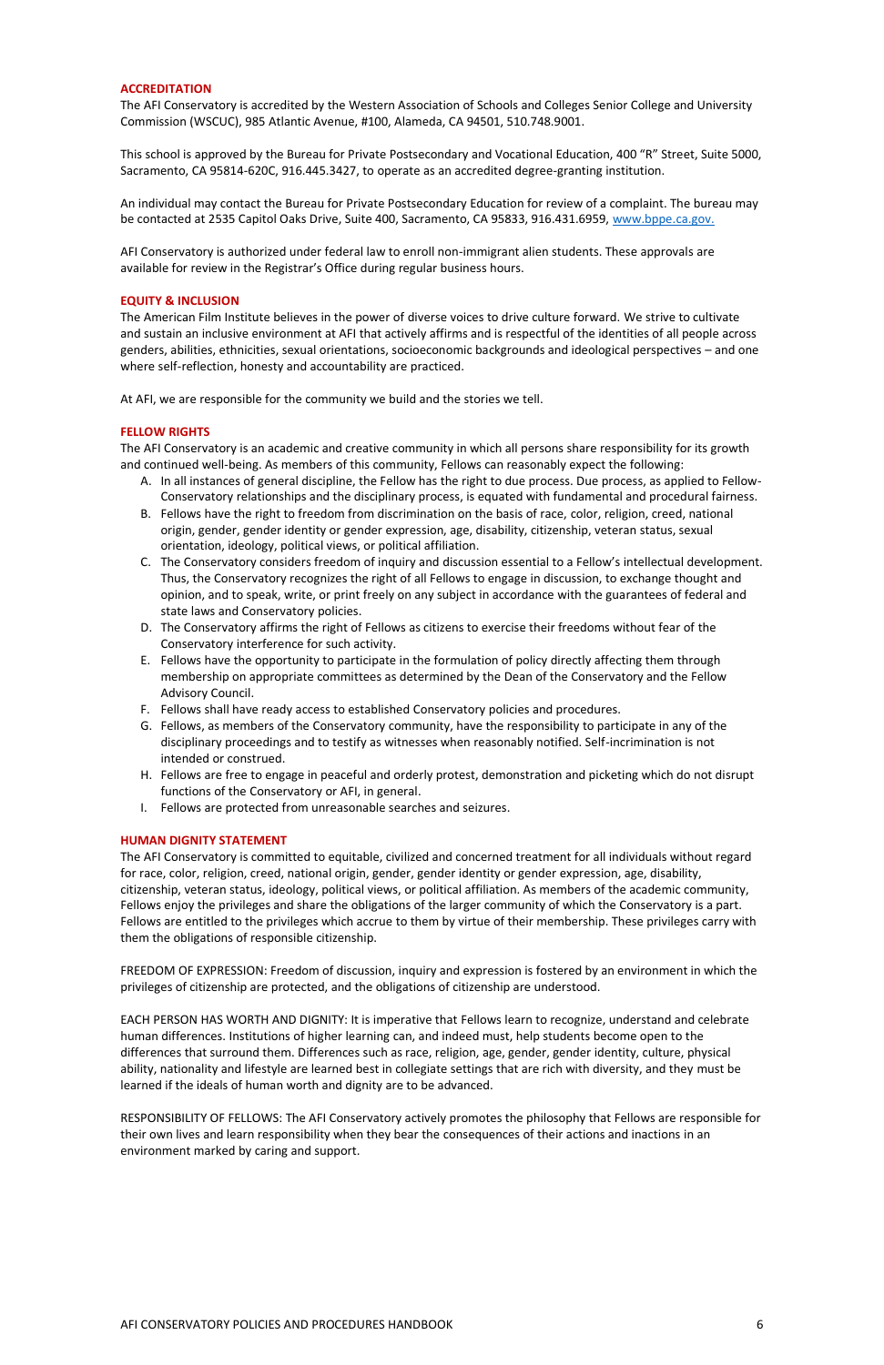## ACCREDITATION

The AFI Conservatory is accredited by the Western Association of Schools and Colleges Senior College and University Commission (WSCUC), 985 Atlantic Avenue, #100, Alameda, CA 94501, 510.748.9001.

This school is approved by the Bureau for Private Postsecondary and Vocational Education, 400 "R" Street, Suite 5000, Sacramento, CA 95814-620C, 916.445.3427, to operate as an accredited degree-granting institution.

An individual may contact the Bureau for Private Postsecondary Education for review of a complaint. The bureau may be contacted at 2535 Capitol Oaks Drive, Suite 400, Sacramento, CA 95833, 916.431.6959, www.bppe.ca.gov.

AFI Conservatory is authorized under federal law to enroll non-immigrant alien students. These approvals are available for review in the Registrar's Office during regular business hours.

## EQUITY & INCLUSION

The American Film Institute believes in the power of diverse voices to drive culture forward. We strive to cultivate and sustain an inclusive environment at AFI that actively affirms and is respectful of the identities of all people across genders, abilities, ethnicities, sexual orientations, socioeconomic backgrounds and ideological perspectives – and one where self-reflection, honesty and accountability are practiced.

At AFI, we are responsible for the community we build and the stories we tell.

## FELLOW RIGHTS

The AFI Conservatory is an academic and creative community in which all persons share responsibility for its growth and continued well-being. As members of this community, Fellows can reasonably expect the following:

A. In all instances of general discipline, the Fellow has the right to due process. Due process, as applied to Fellow-Conservatory relationships and the disciplinary process, is equated with fundamental and procedural fairness.
B. Fellows have the right to freedom from discrimination on the basis of race, color, religion, creed, national origin, gender, gender identity or gender expression, age, disability, citizenship, veteran status, sexual orientation, ideology, political views, or political affiliation.
C. The Conservatory considers freedom of inquiry and discussion essential to a Fellow's intellectual development. Thus, the Conservatory recognizes the right of all Fellows to engage in discussion, to exchange thought and opinion, and to speak, write, or print freely on any subject in accordance with the guarantees of federal and state laws and Conservatory policies.
D. The Conservatory affirms the right of Fellows as citizens to exercise their freedoms without fear of the Conservatory interference for such activity.
E. Fellows have the opportunity to participate in the formulation of policy directly affecting them through membership on appropriate committees as determined by the Dean of the Conservatory and the Fellow Advisory Council.
F. Fellows shall have ready access to established Conservatory policies and procedures.
G. Fellows, as members of the Conservatory community, have the responsibility to participate in any of the disciplinary proceedings and to testify as witnesses when reasonably notified. Self-incrimination is not intended or construed.
H. Fellows are free to engage in peaceful and orderly protest, demonstration and picketing which do not disrupt functions of the Conservatory or AFI, in general.
I. Fellows are protected from unreasonable searches and seizures.

## HUMAN DIGNITY STATEMENT

The AFI Conservatory is committed to equitable, civilized and concerned treatment for all individuals without regard for race, color, religion, creed, national origin, gender, gender identity or gender expression, age, disability, citizenship, veteran status, ideology, political views, or political affiliation. As members of the academic community, Fellows enjoy the privileges and share the obligations of the larger community of which the Conservatory is a part. Fellows are entitled to the privileges which accrue to them by virtue of their membership. These privileges carry with them the obligations of responsible citizenship.

FREEDOM OF EXPRESSION: Freedom of discussion, inquiry and expression is fostered by an environment in which the privileges of citizenship are protected, and the obligations of citizenship are understood.

EACH PERSON HAS WORTH AND DIGNITY: It is imperative that Fellows learn to recognize, understand and celebrate human differences. Institutions of higher learning can, and indeed must, help students become open to the differences that surround them. Differences such as race, religion, age, gender, gender identity, culture, physical ability, nationality and lifestyle are learned best in collegiate settings that are rich with diversity, and they must be learned if the ideals of human worth and dignity are to be advanced.

RESPONSIBILITY OF FELLOWS: The AFI Conservatory actively promotes the philosophy that Fellows are responsible for their own lives and learn responsibility when they bear the consequences of their actions and inactions in an environment marked by caring and support.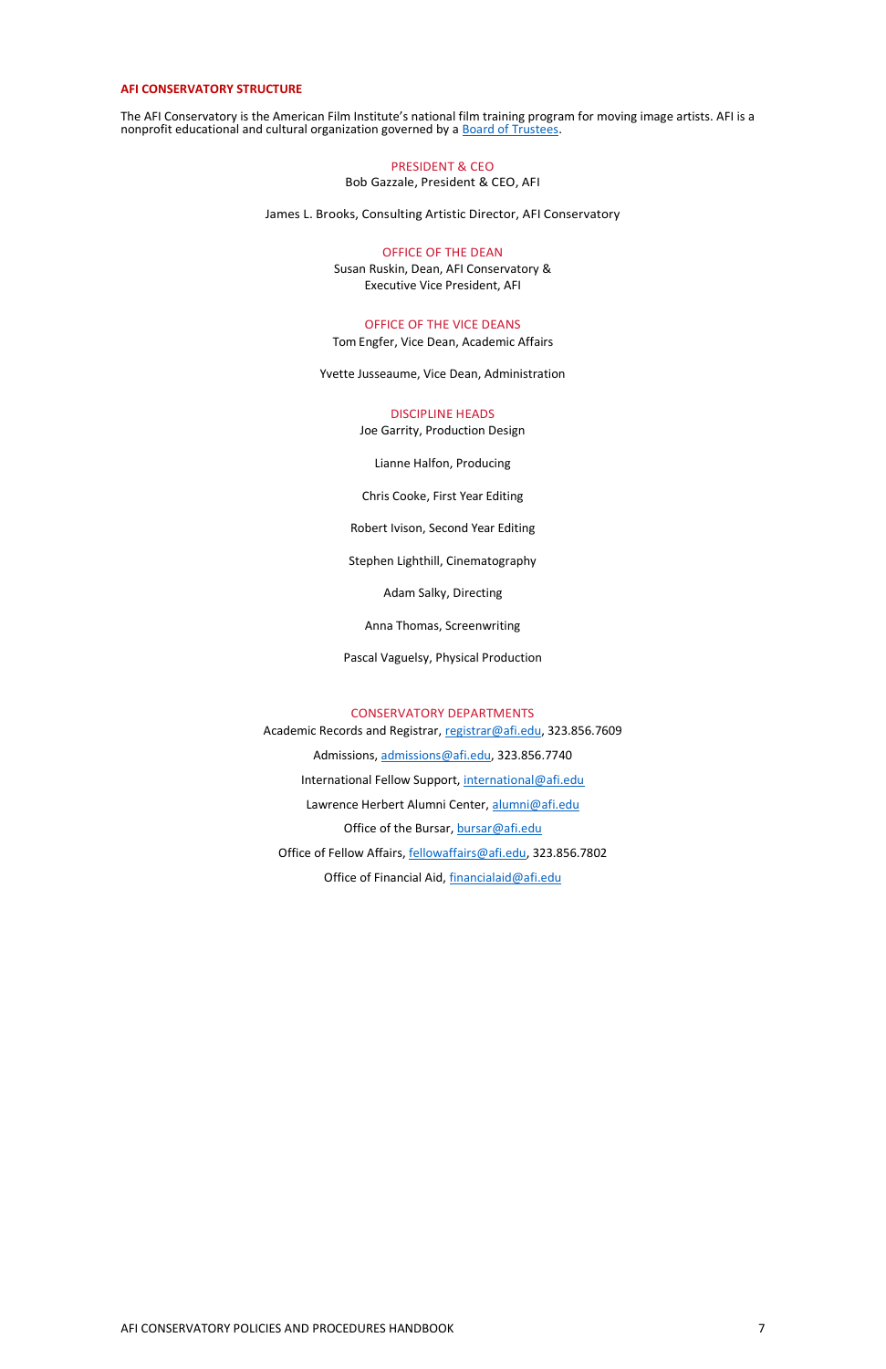## AFI CONSERVATORY STRUCTURE

The AFI Conservatory is the American Film Institute's national film training program for moving image artists. AFI is a nonprofit educational and cultural organization governed by a Board of Trustees.

### PRESIDENT & CEO

Bob Gazzale, President & CEO, AFI

James L. Brooks, Consulting Artistic Director, AFI Conservatory

### OFFICE OF THE DEAN

Susan Ruskin, Dean, AFI Conservatory &
Executive Vice President, AFI

### OFFICE OF THE VICE DEANS

Tom Engfer, Vice Dean, Academic Affairs

Yvette Jusseaume, Vice Dean, Administration

### DISCIPLINE HEADS

Joe Garrity, Production Design

Lianne Halfon, Producing

Chris Cooke, First Year Editing

Robert Ivison, Second Year Editing

Stephen Lighthill, Cinematography

Adam Salky, Directing

Anna Thomas, Screenwriting

Pascal Vaguelsy, Physical Production

### CONSERVATORY DEPARTMENTS

Academic Records and Registrar, registrar@afi.edu, 323.856.7609

Admissions, admissions@afi.edu, 323.856.7740

International Fellow Support, international@afi.edu

Lawrence Herbert Alumni Center, alumni@afi.edu

Office of the Bursar, bursar@afi.edu

Office of Fellow Affairs, fellowaffairs@afi.edu, 323.856.7802

Office of Financial Aid, financialaid@afi.edu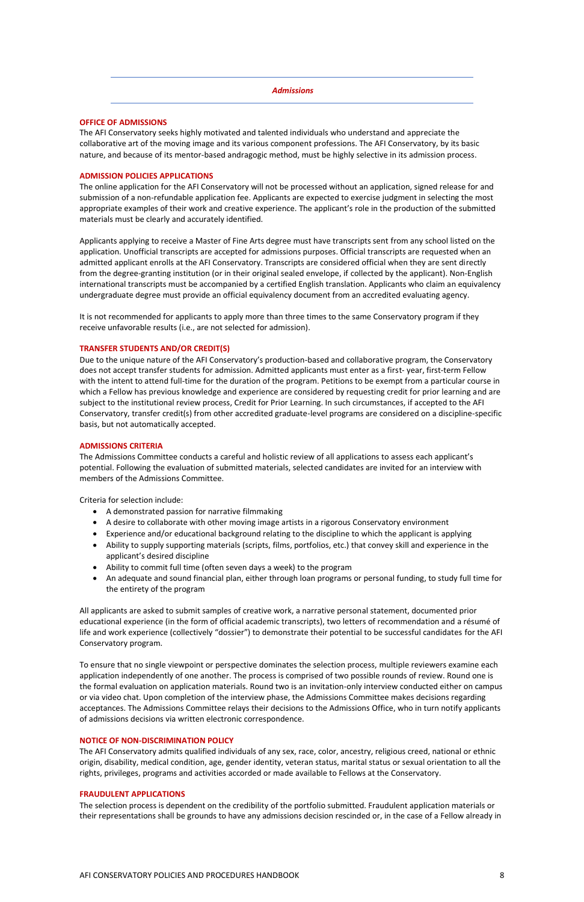*Admissions*

## OFFICE OF ADMISSIONS

The AFI Conservatory seeks highly motivated and talented individuals who understand and appreciate the collaborative art of the moving image and its various component professions. The AFI Conservatory, by its basic nature, and because of its mentor-based andragogic method, must be highly selective in its admission process.

## ADMISSION POLICIES APPLICATIONS

The online application for the AFI Conservatory will not be processed without an application, signed release for and submission of a non-refundable application fee. Applicants are expected to exercise judgment in selecting the most appropriate examples of their work and creative experience. The applicant's role in the production of the submitted materials must be clearly and accurately identified.

Applicants applying to receive a Master of Fine Arts degree must have transcripts sent from any school listed on the application. Unofficial transcripts are accepted for admissions purposes. Official transcripts are requested when an admitted applicant enrolls at the AFI Conservatory. Transcripts are considered official when they are sent directly from the degree-granting institution (or in their original sealed envelope, if collected by the applicant). Non-English international transcripts must be accompanied by a certified English translation. Applicants who claim an equivalency undergraduate degree must provide an official equivalency document from an accredited evaluating agency.

It is not recommended for applicants to apply more than three times to the same Conservatory program if they receive unfavorable results (i.e., are not selected for admission).

## TRANSFER STUDENTS AND/OR CREDIT(S)

Due to the unique nature of the AFI Conservatory's production-based and collaborative program, the Conservatory does not accept transfer students for admission. Admitted applicants must enter as a first- year, first-term Fellow with the intent to attend full-time for the duration of the program. Petitions to be exempt from a particular course in which a Fellow has previous knowledge and experience are considered by requesting credit for prior learning and are subject to the institutional review process, Credit for Prior Learning. In such circumstances, if accepted to the AFI Conservatory, transfer credit(s) from other accredited graduate-level programs are considered on a discipline-specific basis, but not automatically accepted.

## ADMISSIONS CRITERIA

The Admissions Committee conducts a careful and holistic review of all applications to assess each applicant's potential. Following the evaluation of submitted materials, selected candidates are invited for an interview with members of the Admissions Committee.

Criteria for selection include:

- A demonstrated passion for narrative filmmaking
- A desire to collaborate with other moving image artists in a rigorous Conservatory environment
- Experience and/or educational background relating to the discipline to which the applicant is applying
- Ability to supply supporting materials (scripts, films, portfolios, etc.) that convey skill and experience in the applicant's desired discipline
- Ability to commit full time (often seven days a week) to the program
- An adequate and sound financial plan, either through loan programs or personal funding, to study full time for the entirety of the program

All applicants are asked to submit samples of creative work, a narrative personal statement, documented prior educational experience (in the form of official academic transcripts), two letters of recommendation and a résumé of life and work experience (collectively "dossier") to demonstrate their potential to be successful candidates for the AFI Conservatory program.

To ensure that no single viewpoint or perspective dominates the selection process, multiple reviewers examine each application independently of one another. The process is comprised of two possible rounds of review. Round one is the formal evaluation on application materials. Round two is an invitation-only interview conducted either on campus or via video chat. Upon completion of the interview phase, the Admissions Committee makes decisions regarding acceptances. The Admissions Committee relays their decisions to the Admissions Office, who in turn notify applicants of admissions decisions via written electronic correspondence.

## NOTICE OF NON-DISCRIMINATION POLICY

The AFI Conservatory admits qualified individuals of any sex, race, color, ancestry, religious creed, national or ethnic origin, disability, medical condition, age, gender identity, veteran status, marital status or sexual orientation to all the rights, privileges, programs and activities accorded or made available to Fellows at the Conservatory.

## FRAUDULENT APPLICATIONS

The selection process is dependent on the credibility of the portfolio submitted. Fraudulent application materials or their representations shall be grounds to have any admissions decision rescinded or, in the case of a Fellow already in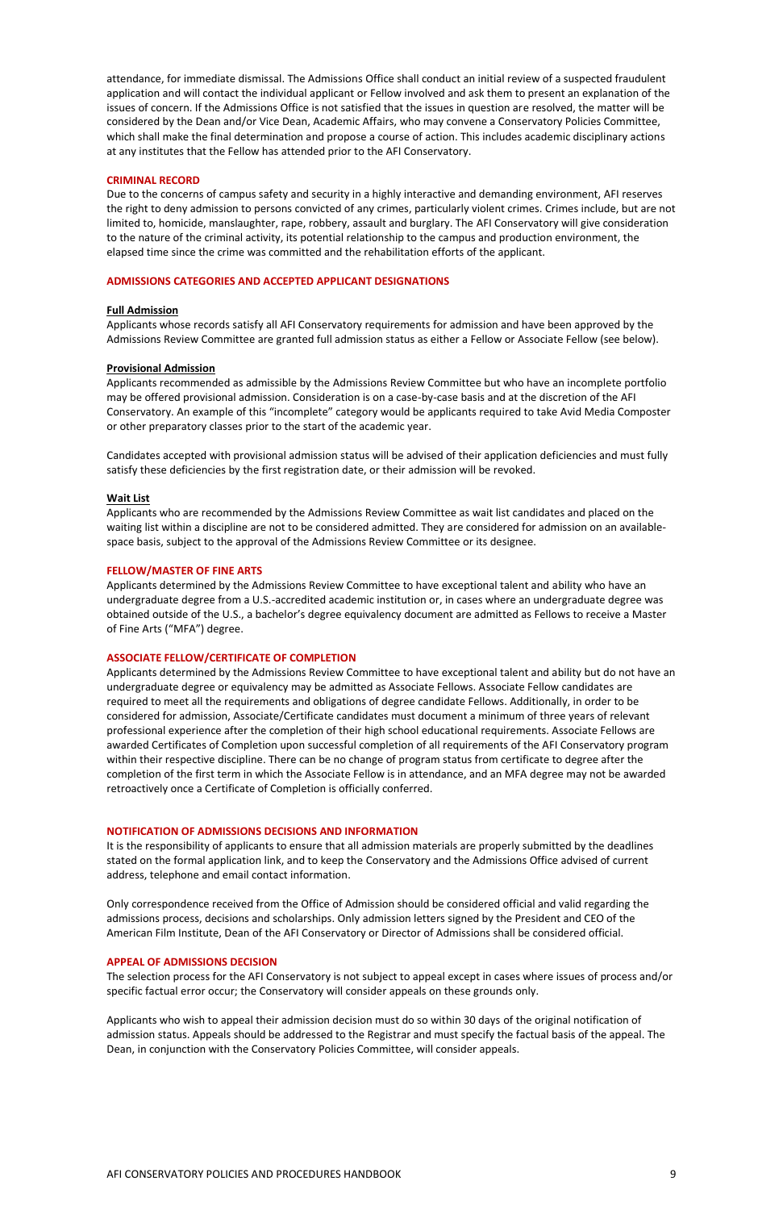attendance, for immediate dismissal. The Admissions Office shall conduct an initial review of a suspected fraudulent application and will contact the individual applicant or Fellow involved and ask them to present an explanation of the issues of concern. If the Admissions Office is not satisfied that the issues in question are resolved, the matter will be considered by the Dean and/or Vice Dean, Academic Affairs, who may convene a Conservatory Policies Committee, which shall make the final determination and propose a course of action. This includes academic disciplinary actions at any institutes that the Fellow has attended prior to the AFI Conservatory.

## CRIMINAL RECORD

Due to the concerns of campus safety and security in a highly interactive and demanding environment, AFI reserves the right to deny admission to persons convicted of any crimes, particularly violent crimes. Crimes include, but are not limited to, homicide, manslaughter, rape, robbery, assault and burglary. The AFI Conservatory will give consideration to the nature of the criminal activity, its potential relationship to the campus and production environment, the elapsed time since the crime was committed and the rehabilitation efforts of the applicant.

## ADMISSIONS CATEGORIES AND ACCEPTED APPLICANT DESIGNATIONS

### Full Admission

Applicants whose records satisfy all AFI Conservatory requirements for admission and have been approved by the Admissions Review Committee are granted full admission status as either a Fellow or Associate Fellow (see below).

### Provisional Admission

Applicants recommended as admissible by the Admissions Review Committee but who have an incomplete portfolio may be offered provisional admission. Consideration is on a case-by-case basis and at the discretion of the AFI Conservatory. An example of this "incomplete" category would be applicants required to take Avid Media Composter or other preparatory classes prior to the start of the academic year.

Candidates accepted with provisional admission status will be advised of their application deficiencies and must fully satisfy these deficiencies by the first registration date, or their admission will be revoked.

### Wait List

Applicants who are recommended by the Admissions Review Committee as wait list candidates and placed on the waiting list within a discipline are not to be considered admitted. They are considered for admission on an available-space basis, subject to the approval of the Admissions Review Committee or its designee.

## FELLOW/MASTER OF FINE ARTS

Applicants determined by the Admissions Review Committee to have exceptional talent and ability who have an undergraduate degree from a U.S.-accredited academic institution or, in cases where an undergraduate degree was obtained outside of the U.S., a bachelor's degree equivalency document are admitted as Fellows to receive a Master of Fine Arts ("MFA") degree.

## ASSOCIATE FELLOW/CERTIFICATE OF COMPLETION

Applicants determined by the Admissions Review Committee to have exceptional talent and ability but do not have an undergraduate degree or equivalency may be admitted as Associate Fellows. Associate Fellow candidates are required to meet all the requirements and obligations of degree candidate Fellows. Additionally, in order to be considered for admission, Associate/Certificate candidates must document a minimum of three years of relevant professional experience after the completion of their high school educational requirements. Associate Fellows are awarded Certificates of Completion upon successful completion of all requirements of the AFI Conservatory program within their respective discipline. There can be no change of program status from certificate to degree after the completion of the first term in which the Associate Fellow is in attendance, and an MFA degree may not be awarded retroactively once a Certificate of Completion is officially conferred.

## NOTIFICATION OF ADMISSIONS DECISIONS AND INFORMATION

It is the responsibility of applicants to ensure that all admission materials are properly submitted by the deadlines stated on the formal application link, and to keep the Conservatory and the Admissions Office advised of current address, telephone and email contact information.

Only correspondence received from the Office of Admission should be considered official and valid regarding the admissions process, decisions and scholarships. Only admission letters signed by the President and CEO of the American Film Institute, Dean of the AFI Conservatory or Director of Admissions shall be considered official.

## APPEAL OF ADMISSIONS DECISION

The selection process for the AFI Conservatory is not subject to appeal except in cases where issues of process and/or specific factual error occur; the Conservatory will consider appeals on these grounds only.

Applicants who wish to appeal their admission decision must do so within 30 days of the original notification of admission status. Appeals should be addressed to the Registrar and must specify the factual basis of the appeal. The Dean, in conjunction with the Conservatory Policies Committee, will consider appeals.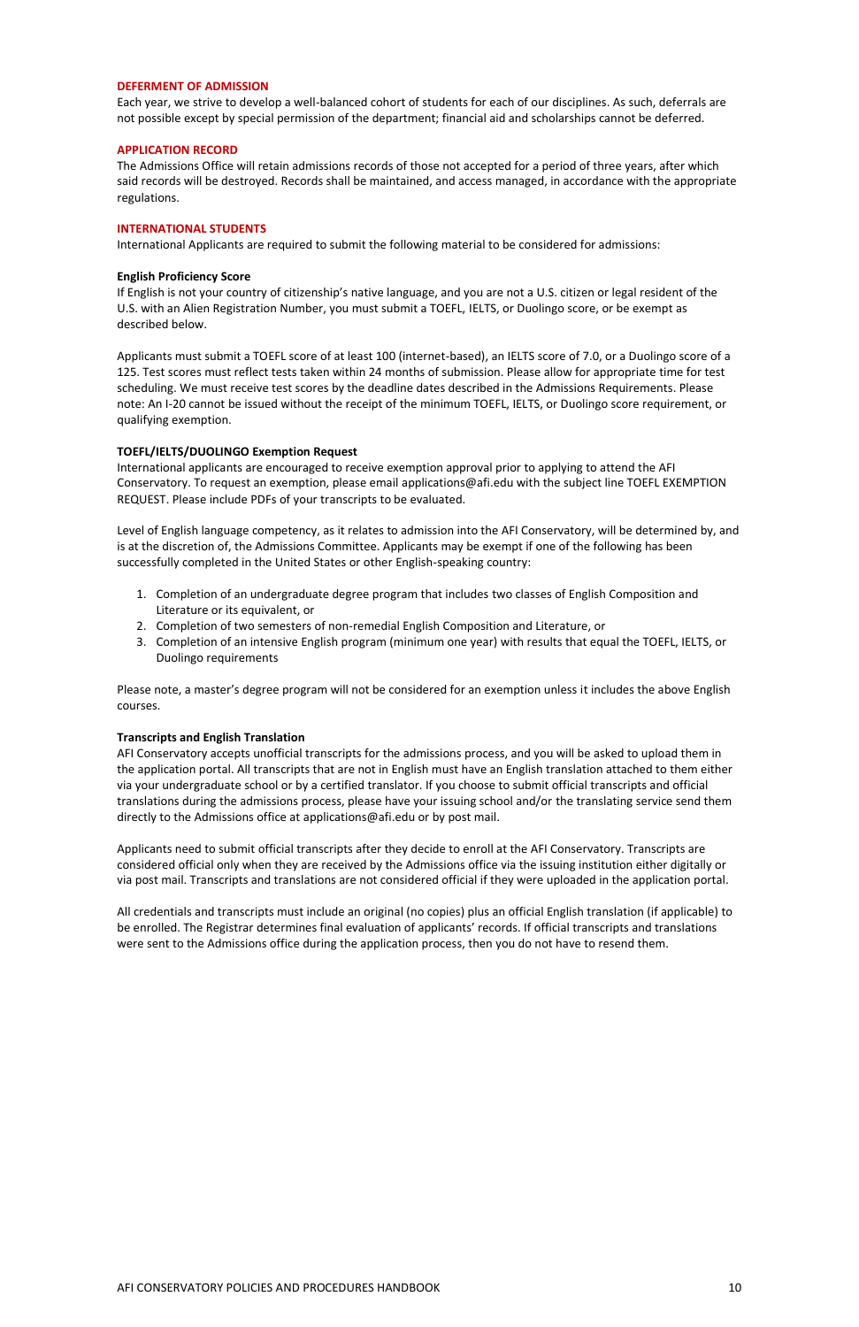## DEFERMENT OF ADMISSION

Each year, we strive to develop a well-balanced cohort of students for each of our disciplines. As such, deferrals are not possible except by special permission of the department; financial aid and scholarships cannot be deferred.

## APPLICATION RECORD

The Admissions Office will retain admissions records of those not accepted for a period of three years, after which said records will be destroyed. Records shall be maintained, and access managed, in accordance with the appropriate regulations.

## INTERNATIONAL STUDENTS

International Applicants are required to submit the following material to be considered for admissions:

### English Proficiency Score

If English is not your country of citizenship's native language, and you are not a U.S. citizen or legal resident of the U.S. with an Alien Registration Number, you must submit a TOEFL, IELTS, or Duolingo score, or be exempt as described below.

Applicants must submit a TOEFL score of at least 100 (internet-based), an IELTS score of 7.0, or a Duolingo score of a 125. Test scores must reflect tests taken within 24 months of submission. Please allow for appropriate time for test scheduling. We must receive test scores by the deadline dates described in the Admissions Requirements. Please note: An I-20 cannot be issued without the receipt of the minimum TOEFL, IELTS, or Duolingo score requirement, or qualifying exemption.

### TOEFL/IELTS/DUOLINGO Exemption Request

International applicants are encouraged to receive exemption approval prior to applying to attend the AFI Conservatory. To request an exemption, please email applications@afi.edu with the subject line TOEFL EXEMPTION REQUEST. Please include PDFs of your transcripts to be evaluated.

Level of English language competency, as it relates to admission into the AFI Conservatory, will be determined by, and is at the discretion of, the Admissions Committee. Applicants may be exempt if one of the following has been successfully completed in the United States or other English-speaking country:

1. Completion of an undergraduate degree program that includes two classes of English Composition and Literature or its equivalent, or
2. Completion of two semesters of non-remedial English Composition and Literature, or
3. Completion of an intensive English program (minimum one year) with results that equal the TOEFL, IELTS, or Duolingo requirements

Please note, a master's degree program will not be considered for an exemption unless it includes the above English courses.

### Transcripts and English Translation

AFI Conservatory accepts unofficial transcripts for the admissions process, and you will be asked to upload them in the application portal. All transcripts that are not in English must have an English translation attached to them either via your undergraduate school or by a certified translator. If you choose to submit official transcripts and official translations during the admissions process, please have your issuing school and/or the translating service send them directly to the Admissions office at applications@afi.edu or by post mail.

Applicants need to submit official transcripts after they decide to enroll at the AFI Conservatory. Transcripts are considered official only when they are received by the Admissions office via the issuing institution either digitally or via post mail. Transcripts and translations are not considered official if they were uploaded in the application portal.

All credentials and transcripts must include an original (no copies) plus an official English translation (if applicable) to be enrolled. The Registrar determines final evaluation of applicants' records. If official transcripts and translations were sent to the Admissions office during the application process, then you do not have to resend them.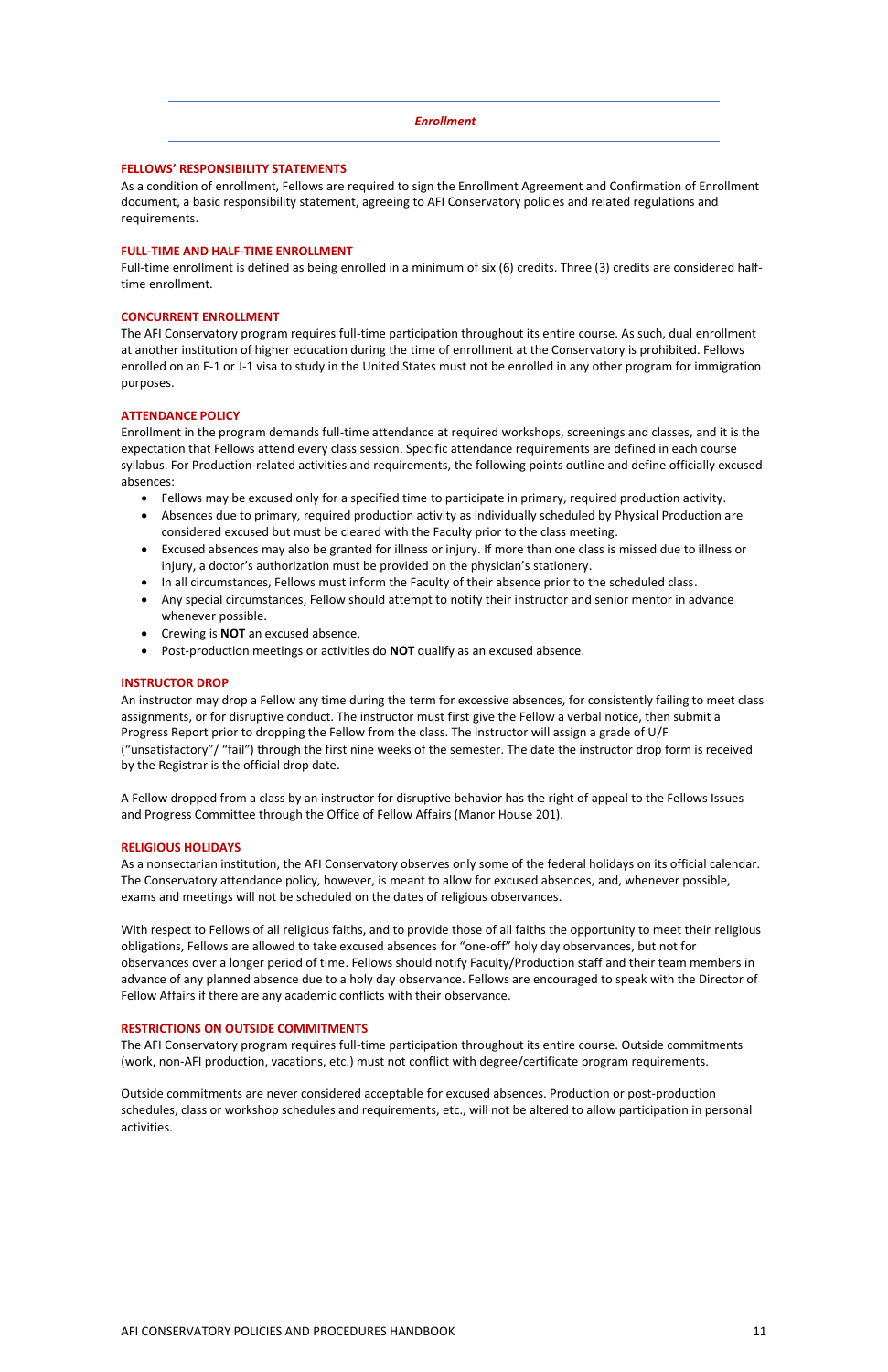## *Enrollment*

### FELLOWS' RESPONSIBILITY STATEMENTS

As a condition of enrollment, Fellows are required to sign the Enrollment Agreement and Confirmation of Enrollment document, a basic responsibility statement, agreeing to AFI Conservatory policies and related regulations and requirements.

### FULL-TIME AND HALF-TIME ENROLLMENT

Full-time enrollment is defined as being enrolled in a minimum of six (6) credits. Three (3) credits are considered half-time enrollment.

### CONCURRENT ENROLLMENT

The AFI Conservatory program requires full-time participation throughout its entire course. As such, dual enrollment at another institution of higher education during the time of enrollment at the Conservatory is prohibited. Fellows enrolled on an F-1 or J-1 visa to study in the United States must not be enrolled in any other program for immigration purposes.

### ATTENDANCE POLICY

Enrollment in the program demands full-time attendance at required workshops, screenings and classes, and it is the expectation that Fellows attend every class session. Specific attendance requirements are defined in each course syllabus. For Production-related activities and requirements, the following points outline and define officially excused absences:

- Fellows may be excused only for a specified time to participate in primary, required production activity.
- Absences due to primary, required production activity as individually scheduled by Physical Production are considered excused but must be cleared with the Faculty prior to the class meeting.
- Excused absences may also be granted for illness or injury. If more than one class is missed due to illness or injury, a doctor's authorization must be provided on the physician's stationery.
- In all circumstances, Fellows must inform the Faculty of their absence prior to the scheduled class.
- Any special circumstances, Fellow should attempt to notify their instructor and senior mentor in advance whenever possible.
- Crewing is **NOT** an excused absence.
- Post-production meetings or activities do **NOT** qualify as an excused absence.

### INSTRUCTOR DROP

An instructor may drop a Fellow any time during the term for excessive absences, for consistently failing to meet class assignments, or for disruptive conduct. The instructor must first give the Fellow a verbal notice, then submit a Progress Report prior to dropping the Fellow from the class. The instructor will assign a grade of U/F ("unsatisfactory"/ "fail") through the first nine weeks of the semester. The date the instructor drop form is received by the Registrar is the official drop date.

A Fellow dropped from a class by an instructor for disruptive behavior has the right of appeal to the Fellows Issues and Progress Committee through the Office of Fellow Affairs (Manor House 201).

### RELIGIOUS HOLIDAYS

As a nonsectarian institution, the AFI Conservatory observes only some of the federal holidays on its official calendar. The Conservatory attendance policy, however, is meant to allow for excused absences, and, whenever possible, exams and meetings will not be scheduled on the dates of religious observances.

With respect to Fellows of all religious faiths, and to provide those of all faiths the opportunity to meet their religious obligations, Fellows are allowed to take excused absences for "one-off" holy day observances, but not for observances over a longer period of time. Fellows should notify Faculty/Production staff and their team members in advance of any planned absence due to a holy day observance. Fellows are encouraged to speak with the Director of Fellow Affairs if there are any academic conflicts with their observance.

### RESTRICTIONS ON OUTSIDE COMMITMENTS

The AFI Conservatory program requires full-time participation throughout its entire course. Outside commitments (work, non-AFI production, vacations, etc.) must not conflict with degree/certificate program requirements.

Outside commitments are never considered acceptable for excused absences. Production or post-production schedules, class or workshop schedules and requirements, etc., will not be altered to allow participation in personal activities.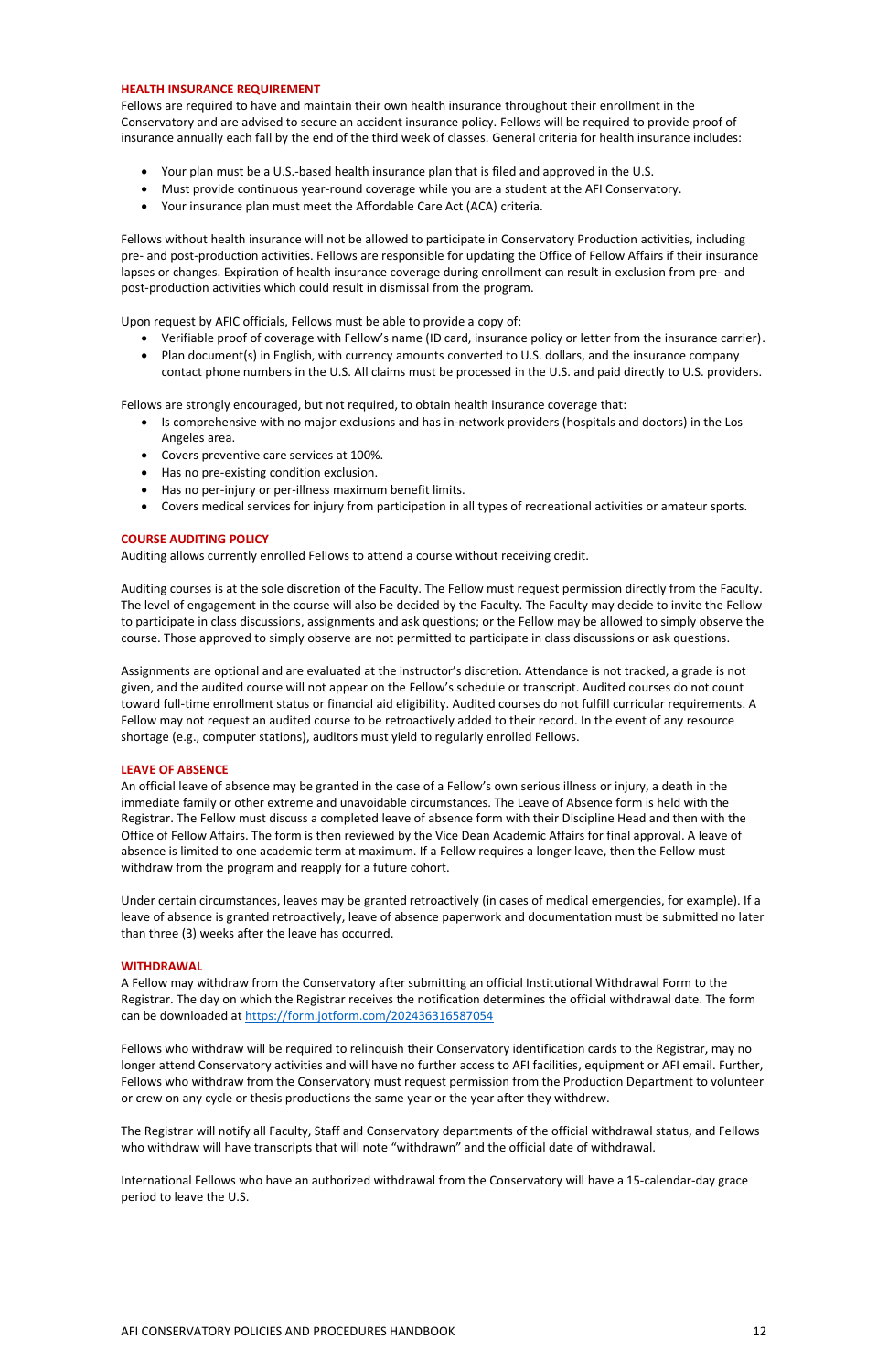## HEALTH INSURANCE REQUIREMENT

Fellows are required to have and maintain their own health insurance throughout their enrollment in the Conservatory and are advised to secure an accident insurance policy. Fellows will be required to provide proof of insurance annually each fall by the end of the third week of classes. General criteria for health insurance includes:

- Your plan must be a U.S.-based health insurance plan that is filed and approved in the U.S.
- Must provide continuous year-round coverage while you are a student at the AFI Conservatory.
- Your insurance plan must meet the Affordable Care Act (ACA) criteria.

Fellows without health insurance will not be allowed to participate in Conservatory Production activities, including pre- and post-production activities. Fellows are responsible for updating the Office of Fellow Affairs if their insurance lapses or changes. Expiration of health insurance coverage during enrollment can result in exclusion from pre- and post-production activities which could result in dismissal from the program.

Upon request by AFIC officials, Fellows must be able to provide a copy of:

- Verifiable proof of coverage with Fellow's name (ID card, insurance policy or letter from the insurance carrier).
- Plan document(s) in English, with currency amounts converted to U.S. dollars, and the insurance company contact phone numbers in the U.S. All claims must be processed in the U.S. and paid directly to U.S. providers.

Fellows are strongly encouraged, but not required, to obtain health insurance coverage that:

- Is comprehensive with no major exclusions and has in-network providers (hospitals and doctors) in the Los Angeles area.
- Covers preventive care services at 100%.
- Has no pre-existing condition exclusion.
- Has no per-injury or per-illness maximum benefit limits.
- Covers medical services for injury from participation in all types of recreational activities or amateur sports.

## COURSE AUDITING POLICY

Auditing allows currently enrolled Fellows to attend a course without receiving credit.

Auditing courses is at the sole discretion of the Faculty. The Fellow must request permission directly from the Faculty. The level of engagement in the course will also be decided by the Faculty. The Faculty may decide to invite the Fellow to participate in class discussions, assignments and ask questions; or the Fellow may be allowed to simply observe the course. Those approved to simply observe are not permitted to participate in class discussions or ask questions.

Assignments are optional and are evaluated at the instructor's discretion. Attendance is not tracked, a grade is not given, and the audited course will not appear on the Fellow's schedule or transcript. Audited courses do not count toward full-time enrollment status or financial aid eligibility. Audited courses do not fulfill curricular requirements. A Fellow may not request an audited course to be retroactively added to their record. In the event of any resource shortage (e.g., computer stations), auditors must yield to regularly enrolled Fellows.

## LEAVE OF ABSENCE

An official leave of absence may be granted in the case of a Fellow's own serious illness or injury, a death in the immediate family or other extreme and unavoidable circumstances. The Leave of Absence form is held with the Registrar. The Fellow must discuss a completed leave of absence form with their Discipline Head and then with the Office of Fellow Affairs. The form is then reviewed by the Vice Dean Academic Affairs for final approval. A leave of absence is limited to one academic term at maximum. If a Fellow requires a longer leave, then the Fellow must withdraw from the program and reapply for a future cohort.

Under certain circumstances, leaves may be granted retroactively (in cases of medical emergencies, for example). If a leave of absence is granted retroactively, leave of absence paperwork and documentation must be submitted no later than three (3) weeks after the leave has occurred.

## WITHDRAWAL

A Fellow may withdraw from the Conservatory after submitting an official Institutional Withdrawal Form to the Registrar. The day on which the Registrar receives the notification determines the official withdrawal date. The form can be downloaded at https://form.jotform.com/202436316587054

Fellows who withdraw will be required to relinquish their Conservatory identification cards to the Registrar, may no longer attend Conservatory activities and will have no further access to AFI facilities, equipment or AFI email. Further, Fellows who withdraw from the Conservatory must request permission from the Production Department to volunteer or crew on any cycle or thesis productions the same year or the year after they withdraw.

The Registrar will notify all Faculty, Staff and Conservatory departments of the official withdrawal status, and Fellows who withdraw will have transcripts that will note "withdrawn" and the official date of withdrawal.

International Fellows who have an authorized withdrawal from the Conservatory will have a 15-calendar-day grace period to leave the U.S.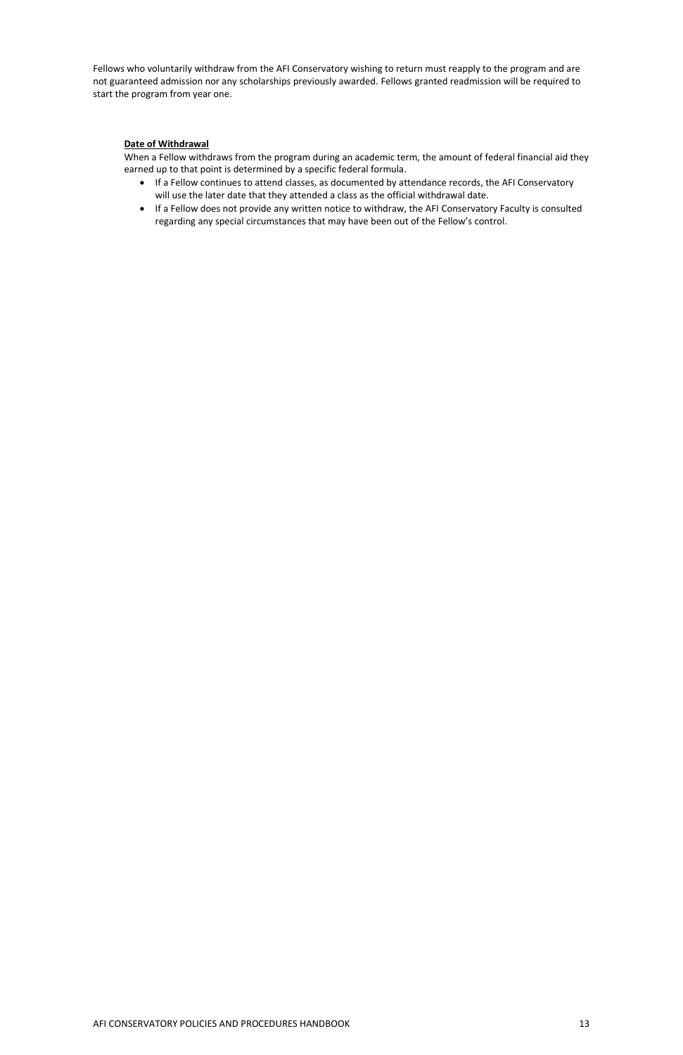Fellows who voluntarily withdraw from the AFI Conservatory wishing to return must reapply to the program and are not guaranteed admission nor any scholarships previously awarded. Fellows granted readmission will be required to start the program from year one.

**Date of Withdrawal**

When a Fellow withdraws from the program during an academic term, the amount of federal financial aid they earned up to that point is determined by a specific federal formula.

- If a Fellow continues to attend classes, as documented by attendance records, the AFI Conservatory will use the later date that they attended a class as the official withdrawal date.
- If a Fellow does not provide any written notice to withdraw, the AFI Conservatory Faculty is consulted regarding any special circumstances that may have been out of the Fellow's control.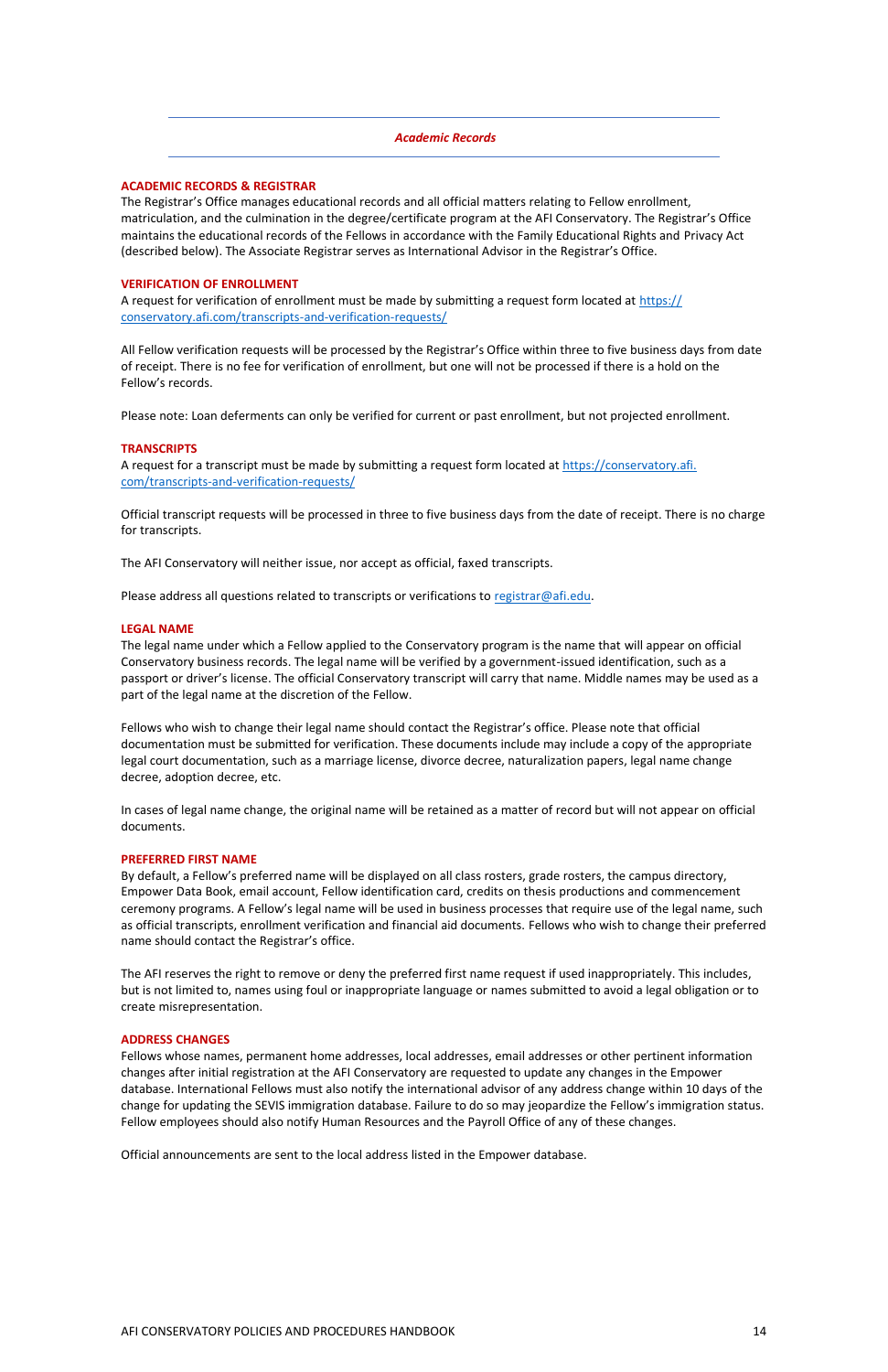## *Academic Records*

### ACADEMIC RECORDS & REGISTRAR

The Registrar's Office manages educational records and all official matters relating to Fellow enrollment, matriculation, and the culmination in the degree/certificate program at the AFI Conservatory. The Registrar's Office maintains the educational records of the Fellows in accordance with the Family Educational Rights and Privacy Act (described below). The Associate Registrar serves as International Advisor in the Registrar's Office.

### VERIFICATION OF ENROLLMENT

A request for verification of enrollment must be made by submitting a request form located at https://conservatory.afi.com/transcripts-and-verification-requests/

All Fellow verification requests will be processed by the Registrar's Office within three to five business days from date of receipt. There is no fee for verification of enrollment, but one will not be processed if there is a hold on the Fellow's records.

Please note: Loan deferments can only be verified for current or past enrollment, but not projected enrollment.

### TRANSCRIPTS

A request for a transcript must be made by submitting a request form located at https://conservatory.afi.com/transcripts-and-verification-requests/

Official transcript requests will be processed in three to five business days from the date of receipt. There is no charge for transcripts.

The AFI Conservatory will neither issue, nor accept as official, faxed transcripts.

Please address all questions related to transcripts or verifications to registrar@afi.edu.

### LEGAL NAME

The legal name under which a Fellow applied to the Conservatory program is the name that will appear on official Conservatory business records. The legal name will be verified by a government-issued identification, such as a passport or driver's license. The official Conservatory transcript will carry that name. Middle names may be used as a part of the legal name at the discretion of the Fellow.

Fellows who wish to change their legal name should contact the Registrar's office. Please note that official documentation must be submitted for verification. These documents include may include a copy of the appropriate legal court documentation, such as a marriage license, divorce decree, naturalization papers, legal name change decree, adoption decree, etc.

In cases of legal name change, the original name will be retained as a matter of record but will not appear on official documents.

### PREFERRED FIRST NAME

By default, a Fellow's preferred name will be displayed on all class rosters, grade rosters, the campus directory, Empower Data Book, email account, Fellow identification card, credits on thesis productions and commencement ceremony programs. A Fellow's legal name will be used in business processes that require use of the legal name, such as official transcripts, enrollment verification and financial aid documents. Fellows who wish to change their preferred name should contact the Registrar's office.

The AFI reserves the right to remove or deny the preferred first name request if used inappropriately. This includes, but is not limited to, names using foul or inappropriate language or names submitted to avoid a legal obligation or to create misrepresentation.

### ADDRESS CHANGES

Fellows whose names, permanent home addresses, local addresses, email addresses or other pertinent information changes after initial registration at the AFI Conservatory are requested to update any changes in the Empower database. International Fellows must also notify the international advisor of any address change within 10 days of the change for updating the SEVIS immigration database. Failure to do so may jeopardize the Fellow's immigration status. Fellow employees should also notify Human Resources and the Payroll Office of any of these changes.

Official announcements are sent to the local address listed in the Empower database.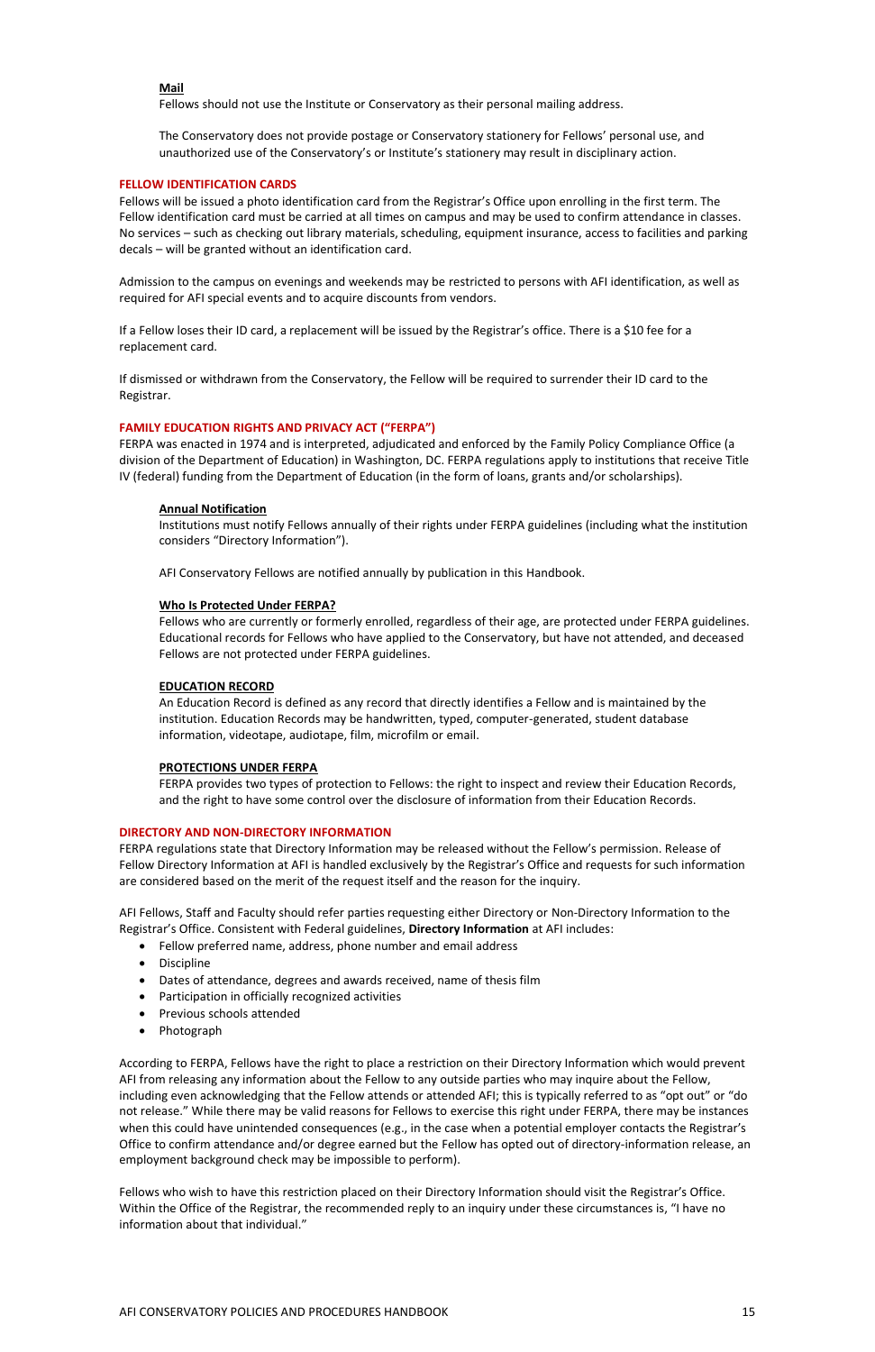### Mail

Fellows should not use the Institute or Conservatory as their personal mailing address.

The Conservatory does not provide postage or Conservatory stationery for Fellows' personal use, and unauthorized use of the Conservatory's or Institute's stationery may result in disciplinary action.

## FELLOW IDENTIFICATION CARDS

Fellows will be issued a photo identification card from the Registrar's Office upon enrolling in the first term. The Fellow identification card must be carried at all times on campus and may be used to confirm attendance in classes. No services – such as checking out library materials, scheduling, equipment insurance, access to facilities and parking decals – will be granted without an identification card.

Admission to the campus on evenings and weekends may be restricted to persons with AFI identification, as well as required for AFI special events and to acquire discounts from vendors.

If a Fellow loses their ID card, a replacement will be issued by the Registrar's office. There is a $10 fee for a replacement card.

If dismissed or withdrawn from the Conservatory, the Fellow will be required to surrender their ID card to the Registrar.

## FAMILY EDUCATION RIGHTS AND PRIVACY ACT ("FERPA")

FERPA was enacted in 1974 and is interpreted, adjudicated and enforced by the Family Policy Compliance Office (a division of the Department of Education) in Washington, DC. FERPA regulations apply to institutions that receive Title IV (federal) funding from the Department of Education (in the form of loans, grants and/or scholarships).

### Annual Notification

Institutions must notify Fellows annually of their rights under FERPA guidelines (including what the institution considers "Directory Information").

AFI Conservatory Fellows are notified annually by publication in this Handbook.

### Who Is Protected Under FERPA?

Fellows who are currently or formerly enrolled, regardless of their age, are protected under FERPA guidelines. Educational records for Fellows who have applied to the Conservatory, but have not attended, and deceased Fellows are not protected under FERPA guidelines.

### EDUCATION RECORD

An Education Record is defined as any record that directly identifies a Fellow and is maintained by the institution. Education Records may be handwritten, typed, computer-generated, student database information, videotape, audiotape, film, microfilm or email.

### PROTECTIONS UNDER FERPA

FERPA provides two types of protection to Fellows: the right to inspect and review their Education Records, and the right to have some control over the disclosure of information from their Education Records.

## DIRECTORY AND NON-DIRECTORY INFORMATION

FERPA regulations state that Directory Information may be released without the Fellow's permission. Release of Fellow Directory Information at AFI is handled exclusively by the Registrar's Office and requests for such information are considered based on the merit of the request itself and the reason for the inquiry.

AFI Fellows, Staff and Faculty should refer parties requesting either Directory or Non-Directory Information to the Registrar's Office. Consistent with Federal guidelines, **Directory Information** at AFI includes:

- Fellow preferred name, address, phone number and email address
- Discipline
- Dates of attendance, degrees and awards received, name of thesis film
- Participation in officially recognized activities
- Previous schools attended
- Photograph

According to FERPA, Fellows have the right to place a restriction on their Directory Information which would prevent AFI from releasing any information about the Fellow to any outside parties who may inquire about the Fellow, including even acknowledging that the Fellow attends or attended AFI; this is typically referred to as "opt out" or "do not release." While there may be valid reasons for Fellows to exercise this right under FERPA, there may be instances when this could have unintended consequences (e.g., in the case when a potential employer contacts the Registrar's Office to confirm attendance and/or degree earned but the Fellow has opted out of directory-information release, an employment background check may be impossible to perform).

Fellows who wish to have this restriction placed on their Directory Information should visit the Registrar's Office. Within the Office of the Registrar, the recommended reply to an inquiry under these circumstances is, "I have no information about that individual."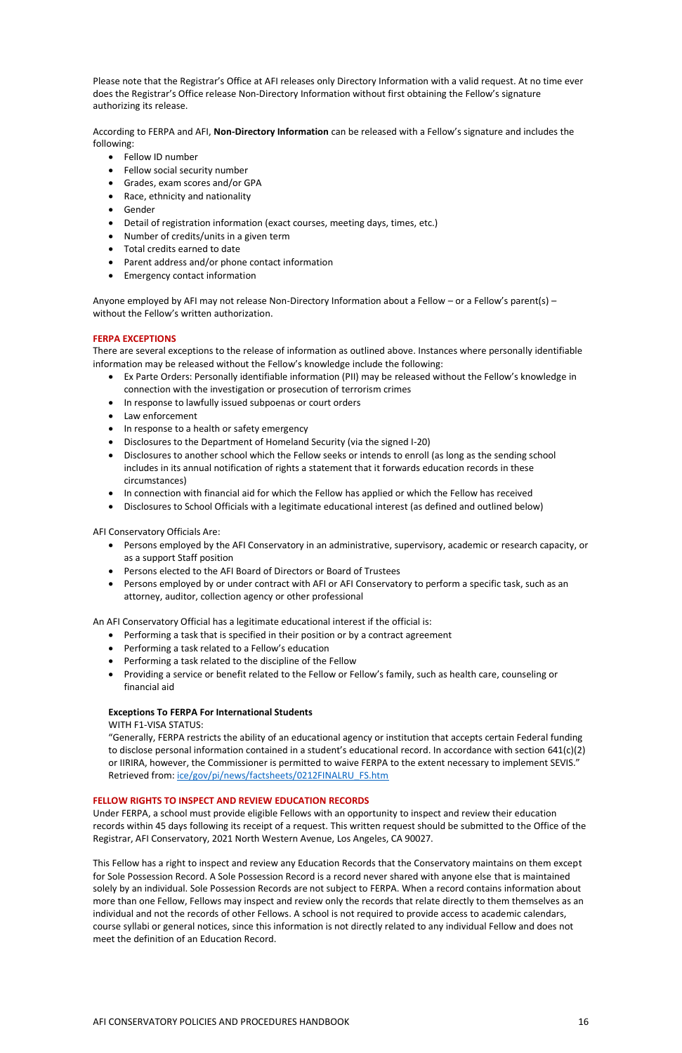Please note that the Registrar's Office at AFI releases only Directory Information with a valid request. At no time ever does the Registrar's Office release Non-Directory Information without first obtaining the Fellow's signature authorizing its release.

According to FERPA and AFI, **Non-Directory Information** can be released with a Fellow's signature and includes the following:

- Fellow ID number
- Fellow social security number
- Grades, exam scores and/or GPA
- Race, ethnicity and nationality
- Gender
- Detail of registration information (exact courses, meeting days, times, etc.)
- Number of credits/units in a given term
- Total credits earned to date
- Parent address and/or phone contact information
- Emergency contact information

Anyone employed by AFI may not release Non-Directory Information about a Fellow – or a Fellow's parent(s) – without the Fellow's written authorization.

## FERPA EXCEPTIONS

There are several exceptions to the release of information as outlined above. Instances where personally identifiable information may be released without the Fellow's knowledge include the following:

- Ex Parte Orders: Personally identifiable information (PII) may be released without the Fellow's knowledge in connection with the investigation or prosecution of terrorism crimes
- In response to lawfully issued subpoenas or court orders
- Law enforcement
- In response to a health or safety emergency
- Disclosures to the Department of Homeland Security (via the signed I-20)
- Disclosures to another school which the Fellow seeks or intends to enroll (as long as the sending school includes in its annual notification of rights a statement that it forwards education records in these circumstances)
- In connection with financial aid for which the Fellow has applied or which the Fellow has received
- Disclosures to School Officials with a legitimate educational interest (as defined and outlined below)

AFI Conservatory Officials Are:

- Persons employed by the AFI Conservatory in an administrative, supervisory, academic or research capacity, or as a support Staff position
- Persons elected to the AFI Board of Directors or Board of Trustees
- Persons employed by or under contract with AFI or AFI Conservatory to perform a specific task, such as an attorney, auditor, collection agency or other professional

An AFI Conservatory Official has a legitimate educational interest if the official is:

- Performing a task that is specified in their position or by a contract agreement
- Performing a task related to a Fellow's education
- Performing a task related to the discipline of the Fellow
- Providing a service or benefit related to the Fellow or Fellow's family, such as health care, counseling or financial aid

### Exceptions To FERPA For International Students

WITH F1-VISA STATUS:

"Generally, FERPA restricts the ability of an educational agency or institution that accepts certain Federal funding to disclose personal information contained in a student's educational record. In accordance with section 641(c)(2) or IIRIRA, however, the Commissioner is permitted to waive FERPA to the extent necessary to implement SEVIS."
Retrieved from: ice/gov/pi/news/factsheets/0212FINALRU_FS.htm

## FELLOW RIGHTS TO INSPECT AND REVIEW EDUCATION RECORDS

Under FERPA, a school must provide eligible Fellows with an opportunity to inspect and review their education records within 45 days following its receipt of a request. This written request should be submitted to the Office of the Registrar, AFI Conservatory, 2021 North Western Avenue, Los Angeles, CA 90027.

This Fellow has a right to inspect and review any Education Records that the Conservatory maintains on them except for Sole Possession Record. A Sole Possession Record is a record never shared with anyone else that is maintained solely by an individual. Sole Possession Records are not subject to FERPA. When a record contains information about more than one Fellow, Fellows may inspect and review only the records that relate directly to them themselves as an individual and not the records of other Fellows. A school is not required to provide access to academic calendars, course syllabi or general notices, since this information is not directly related to any individual Fellow and does not meet the definition of an Education Record.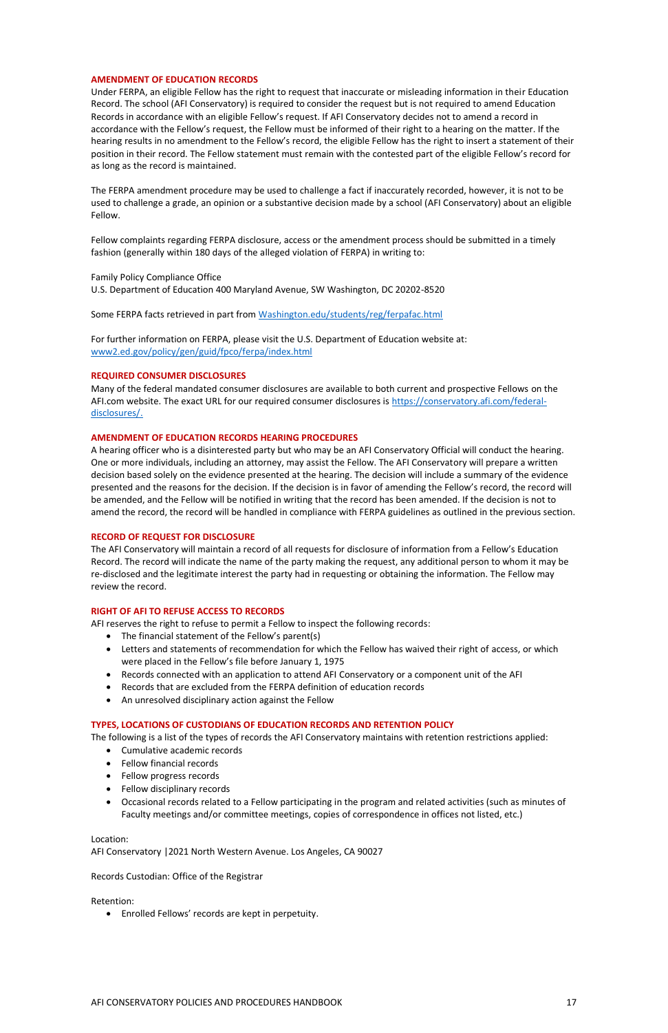### AMENDMENT OF EDUCATION RECORDS

Under FERPA, an eligible Fellow has the right to request that inaccurate or misleading information in their Education Record. The school (AFI Conservatory) is required to consider the request but is not required to amend Education Records in accordance with an eligible Fellow's request. If AFI Conservatory decides not to amend a record in accordance with the Fellow's request, the Fellow must be informed of their right to a hearing on the matter. If the hearing results in no amendment to the Fellow's record, the eligible Fellow has the right to insert a statement of their position in their record. The Fellow statement must remain with the contested part of the eligible Fellow's record for as long as the record is maintained.

The FERPA amendment procedure may be used to challenge a fact if inaccurately recorded, however, it is not to be used to challenge a grade, an opinion or a substantive decision made by a school (AFI Conservatory) about an eligible Fellow.

Fellow complaints regarding FERPA disclosure, access or the amendment process should be submitted in a timely fashion (generally within 180 days of the alleged violation of FERPA) in writing to:

Family Policy Compliance Office
U.S. Department of Education 400 Maryland Avenue, SW Washington, DC 20202-8520

Some FERPA facts retrieved in part from [Washington.edu/students/reg/ferpafac.html](Washington.edu/students/reg/ferpafac.html)

For further information on FERPA, please visit the U.S. Department of Education website at:
[www2.ed.gov/policy/gen/guid/fpco/ferpa/index.html](www2.ed.gov/policy/gen/guid/fpco/ferpa/index.html)

### REQUIRED CONSUMER DISCLOSURES

Many of the federal mandated consumer disclosures are available to both current and prospective Fellows on the AFI.com website. The exact URL for our required consumer disclosures is [https://conservatory.afi.com/federal-disclosures/](https://conservatory.afi.com/federal-disclosures/).

### AMENDMENT OF EDUCATION RECORDS HEARING PROCEDURES

A hearing officer who is a disinterested party but who may be an AFI Conservatory Official will conduct the hearing. One or more individuals, including an attorney, may assist the Fellow. The AFI Conservatory will prepare a written decision based solely on the evidence presented at the hearing. The decision will include a summary of the evidence presented and the reasons for the decision. If the decision is in favor of amending the Fellow's record, the record will be amended, and the Fellow will be notified in writing that the record has been amended. If the decision is not to amend the record, the record will be handled in compliance with FERPA guidelines as outlined in the previous section.

### RECORD OF REQUEST FOR DISCLOSURE

The AFI Conservatory will maintain a record of all requests for disclosure of information from a Fellow's Education Record. The record will indicate the name of the party making the request, any additional person to whom it may be re-disclosed and the legitimate interest the party had in requesting or obtaining the information. The Fellow may review the record.

### RIGHT OF AFI TO REFUSE ACCESS TO RECORDS

AFI reserves the right to refuse to permit a Fellow to inspect the following records:

- The financial statement of the Fellow's parent(s)
- Letters and statements of recommendation for which the Fellow has waived their right of access, or which were placed in the Fellow's file before January 1, 1975
- Records connected with an application to attend AFI Conservatory or a component unit of the AFI
- Records that are excluded from the FERPA definition of education records
- An unresolved disciplinary action against the Fellow

### TYPES, LOCATIONS OF CUSTODIANS OF EDUCATION RECORDS AND RETENTION POLICY

The following is a list of the types of records the AFI Conservatory maintains with retention restrictions applied:

- Cumulative academic records
- Fellow financial records
- Fellow progress records
- Fellow disciplinary records
- Occasional records related to a Fellow participating in the program and related activities (such as minutes of Faculty meetings and/or committee meetings, copies of correspondence in offices not listed, etc.)

Location:
AFI Conservatory |2021 North Western Avenue. Los Angeles, CA 90027

Records Custodian: Office of the Registrar

Retention:

- Enrolled Fellows' records are kept in perpetuity.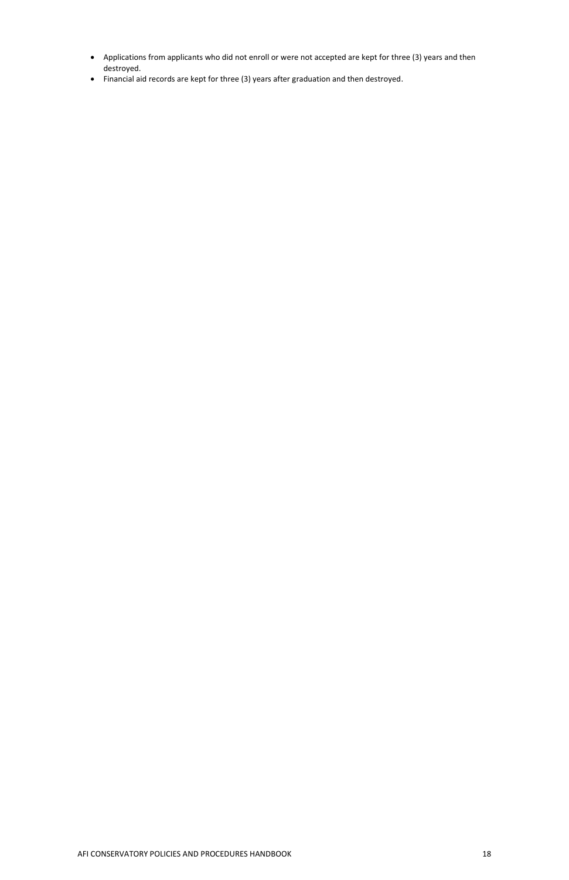- Applications from applicants who did not enroll or were not accepted are kept for three (3) years and then destroyed.
- Financial aid records are kept for three (3) years after graduation and then destroyed.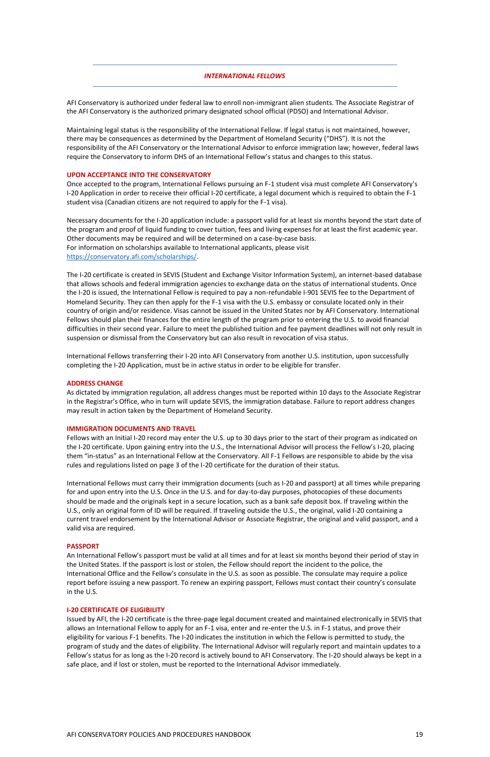## *INTERNATIONAL FELLOWS*

AFI Conservatory is authorized under federal law to enroll non-immigrant alien students. The Associate Registrar of the AFI Conservatory is the authorized primary designated school official (PDSO) and International Advisor.

Maintaining legal status is the responsibility of the International Fellow. If legal status is not maintained, however, there may be consequences as determined by the Department of Homeland Security ("DHS"). It is not the responsibility of the AFI Conservatory or the International Advisor to enforce immigration law; however, federal laws require the Conservatory to inform DHS of an International Fellow's status and changes to this status.

### UPON ACCEPTANCE INTO THE CONSERVATORY

Once accepted to the program, International Fellows pursuing an F-1 student visa must complete AFI Conservatory's I-20 Application in order to receive their official I-20 certificate, a legal document which is required to obtain the F-1 student visa (Canadian citizens are not required to apply for the F-1 visa).

Necessary documents for the I-20 application include: a passport valid for at least six months beyond the start date of the program and proof of liquid funding to cover tuition, fees and living expenses for at least the first academic year. Other documents may be required and will be determined on a case-by-case basis.
For information on scholarships available to International applicants, please visit
[https://conservatory.afi.com/scholarships/](https://conservatory.afi.com/scholarships/).

The I-20 certificate is created in SEVIS (Student and Exchange Visitor Information System), an internet-based database that allows schools and federal immigration agencies to exchange data on the status of international students. Once the I-20 is issued, the International Fellow is required to pay a non-refundable I-901 SEVIS fee to the Department of Homeland Security. They can then apply for the F-1 visa with the U.S. embassy or consulate located only in their country of origin and/or residence. Visas cannot be issued in the United States nor by AFI Conservatory. International Fellows should plan their finances for the entire length of the program prior to entering the U.S. to avoid financial difficulties in their second year. Failure to meet the published tuition and fee payment deadlines will not only result in suspension or dismissal from the Conservatory but can also result in revocation of visa status.

International Fellows transferring their I-20 into AFI Conservatory from another U.S. institution, upon successfully completing the I-20 Application, must be in active status in order to be eligible for transfer.

### ADDRESS CHANGE

As dictated by immigration regulation, all address changes must be reported within 10 days to the Associate Registrar in the Registrar's Office, who in turn will update SEVIS, the immigration database. Failure to report address changes may result in action taken by the Department of Homeland Security.

### IMMIGRATION DOCUMENTS AND TRAVEL

Fellows with an Initial I-20 record may enter the U.S. up to 30 days prior to the start of their program as indicated on the I-20 certificate. Upon gaining entry into the U.S., the International Advisor will process the Fellow's I-20, placing them "in-status" as an International Fellow at the Conservatory. All F-1 Fellows are responsible to abide by the visa rules and regulations listed on page 3 of the I-20 certificate for the duration of their status.

International Fellows must carry their immigration documents (such as I-20 and passport) at all times while preparing for and upon entry into the U.S. Once in the U.S. and for day-to-day purposes, photocopies of these documents should be made and the originals kept in a secure location, such as a bank safe deposit box. If traveling within the U.S., only an original form of ID will be required. If traveling outside the U.S., the original, valid I-20 containing a current travel endorsement by the International Advisor or Associate Registrar, the original and valid passport, and a valid visa are required.

### PASSPORT

An International Fellow's passport must be valid at all times and for at least six months beyond their period of stay in the United States. If the passport is lost or stolen, the Fellow should report the incident to the police, the International Office and the Fellow's consulate in the U.S. as soon as possible. The consulate may require a police report before issuing a new passport. To renew an expiring passport, Fellows must contact their country's consulate in the U.S.

### I-20 CERTIFICATE OF ELIGIBILITY

Issued by AFI, the I-20 certificate is the three-page legal document created and maintained electronically in SEVIS that allows an International Fellow to apply for an F-1 visa, enter and re-enter the U.S. in F-1 status, and prove their eligibility for various F-1 benefits. The I-20 indicates the institution in which the Fellow is permitted to study, the program of study and the dates of eligibility. The International Advisor will regularly report and maintain updates to a Fellow's status for as long as the I-20 record is actively bound to AFI Conservatory. The I-20 should always be kept in a safe place, and if lost or stolen, must be reported to the International Advisor immediately.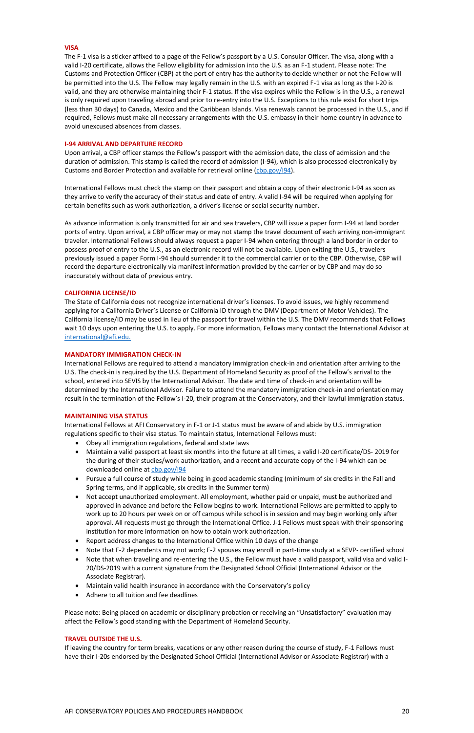## VISA

The F-1 visa is a sticker affixed to a page of the Fellow's passport by a U.S. Consular Officer. The visa, along with a valid I-20 certificate, allows the Fellow eligibility for admission into the U.S. as an F-1 student. Please note: The Customs and Protection Officer (CBP) at the port of entry has the authority to decide whether or not the Fellow will be permitted into the U.S. The Fellow may legally remain in the U.S. with an expired F-1 visa as long as the I-20 is valid, and they are otherwise maintaining their F-1 status. If the visa expires while the Fellow is in the U.S., a renewal is only required upon traveling abroad and prior to re-entry into the U.S. Exceptions to this rule exist for short trips (less than 30 days) to Canada, Mexico and the Caribbean Islands. Visa renewals cannot be processed in the U.S., and if required, Fellows must make all necessary arrangements with the U.S. embassy in their home country in advance to avoid unexcused absences from classes.

## I-94 ARRIVAL AND DEPARTURE RECORD

Upon arrival, a CBP officer stamps the Fellow's passport with the admission date, the class of admission and the duration of admission. This stamp is called the record of admission (I-94), which is also processed electronically by Customs and Border Protection and available for retrieval online (cbp.gov/i94).

International Fellows must check the stamp on their passport and obtain a copy of their electronic I-94 as soon as they arrive to verify the accuracy of their status and date of entry. A valid I-94 will be required when applying for certain benefits such as work authorization, a driver's license or social security number.

As advance information is only transmitted for air and sea travelers, CBP will issue a paper form I-94 at land border ports of entry. Upon arrival, a CBP officer may or may not stamp the travel document of each arriving non-immigrant traveler. International Fellows should always request a paper I-94 when entering through a land border in order to possess proof of entry to the U.S., as an electronic record will not be available. Upon exiting the U.S., travelers previously issued a paper Form I-94 should surrender it to the commercial carrier or to the CBP. Otherwise, CBP will record the departure electronically via manifest information provided by the carrier or by CBP and may do so inaccurately without data of previous entry.

## CALIFORNIA LICENSE/ID

The State of California does not recognize international driver's licenses. To avoid issues, we highly recommend applying for a California Driver's License or California ID through the DMV (Department of Motor Vehicles). The California license/ID may be used in lieu of the passport for travel within the U.S. The DMV recommends that Fellows wait 10 days upon entering the U.S. to apply. For more information, Fellows many contact the International Advisor at international@afi.edu.

## MANDATORY IMMIGRATION CHECK-IN

International Fellows are required to attend a mandatory immigration check-in and orientation after arriving to the U.S. The check-in is required by the U.S. Department of Homeland Security as proof of the Fellow's arrival to the school, entered into SEVIS by the International Advisor. The date and time of check-in and orientation will be determined by the International Advisor. Failure to attend the mandatory immigration check-in and orientation may result in the termination of the Fellow's I-20, their program at the Conservatory, and their lawful immigration status.

## MAINTAINING VISA STATUS

International Fellows at AFI Conservatory in F-1 or J-1 status must be aware of and abide by U.S. immigration regulations specific to their visa status. To maintain status, International Fellows must:

- Obey all immigration regulations, federal and state laws
- Maintain a valid passport at least six months into the future at all times, a valid I-20 certificate/DS- 2019 for the during of their studies/work authorization, and a recent and accurate copy of the I-94 which can be downloaded online at cbp.gov/i94
- Pursue a full course of study while being in good academic standing (minimum of six credits in the Fall and Spring terms, and if applicable, six credits in the Summer term)
- Not accept unauthorized employment. All employment, whether paid or unpaid, must be authorized and approved in advance and before the Fellow begins to work. International Fellows are permitted to apply to work up to 20 hours per week on or off campus while school is in session and may begin working only after approval. All requests must go through the International Office. J-1 Fellows must speak with their sponsoring institution for more information on how to obtain work authorization.
- Report address changes to the International Office within 10 days of the change
- Note that F-2 dependents may not work; F-2 spouses may enroll in part-time study at a SEVP- certified school
- Note that when traveling and re-entering the U.S., the Fellow must have a valid passport, valid visa and valid I-20/DS-2019 with a current signature from the Designated School Official (International Advisor or the Associate Registrar).
- Maintain valid health insurance in accordance with the Conservatory's policy
- Adhere to all tuition and fee deadlines

Please note: Being placed on academic or disciplinary probation or receiving an "Unsatisfactory" evaluation may affect the Fellow's good standing with the Department of Homeland Security.

## TRAVEL OUTSIDE THE U.S.

If leaving the country for term breaks, vacations or any other reason during the course of study, F-1 Fellows must have their I-20s endorsed by the Designated School Official (International Advisor or Associate Registrar) with a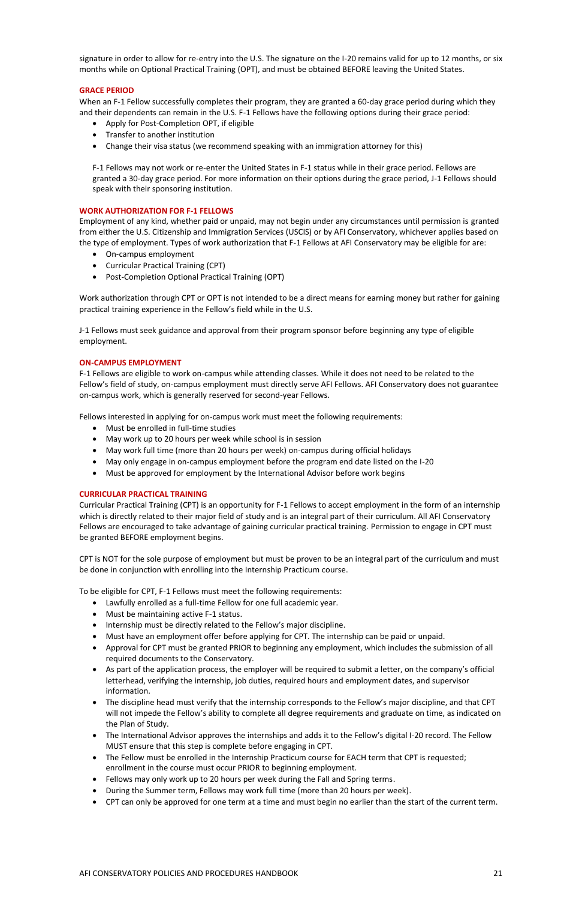signature in order to allow for re-entry into the U.S. The signature on the I-20 remains valid for up to 12 months, or six months while on Optional Practical Training (OPT), and must be obtained BEFORE leaving the United States.

### GRACE PERIOD

When an F-1 Fellow successfully completes their program, they are granted a 60-day grace period during which they and their dependents can remain in the U.S. F-1 Fellows have the following options during their grace period:

- Apply for Post-Completion OPT, if eligible
- Transfer to another institution
- Change their visa status (we recommend speaking with an immigration attorney for this)

F-1 Fellows may not work or re-enter the United States in F-1 status while in their grace period. Fellows are granted a 30-day grace period. For more information on their options during the grace period, J-1 Fellows should speak with their sponsoring institution.

### WORK AUTHORIZATION FOR F-1 FELLOWS

Employment of any kind, whether paid or unpaid, may not begin under any circumstances until permission is granted from either the U.S. Citizenship and Immigration Services (USCIS) or by AFI Conservatory, whichever applies based on the type of employment. Types of work authorization that F-1 Fellows at AFI Conservatory may be eligible for are:

- On-campus employment
- Curricular Practical Training (CPT)
- Post-Completion Optional Practical Training (OPT)

Work authorization through CPT or OPT is not intended to be a direct means for earning money but rather for gaining practical training experience in the Fellow's field while in the U.S.

J-1 Fellows must seek guidance and approval from their program sponsor before beginning any type of eligible employment.

### ON-CAMPUS EMPLOYMENT

F-1 Fellows are eligible to work on-campus while attending classes. While it does not need to be related to the Fellow's field of study, on-campus employment must directly serve AFI Fellows. AFI Conservatory does not guarantee on-campus work, which is generally reserved for second-year Fellows.

Fellows interested in applying for on-campus work must meet the following requirements:

- Must be enrolled in full-time studies
- May work up to 20 hours per week while school is in session
- May work full time (more than 20 hours per week) on-campus during official holidays
- May only engage in on-campus employment before the program end date listed on the I-20
- Must be approved for employment by the International Advisor before work begins

### CURRICULAR PRACTICAL TRAINING

Curricular Practical Training (CPT) is an opportunity for F-1 Fellows to accept employment in the form of an internship which is directly related to their major field of study and is an integral part of their curriculum. All AFI Conservatory Fellows are encouraged to take advantage of gaining curricular practical training. Permission to engage in CPT must be granted BEFORE employment begins.

CPT is NOT for the sole purpose of employment but must be proven to be an integral part of the curriculum and must be done in conjunction with enrolling into the Internship Practicum course.

To be eligible for CPT, F-1 Fellows must meet the following requirements:

- Lawfully enrolled as a full-time Fellow for one full academic year.
- Must be maintaining active F-1 status.
- Internship must be directly related to the Fellow's major discipline.
- Must have an employment offer before applying for CPT. The internship can be paid or unpaid.
- Approval for CPT must be granted PRIOR to beginning any employment, which includes the submission of all required documents to the Conservatory.
- As part of the application process, the employer will be required to submit a letter, on the company's official letterhead, verifying the internship, job duties, required hours and employment dates, and supervisor information.
- The discipline head must verify that the internship corresponds to the Fellow's major discipline, and that CPT will not impede the Fellow's ability to complete all degree requirements and graduate on time, as indicated on the Plan of Study.
- The International Advisor approves the internships and adds it to the Fellow's digital I-20 record. The Fellow MUST ensure that this step is complete before engaging in CPT.
- The Fellow must be enrolled in the Internship Practicum course for EACH term that CPT is requested; enrollment in the course must occur PRIOR to beginning employment.
- Fellows may only work up to 20 hours per week during the Fall and Spring terms.
- During the Summer term, Fellows may work full time (more than 20 hours per week).
- CPT can only be approved for one term at a time and must begin no earlier than the start of the current term.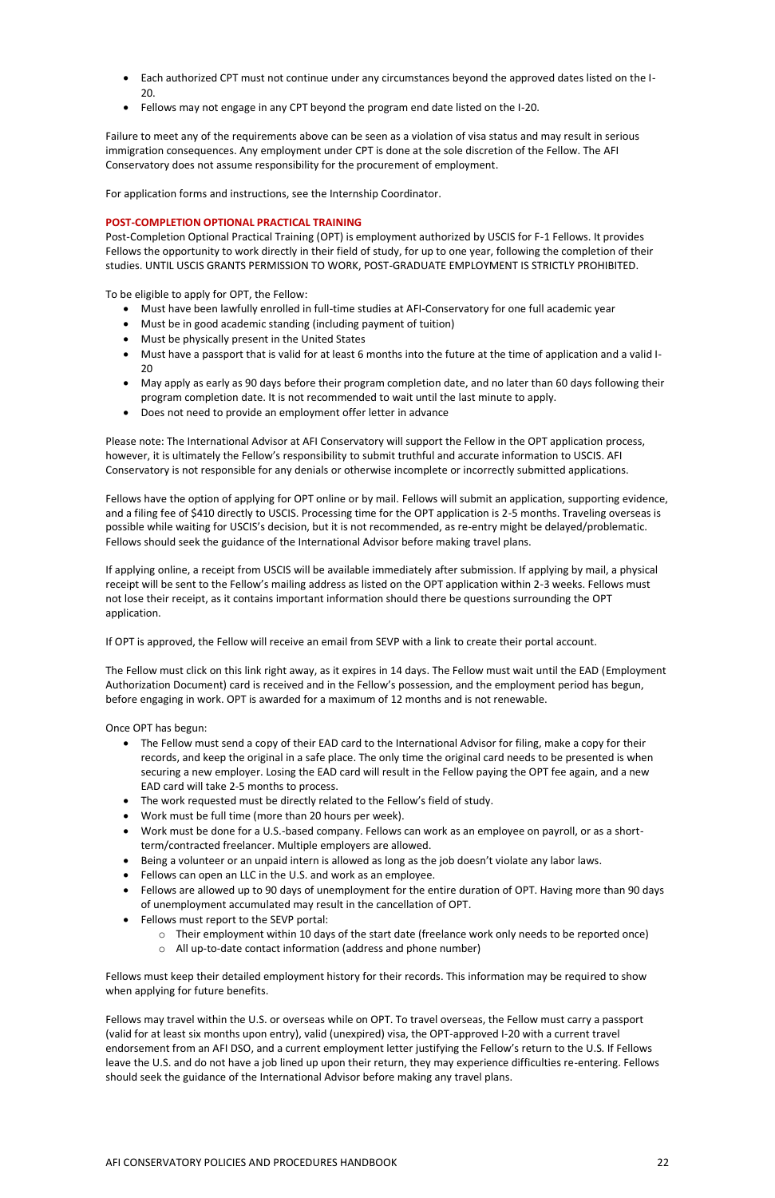- Each authorized CPT must not continue under any circumstances beyond the approved dates listed on the I-20.
- Fellows may not engage in any CPT beyond the program end date listed on the I-20.

Failure to meet any of the requirements above can be seen as a violation of visa status and may result in serious immigration consequences. Any employment under CPT is done at the sole discretion of the Fellow. The AFI Conservatory does not assume responsibility for the procurement of employment.

For application forms and instructions, see the Internship Coordinator.

### POST-COMPLETION OPTIONAL PRACTICAL TRAINING

Post-Completion Optional Practical Training (OPT) is employment authorized by USCIS for F-1 Fellows. It provides Fellows the opportunity to work directly in their field of study, for up to one year, following the completion of their studies. UNTIL USCIS GRANTS PERMISSION TO WORK, POST-GRADUATE EMPLOYMENT IS STRICTLY PROHIBITED.

To be eligible to apply for OPT, the Fellow:

- Must have been lawfully enrolled in full-time studies at AFI-Conservatory for one full academic year
- Must be in good academic standing (including payment of tuition)
- Must be physically present in the United States
- Must have a passport that is valid for at least 6 months into the future at the time of application and a valid I-20
- May apply as early as 90 days before their program completion date, and no later than 60 days following their program completion date. It is not recommended to wait until the last minute to apply.
- Does not need to provide an employment offer letter in advance

Please note: The International Advisor at AFI Conservatory will support the Fellow in the OPT application process, however, it is ultimately the Fellow's responsibility to submit truthful and accurate information to USCIS. AFI Conservatory is not responsible for any denials or otherwise incomplete or incorrectly submitted applications.

Fellows have the option of applying for OPT online or by mail. Fellows will submit an application, supporting evidence, and a filing fee of $410 directly to USCIS. Processing time for the OPT application is 2-5 months. Traveling overseas is possible while waiting for USCIS's decision, but it is not recommended, as re-entry might be delayed/problematic. Fellows should seek the guidance of the International Advisor before making travel plans.

If applying online, a receipt from USCIS will be available immediately after submission. If applying by mail, a physical receipt will be sent to the Fellow's mailing address as listed on the OPT application within 2-3 weeks. Fellows must not lose their receipt, as it contains important information should there be questions surrounding the OPT application.

If OPT is approved, the Fellow will receive an email from SEVP with a link to create their portal account.

The Fellow must click on this link right away, as it expires in 14 days. The Fellow must wait until the EAD (Employment Authorization Document) card is received and in the Fellow's possession, and the employment period has begun, before engaging in work. OPT is awarded for a maximum of 12 months and is not renewable.

Once OPT has begun:

- The Fellow must send a copy of their EAD card to the International Advisor for filing, make a copy for their records, and keep the original in a safe place. The only time the original card needs to be presented is when securing a new employer. Losing the EAD card will result in the Fellow paying the OPT fee again, and a new EAD card will take 2-5 months to process.
- The work requested must be directly related to the Fellow's field of study.
- Work must be full time (more than 20 hours per week).
- Work must be done for a U.S.-based company. Fellows can work as an employee on payroll, or as a short-term/contracted freelancer. Multiple employers are allowed.
- Being a volunteer or an unpaid intern is allowed as long as the job doesn't violate any labor laws.
- Fellows can open an LLC in the U.S. and work as an employee.
- Fellows are allowed up to 90 days of unemployment for the entire duration of OPT. Having more than 90 days of unemployment accumulated may result in the cancellation of OPT.
- Fellows must report to the SEVP portal:
  - Their employment within 10 days of the start date (freelance work only needs to be reported once)
  - All up-to-date contact information (address and phone number)

Fellows must keep their detailed employment history for their records. This information may be required to show when applying for future benefits.

Fellows may travel within the U.S. or overseas while on OPT. To travel overseas, the Fellow must carry a passport (valid for at least six months upon entry), valid (unexpired) visa, the OPT-approved I-20 with a current travel endorsement from an AFI DSO, and a current employment letter justifying the Fellow's return to the U.S. If Fellows leave the U.S. and do not have a job lined up upon their return, they may experience difficulties re-entering. Fellows should seek the guidance of the International Advisor before making any travel plans.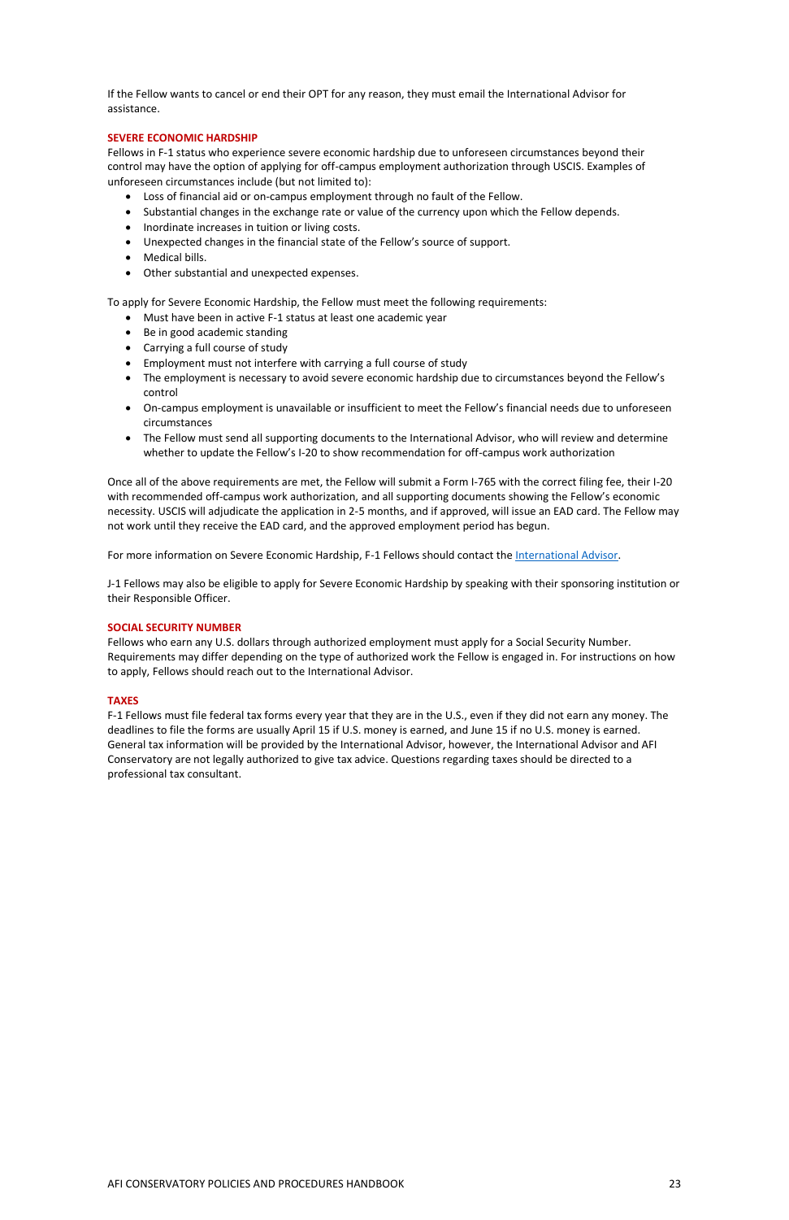If the Fellow wants to cancel or end their OPT for any reason, they must email the International Advisor for assistance.

## SEVERE ECONOMIC HARDSHIP

Fellows in F-1 status who experience severe economic hardship due to unforeseen circumstances beyond their control may have the option of applying for off-campus employment authorization through USCIS. Examples of unforeseen circumstances include (but not limited to):

- Loss of financial aid or on-campus employment through no fault of the Fellow.
- Substantial changes in the exchange rate or value of the currency upon which the Fellow depends.
- Inordinate increases in tuition or living costs.
- Unexpected changes in the financial state of the Fellow's source of support.
- Medical bills.
- Other substantial and unexpected expenses.

To apply for Severe Economic Hardship, the Fellow must meet the following requirements:

- Must have been in active F-1 status at least one academic year
- Be in good academic standing
- Carrying a full course of study
- Employment must not interfere with carrying a full course of study
- The employment is necessary to avoid severe economic hardship due to circumstances beyond the Fellow's control
- On-campus employment is unavailable or insufficient to meet the Fellow's financial needs due to unforeseen circumstances
- The Fellow must send all supporting documents to the International Advisor, who will review and determine whether to update the Fellow's I-20 to show recommendation for off-campus work authorization

Once all of the above requirements are met, the Fellow will submit a Form I-765 with the correct filing fee, their I-20 with recommended off-campus work authorization, and all supporting documents showing the Fellow's economic necessity. USCIS will adjudicate the application in 2-5 months, and if approved, will issue an EAD card. The Fellow may not work until they receive the EAD card, and the approved employment period has begun.

For more information on Severe Economic Hardship, F-1 Fellows should contact the International Advisor.

J-1 Fellows may also be eligible to apply for Severe Economic Hardship by speaking with their sponsoring institution or their Responsible Officer.

## SOCIAL SECURITY NUMBER

Fellows who earn any U.S. dollars through authorized employment must apply for a Social Security Number. Requirements may differ depending on the type of authorized work the Fellow is engaged in. For instructions on how to apply, Fellows should reach out to the International Advisor.

## TAXES

F-1 Fellows must file federal tax forms every year that they are in the U.S., even if they did not earn any money. The deadlines to file the forms are usually April 15 if U.S. money is earned, and June 15 if no U.S. money is earned. General tax information will be provided by the International Advisor, however, the International Advisor and AFI Conservatory are not legally authorized to give tax advice. Questions regarding taxes should be directed to a professional tax consultant.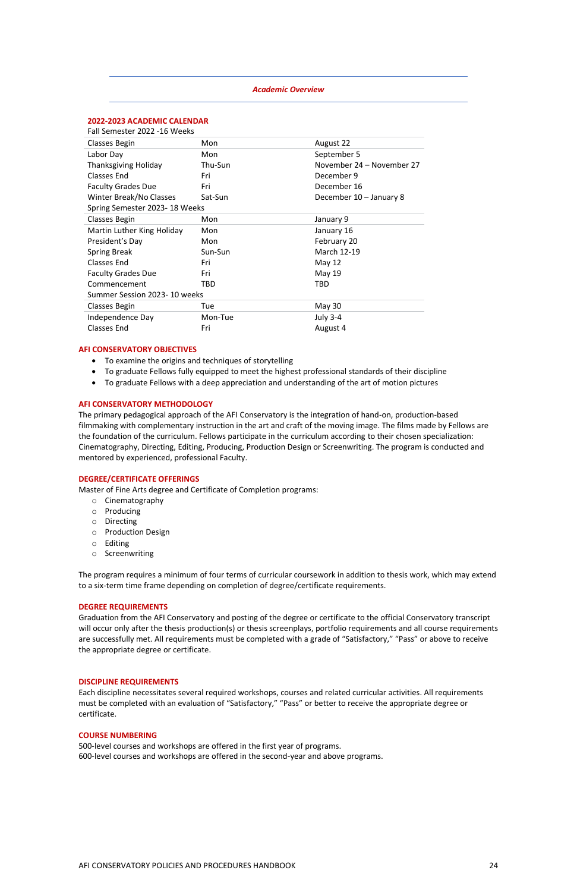## *Academic Overview*

### 2022-2023 ACADEMIC CALENDAR

| Fall Semester 2022 -16 Weeks | | |
|---|---|---|
| Classes Begin | Mon | August 22 |
| Labor Day | Mon | September 5 |
| Thanksgiving Holiday | Thu-Sun | November 24 – November 27 |
| Classes End | Fri | December 9 |
| Faculty Grades Due | Fri | December 16 |
| Winter Break/No Classes | Sat-Sun | December 10 – January 8 |
| **Spring Semester 2023- 18 Weeks** | | |
| Classes Begin | Mon | January 9 |
| Martin Luther King Holiday | Mon | January 16 |
| President's Day | Mon | February 20 |
| Spring Break | Sun-Sun | March 12-19 |
| Classes End | Fri | May 12 |
| Faculty Grades Due | Fri | May 19 |
| Commencement | TBD | TBD |
| **Summer Session 2023- 10 weeks** | | |
| Classes Begin | Tue | May 30 |
| Independence Day | Mon-Tue | July 3-4 |
| Classes End | Fri | August 4 |

### AFI CONSERVATORY OBJECTIVES

- To examine the origins and techniques of storytelling
- To graduate Fellows fully equipped to meet the highest professional standards of their discipline
- To graduate Fellows with a deep appreciation and understanding of the art of motion pictures

### AFI CONSERVATORY METHODOLOGY

The primary pedagogical approach of the AFI Conservatory is the integration of hand-on, production-based filmmaking with complementary instruction in the art and craft of the moving image. The films made by Fellows are the foundation of the curriculum. Fellows participate in the curriculum according to their chosen specialization: Cinematography, Directing, Editing, Producing, Production Design or Screenwriting. The program is conducted and mentored by experienced, professional Faculty.

### DEGREE/CERTIFICATE OFFERINGS

Master of Fine Arts degree and Certificate of Completion programs:

- Cinematography
- Producing
- Directing
- Production Design
- Editing
- Screenwriting

The program requires a minimum of four terms of curricular coursework in addition to thesis work, which may extend to a six-term time frame depending on completion of degree/certificate requirements.

### DEGREE REQUIREMENTS

Graduation from the AFI Conservatory and posting of the degree or certificate to the official Conservatory transcript will occur only after the thesis production(s) or thesis screenplays, portfolio requirements and all course requirements are successfully met. All requirements must be completed with a grade of "Satisfactory," "Pass" or above to receive the appropriate degree or certificate.

### DISCIPLINE REQUIREMENTS

Each discipline necessitates several required workshops, courses and related curricular activities. All requirements must be completed with an evaluation of "Satisfactory," "Pass" or better to receive the appropriate degree or certificate.

### COURSE NUMBERING

500-level courses and workshops are offered in the first year of programs.
600-level courses and workshops are offered in the second-year and above programs.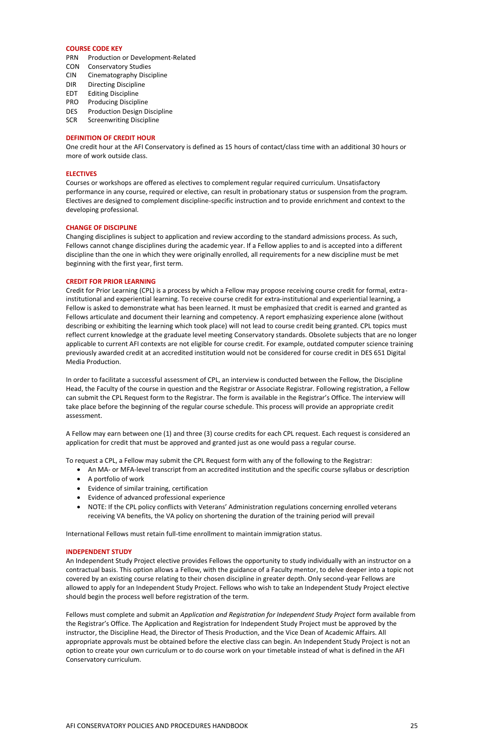## COURSE CODE KEY

| | |
|---|---|
| PRN | Production or Development-Related |
| CON | Conservatory Studies |
| CIN | Cinematography Discipline |
| DIR | Directing Discipline |
| EDT | Editing Discipline |
| PRO | Producing Discipline |
| DES | Production Design Discipline |
| SCR | Screenwriting Discipline |

## DEFINITION OF CREDIT HOUR

One credit hour at the AFI Conservatory is defined as 15 hours of contact/class time with an additional 30 hours or more of work outside class.

## ELECTIVES

Courses or workshops are offered as electives to complement regular required curriculum. Unsatisfactory performance in any course, required or elective, can result in probationary status or suspension from the program. Electives are designed to complement discipline-specific instruction and to provide enrichment and context to the developing professional.

## CHANGE OF DISCIPLINE

Changing disciplines is subject to application and review according to the standard admissions process. As such, Fellows cannot change disciplines during the academic year. If a Fellow applies to and is accepted into a different discipline than the one in which they were originally enrolled, all requirements for a new discipline must be met beginning with the first year, first term.

## CREDIT FOR PRIOR LEARNING

Credit for Prior Learning (CPL) is a process by which a Fellow may propose receiving course credit for formal, extra-institutional and experiential learning. To receive course credit for extra-institutional and experiential learning, a Fellow is asked to demonstrate what has been learned. It must be emphasized that credit is earned and granted as Fellows articulate and document their learning and competency. A report emphasizing experience alone (without describing or exhibiting the learning which took place) will not lead to course credit being granted. CPL topics must reflect current knowledge at the graduate level meeting Conservatory standards. Obsolete subjects that are no longer applicable to current AFI contexts are not eligible for course credit. For example, outdated computer science training previously awarded credit at an accredited institution would not be considered for course credit in DES 651 Digital Media Production.

In order to facilitate a successful assessment of CPL, an interview is conducted between the Fellow, the Discipline Head, the Faculty of the course in question and the Registrar or Associate Registrar. Following registration, a Fellow can submit the CPL Request form to the Registrar. The form is available in the Registrar's Office. The interview will take place before the beginning of the regular course schedule. This process will provide an appropriate credit assessment.

A Fellow may earn between one (1) and three (3) course credits for each CPL request. Each request is considered an application for credit that must be approved and granted just as one would pass a regular course.

To request a CPL, a Fellow may submit the CPL Request form with any of the following to the Registrar:

- An MA- or MFA-level transcript from an accredited institution and the specific course syllabus or description
- A portfolio of work
- Evidence of similar training, certification
- Evidence of advanced professional experience
- NOTE: If the CPL policy conflicts with Veterans' Administration regulations concerning enrolled veterans receiving VA benefits, the VA policy on shortening the duration of the training period will prevail

International Fellows must retain full-time enrollment to maintain immigration status.

## INDEPENDENT STUDY

An Independent Study Project elective provides Fellows the opportunity to study individually with an instructor on a contractual basis. This option allows a Fellow, with the guidance of a Faculty mentor, to delve deeper into a topic not covered by an existing course relating to their chosen discipline in greater depth. Only second-year Fellows are allowed to apply for an Independent Study Project. Fellows who wish to take an Independent Study Project elective should begin the process well before registration of the term.

Fellows must complete and submit an *Application and Registration for Independent Study Project* form available from the Registrar's Office. The Application and Registration for Independent Study Project must be approved by the instructor, the Discipline Head, the Director of Thesis Production, and the Vice Dean of Academic Affairs. All appropriate approvals must be obtained before the elective class can begin. An Independent Study Project is not an option to create your own curriculum or to do course work on your timetable instead of what is defined in the AFI Conservatory curriculum.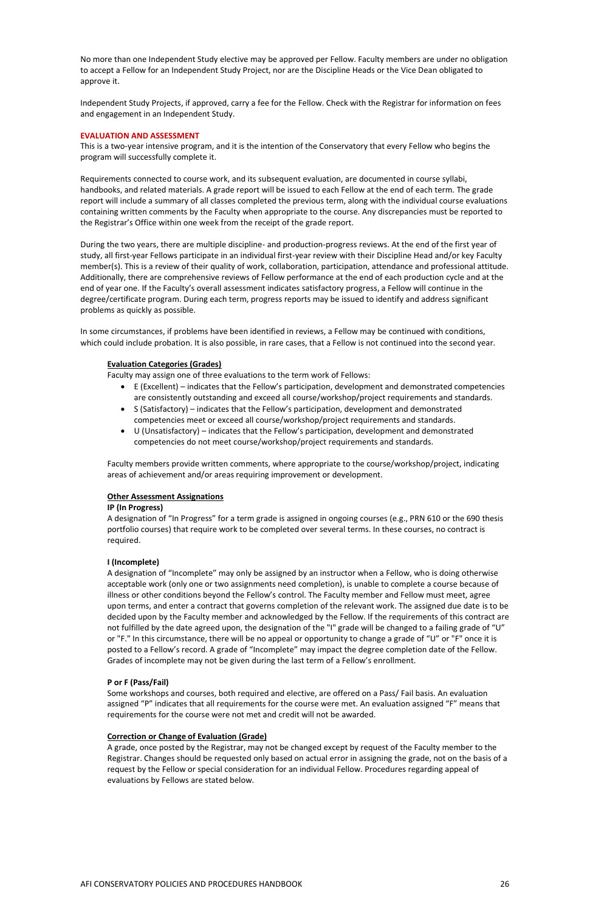No more than one Independent Study elective may be approved per Fellow. Faculty members are under no obligation to accept a Fellow for an Independent Study Project, nor are the Discipline Heads or the Vice Dean obligated to approve it.

Independent Study Projects, if approved, carry a fee for the Fellow. Check with the Registrar for information on fees and engagement in an Independent Study.

## EVALUATION AND ASSESSMENT

This is a two-year intensive program, and it is the intention of the Conservatory that every Fellow who begins the program will successfully complete it.

Requirements connected to course work, and its subsequent evaluation, are documented in course syllabi, handbooks, and related materials. A grade report will be issued to each Fellow at the end of each term. The grade report will include a summary of all classes completed the previous term, along with the individual course evaluations containing written comments by the Faculty when appropriate to the course. Any discrepancies must be reported to the Registrar's Office within one week from the receipt of the grade report.

During the two years, there are multiple discipline- and production-progress reviews. At the end of the first year of study, all first-year Fellows participate in an individual first-year review with their Discipline Head and/or key Faculty member(s). This is a review of their quality of work, collaboration, participation, attendance and professional attitude. Additionally, there are comprehensive reviews of Fellow performance at the end of each production cycle and at the end of year one. If the Faculty's overall assessment indicates satisfactory progress, a Fellow will continue in the degree/certificate program. During each term, progress reports may be issued to identify and address significant problems as quickly as possible.

In some circumstances, if problems have been identified in reviews, a Fellow may be continued with conditions, which could include probation. It is also possible, in rare cases, that a Fellow is not continued into the second year.

### Evaluation Categories (Grades)

Faculty may assign one of three evaluations to the term work of Fellows:

- E (Excellent) – indicates that the Fellow's participation, development and demonstrated competencies are consistently outstanding and exceed all course/workshop/project requirements and standards.
- S (Satisfactory) – indicates that the Fellow's participation, development and demonstrated competencies meet or exceed all course/workshop/project requirements and standards.
- U (Unsatisfactory) – indicates that the Fellow's participation, development and demonstrated competencies do not meet course/workshop/project requirements and standards.

Faculty members provide written comments, where appropriate to the course/workshop/project, indicating areas of achievement and/or areas requiring improvement or development.

### Other Assessment Assignations

**IP (In Progress)**

A designation of "In Progress" for a term grade is assigned in ongoing courses (e.g., PRN 610 or the 690 thesis portfolio courses) that require work to be completed over several terms. In these courses, no contract is required.

**I (Incomplete)**

A designation of "Incomplete" may only be assigned by an instructor when a Fellow, who is doing otherwise acceptable work (only one or two assignments need completion), is unable to complete a course because of illness or other conditions beyond the Fellow's control. The Faculty member and Fellow must meet, agree upon terms, and enter a contract that governs completion of the relevant work. The assigned due date is to be decided upon by the Faculty member and acknowledged by the Fellow. If the requirements of this contract are not fulfilled by the date agreed upon, the designation of the "I" grade will be changed to a failing grade of "U" or "F." In this circumstance, there will be no appeal or opportunity to change a grade of "U" or "F" once it is posted to a Fellow's record. A grade of "Incomplete" may impact the degree completion date of the Fellow. Grades of incomplete may not be given during the last term of a Fellow's enrollment.

**P or F (Pass/Fail)**

Some workshops and courses, both required and elective, are offered on a Pass/ Fail basis. An evaluation assigned "P" indicates that all requirements for the course were met. An evaluation assigned "F" means that requirements for the course were not met and credit will not be awarded.

### Correction or Change of Evaluation (Grade)

A grade, once posted by the Registrar, may not be changed except by request of the Faculty member to the Registrar. Changes should be requested only based on actual error in assigning the grade, not on the basis of a request by the Fellow or special consideration for an individual Fellow. Procedures regarding appeal of evaluations by Fellows are stated below.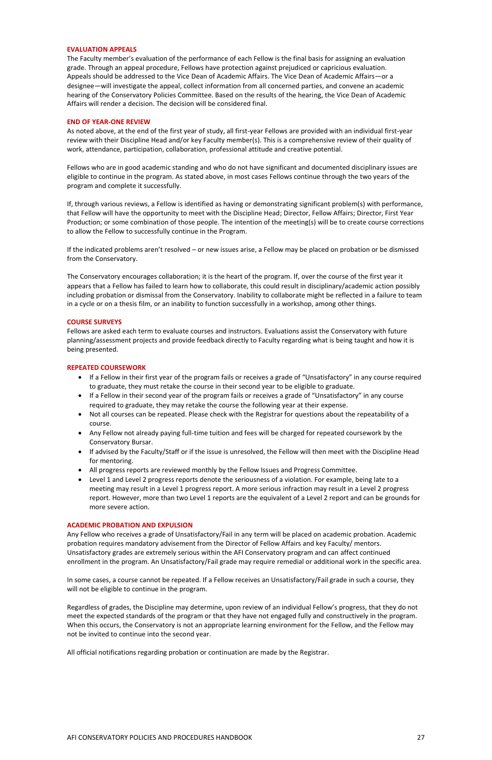## EVALUATION APPEALS

The Faculty member's evaluation of the performance of each Fellow is the final basis for assigning an evaluation grade. Through an appeal procedure, Fellows have protection against prejudiced or capricious evaluation. Appeals should be addressed to the Vice Dean of Academic Affairs. The Vice Dean of Academic Affairs—or a designee—will investigate the appeal, collect information from all concerned parties, and convene an academic hearing of the Conservatory Policies Committee. Based on the results of the hearing, the Vice Dean of Academic Affairs will render a decision. The decision will be considered final.

## END OF YEAR-ONE REVIEW

As noted above, at the end of the first year of study, all first-year Fellows are provided with an individual first-year review with their Discipline Head and/or key Faculty member(s). This is a comprehensive review of their quality of work, attendance, participation, collaboration, professional attitude and creative potential.

Fellows who are in good academic standing and who do not have significant and documented disciplinary issues are eligible to continue in the program. As stated above, in most cases Fellows continue through the two years of the program and complete it successfully.

If, through various reviews, a Fellow is identified as having or demonstrating significant problem(s) with performance, that Fellow will have the opportunity to meet with the Discipline Head; Director, Fellow Affairs; Director, First Year Production; or some combination of those people. The intention of the meeting(s) will be to create course corrections to allow the Fellow to successfully continue in the Program.

If the indicated problems aren't resolved – or new issues arise, a Fellow may be placed on probation or be dismissed from the Conservatory.

The Conservatory encourages collaboration; it is the heart of the program. If, over the course of the first year it appears that a Fellow has failed to learn how to collaborate, this could result in disciplinary/academic action possibly including probation or dismissal from the Conservatory. Inability to collaborate might be reflected in a failure to team in a cycle or on a thesis film, or an inability to function successfully in a workshop, among other things.

## COURSE SURVEYS

Fellows are asked each term to evaluate courses and instructors. Evaluations assist the Conservatory with future planning/assessment projects and provide feedback directly to Faculty regarding what is being taught and how it is being presented.

## REPEATED COURSEWORK

- If a Fellow in their first year of the program fails or receives a grade of "Unsatisfactory" in any course required to graduate, they must retake the course in their second year to be eligible to graduate.
- If a Fellow in their second year of the program fails or receives a grade of "Unsatisfactory" in any course required to graduate, they may retake the course the following year at their expense.
- Not all courses can be repeated. Please check with the Registrar for questions about the repeatability of a course.
- Any Fellow not already paying full-time tuition and fees will be charged for repeated coursework by the Conservatory Bursar.
- If advised by the Faculty/Staff or if the issue is unresolved, the Fellow will then meet with the Discipline Head for mentoring.
- All progress reports are reviewed monthly by the Fellow Issues and Progress Committee.
- Level 1 and Level 2 progress reports denote the seriousness of a violation. For example, being late to a meeting may result in a Level 1 progress report. A more serious infraction may result in a Level 2 progress report. However, more than two Level 1 reports are the equivalent of a Level 2 report and can be grounds for more severe action.

## ACADEMIC PROBATION AND EXPULSION

Any Fellow who receives a grade of Unsatisfactory/Fail in any term will be placed on academic probation. Academic probation requires mandatory advisement from the Director of Fellow Affairs and key Faculty/ mentors. Unsatisfactory grades are extremely serious within the AFI Conservatory program and can affect continued enrollment in the program. An Unsatisfactory/Fail grade may require remedial or additional work in the specific area.

In some cases, a course cannot be repeated. If a Fellow receives an Unsatisfactory/Fail grade in such a course, they will not be eligible to continue in the program.

Regardless of grades, the Discipline may determine, upon review of an individual Fellow's progress, that they do not meet the expected standards of the program or that they have not engaged fully and constructively in the program. When this occurs, the Conservatory is not an appropriate learning environment for the Fellow, and the Fellow may not be invited to continue into the second year.

All official notifications regarding probation or continuation are made by the Registrar.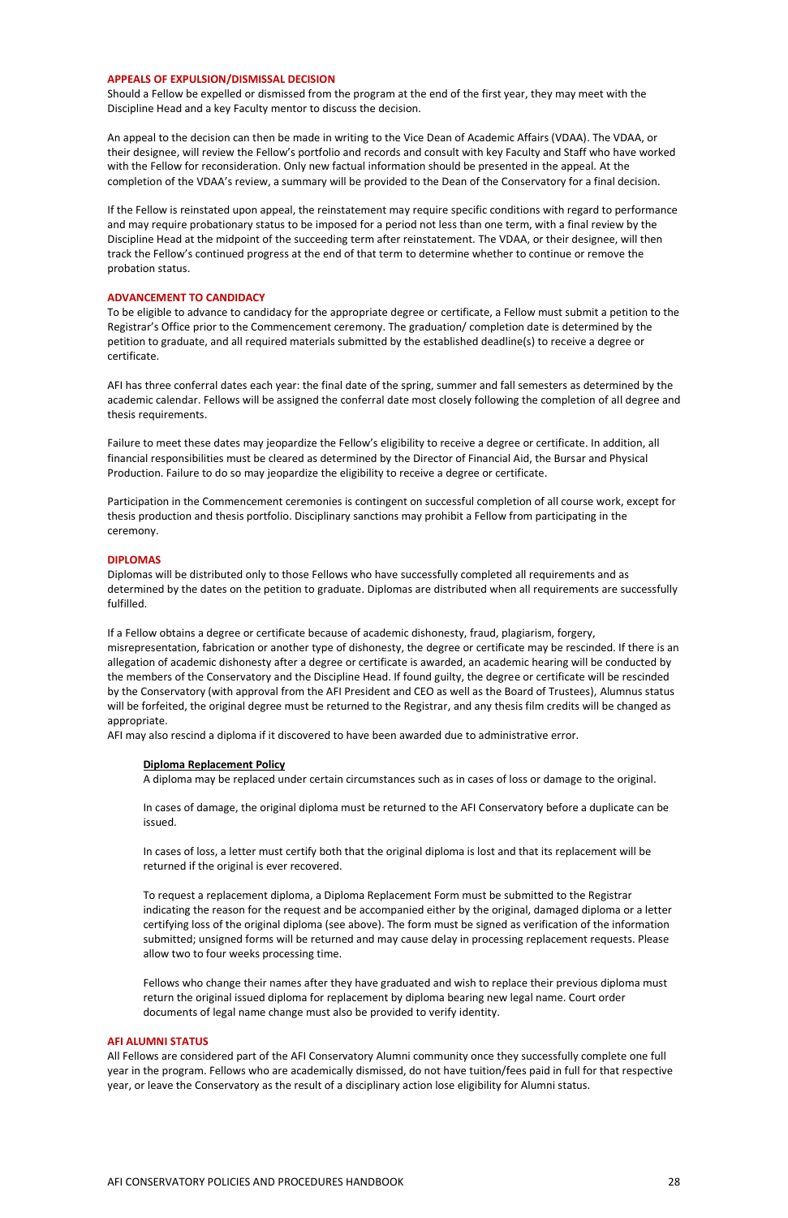## APPEALS OF EXPULSION/DISMISSAL DECISION

Should a Fellow be expelled or dismissed from the program at the end of the first year, they may meet with the Discipline Head and a key Faculty mentor to discuss the decision.

An appeal to the decision can then be made in writing to the Vice Dean of Academic Affairs (VDAA). The VDAA, or their designee, will review the Fellow's portfolio and records and consult with key Faculty and Staff who have worked with the Fellow for reconsideration. Only new factual information should be presented in the appeal. At the completion of the VDAA's review, a summary will be provided to the Dean of the Conservatory for a final decision.

If the Fellow is reinstated upon appeal, the reinstatement may require specific conditions with regard to performance and may require probationary status to be imposed for a period not less than one term, with a final review by the Discipline Head at the midpoint of the succeeding term after reinstatement. The VDAA, or their designee, will then track the Fellow's continued progress at the end of that term to determine whether to continue or remove the probation status.

## ADVANCEMENT TO CANDIDACY

To be eligible to advance to candidacy for the appropriate degree or certificate, a Fellow must submit a petition to the Registrar's Office prior to the Commencement ceremony. The graduation/ completion date is determined by the petition to graduate, and all required materials submitted by the established deadline(s) to receive a degree or certificate.

AFI has three conferral dates each year: the final date of the spring, summer and fall semesters as determined by the academic calendar. Fellows will be assigned the conferral date most closely following the completion of all degree and thesis requirements.

Failure to meet these dates may jeopardize the Fellow's eligibility to receive a degree or certificate. In addition, all financial responsibilities must be cleared as determined by the Director of Financial Aid, the Bursar and Physical Production. Failure to do so may jeopardize the eligibility to receive a degree or certificate.

Participation in the Commencement ceremonies is contingent on successful completion of all course work, except for thesis production and thesis portfolio. Disciplinary sanctions may prohibit a Fellow from participating in the ceremony.

## DIPLOMAS

Diplomas will be distributed only to those Fellows who have successfully completed all requirements and as determined by the dates on the petition to graduate. Diplomas are distributed when all requirements are successfully fulfilled.

If a Fellow obtains a degree or certificate because of academic dishonesty, fraud, plagiarism, forgery, misrepresentation, fabrication or another type of dishonesty, the degree or certificate may be rescinded. If there is an allegation of academic dishonesty after a degree or certificate is awarded, an academic hearing will be conducted by the members of the Conservatory and the Discipline Head. If found guilty, the degree or certificate will be rescinded by the Conservatory (with approval from the AFI President and CEO as well as the Board of Trustees), Alumnus status will be forfeited, the original degree must be returned to the Registrar, and any thesis film credits will be changed as appropriate.

AFI may also rescind a diploma if it discovered to have been awarded due to administrative error.

### Diploma Replacement Policy

A diploma may be replaced under certain circumstances such as in cases of loss or damage to the original.

In cases of damage, the original diploma must be returned to the AFI Conservatory before a duplicate can be issued.

In cases of loss, a letter must certify both that the original diploma is lost and that its replacement will be returned if the original is ever recovered.

To request a replacement diploma, a Diploma Replacement Form must be submitted to the Registrar indicating the reason for the request and be accompanied either by the original, damaged diploma or a letter certifying loss of the original diploma (see above). The form must be signed as verification of the information submitted; unsigned forms will be returned and may cause delay in processing replacement requests. Please allow two to four weeks processing time.

Fellows who change their names after they have graduated and wish to replace their previous diploma must return the original issued diploma for replacement by diploma bearing new legal name. Court order documents of legal name change must also be provided to verify identity.

## AFI ALUMNI STATUS

All Fellows are considered part of the AFI Conservatory Alumni community once they successfully complete one full year in the program. Fellows who are academically dismissed, do not have tuition/fees paid in full for that respective year, or leave the Conservatory as the result of a disciplinary action lose eligibility for Alumni status.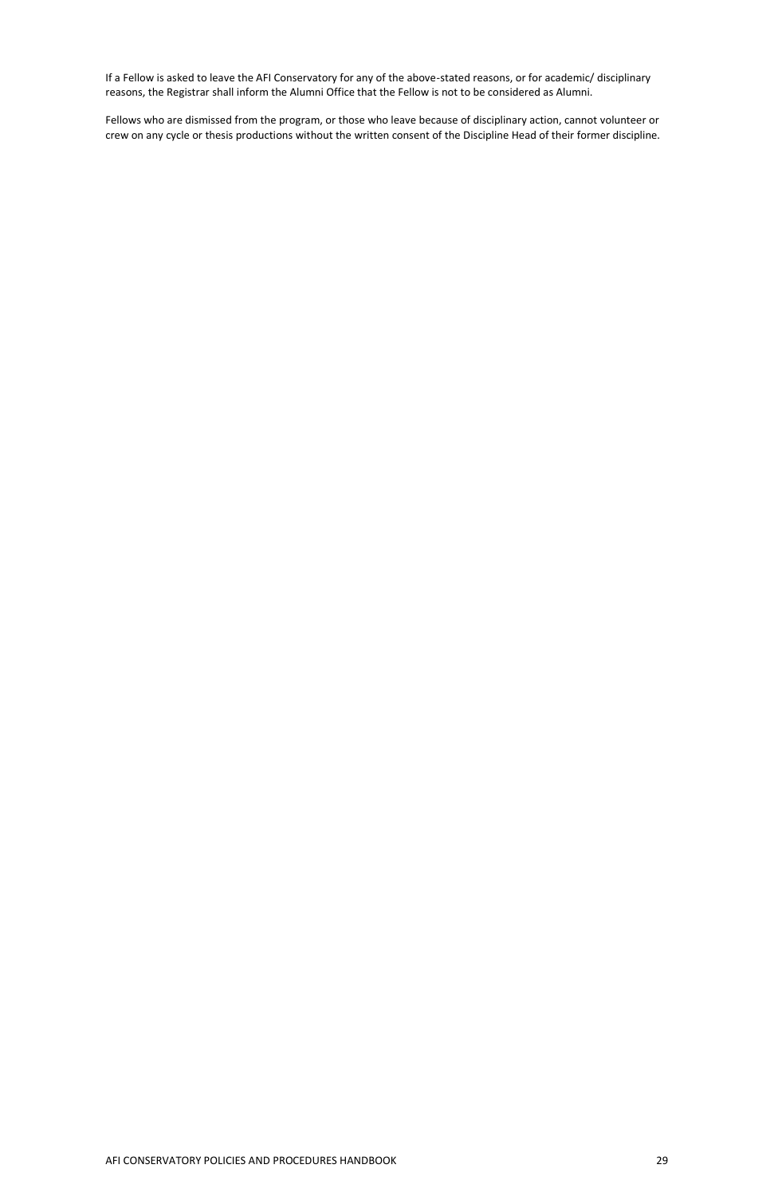If a Fellow is asked to leave the AFI Conservatory for any of the above-stated reasons, or for academic/ disciplinary reasons, the Registrar shall inform the Alumni Office that the Fellow is not to be considered as Alumni.

Fellows who are dismissed from the program, or those who leave because of disciplinary action, cannot volunteer or crew on any cycle or thesis productions without the written consent of the Discipline Head of their former discipline.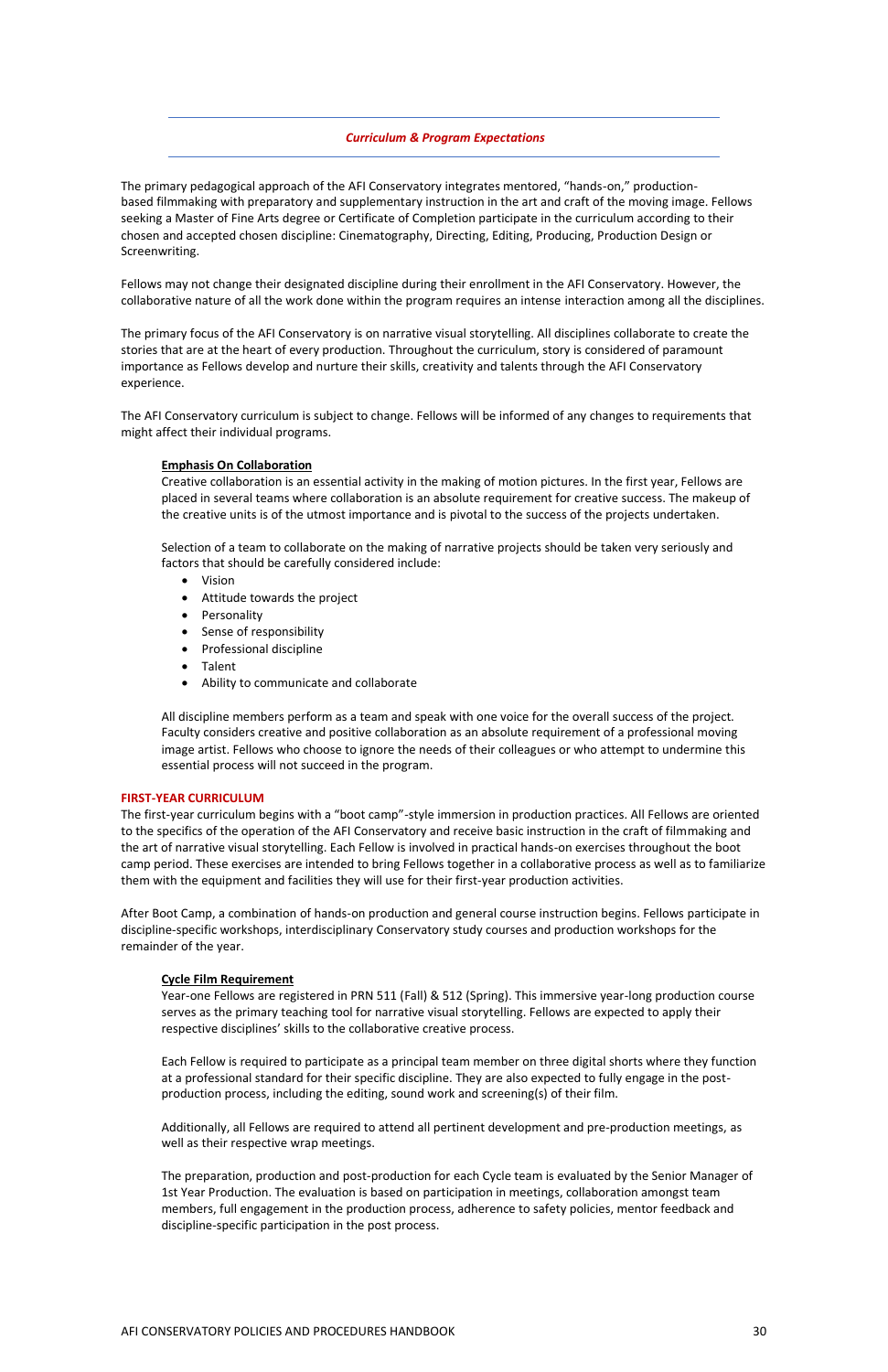## *Curriculum & Program Expectations*

The primary pedagogical approach of the AFI Conservatory integrates mentored, "hands-on," production-based filmmaking with preparatory and supplementary instruction in the art and craft of the moving image. Fellows seeking a Master of Fine Arts degree or Certificate of Completion participate in the curriculum according to their chosen and accepted chosen discipline: Cinematography, Directing, Editing, Producing, Production Design or Screenwriting.

Fellows may not change their designated discipline during their enrollment in the AFI Conservatory. However, the collaborative nature of all the work done within the program requires an intense interaction among all the disciplines.

The primary focus of the AFI Conservatory is on narrative visual storytelling. All disciplines collaborate to create the stories that are at the heart of every production. Throughout the curriculum, story is considered of paramount importance as Fellows develop and nurture their skills, creativity and talents through the AFI Conservatory experience.

The AFI Conservatory curriculum is subject to change. Fellows will be informed of any changes to requirements that might affect their individual programs.

**Emphasis On Collaboration**

Creative collaboration is an essential activity in the making of motion pictures. In the first year, Fellows are placed in several teams where collaboration is an absolute requirement for creative success. The makeup of the creative units is of the utmost importance and is pivotal to the success of the projects undertaken.

Selection of a team to collaborate on the making of narrative projects should be taken very seriously and factors that should be carefully considered include:

- Vision
- Attitude towards the project
- Personality
- Sense of responsibility
- Professional discipline
- Talent
- Ability to communicate and collaborate

All discipline members perform as a team and speak with one voice for the overall success of the project. Faculty considers creative and positive collaboration as an absolute requirement of a professional moving image artist. Fellows who choose to ignore the needs of their colleagues or who attempt to undermine this essential process will not succeed in the program.

### FIRST-YEAR CURRICULUM

The first-year curriculum begins with a "boot camp"-style immersion in production practices. All Fellows are oriented to the specifics of the operation of the AFI Conservatory and receive basic instruction in the craft of filmmaking and the art of narrative visual storytelling. Each Fellow is involved in practical hands-on exercises throughout the boot camp period. These exercises are intended to bring Fellows together in a collaborative process as well as to familiarize them with the equipment and facilities they will use for their first-year production activities.

After Boot Camp, a combination of hands-on production and general course instruction begins. Fellows participate in discipline-specific workshops, interdisciplinary Conservatory study courses and production workshops for the remainder of the year.

**Cycle Film Requirement**

Year-one Fellows are registered in PRN 511 (Fall) & 512 (Spring). This immersive year-long production course serves as the primary teaching tool for narrative visual storytelling. Fellows are expected to apply their respective disciplines' skills to the collaborative creative process.

Each Fellow is required to participate as a principal team member on three digital shorts where they function at a professional standard for their specific discipline. They are also expected to fully engage in the post-production process, including the editing, sound work and screening(s) of their film.

Additionally, all Fellows are required to attend all pertinent development and pre-production meetings, as well as their respective wrap meetings.

The preparation, production and post-production for each Cycle team is evaluated by the Senior Manager of 1st Year Production. The evaluation is based on participation in meetings, collaboration amongst team members, full engagement in the production process, adherence to safety policies, mentor feedback and discipline-specific participation in the post process.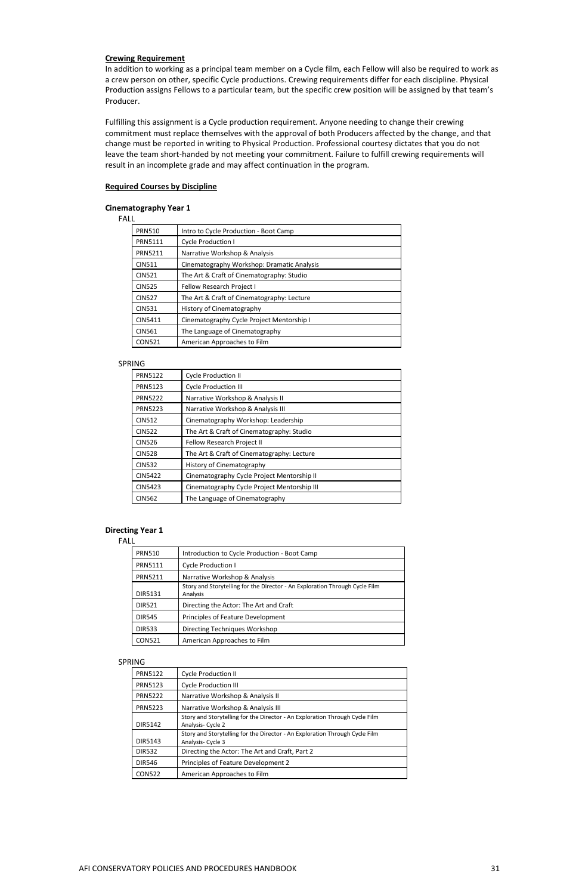**Crewing Requirement**

In addition to working as a principal team member on a Cycle film, each Fellow will also be required to work as a crew person on other, specific Cycle productions. Crewing requirements differ for each discipline. Physical Production assigns Fellows to a particular team, but the specific crew position will be assigned by that team's Producer.

Fulfilling this assignment is a Cycle production requirement. Anyone needing to change their crewing commitment must replace themselves with the approval of both Producers affected by the change, and that change must be reported in writing to Physical Production. Professional courtesy dictates that you do not leave the team short-handed by not meeting your commitment. Failure to fulfill crewing requirements will result in an incomplete grade and may affect continuation in the program.

**Required Courses by Discipline**

**Cinematography Year 1**

FALL

| | |
|---|---|
| PRN510 | Intro to Cycle Production - Boot Camp |
| PRN5111 | Cycle Production I |
| PRN5211 | Narrative Workshop & Analysis |
| CIN511 | Cinematography Workshop: Dramatic Analysis |
| CIN521 | The Art & Craft of Cinematography: Studio |
| CIN525 | Fellow Research Project I |
| CIN527 | The Art & Craft of Cinematography: Lecture |
| CIN531 | History of Cinematography |
| CIN5411 | Cinematography Cycle Project Mentorship I |
| CIN561 | The Language of Cinematography |
| CON521 | American Approaches to Film |

SPRING

| | |
|---|---|
| PRN5122 | Cycle Production II |
| PRN5123 | Cycle Production III |
| PRN5222 | Narrative Workshop & Analysis II |
| PRN5223 | Narrative Workshop & Analysis III |
| CIN512 | Cinematography Workshop: Leadership |
| CIN522 | The Art & Craft of Cinematography: Studio |
| CIN526 | Fellow Research Project II |
| CIN528 | The Art & Craft of Cinematography: Lecture |
| CIN532 | History of Cinematography |
| CIN5422 | Cinematography Cycle Project Mentorship II |
| CIN5423 | Cinematography Cycle Project Mentorship III |
| CIN562 | The Language of Cinematography |

**Directing Year 1**

FALL

| | |
|---|---|
| PRN510 | Introduction to Cycle Production - Boot Camp |
| PRN5111 | Cycle Production I |
| PRN5211 | Narrative Workshop & Analysis |
| DIR5131 | Story and Storytelling for the Director - An Exploration Through Cycle Film Analysis |
| DIR521 | Directing the Actor: The Art and Craft |
| DIR545 | Principles of Feature Development |
| DIR533 | Directing Techniques Workshop |
| CON521 | American Approaches to Film |

SPRING

| | |
|---|---|
| PRN5122 | Cycle Production II |
| PRN5123 | Cycle Production III |
| PRN5222 | Narrative Workshop & Analysis II |
| PRN5223 | Narrative Workshop & Analysis III |
| DIR5142 | Story and Storytelling for the Director - An Exploration Through Cycle Film Analysis- Cycle 2 |
| DIR5143 | Story and Storytelling for the Director - An Exploration Through Cycle Film Analysis- Cycle 3 |
| DIR532 | Directing the Actor: The Art and Craft, Part 2 |
| DIR546 | Principles of Feature Development 2 |
| CON522 | American Approaches to Film |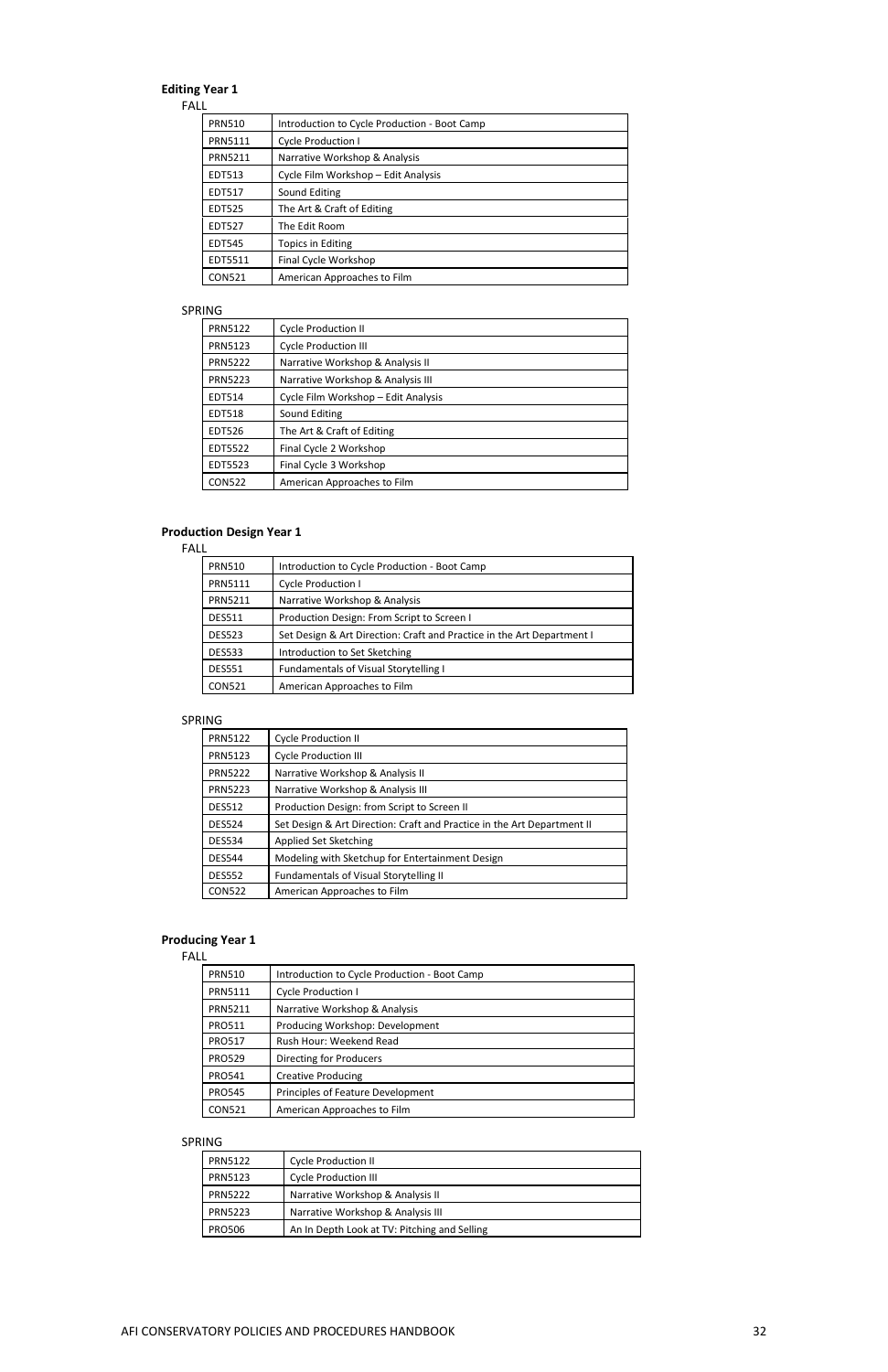**Editing Year 1**

FALL

| | |
|---|---|
| PRN510 | Introduction to Cycle Production - Boot Camp |
| PRN5111 | Cycle Production I |
| PRN5211 | Narrative Workshop & Analysis |
| EDT513 | Cycle Film Workshop – Edit Analysis |
| EDT517 | Sound Editing |
| EDT525 | The Art & Craft of Editing |
| EDT527 | The Edit Room |
| EDT545 | Topics in Editing |
| EDT5511 | Final Cycle Workshop |
| CON521 | American Approaches to Film |

SPRING

| | |
|---|---|
| PRN5122 | Cycle Production II |
| PRN5123 | Cycle Production III |
| PRN5222 | Narrative Workshop & Analysis II |
| PRN5223 | Narrative Workshop & Analysis III |
| EDT514 | Cycle Film Workshop – Edit Analysis |
| EDT518 | Sound Editing |
| EDT526 | The Art & Craft of Editing |
| EDT5522 | Final Cycle 2 Workshop |
| EDT5523 | Final Cycle 3 Workshop |
| CON522 | American Approaches to Film |

**Production Design Year 1**

FALL

| | |
|---|---|
| PRN510 | Introduction to Cycle Production - Boot Camp |
| PRN5111 | Cycle Production I |
| PRN5211 | Narrative Workshop & Analysis |
| DES511 | Production Design: From Script to Screen I |
| DES523 | Set Design & Art Direction: Craft and Practice in the Art Department I |
| DES533 | Introduction to Set Sketching |
| DES551 | Fundamentals of Visual Storytelling I |
| CON521 | American Approaches to Film |

SPRING

| | |
|---|---|
| PRN5122 | Cycle Production II |
| PRN5123 | Cycle Production III |
| PRN5222 | Narrative Workshop & Analysis II |
| PRN5223 | Narrative Workshop & Analysis III |
| DES512 | Production Design: from Script to Screen II |
| DES524 | Set Design & Art Direction: Craft and Practice in the Art Department II |
| DES534 | Applied Set Sketching |
| DES544 | Modeling with Sketchup for Entertainment Design |
| DES552 | Fundamentals of Visual Storytelling II |
| CON522 | American Approaches to Film |

**Producing Year 1**

FALL

| | |
|---|---|
| PRN510 | Introduction to Cycle Production - Boot Camp |
| PRN5111 | Cycle Production I |
| PRN5211 | Narrative Workshop & Analysis |
| PRO511 | Producing Workshop: Development |
| PRO517 | Rush Hour: Weekend Read |
| PRO529 | Directing for Producers |
| PRO541 | Creative Producing |
| PRO545 | Principles of Feature Development |
| CON521 | American Approaches to Film |

SPRING

| | |
|---|---|
| PRN5122 | Cycle Production II |
| PRN5123 | Cycle Production III |
| PRN5222 | Narrative Workshop & Analysis II |
| PRN5223 | Narrative Workshop & Analysis III |
| PRO506 | An In Depth Look at TV: Pitching and Selling |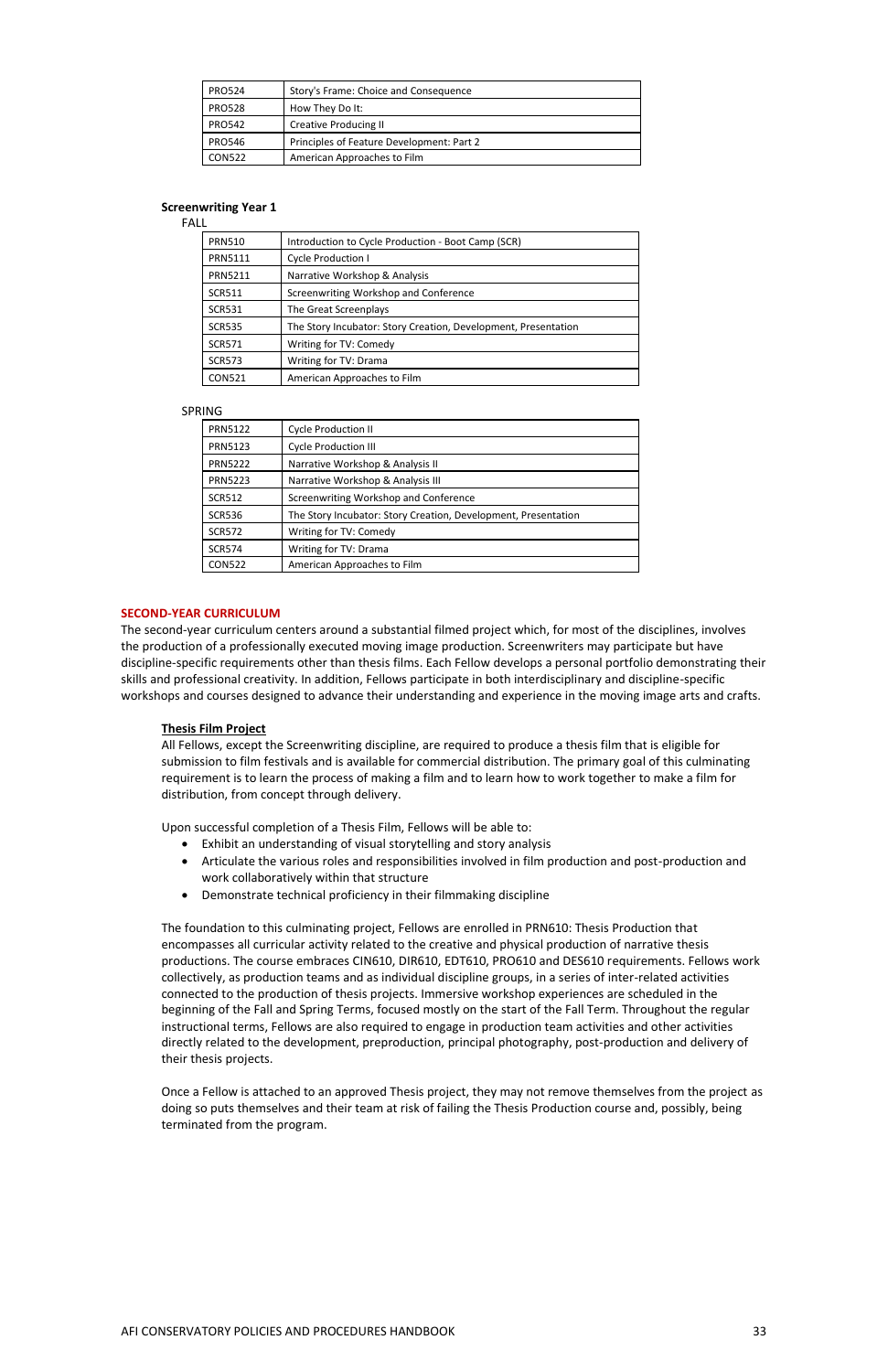| PRO524 | Story's Frame: Choice and Consequence |
|---|---|
| PRO528 | How They Do It: |
| PRO542 | Creative Producing II |
| PRO546 | Principles of Feature Development: Part 2 |
| CON522 | American Approaches to Film |

**Screenwriting Year 1**

FALL

| PRN510 | Introduction to Cycle Production - Boot Camp (SCR) |
|---|---|
| PRN5111 | Cycle Production I |
| PRN5211 | Narrative Workshop & Analysis |
| SCR511 | Screenwriting Workshop and Conference |
| SCR531 | The Great Screenplays |
| SCR535 | The Story Incubator: Story Creation, Development, Presentation |
| SCR571 | Writing for TV: Comedy |
| SCR573 | Writing for TV: Drama |
| CON521 | American Approaches to Film |

SPRING

| PRN5122 | Cycle Production II |
|---|---|
| PRN5123 | Cycle Production III |
| PRN5222 | Narrative Workshop & Analysis II |
| PRN5223 | Narrative Workshop & Analysis III |
| SCR512 | Screenwriting Workshop and Conference |
| SCR536 | The Story Incubator: Story Creation, Development, Presentation |
| SCR572 | Writing for TV: Comedy |
| SCR574 | Writing for TV: Drama |
| CON522 | American Approaches to Film |

## SECOND-YEAR CURRICULUM

The second-year curriculum centers around a substantial filmed project which, for most of the disciplines, involves the production of a professionally executed moving image production. Screenwriters may participate but have discipline-specific requirements other than thesis films. Each Fellow develops a personal portfolio demonstrating their skills and professional creativity. In addition, Fellows participate in both interdisciplinary and discipline-specific workshops and courses designed to advance their understanding and experience in the moving image arts and crafts.

### Thesis Film Project

All Fellows, except the Screenwriting discipline, are required to produce a thesis film that is eligible for submission to film festivals and is available for commercial distribution. The primary goal of this culminating requirement is to learn the process of making a film and to learn how to work together to make a film for distribution, from concept through delivery.

Upon successful completion of a Thesis Film, Fellows will be able to:

- Exhibit an understanding of visual storytelling and story analysis
- Articulate the various roles and responsibilities involved in film production and post-production and work collaboratively within that structure
- Demonstrate technical proficiency in their filmmaking discipline

The foundation to this culminating project, Fellows are enrolled in PRN610: Thesis Production that encompasses all curricular activity related to the creative and physical production of narrative thesis productions. The course embraces CIN610, DIR610, EDT610, PRO610 and DES610 requirements. Fellows work collectively, as production teams and as individual discipline groups, in a series of inter-related activities connected to the production of thesis projects. Immersive workshop experiences are scheduled in the beginning of the Fall and Spring Terms, focused mostly on the start of the Fall Term. Throughout the regular instructional terms, Fellows are also required to engage in production team activities and other activities directly related to the development, preproduction, principal photography, post-production and delivery of their thesis projects.

Once a Fellow is attached to an approved Thesis project, they may not remove themselves from the project as doing so puts themselves and their team at risk of failing the Thesis Production course and, possibly, being terminated from the program.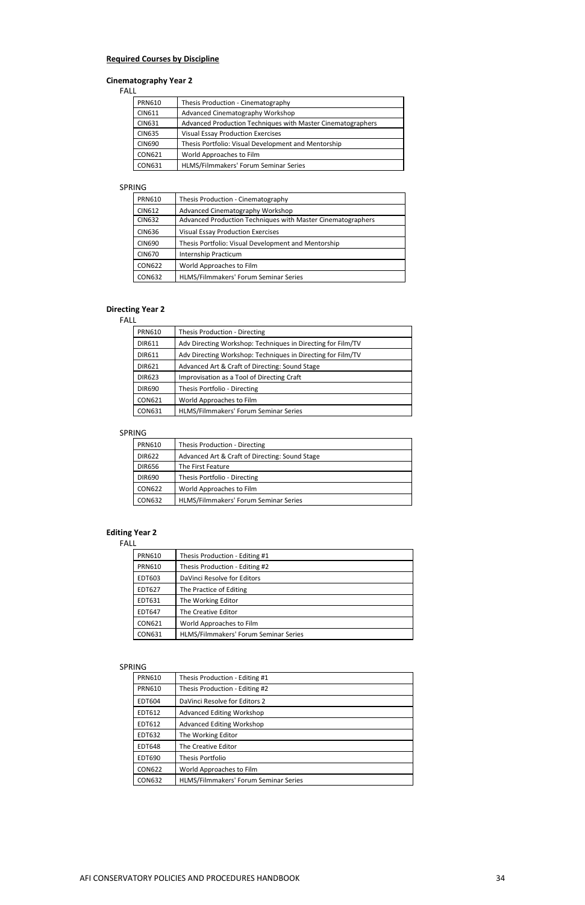**Required Courses by Discipline**

**Cinematography Year 2**

FALL

| | |
|---|---|
| PRN610 | Thesis Production - Cinematography |
| CIN611 | Advanced Cinematography Workshop |
| CIN631 | Advanced Production Techniques with Master Cinematographers |
| CIN635 | Visual Essay Production Exercises |
| CIN690 | Thesis Portfolio: Visual Development and Mentorship |
| CON621 | World Approaches to Film |
| CON631 | HLMS/Filmmakers' Forum Seminar Series |

SPRING

| | |
|---|---|
| PRN610 | Thesis Production - Cinematography |
| CIN612 | Advanced Cinematography Workshop |
| CIN632 | Advanced Production Techniques with Master Cinematographers |
| CIN636 | Visual Essay Production Exercises |
| CIN690 | Thesis Portfolio: Visual Development and Mentorship |
| CIN670 | Internship Practicum |
| CON622 | World Approaches to Film |
| CON632 | HLMS/Filmmakers' Forum Seminar Series |

**Directing Year 2**

FALL

| | |
|---|---|
| PRN610 | Thesis Production - Directing |
| DIR611 | Adv Directing Workshop: Techniques in Directing for Film/TV |
| DIR611 | Adv Directing Workshop: Techniques in Directing for Film/TV |
| DIR621 | Advanced Art & Craft of Directing: Sound Stage |
| DIR623 | Improvisation as a Tool of Directing Craft |
| DIR690 | Thesis Portfolio - Directing |
| CON621 | World Approaches to Film |
| CON631 | HLMS/Filmmakers' Forum Seminar Series |

SPRING

| | |
|---|---|
| PRN610 | Thesis Production - Directing |
| DIR622 | Advanced Art & Craft of Directing: Sound Stage |
| DIR656 | The First Feature |
| DIR690 | Thesis Portfolio - Directing |
| CON622 | World Approaches to Film |
| CON632 | HLMS/Filmmakers' Forum Seminar Series |

**Editing Year 2**

FALL

| | |
|---|---|
| PRN610 | Thesis Production - Editing #1 |
| PRN610 | Thesis Production - Editing #2 |
| EDT603 | DaVinci Resolve for Editors |
| EDT627 | The Practice of Editing |
| EDT631 | The Working Editor |
| EDT647 | The Creative Editor |
| CON621 | World Approaches to Film |
| CON631 | HLMS/Filmmakers' Forum Seminar Series |

SPRING

| | |
|---|---|
| PRN610 | Thesis Production - Editing #1 |
| PRN610 | Thesis Production - Editing #2 |
| EDT604 | DaVinci Resolve for Editors 2 |
| EDT612 | Advanced Editing Workshop |
| EDT612 | Advanced Editing Workshop |
| EDT632 | The Working Editor |
| EDT648 | The Creative Editor |
| EDT690 | Thesis Portfolio |
| CON622 | World Approaches to Film |
| CON632 | HLMS/Filmmakers' Forum Seminar Series |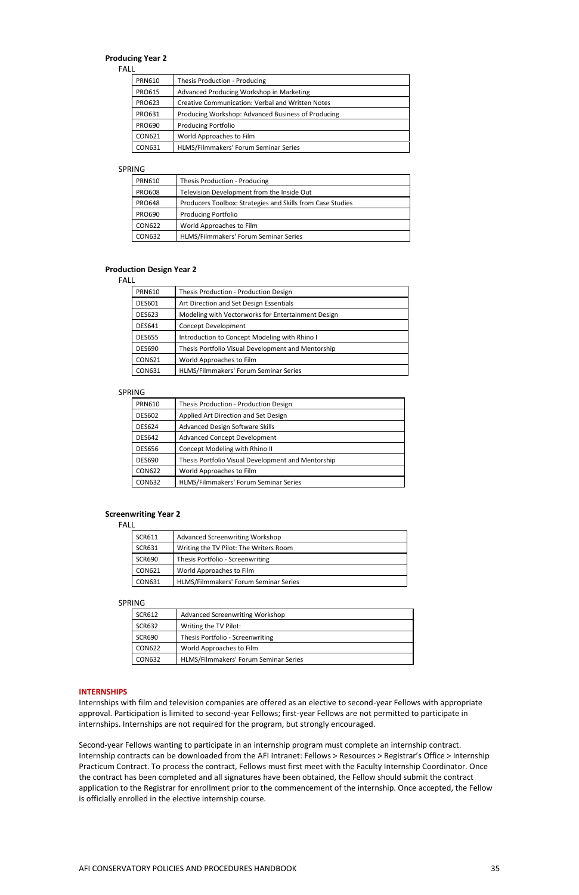**Producing Year 2**

FALL

| | |
|---|---|
| PRN610 | Thesis Production - Producing |
| PRO615 | Advanced Producing Workshop in Marketing |
| PRO623 | Creative Communication: Verbal and Written Notes |
| PRO631 | Producing Workshop: Advanced Business of Producing |
| PRO690 | Producing Portfolio |
| CON621 | World Approaches to Film |
| CON631 | HLMS/Filmmakers' Forum Seminar Series |

SPRING

| | |
|---|---|
| PRN610 | Thesis Production - Producing |
| PRO608 | Television Development from the Inside Out |
| PRO648 | Producers Toolbox: Strategies and Skills from Case Studies |
| PRO690 | Producing Portfolio |
| CON622 | World Approaches to Film |
| CON632 | HLMS/Filmmakers' Forum Seminar Series |

**Production Design Year 2**

FALL

| | |
|---|---|
| PRN610 | Thesis Production - Production Design |
| DES601 | Art Direction and Set Design Essentials |
| DES623 | Modeling with Vectorworks for Entertainment Design |
| DES641 | Concept Development |
| DES655 | Introduction to Concept Modeling with Rhino I |
| DES690 | Thesis Portfolio Visual Development and Mentorship |
| CON621 | World Approaches to Film |
| CON631 | HLMS/Filmmakers' Forum Seminar Series |

SPRING

| | |
|---|---|
| PRN610 | Thesis Production - Production Design |
| DES602 | Applied Art Direction and Set Design |
| DES624 | Advanced Design Software Skills |
| DES642 | Advanced Concept Development |
| DES656 | Concept Modeling with Rhino II |
| DES690 | Thesis Portfolio Visual Development and Mentorship |
| CON622 | World Approaches to Film |
| CON632 | HLMS/Filmmakers' Forum Seminar Series |

**Screenwriting Year 2**

FALL

| | |
|---|---|
| SCR611 | Advanced Screenwriting Workshop |
| SCR631 | Writing the TV Pilot: The Writers Room |
| SCR690 | Thesis Portfolio - Screenwriting |
| CON621 | World Approaches to Film |
| CON631 | HLMS/Filmmakers' Forum Seminar Series |

SPRING

| | |
|---|---|
| SCR612 | Advanced Screenwriting Workshop |
| SCR632 | Writing the TV Pilot: |
| SCR690 | Thesis Portfolio - Screenwriting |
| CON622 | World Approaches to Film |
| CON632 | HLMS/Filmmakers' Forum Seminar Series |

## INTERNSHIPS

Internships with film and television companies are offered as an elective to second-year Fellows with appropriate approval. Participation is limited to second-year Fellows; first-year Fellows are not permitted to participate in internships. Internships are not required for the program, but strongly encouraged.

Second-year Fellows wanting to participate in an internship program must complete an internship contract. Internship contracts can be downloaded from the AFI Intranet: Fellows > Resources > Registrar's Office > Internship Practicum Contract. To process the contract, Fellows must first meet with the Faculty Internship Coordinator. Once the contract has been completed and all signatures have been obtained, the Fellow should submit the contract application to the Registrar for enrollment prior to the commencement of the internship. Once accepted, the Fellow is officially enrolled in the elective internship course.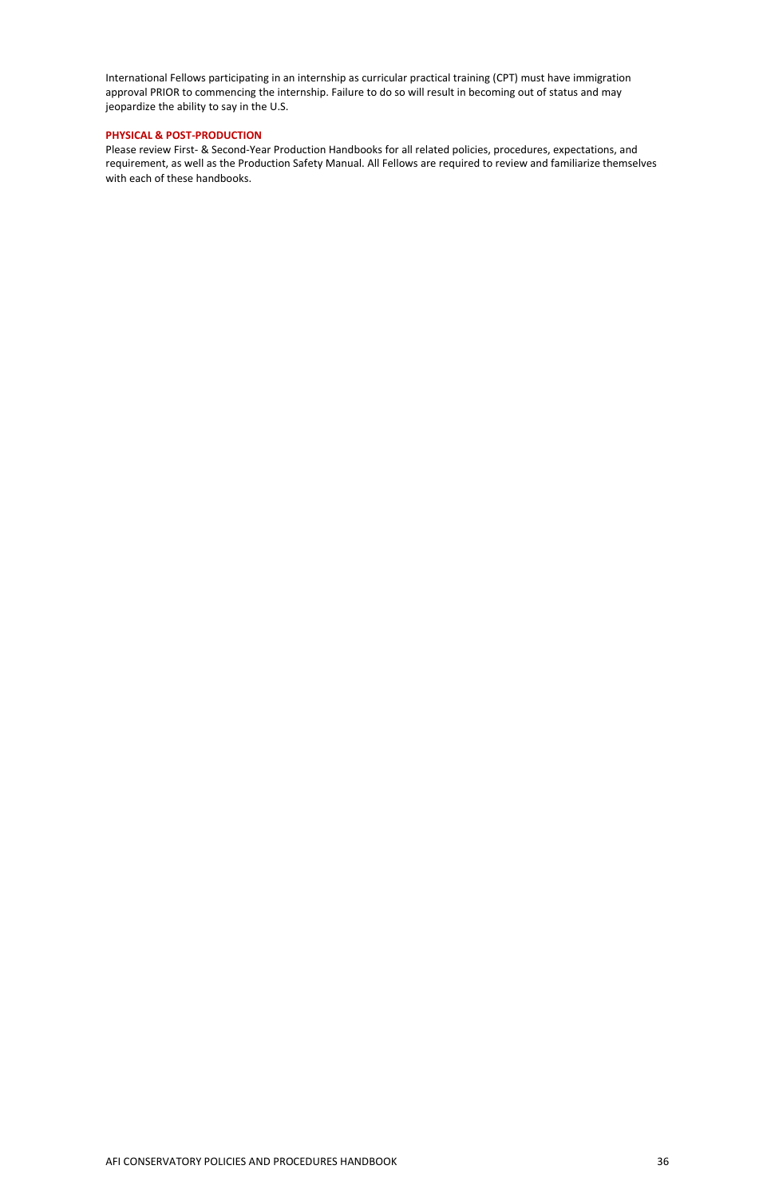International Fellows participating in an internship as curricular practical training (CPT) must have immigration approval PRIOR to commencing the internship. Failure to do so will result in becoming out of status and may jeopardize the ability to say in the U.S.

### PHYSICAL & POST-PRODUCTION

Please review First- & Second-Year Production Handbooks for all related policies, procedures, expectations, and requirement, as well as the Production Safety Manual. All Fellows are required to review and familiarize themselves with each of these handbooks.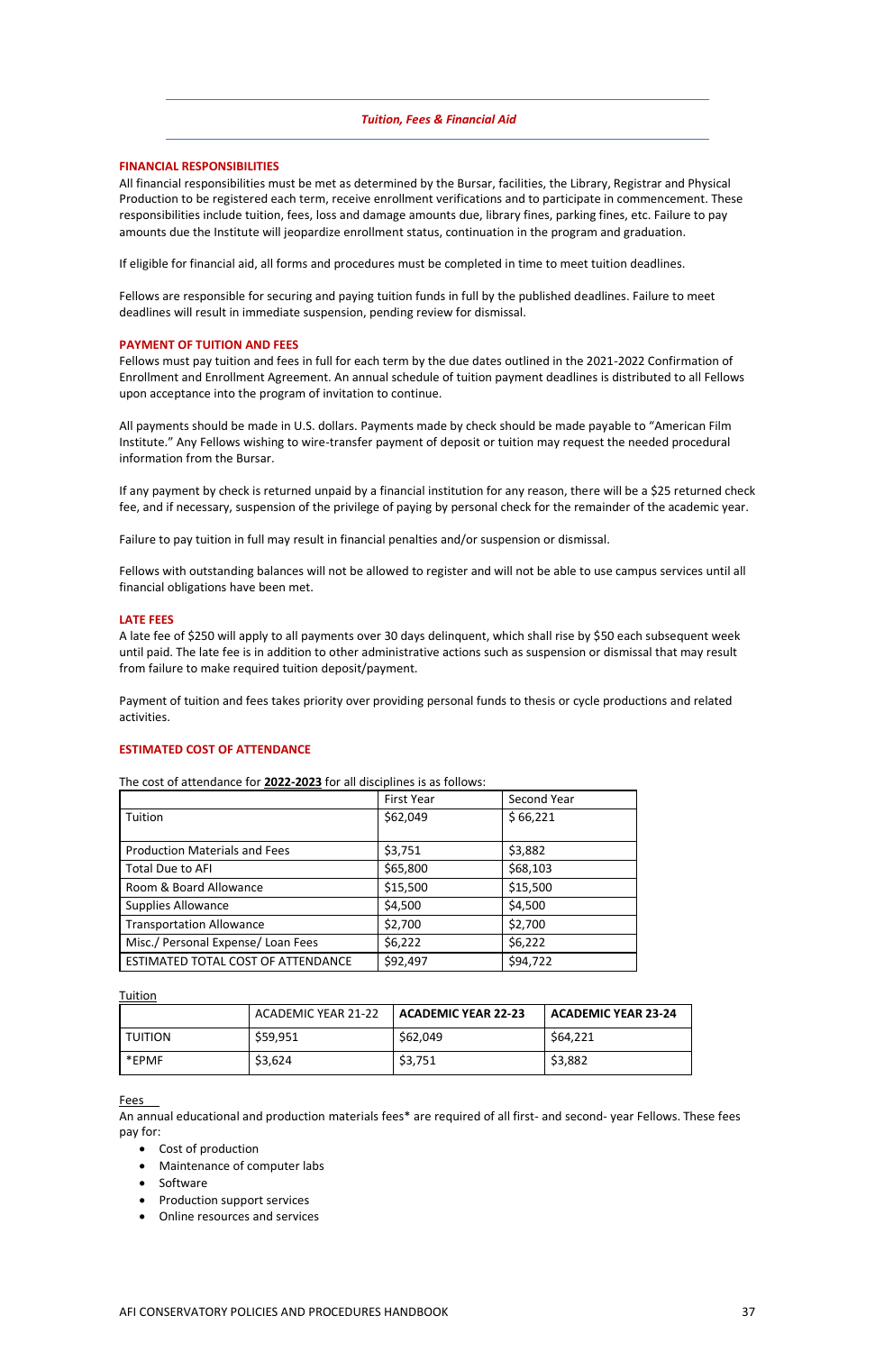## *Tuition, Fees & Financial Aid*

### FINANCIAL RESPONSIBILITIES

All financial responsibilities must be met as determined by the Bursar, facilities, the Library, Registrar and Physical Production to be registered each term, receive enrollment verifications and to participate in commencement. These responsibilities include tuition, fees, loss and damage amounts due, library fines, parking fines, etc. Failure to pay amounts due the Institute will jeopardize enrollment status, continuation in the program and graduation.

If eligible for financial aid, all forms and procedures must be completed in time to meet tuition deadlines.

Fellows are responsible for securing and paying tuition funds in full by the published deadlines. Failure to meet deadlines will result in immediate suspension, pending review for dismissal.

### PAYMENT OF TUITION AND FEES

Fellows must pay tuition and fees in full for each term by the due dates outlined in the 2021-2022 Confirmation of Enrollment and Enrollment Agreement. An annual schedule of tuition payment deadlines is distributed to all Fellows upon acceptance into the program of invitation to continue.

All payments should be made in U.S. dollars. Payments made by check should be made payable to "American Film Institute." Any Fellows wishing to wire-transfer payment of deposit or tuition may request the needed procedural information from the Bursar.

If any payment by check is returned unpaid by a financial institution for any reason, there will be a $25 returned check fee, and if necessary, suspension of the privilege of paying by personal check for the remainder of the academic year.

Failure to pay tuition in full may result in financial penalties and/or suspension or dismissal.

Fellows with outstanding balances will not be allowed to register and will not be able to use campus services until all financial obligations have been met.

### LATE FEES

A late fee of $250 will apply to all payments over 30 days delinquent, which shall rise by $50 each subsequent week until paid. The late fee is in addition to other administrative actions such as suspension or dismissal that may result from failure to make required tuition deposit/payment.

Payment of tuition and fees takes priority over providing personal funds to thesis or cycle productions and related activities.

### ESTIMATED COST OF ATTENDANCE

The cost of attendance for **2022-2023** for all disciplines is as follows:

| | First Year | Second Year |
|---|---|---|
| Tuition | $62,049 | $ 66,221 |
| Production Materials and Fees | $3,751 | $3,882 |
| Total Due to AFI | $65,800 | $68,103 |
| Room & Board Allowance | $15,500 | $15,500 |
| Supplies Allowance | $4,500 | $4,500 |
| Transportation Allowance | $2,700 | $2,700 |
| Misc./ Personal Expense/ Loan Fees | $6,222 | $6,222 |
| ESTIMATED TOTAL COST OF ATTENDANCE | $92,497 | $94,722 |

Tuition

| | ACADEMIC YEAR 21-22 | **ACADEMIC YEAR 22-23** | **ACADEMIC YEAR 23-24** |
|---|---|---|---|
| TUITION | $59,951 | $62,049 | $64,221 |
| *EPMF | $3,624 | $3,751 | $3,882 |

Fees

An annual educational and production materials fees* are required of all first- and second- year Fellows. These fees pay for:

- Cost of production
- Maintenance of computer labs
- Software
- Production support services
- Online resources and services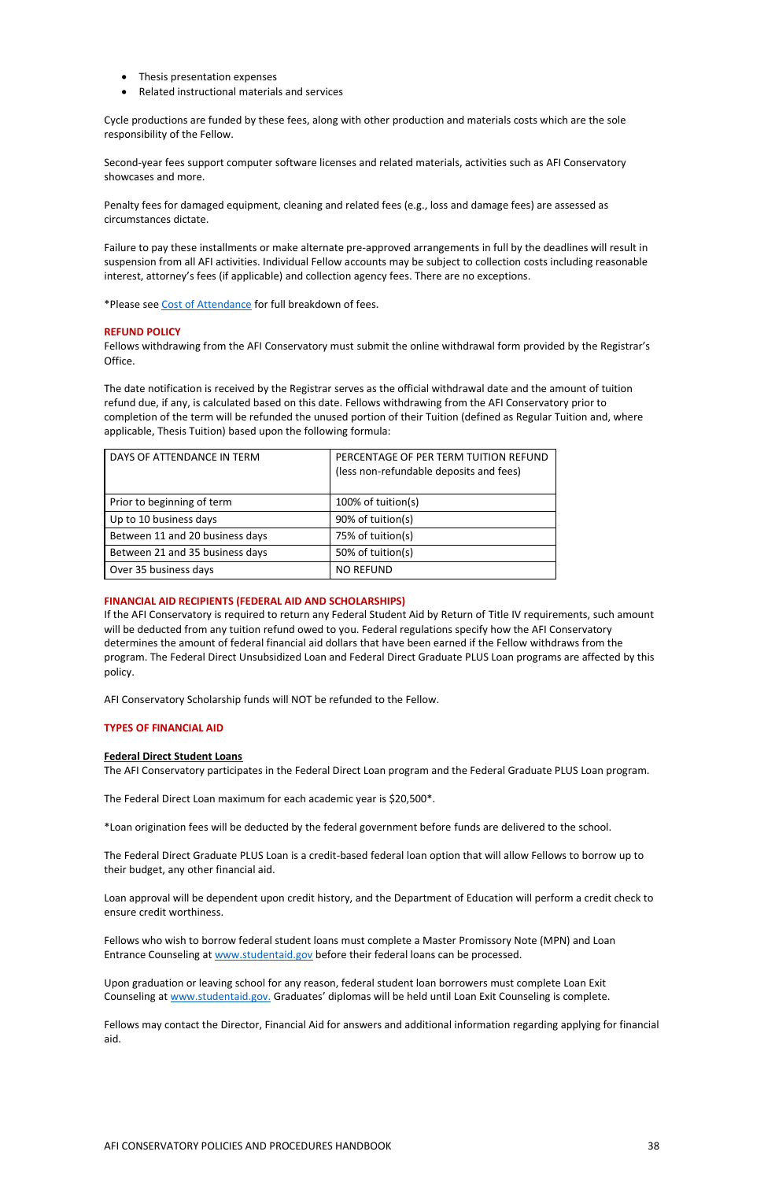- Thesis presentation expenses
- Related instructional materials and services

Cycle productions are funded by these fees, along with other production and materials costs which are the sole responsibility of the Fellow.

Second-year fees support computer software licenses and related materials, activities such as AFI Conservatory showcases and more.

Penalty fees for damaged equipment, cleaning and related fees (e.g., loss and damage fees) are assessed as circumstances dictate.

Failure to pay these installments or make alternate pre-approved arrangements in full by the deadlines will result in suspension from all AFI activities. Individual Fellow accounts may be subject to collection costs including reasonable interest, attorney's fees (if applicable) and collection agency fees. There are no exceptions.

*Please see [Cost of Attendance] for full breakdown of fees.

## REFUND POLICY

Fellows withdrawing from the AFI Conservatory must submit the online withdrawal form provided by the Registrar's Office.

The date notification is received by the Registrar serves as the official withdrawal date and the amount of tuition refund due, if any, is calculated based on this date. Fellows withdrawing from the AFI Conservatory prior to completion of the term will be refunded the unused portion of their Tuition (defined as Regular Tuition and, where applicable, Thesis Tuition) based upon the following formula:

| DAYS OF ATTENDANCE IN TERM | PERCENTAGE OF PER TERM TUITION REFUND (less non-refundable deposits and fees) |
|---|---|
| Prior to beginning of term | 100% of tuition(s) |
| Up to 10 business days | 90% of tuition(s) |
| Between 11 and 20 business days | 75% of tuition(s) |
| Between 21 and 35 business days | 50% of tuition(s) |
| Over 35 business days | NO REFUND |

## FINANCIAL AID RECIPIENTS (FEDERAL AID AND SCHOLARSHIPS)

If the AFI Conservatory is required to return any Federal Student Aid by Return of Title IV requirements, such amount will be deducted from any tuition refund owed to you. Federal regulations specify how the AFI Conservatory determines the amount of federal financial aid dollars that have been earned if the Fellow withdraws from the program. The Federal Direct Unsubsidized Loan and Federal Direct Graduate PLUS Loan programs are affected by this policy.

AFI Conservatory Scholarship funds will NOT be refunded to the Fellow.

## TYPES OF FINANCIAL AID

### Federal Direct Student Loans

The AFI Conservatory participates in the Federal Direct Loan program and the Federal Graduate PLUS Loan program.

The Federal Direct Loan maximum for each academic year is $20,500*.

*Loan origination fees will be deducted by the federal government before funds are delivered to the school.

The Federal Direct Graduate PLUS Loan is a credit-based federal loan option that will allow Fellows to borrow up to their budget, any other financial aid.

Loan approval will be dependent upon credit history, and the Department of Education will perform a credit check to ensure credit worthiness.

Fellows who wish to borrow federal student loans must complete a Master Promissory Note (MPN) and Loan Entrance Counseling at www.studentaid.gov before their federal loans can be processed.

Upon graduation or leaving school for any reason, federal student loan borrowers must complete Loan Exit Counseling at www.studentaid.gov. Graduates' diplomas will be held until Loan Exit Counseling is complete.

Fellows may contact the Director, Financial Aid for answers and additional information regarding applying for financial aid.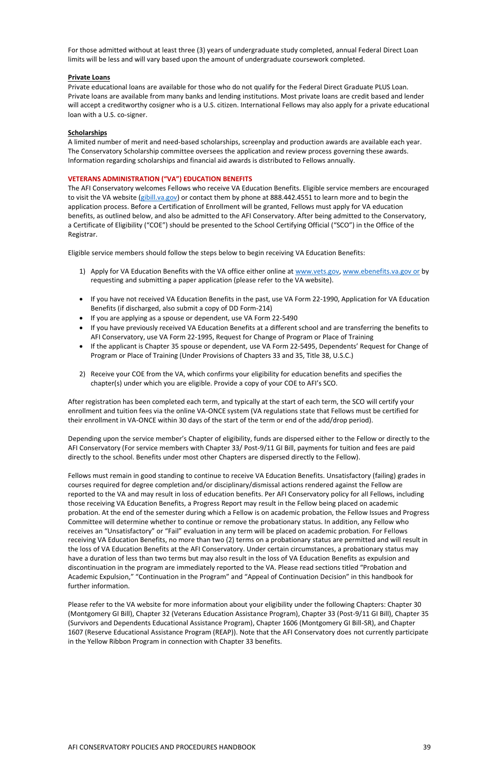For those admitted without at least three (3) years of undergraduate study completed, annual Federal Direct Loan limits will be less and will vary based upon the amount of undergraduate coursework completed.

**Private Loans**

Private educational loans are available for those who do not qualify for the Federal Direct Graduate PLUS Loan. Private loans are available from many banks and lending institutions. Most private loans are credit based and lender will accept a creditworthy cosigner who is a U.S. citizen. International Fellows may also apply for a private educational loan with a U.S. co-signer.

**Scholarships**

A limited number of merit and need-based scholarships, screenplay and production awards are available each year. The Conservatory Scholarship committee oversees the application and review process governing these awards. Information regarding scholarships and financial aid awards is distributed to Fellows annually.

## VETERANS ADMINISTRATION ("VA") EDUCATION BENEFITS

The AFI Conservatory welcomes Fellows who receive VA Education Benefits. Eligible service members are encouraged to visit the VA website (gibill.va.gov) or contact them by phone at 888.442.4551 to learn more and to begin the application process. Before a Certification of Enrollment will be granted, Fellows must apply for VA education benefits, as outlined below, and also be admitted to the AFI Conservatory. After being admitted to the Conservatory, a Certificate of Eligibility ("COE") should be presented to the School Certifying Official ("SCO") in the Office of the Registrar.

Eligible service members should follow the steps below to begin receiving VA Education Benefits:

1) Apply for VA Education Benefits with the VA office either online at www.vets.gov, www.ebenefits.va.gov or by requesting and submitting a paper application (please refer to the VA website).

- If you have not received VA Education Benefits in the past, use VA Form 22-1990, Application for VA Education Benefits (if discharged, also submit a copy of DD Form-214)
- If you are applying as a spouse or dependent, use VA Form 22-5490
- If you have previously received VA Education Benefits at a different school and are transferring the benefits to AFI Conservatory, use VA Form 22-1995, Request for Change of Program or Place of Training
- If the applicant is Chapter 35 spouse or dependent, use VA Form 22-5495, Dependents' Request for Change of Program or Place of Training (Under Provisions of Chapters 33 and 35, Title 38, U.S.C.)

2) Receive your COE from the VA, which confirms your eligibility for education benefits and specifies the chapter(s) under which you are eligible. Provide a copy of your COE to AFI's SCO.

After registration has been completed each term, and typically at the start of each term, the SCO will certify your enrollment and tuition fees via the online VA-ONCE system (VA regulations state that Fellows must be certified for their enrollment in VA-ONCE within 30 days of the start of the term or end of the add/drop period).

Depending upon the service member's Chapter of eligibility, funds are dispersed either to the Fellow or directly to the AFI Conservatory (For service members with Chapter 33/ Post-9/11 GI Bill, payments for tuition and fees are paid directly to the school. Benefits under most other Chapters are dispersed directly to the Fellow).

Fellows must remain in good standing to continue to receive VA Education Benefits. Unsatisfactory (failing) grades in courses required for degree completion and/or disciplinary/dismissal actions rendered against the Fellow are reported to the VA and may result in loss of education benefits. Per AFI Conservatory policy for all Fellows, including those receiving VA Education Benefits, a Progress Report may result in the Fellow being placed on academic probation. At the end of the semester during which a Fellow is on academic probation, the Fellow Issues and Progress Committee will determine whether to continue or remove the probationary status. In addition, any Fellow who receives an "Unsatisfactory" or "Fail" evaluation in any term will be placed on academic probation. For Fellows receiving VA Education Benefits, no more than two (2) terms on a probationary status are permitted and will result in the loss of VA Education Benefits at the AFI Conservatory. Under certain circumstances, a probationary status may have a duration of less than two terms but may also result in the loss of VA Education Benefits as expulsion and discontinuation in the program are immediately reported to the VA. Please read sections titled "Probation and Academic Expulsion," "Continuation in the Program" and "Appeal of Continuation Decision" in this handbook for further information.

Please refer to the VA website for more information about your eligibility under the following Chapters: Chapter 30 (Montgomery GI Bill), Chapter 32 (Veterans Education Assistance Program), Chapter 33 (Post-9/11 GI Bill), Chapter 35 (Survivors and Dependents Educational Assistance Program), Chapter 1606 (Montgomery GI Bill-SR), and Chapter 1607 (Reserve Educational Assistance Program (REAP)). Note that the AFI Conservatory does not currently participate in the Yellow Ribbon Program in connection with Chapter 33 benefits.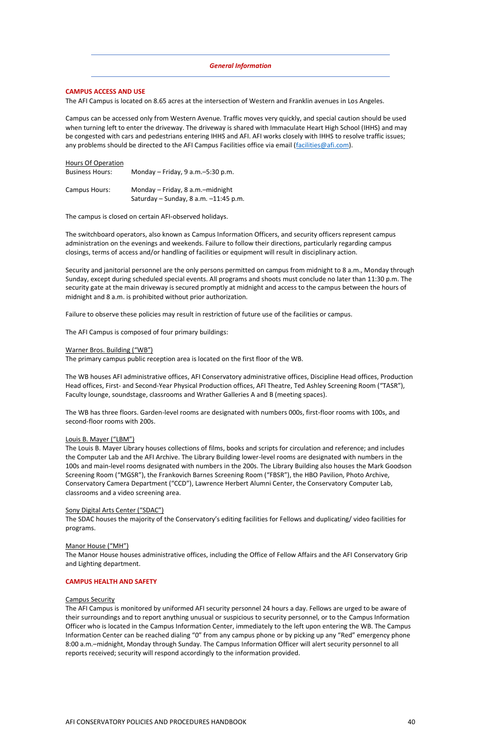## *General Information*

### CAMPUS ACCESS AND USE

The AFI Campus is located on 8.65 acres at the intersection of Western and Franklin avenues in Los Angeles.

Campus can be accessed only from Western Avenue. Traffic moves very quickly, and special caution should be used when turning left to enter the driveway. The driveway is shared with Immaculate Heart High School (IHHS) and may be congested with cars and pedestrians entering IHHS and AFI. AFI works closely with IHHS to resolve traffic issues; any problems should be directed to the AFI Campus Facilities office via email (facilities@afi.com).

Hours Of Operation

| | |
|---|---|
| Business Hours: | Monday – Friday, 9 a.m.–5:30 p.m. |
| Campus Hours: | Monday – Friday, 8 a.m.–midnight<br>Saturday – Sunday, 8 a.m. –11:45 p.m. |

The campus is closed on certain AFI-observed holidays.

The switchboard operators, also known as Campus Information Officers, and security officers represent campus administration on the evenings and weekends. Failure to follow their directions, particularly regarding campus closings, terms of access and/or handling of facilities or equipment will result in disciplinary action.

Security and janitorial personnel are the only persons permitted on campus from midnight to 8 a.m., Monday through Sunday, except during scheduled special events. All programs and shoots must conclude no later than 11:30 p.m. The security gate at the main driveway is secured promptly at midnight and access to the campus between the hours of midnight and 8 a.m. is prohibited without prior authorization.

Failure to observe these policies may result in restriction of future use of the facilities or campus.

The AFI Campus is composed of four primary buildings:

Warner Bros. Building ("WB")

The primary campus public reception area is located on the first floor of the WB.

The WB houses AFI administrative offices, AFI Conservatory administrative offices, Discipline Head offices, Production Head offices, First- and Second-Year Physical Production offices, AFI Theatre, Ted Ashley Screening Room ("TASR"), Faculty lounge, soundstage, classrooms and Wrather Galleries A and B (meeting spaces).

The WB has three floors. Garden-level rooms are designated with numbers 000s, first-floor rooms with 100s, and second-floor rooms with 200s.

Louis B. Mayer ("LBM")

The Louis B. Mayer Library houses collections of films, books and scripts for circulation and reference; and includes the Computer Lab and the AFI Archive. The Library Building lower-level rooms are designated with numbers in the 100s and main-level rooms designated with numbers in the 200s. The Library Building also houses the Mark Goodson Screening Room ("MGSR"), the Frankovich Barnes Screening Room ("FBSR"), the HBO Pavilion, Photo Archive, Conservatory Camera Department ("CCD"), Lawrence Herbert Alumni Center, the Conservatory Computer Lab, classrooms and a video screening area.

Sony Digital Arts Center ("SDAC")

The SDAC houses the majority of the Conservatory's editing facilities for Fellows and duplicating/ video facilities for programs.

Manor House ("MH")

The Manor House houses administrative offices, including the Office of Fellow Affairs and the AFI Conservatory Grip and Lighting department.

### CAMPUS HEALTH AND SAFETY

Campus Security

The AFI Campus is monitored by uniformed AFI security personnel 24 hours a day. Fellows are urged to be aware of their surroundings and to report anything unusual or suspicious to security personnel, or to the Campus Information Officer who is located in the Campus Information Center, immediately to the left upon entering the WB. The Campus Information Center can be reached dialing "0" from any campus phone or by picking up any "Red" emergency phone 8:00 a.m.–midnight, Monday through Sunday. The Campus Information Officer will alert security personnel to all reports received; security will respond accordingly to the information provided.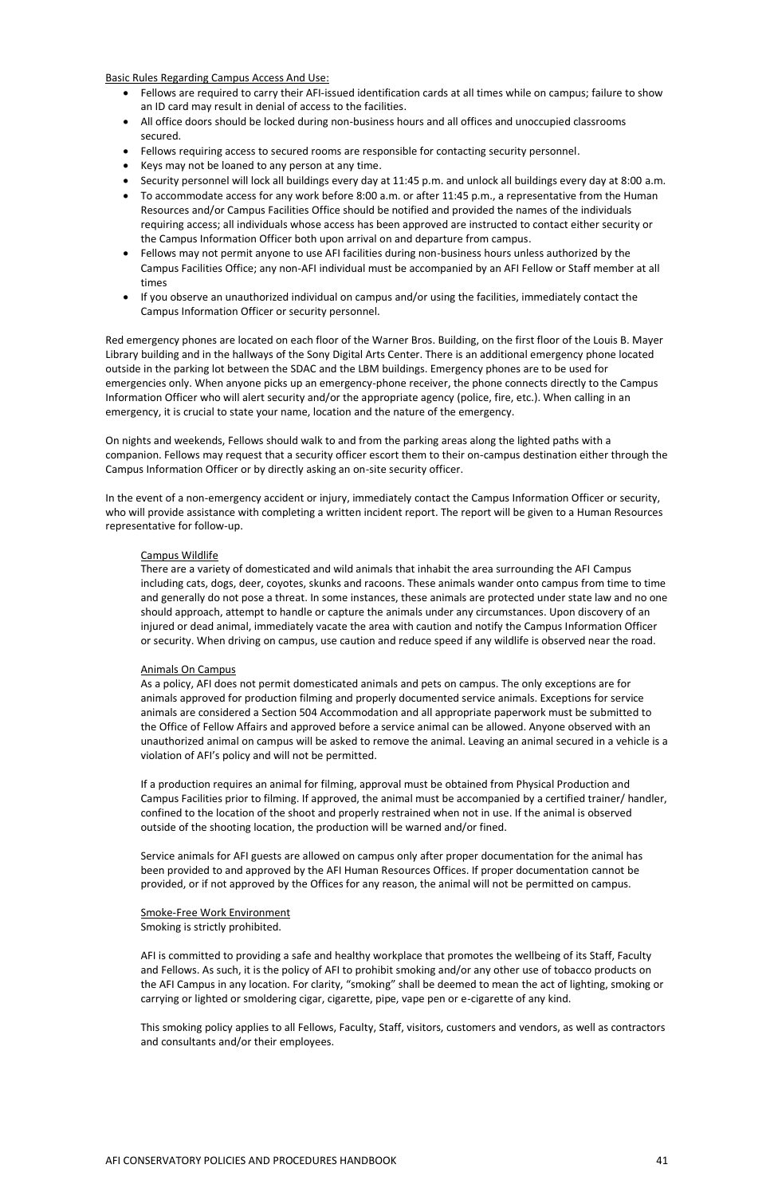Basic Rules Regarding Campus Access And Use:

- Fellows are required to carry their AFI-issued identification cards at all times while on campus; failure to show an ID card may result in denial of access to the facilities.
- All office doors should be locked during non-business hours and all offices and unoccupied classrooms secured.
- Fellows requiring access to secured rooms are responsible for contacting security personnel.
- Keys may not be loaned to any person at any time.
- Security personnel will lock all buildings every day at 11:45 p.m. and unlock all buildings every day at 8:00 a.m.
- To accommodate access for any work before 8:00 a.m. or after 11:45 p.m., a representative from the Human Resources and/or Campus Facilities Office should be notified and provided the names of the individuals requiring access; all individuals whose access has been approved are instructed to contact either security or the Campus Information Officer both upon arrival on and departure from campus.
- Fellows may not permit anyone to use AFI facilities during non-business hours unless authorized by the Campus Facilities Office; any non-AFI individual must be accompanied by an AFI Fellow or Staff member at all times
- If you observe an unauthorized individual on campus and/or using the facilities, immediately contact the Campus Information Officer or security personnel.

Red emergency phones are located on each floor of the Warner Bros. Building, on the first floor of the Louis B. Mayer Library building and in the hallways of the Sony Digital Arts Center. There is an additional emergency phone located outside in the parking lot between the SDAC and the LBM buildings. Emergency phones are to be used for emergencies only. When anyone picks up an emergency-phone receiver, the phone connects directly to the Campus Information Officer who will alert security and/or the appropriate agency (police, fire, etc.). When calling in an emergency, it is crucial to state your name, location and the nature of the emergency.

On nights and weekends, Fellows should walk to and from the parking areas along the lighted paths with a companion. Fellows may request that a security officer escort them to their on-campus destination either through the Campus Information Officer or by directly asking an on-site security officer.

In the event of a non-emergency accident or injury, immediately contact the Campus Information Officer or security, who will provide assistance with completing a written incident report. The report will be given to a Human Resources representative for follow-up.

Campus Wildlife

There are a variety of domesticated and wild animals that inhabit the area surrounding the AFI Campus including cats, dogs, deer, coyotes, skunks and racoons. These animals wander onto campus from time to time and generally do not pose a threat. In some instances, these animals are protected under state law and no one should approach, attempt to handle or capture the animals under any circumstances. Upon discovery of an injured or dead animal, immediately vacate the area with caution and notify the Campus Information Officer or security. When driving on campus, use caution and reduce speed if any wildlife is observed near the road.

Animals On Campus

As a policy, AFI does not permit domesticated animals and pets on campus. The only exceptions are for animals approved for production filming and properly documented service animals. Exceptions for service animals are considered a Section 504 Accommodation and all appropriate paperwork must be submitted to the Office of Fellow Affairs and approved before a service animal can be allowed. Anyone observed with an unauthorized animal on campus will be asked to remove the animal. Leaving an animal secured in a vehicle is a violation of AFI's policy and will not be permitted.

If a production requires an animal for filming, approval must be obtained from Physical Production and Campus Facilities prior to filming. If approved, the animal must be accompanied by a certified trainer/ handler, confined to the location of the shoot and properly restrained when not in use. If the animal is observed outside of the shooting location, the production will be warned and/or fined.

Service animals for AFI guests are allowed on campus only after proper documentation for the animal has been provided to and approved by the AFI Human Resources Offices. If proper documentation cannot be provided, or if not approved by the Offices for any reason, the animal will not be permitted on campus.

Smoke-Free Work Environment

Smoking is strictly prohibited.

AFI is committed to providing a safe and healthy workplace that promotes the wellbeing of its Staff, Faculty and Fellows. As such, it is the policy of AFI to prohibit smoking and/or any other use of tobacco products on the AFI Campus in any location. For clarity, "smoking" shall be deemed to mean the act of lighting, smoking or carrying or lighted or smoldering cigar, cigarette, pipe, vape pen or e-cigarette of any kind.

This smoking policy applies to all Fellows, Faculty, Staff, visitors, customers and vendors, as well as contractors and consultants and/or their employees.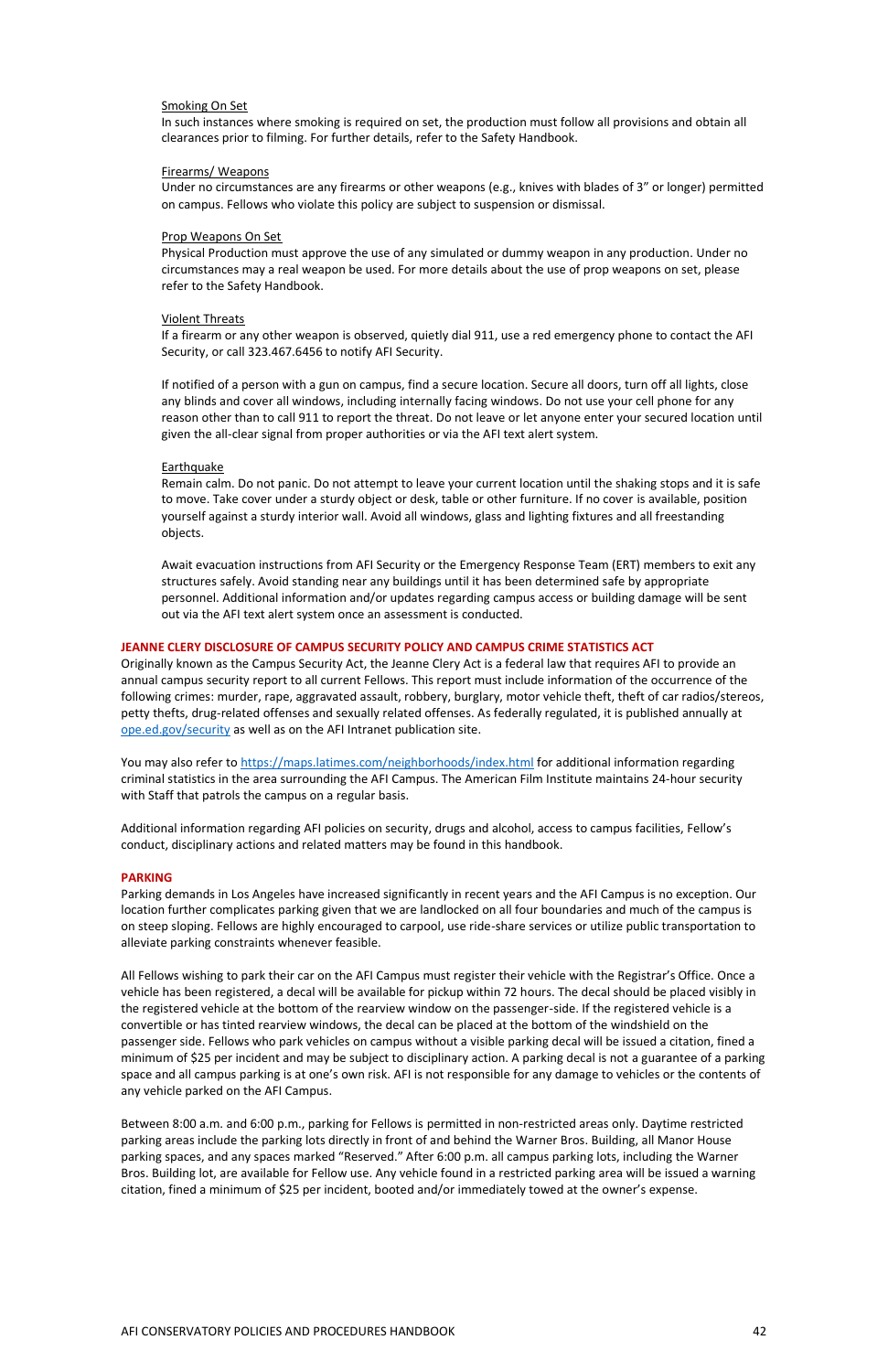#### Smoking On Set

In such instances where smoking is required on set, the production must follow all provisions and obtain all clearances prior to filming. For further details, refer to the Safety Handbook.

#### Firearms/ Weapons

Under no circumstances are any firearms or other weapons (e.g., knives with blades of 3" or longer) permitted on campus. Fellows who violate this policy are subject to suspension or dismissal.

#### Prop Weapons On Set

Physical Production must approve the use of any simulated or dummy weapon in any production. Under no circumstances may a real weapon be used. For more details about the use of prop weapons on set, please refer to the Safety Handbook.

#### Violent Threats

If a firearm or any other weapon is observed, quietly dial 911, use a red emergency phone to contact the AFI Security, or call 323.467.6456 to notify AFI Security.

If notified of a person with a gun on campus, find a secure location. Secure all doors, turn off all lights, close any blinds and cover all windows, including internally facing windows. Do not use your cell phone for any reason other than to call 911 to report the threat. Do not leave or let anyone enter your secured location until given the all-clear signal from proper authorities or via the AFI text alert system.

#### Earthquake

Remain calm. Do not panic. Do not attempt to leave your current location until the shaking stops and it is safe to move. Take cover under a sturdy object or desk, table or other furniture. If no cover is available, position yourself against a sturdy interior wall. Avoid all windows, glass and lighting fixtures and all freestanding objects.

Await evacuation instructions from AFI Security or the Emergency Response Team (ERT) members to exit any structures safely. Avoid standing near any buildings until it has been determined safe by appropriate personnel. Additional information and/or updates regarding campus access or building damage will be sent out via the AFI text alert system once an assessment is conducted.

## JEANNE CLERY DISCLOSURE OF CAMPUS SECURITY POLICY AND CAMPUS CRIME STATISTICS ACT

Originally known as the Campus Security Act, the Jeanne Clery Act is a federal law that requires AFI to provide an annual campus security report to all current Fellows. This report must include information of the occurrence of the following crimes: murder, rape, aggravated assault, robbery, burglary, motor vehicle theft, theft of car radios/stereos, petty thefts, drug-related offenses and sexually related offenses. As federally regulated, it is published annually at ope.ed.gov/security as well as on the AFI Intranet publication site.

You may also refer to https://maps.latimes.com/neighborhoods/index.html for additional information regarding criminal statistics in the area surrounding the AFI Campus. The American Film Institute maintains 24-hour security with Staff that patrols the campus on a regular basis.

Additional information regarding AFI policies on security, drugs and alcohol, access to campus facilities, Fellow's conduct, disciplinary actions and related matters may be found in this handbook.

## PARKING

Parking demands in Los Angeles have increased significantly in recent years and the AFI Campus is no exception. Our location further complicates parking given that we are landlocked on all four boundaries and much of the campus is on steep sloping. Fellows are highly encouraged to carpool, use ride-share services or utilize public transportation to alleviate parking constraints whenever feasible.

All Fellows wishing to park their car on the AFI Campus must register their vehicle with the Registrar's Office. Once a vehicle has been registered, a decal will be available for pickup within 72 hours. The decal should be placed visibly in the registered vehicle at the bottom of the rearview window on the passenger-side. If the registered vehicle is a convertible or has tinted rearview windows, the decal can be placed at the bottom of the windshield on the passenger side. Fellows who park vehicles on campus without a visible parking decal will be issued a citation, fined a minimum of $25 per incident and may be subject to disciplinary action. A parking decal is not a guarantee of a parking space and all campus parking is at one's own risk. AFI is not responsible for any damage to vehicles or the contents of any vehicle parked on the AFI Campus.

Between 8:00 a.m. and 6:00 p.m., parking for Fellows is permitted in non-restricted areas only. Daytime restricted parking areas include the parking lots directly in front of and behind the Warner Bros. Building, all Manor House parking spaces, and any spaces marked "Reserved." After 6:00 p.m. all campus parking lots, including the Warner Bros. Building lot, are available for Fellow use. Any vehicle found in a restricted parking area will be issued a warning citation, fined a minimum of $25 per incident, booted and/or immediately towed at the owner's expense.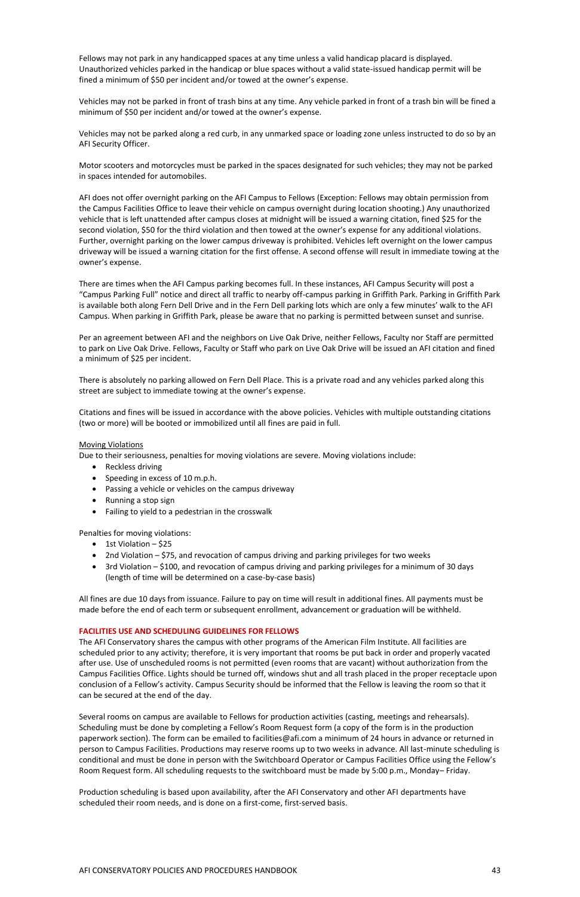Fellows may not park in any handicapped spaces at any time unless a valid handicap placard is displayed. Unauthorized vehicles parked in the handicap or blue spaces without a valid state-issued handicap permit will be fined a minimum of $50 per incident and/or towed at the owner's expense.

Vehicles may not be parked in front of trash bins at any time. Any vehicle parked in front of a trash bin will be fined a minimum of $50 per incident and/or towed at the owner's expense.

Vehicles may not be parked along a red curb, in any unmarked space or loading zone unless instructed to do so by an AFI Security Officer.

Motor scooters and motorcycles must be parked in the spaces designated for such vehicles; they may not be parked in spaces intended for automobiles.

AFI does not offer overnight parking on the AFI Campus to Fellows (Exception: Fellows may obtain permission from the Campus Facilities Office to leave their vehicle on campus overnight during location shooting.) Any unauthorized vehicle that is left unattended after campus closes at midnight will be issued a warning citation, fined $25 for the second violation, $50 for the third violation and then towed at the owner's expense for any additional violations. Further, overnight parking on the lower campus driveway is prohibited. Vehicles left overnight on the lower campus driveway will be issued a warning citation for the first offense. A second offense will result in immediate towing at the owner's expense.

There are times when the AFI Campus parking becomes full. In these instances, AFI Campus Security will post a "Campus Parking Full" notice and direct all traffic to nearby off-campus parking in Griffith Park. Parking in Griffith Park is available both along Fern Dell Drive and in the Fern Dell parking lots which are only a few minutes' walk to the AFI Campus. When parking in Griffith Park, please be aware that no parking is permitted between sunset and sunrise.

Per an agreement between AFI and the neighbors on Live Oak Drive, neither Fellows, Faculty nor Staff are permitted to park on Live Oak Drive. Fellows, Faculty or Staff who park on Live Oak Drive will be issued an AFI citation and fined a minimum of $25 per incident.

There is absolutely no parking allowed on Fern Dell Place. This is a private road and any vehicles parked along this street are subject to immediate towing at the owner's expense.

Citations and fines will be issued in accordance with the above policies. Vehicles with multiple outstanding citations (two or more) will be booted or immobilized until all fines are paid in full.

<u>Moving Violations</u>

Due to their seriousness, penalties for moving violations are severe. Moving violations include:

- Reckless driving
- Speeding in excess of 10 m.p.h.
- Passing a vehicle or vehicles on the campus driveway
- Running a stop sign
- Failing to yield to a pedestrian in the crosswalk

Penalties for moving violations:

- 1st Violation – $25
- 2nd Violation – $75, and revocation of campus driving and parking privileges for two weeks
- 3rd Violation – $100, and revocation of campus driving and parking privileges for a minimum of 30 days (length of time will be determined on a case-by-case basis)

All fines are due 10 days from issuance. Failure to pay on time will result in additional fines. All payments must be made before the end of each term or subsequent enrollment, advancement or graduation will be withheld.

**FACILITIES USE AND SCHEDULING GUIDELINES FOR FELLOWS**

The AFI Conservatory shares the campus with other programs of the American Film Institute. All facilities are scheduled prior to any activity; therefore, it is very important that rooms be put back in order and properly vacated after use. Use of unscheduled rooms is not permitted (even rooms that are vacant) without authorization from the Campus Facilities Office. Lights should be turned off, windows shut and all trash placed in the proper receptacle upon conclusion of a Fellow's activity. Campus Security should be informed that the Fellow is leaving the room so that it can be secured at the end of the day.

Several rooms on campus are available to Fellows for production activities (casting, meetings and rehearsals). Scheduling must be done by completing a Fellow's Room Request form (a copy of the form is in the production paperwork section). The form can be emailed to facilities@afi.com a minimum of 24 hours in advance or returned in person to Campus Facilities. Productions may reserve rooms up to two weeks in advance. All last-minute scheduling is conditional and must be done in person with the Switchboard Operator or Campus Facilities Office using the Fellow's Room Request form. All scheduling requests to the switchboard must be made by 5:00 p.m., Monday– Friday.

Production scheduling is based upon availability, after the AFI Conservatory and other AFI departments have scheduled their room needs, and is done on a first-come, first-served basis.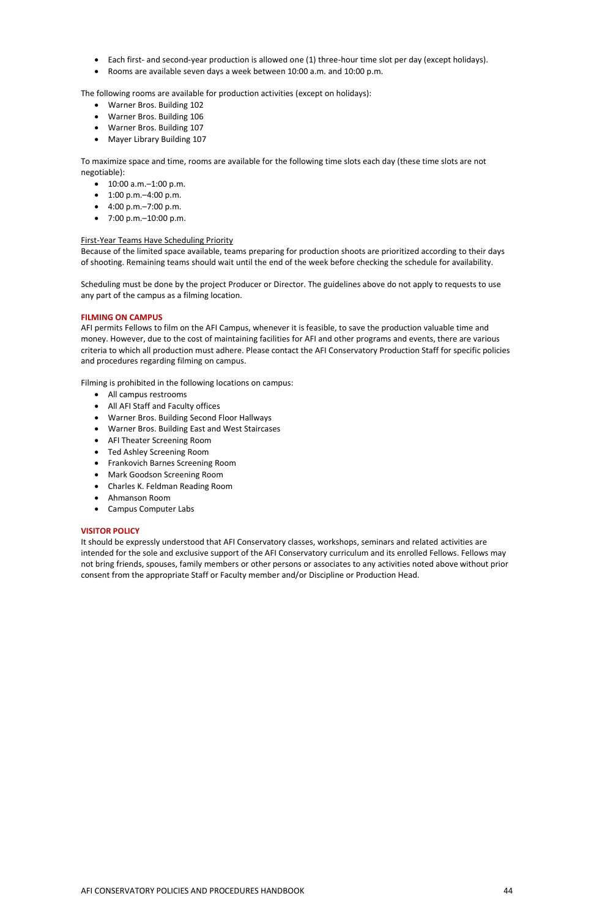- Each first- and second-year production is allowed one (1) three-hour time slot per day (except holidays).
- Rooms are available seven days a week between 10:00 a.m. and 10:00 p.m.

The following rooms are available for production activities (except on holidays):

- Warner Bros. Building 102
- Warner Bros. Building 106
- Warner Bros. Building 107
- Mayer Library Building 107

To maximize space and time, rooms are available for the following time slots each day (these time slots are not negotiable):

- 10:00 a.m.–1:00 p.m.
- 1:00 p.m.–4:00 p.m.
- 4:00 p.m.–7:00 p.m.
- 7:00 p.m.–10:00 p.m.

First-Year Teams Have Scheduling Priority

Because of the limited space available, teams preparing for production shoots are prioritized according to their days of shooting. Remaining teams should wait until the end of the week before checking the schedule for availability.

Scheduling must be done by the project Producer or Director. The guidelines above do not apply to requests to use any part of the campus as a filming location.

## FILMING ON CAMPUS

AFI permits Fellows to film on the AFI Campus, whenever it is feasible, to save the production valuable time and money. However, due to the cost of maintaining facilities for AFI and other programs and events, there are various criteria to which all production must adhere. Please contact the AFI Conservatory Production Staff for specific policies and procedures regarding filming on campus.

Filming is prohibited in the following locations on campus:

- All campus restrooms
- All AFI Staff and Faculty offices
- Warner Bros. Building Second Floor Hallways
- Warner Bros. Building East and West Staircases
- AFI Theater Screening Room
- Ted Ashley Screening Room
- Frankovich Barnes Screening Room
- Mark Goodson Screening Room
- Charles K. Feldman Reading Room
- Ahmanson Room
- Campus Computer Labs

## VISITOR POLICY

It should be expressly understood that AFI Conservatory classes, workshops, seminars and related activities are intended for the sole and exclusive support of the AFI Conservatory curriculum and its enrolled Fellows. Fellows may not bring friends, spouses, family members or other persons or associates to any activities noted above without prior consent from the appropriate Staff or Faculty member and/or Discipline or Production Head.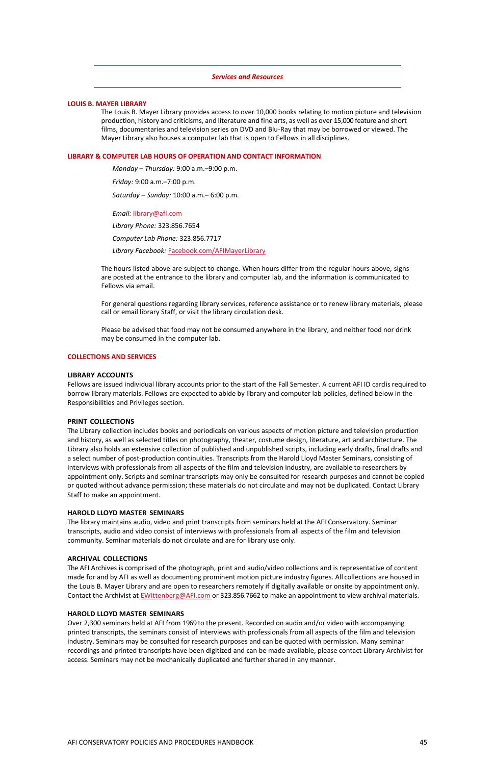## *Services and Resources*

### LOUIS B. MAYER LIBRARY

The Louis B. Mayer Library provides access to over 10,000 books relating to motion picture and television production, history and criticisms, and literature and fine arts, as well as over 15,000 feature and short films, documentaries and television series on DVD and Blu-Ray that may be borrowed or viewed. The Mayer Library also houses a computer lab that is open to Fellows in all disciplines.

### LIBRARY & COMPUTER LAB HOURS OF OPERATION AND CONTACT INFORMATION

*Monday – Thursday:* 9:00 a.m.–9:00 p.m.

*Friday:* 9:00 a.m.–7:00 p.m.

*Saturday – Sunday:* 10:00 a.m.– 6:00 p.m.

*Email:* library@afi.com

*Library Phone:* 323.856.7654

*Computer Lab Phone:* 323.856.7717

*Library Facebook:* Facebook.com/AFIMayerLibrary

The hours listed above are subject to change. When hours differ from the regular hours above, signs are posted at the entrance to the library and computer lab, and the information is communicated to Fellows via email.

For general questions regarding library services, reference assistance or to renew library materials, please call or email library Staff, or visit the library circulation desk.

Please be advised that food may not be consumed anywhere in the library, and neither food nor drink may be consumed in the computer lab.

### COLLECTIONS AND SERVICES

#### LIBRARY ACCOUNTS

Fellows are issued individual library accounts prior to the start of the Fall Semester. A current AFI ID card is required to borrow library materials. Fellows are expected to abide by library and computer lab policies, defined below in the Responsibilities and Privileges section.

#### PRINT COLLECTIONS

The Library collection includes books and periodicals on various aspects of motion picture and television production and history, as well as selected titles on photography, theater, costume design, literature, art and architecture. The Library also holds an extensive collection of published and unpublished scripts, including early drafts, final drafts and a select number of post-production continuities. Transcripts from the Harold Lloyd Master Seminars, consisting of interviews with professionals from all aspects of the film and television industry, are available to researchers by appointment only. Scripts and seminar transcripts may only be consulted for research purposes and cannot be copied or quoted without advance permission; these materials do not circulate and may not be duplicated. Contact Library Staff to make an appointment.

#### HAROLD LLOYD MASTER SEMINARS

The library maintains audio, video and print transcripts from seminars held at the AFI Conservatory. Seminar transcripts, audio and video consist of interviews with professionals from all aspects of the film and television community. Seminar materials do not circulate and are for library use only.

#### ARCHIVAL COLLECTIONS

The AFI Archives is comprised of the photograph, print and audio/video collections and is representative of content made for and by AFI as well as documenting prominent motion picture industry figures. All collections are housed in the Louis B. Mayer Library and are open to researchers remotely if digitally available or onsite by appointment only. Contact the Archivist at EWittenberg@AFI.com or 323.856.7662 to make an appointment to view archival materials.

#### HAROLD LLOYD MASTER SEMINARS

Over 2,300 seminars held at AFI from 1969 to the present. Recorded on audio and/or video with accompanying printed transcripts, the seminars consist of interviews with professionals from all aspects of the film and television industry. Seminars may be consulted for research purposes and can be quoted with permission. Many seminar recordings and printed transcripts have been digitized and can be made available, please contact Library Archivist for access. Seminars may not be mechanically duplicated and further shared in any manner.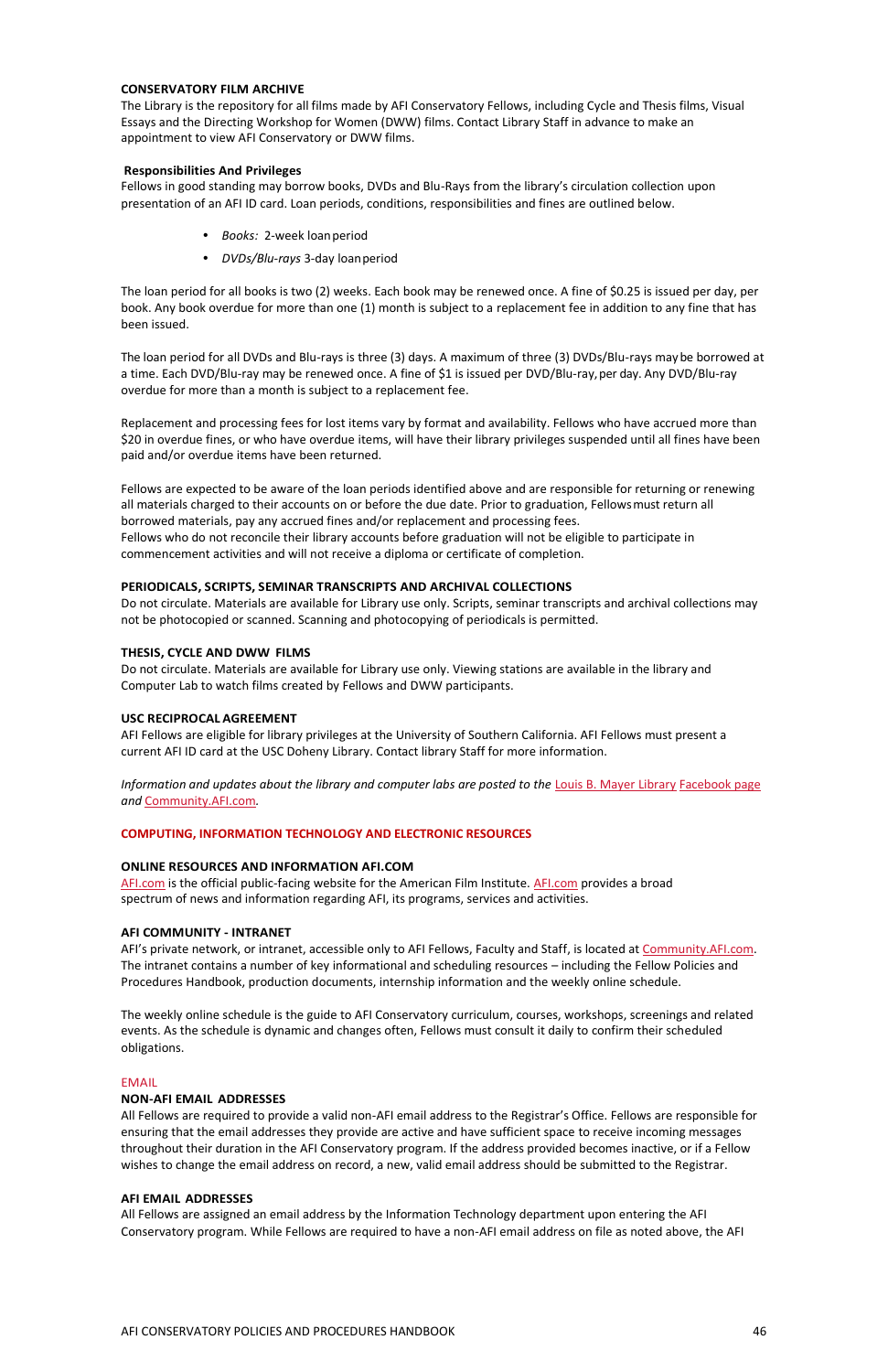### CONSERVATORY FILM ARCHIVE

The Library is the repository for all films made by AFI Conservatory Fellows, including Cycle and Thesis films, Visual Essays and the Directing Workshop for Women (DWW) films. Contact Library Staff in advance to make an appointment to view AFI Conservatory or DWW films.

### Responsibilities And Privileges

Fellows in good standing may borrow books, DVDs and Blu-Rays from the library's circulation collection upon presentation of an AFI ID card. Loan periods, conditions, responsibilities and fines are outlined below.

- *Books:* 2-week loan period
- *DVDs/Blu-rays* 3-day loan period

The loan period for all books is two (2) weeks. Each book may be renewed once. A fine of $0.25 is issued per day, per book. Any book overdue for more than one (1) month is subject to a replacement fee in addition to any fine that has been issued.

The loan period for all DVDs and Blu-rays is three (3) days. A maximum of three (3) DVDs/Blu-rays may be borrowed at a time. Each DVD/Blu-ray may be renewed once. A fine of $1 is issued per DVD/Blu-ray, per day. Any DVD/Blu-ray overdue for more than a month is subject to a replacement fee.

Replacement and processing fees for lost items vary by format and availability. Fellows who have accrued more than $20 in overdue fines, or who have overdue items, will have their library privileges suspended until all fines have been paid and/or overdue items have been returned.

Fellows are expected to be aware of the loan periods identified above and are responsible for returning or renewing all materials charged to their accounts on or before the due date. Prior to graduation, Fellows must return all borrowed materials, pay any accrued fines and/or replacement and processing fees.
Fellows who do not reconcile their library accounts before graduation will not be eligible to participate in commencement activities and will not receive a diploma or certificate of completion.

### PERIODICALS, SCRIPTS, SEMINAR TRANSCRIPTS AND ARCHIVAL COLLECTIONS

Do not circulate. Materials are available for Library use only. Scripts, seminar transcripts and archival collections may not be photocopied or scanned. Scanning and photocopying of periodicals is permitted.

### THESIS, CYCLE AND DWW FILMS

Do not circulate. Materials are available for Library use only. Viewing stations are available in the library and Computer Lab to watch films created by Fellows and DWW participants.

### USC RECIPROCAL AGREEMENT

AFI Fellows are eligible for library privileges at the University of Southern California. AFI Fellows must present a current AFI ID card at the USC Doheny Library. Contact library Staff for more information.

*Information and updates about the library and computer labs are posted to the* Louis B. Mayer Library Facebook page *and* Community.AFI.com.

## COMPUTING, INFORMATION TECHNOLOGY AND ELECTRONIC RESOURCES

### ONLINE RESOURCES AND INFORMATION AFI.COM

AFI.com is the official public-facing website for the American Film Institute. AFI.com provides a broad spectrum of news and information regarding AFI, its programs, services and activities.

### AFI COMMUNITY - INTRANET

AFI's private network, or intranet, accessible only to AFI Fellows, Faculty and Staff, is located at Community.AFI.com. The intranet contains a number of key informational and scheduling resources – including the Fellow Policies and Procedures Handbook, production documents, internship information and the weekly online schedule.

The weekly online schedule is the guide to AFI Conservatory curriculum, courses, workshops, screenings and related events. As the schedule is dynamic and changes often, Fellows must consult it daily to confirm their scheduled obligations.

EMAIL

### NON-AFI EMAIL ADDRESSES

All Fellows are required to provide a valid non-AFI email address to the Registrar's Office. Fellows are responsible for ensuring that the email addresses they provide are active and have sufficient space to receive incoming messages throughout their duration in the AFI Conservatory program. If the address provided becomes inactive, or if a Fellow wishes to change the email address on record, a new, valid email address should be submitted to the Registrar.

### AFI EMAIL ADDRESSES

All Fellows are assigned an email address by the Information Technology department upon entering the AFI Conservatory program. While Fellows are required to have a non-AFI email address on file as noted above, the AFI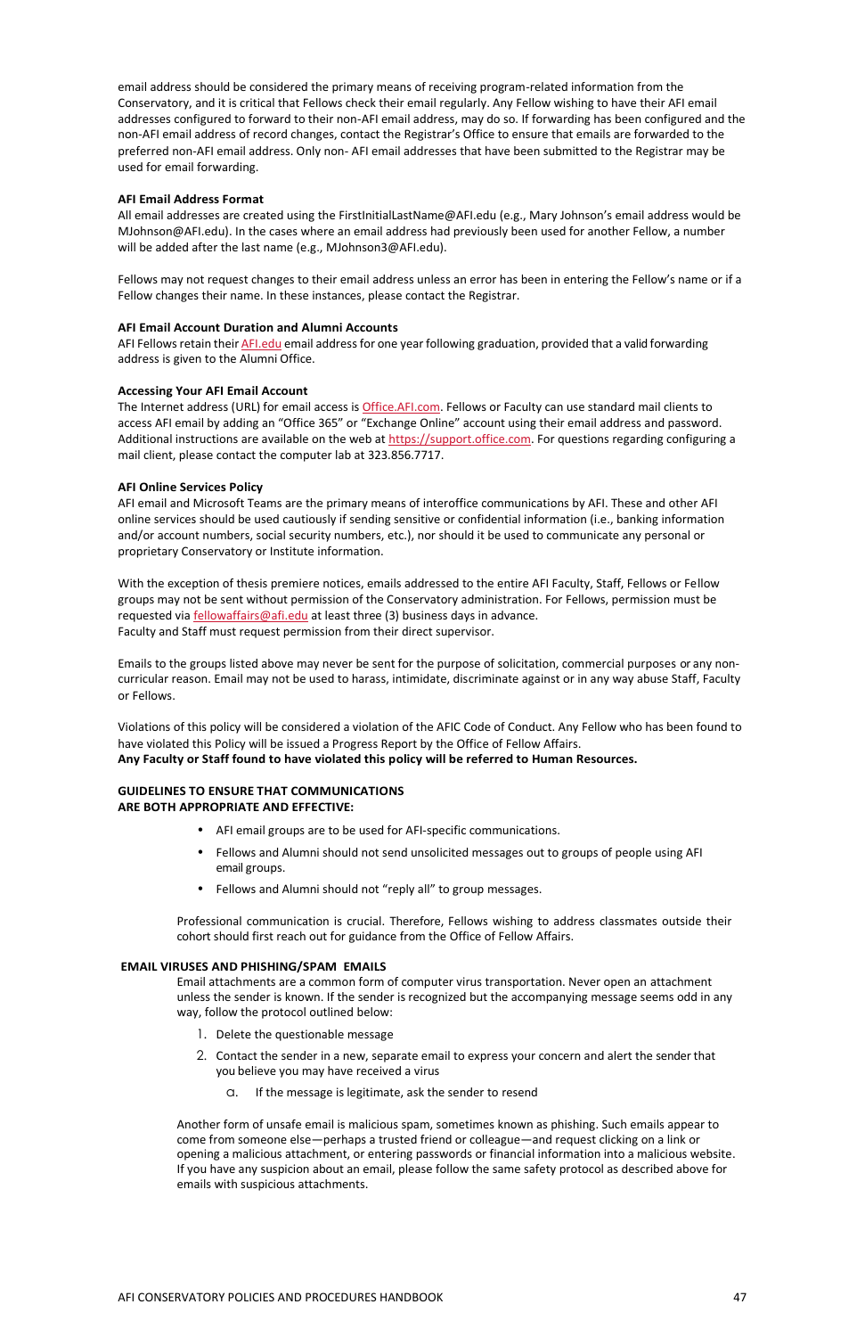email address should be considered the primary means of receiving program-related information from the Conservatory, and it is critical that Fellows check their email regularly. Any Fellow wishing to have their AFI email addresses configured to forward to their non-AFI email address, may do so. If forwarding has been configured and the non-AFI email address of record changes, contact the Registrar's Office to ensure that emails are forwarded to the preferred non-AFI email address. Only non- AFI email addresses that have been submitted to the Registrar may be used for email forwarding.

**AFI Email Address Format**

All email addresses are created using the FirstInitialLastName@AFI.edu (e.g., Mary Johnson's email address would be MJohnson@AFI.edu). In the cases where an email address had previously been used for another Fellow, a number will be added after the last name (e.g., MJohnson3@AFI.edu).

Fellows may not request changes to their email address unless an error has been in entering the Fellow's name or if a Fellow changes their name. In these instances, please contact the Registrar.

**AFI Email Account Duration and Alumni Accounts**

AFI Fellows retain their AFI.edu email address for one year following graduation, provided that a valid forwarding address is given to the Alumni Office.

**Accessing Your AFI Email Account**

The Internet address (URL) for email access is Office.AFI.com. Fellows or Faculty can use standard mail clients to access AFI email by adding an "Office 365" or "Exchange Online" account using their email address and password. Additional instructions are available on the web at https://support.office.com. For questions regarding configuring a mail client, please contact the computer lab at 323.856.7717.

**AFI Online Services Policy**

AFI email and Microsoft Teams are the primary means of interoffice communications by AFI. These and other AFI online services should be used cautiously if sending sensitive or confidential information (i.e., banking information and/or account numbers, social security numbers, etc.), nor should it be used to communicate any personal or proprietary Conservatory or Institute information.

With the exception of thesis premiere notices, emails addressed to the entire AFI Faculty, Staff, Fellows or Fellow groups may not be sent without permission of the Conservatory administration. For Fellows, permission must be requested via fellowaffairs@afi.edu at least three (3) business days in advance.
Faculty and Staff must request permission from their direct supervisor.

Emails to the groups listed above may never be sent for the purpose of solicitation, commercial purposes or any non-curricular reason. Email may not be used to harass, intimidate, discriminate against or in any way abuse Staff, Faculty or Fellows.

Violations of this policy will be considered a violation of the AFIC Code of Conduct. Any Fellow who has been found to have violated this Policy will be issued a Progress Report by the Office of Fellow Affairs.
**Any Faculty or Staff found to have violated this policy will be referred to Human Resources.**

**GUIDELINES TO ENSURE THAT COMMUNICATIONS ARE BOTH APPROPRIATE AND EFFECTIVE:**

- AFI email groups are to be used for AFI-specific communications.
- Fellows and Alumni should not send unsolicited messages out to groups of people using AFI email groups.
- Fellows and Alumni should not "reply all" to group messages.

Professional communication is crucial. Therefore, Fellows wishing to address classmates outside their cohort should first reach out for guidance from the Office of Fellow Affairs.

**EMAIL VIRUSES AND PHISHING/SPAM EMAILS**

Email attachments are a common form of computer virus transportation. Never open an attachment unless the sender is known. If the sender is recognized but the accompanying message seems odd in any way, follow the protocol outlined below:

1. Delete the questionable message
2. Contact the sender in a new, separate email to express your concern and alert the sender that you believe you may have received a virus
    a. If the message is legitimate, ask the sender to resend

Another form of unsafe email is malicious spam, sometimes known as phishing. Such emails appear to come from someone else—perhaps a trusted friend or colleague—and request clicking on a link or opening a malicious attachment, or entering passwords or financial information into a malicious website. If you have any suspicion about an email, please follow the same safety protocol as described above for emails with suspicious attachments.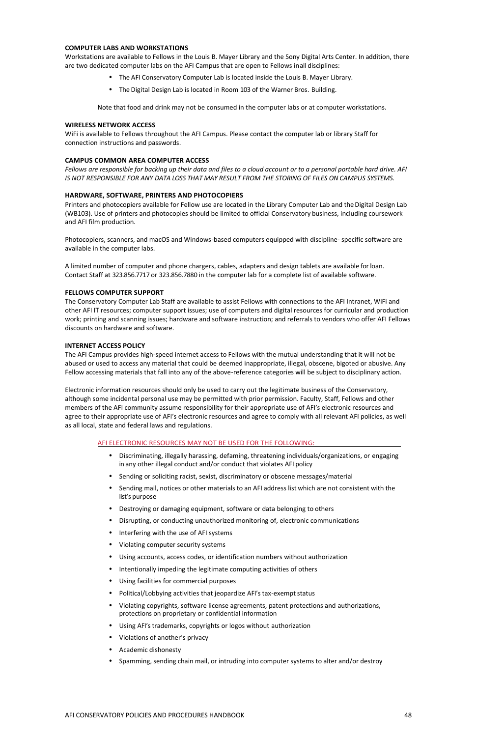### COMPUTER LABS AND WORKSTATIONS

Workstations are available to Fellows in the Louis B. Mayer Library and the Sony Digital Arts Center. In addition, there are two dedicated computer labs on the AFI Campus that are open to Fellows in all disciplines:

- The AFI Conservatory Computer Lab is located inside the Louis B. Mayer Library.
- The Digital Design Lab is located in Room 103 of the Warner Bros. Building.

Note that food and drink may not be consumed in the computer labs or at computer workstations.

### WIRELESS NETWORK ACCESS

WiFi is available to Fellows throughout the AFI Campus. Please contact the computer lab or library Staff for connection instructions and passwords.

### CAMPUS COMMON AREA COMPUTER ACCESS

*Fellows are responsible for backing up their data and files to a cloud account or to a personal portable hard drive. AFI IS NOT RESPONSIBLE FOR ANY DATA LOSS THAT MAY RESULT FROM THE STORING OF FILES ON CAMPUS SYSTEMS.*

### HARDWARE, SOFTWARE, PRINTERS AND PHOTOCOPIERS

Printers and photocopiers available for Fellow use are located in the Library Computer Lab and the Digital Design Lab (WB103). Use of printers and photocopies should be limited to official Conservatory business, including coursework and AFI film production.

Photocopiers, scanners, and macOS and Windows-based computers equipped with discipline- specific software are available in the computer labs.

A limited number of computer and phone chargers, cables, adapters and design tablets are available for loan. Contact Staff at 323.856.7717 or 323.856.7880 in the computer lab for a complete list of available software.

### FELLOWS COMPUTER SUPPORT

The Conservatory Computer Lab Staff are available to assist Fellows with connections to the AFI Intranet, WiFi and other AFI IT resources; computer support issues; use of computers and digital resources for curricular and production work; printing and scanning issues; hardware and software instruction; and referrals to vendors who offer AFI Fellows discounts on hardware and software.

### INTERNET ACCESS POLICY

The AFI Campus provides high-speed internet access to Fellows with the mutual understanding that it will not be abused or used to access any material that could be deemed inappropriate, illegal, obscene, bigoted or abusive. Any Fellow accessing materials that fall into any of the above-reference categories will be subject to disciplinary action.

Electronic information resources should only be used to carry out the legitimate business of the Conservatory, although some incidental personal use may be permitted with prior permission. Faculty, Staff, Fellows and other members of the AFI community assume responsibility for their appropriate use of AFI's electronic resources and agree to their appropriate use of AFI's electronic resources and agree to comply with all relevant AFI policies, as well as all local, state and federal laws and regulations.

AFI ELECTRONIC RESOURCES MAY NOT BE USED FOR THE FOLLOWING:

- Discriminating, illegally harassing, defaming, threatening individuals/organizations, or engaging in any other illegal conduct and/or conduct that violates AFI policy
- Sending or soliciting racist, sexist, discriminatory or obscene messages/material
- Sending mail, notices or other materials to an AFI address list which are not consistent with the list's purpose
- Destroying or damaging equipment, software or data belonging to others
- Disrupting, or conducting unauthorized monitoring of, electronic communications
- Interfering with the use of AFI systems
- Violating computer security systems
- Using accounts, access codes, or identification numbers without authorization
- Intentionally impeding the legitimate computing activities of others
- Using facilities for commercial purposes
- Political/Lobbying activities that jeopardize AFI's tax-exempt status
- Violating copyrights, software license agreements, patent protections and authorizations, protections on proprietary or confidential information
- Using AFI's trademarks, copyrights or logos without authorization
- Violations of another's privacy
- Academic dishonesty
- Spamming, sending chain mail, or intruding into computer systems to alter and/or destroy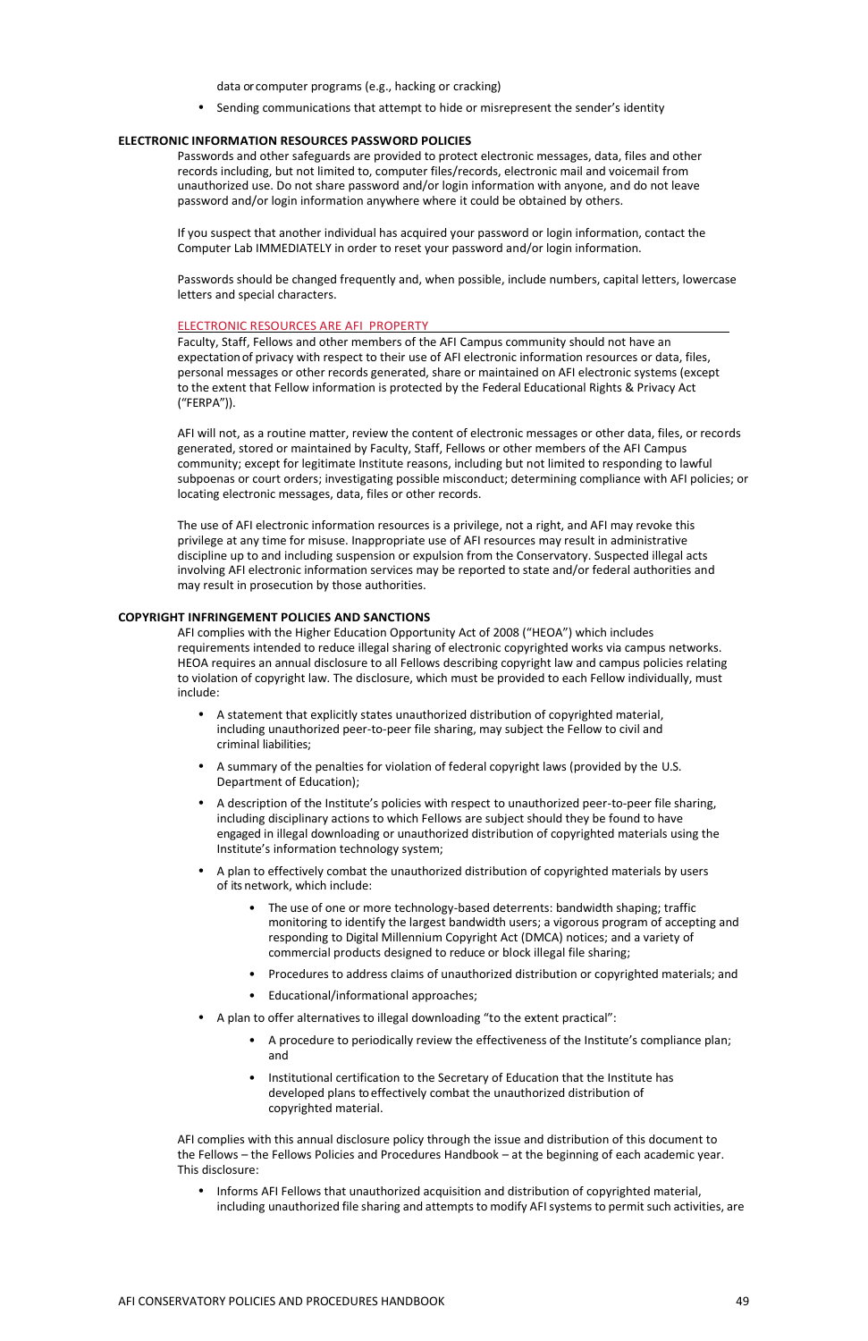data or computer programs (e.g., hacking or cracking)

- Sending communications that attempt to hide or misrepresent the sender's identity

**ELECTRONIC INFORMATION RESOURCES PASSWORD POLICIES**

Passwords and other safeguards are provided to protect electronic messages, data, files and other records including, but not limited to, computer files/records, electronic mail and voicemail from unauthorized use. Do not share password and/or login information with anyone, and do not leave password and/or login information anywhere where it could be obtained by others.

If you suspect that another individual has acquired your password or login information, contact the Computer Lab IMMEDIATELY in order to reset your password and/or login information.

Passwords should be changed frequently and, when possible, include numbers, capital letters, lowercase letters and special characters.

ELECTRONIC RESOURCES ARE AFI PROPERTY

Faculty, Staff, Fellows and other members of the AFI Campus community should not have an expectation of privacy with respect to their use of AFI electronic information resources or data, files, personal messages or other records generated, share or maintained on AFI electronic systems (except to the extent that Fellow information is protected by the Federal Educational Rights & Privacy Act ("FERPA")).

AFI will not, as a routine matter, review the content of electronic messages or other data, files, or records generated, stored or maintained by Faculty, Staff, Fellows or other members of the AFI Campus community; except for legitimate Institute reasons, including but not limited to responding to lawful subpoenas or court orders; investigating possible misconduct; determining compliance with AFI policies; or locating electronic messages, data, files or other records.

The use of AFI electronic information resources is a privilege, not a right, and AFI may revoke this privilege at any time for misuse. Inappropriate use of AFI resources may result in administrative discipline up to and including suspension or expulsion from the Conservatory. Suspected illegal acts involving AFI electronic information services may be reported to state and/or federal authorities and may result in prosecution by those authorities.

**COPYRIGHT INFRINGEMENT POLICIES AND SANCTIONS**

AFI complies with the Higher Education Opportunity Act of 2008 ("HEOA") which includes requirements intended to reduce illegal sharing of electronic copyrighted works via campus networks. HEOA requires an annual disclosure to all Fellows describing copyright law and campus policies relating to violation of copyright law. The disclosure, which must be provided to each Fellow individually, must include:

- A statement that explicitly states unauthorized distribution of copyrighted material, including unauthorized peer-to-peer file sharing, may subject the Fellow to civil and criminal liabilities;
- A summary of the penalties for violation of federal copyright laws (provided by the U.S. Department of Education);
- A description of the Institute's policies with respect to unauthorized peer-to-peer file sharing, including disciplinary actions to which Fellows are subject should they be found to have engaged in illegal downloading or unauthorized distribution of copyrighted materials using the Institute's information technology system;
- A plan to effectively combat the unauthorized distribution of copyrighted materials by users of its network, which include:
  - The use of one or more technology-based deterrents: bandwidth shaping; traffic monitoring to identify the largest bandwidth users; a vigorous program of accepting and responding to Digital Millennium Copyright Act (DMCA) notices; and a variety of commercial products designed to reduce or block illegal file sharing;
  - Procedures to address claims of unauthorized distribution or copyrighted materials; and
  - Educational/informational approaches;
- A plan to offer alternatives to illegal downloading "to the extent practical":
  - A procedure to periodically review the effectiveness of the Institute's compliance plan; and
  - Institutional certification to the Secretary of Education that the Institute has developed plans to effectively combat the unauthorized distribution of copyrighted material.

AFI complies with this annual disclosure policy through the issue and distribution of this document to the Fellows – the Fellows Policies and Procedures Handbook – at the beginning of each academic year. This disclosure:

- Informs AFI Fellows that unauthorized acquisition and distribution of copyrighted material, including unauthorized file sharing and attempts to modify AFI systems to permit such activities, are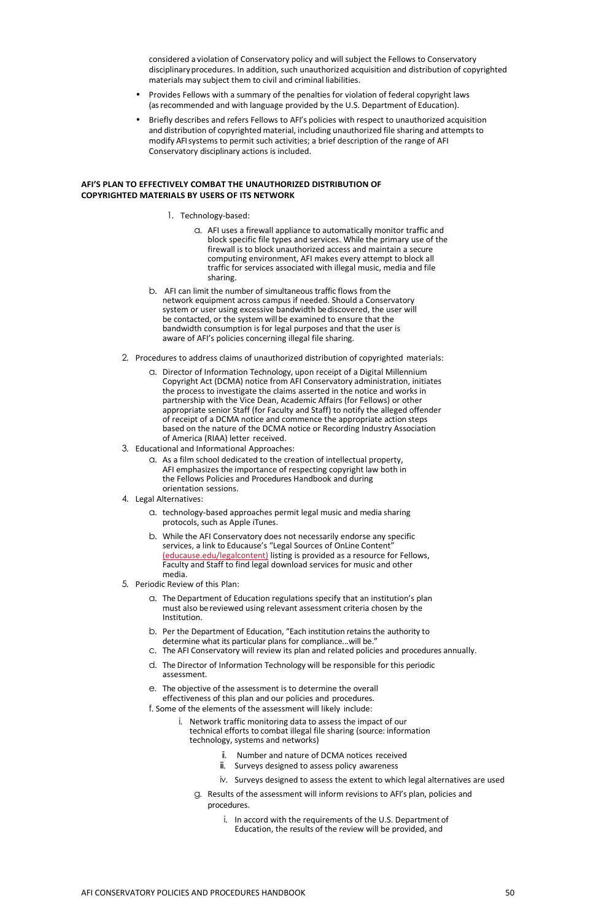considered a violation of Conservatory policy and will subject the Fellows to Conservatory disciplinary procedures. In addition, such unauthorized acquisition and distribution of copyrighted materials may subject them to civil and criminal liabilities.

- Provides Fellows with a summary of the penalties for violation of federal copyright laws (as recommended and with language provided by the U.S. Department of Education).
- Briefly describes and refers Fellows to AFI's policies with respect to unauthorized acquisition and distribution of copyrighted material, including unauthorized file sharing and attempts to modify AFI systems to permit such activities; a brief description of the range of AFI Conservatory disciplinary actions is included.

**AFI'S PLAN TO EFFECTIVELY COMBAT THE UNAUTHORIZED DISTRIBUTION OF COPYRIGHTED MATERIALS BY USERS OF ITS NETWORK**

1. Technology-based:
   a. AFI uses a firewall appliance to automatically monitor traffic and block specific file types and services. While the primary use of the firewall is to block unauthorized access and maintain a secure computing environment, AFI makes every attempt to block all traffic for services associated with illegal music, media and file sharing.
   b. AFI can limit the number of simultaneous traffic flows from the network equipment across campus if needed. Should a Conservatory system or user using excessive bandwidth be discovered, the user will be contacted, or the system will be examined to ensure that the bandwidth consumption is for legal purposes and that the user is aware of AFI's policies concerning illegal file sharing.
2. Procedures to address claims of unauthorized distribution of copyrighted materials:
   a. Director of Information Technology, upon receipt of a Digital Millennium Copyright Act (DCMA) notice from AFI Conservatory administration, initiates the process to investigate the claims asserted in the notice and works in partnership with the Vice Dean, Academic Affairs (for Fellows) or other appropriate senior Staff (for Faculty and Staff) to notify the alleged offender of receipt of a DCMA notice and commence the appropriate action steps based on the nature of the DCMA notice or Recording Industry Association of America (RIAA) letter received.
3. Educational and Informational Approaches:
   a. As a film school dedicated to the creation of intellectual property, AFI emphasizes the importance of respecting copyright law both in the Fellows Policies and Procedures Handbook and during orientation sessions.
4. Legal Alternatives:
   a. technology-based approaches permit legal music and media sharing protocols, such as Apple iTunes.
   b. While the AFI Conservatory does not necessarily endorse any specific services, a link to Educause's "Legal Sources of OnLine Content" (educause.edu/legalcontent) listing is provided as a resource for Fellows, Faculty and Staff to find legal download services for music and other media.
5. Periodic Review of this Plan:
   a. The Department of Education regulations specify that an institution's plan must also be reviewed using relevant assessment criteria chosen by the Institution.
   b. Per the Department of Education, "Each institution retains the authority to determine what its particular plans for compliance...will be."
   c. The AFI Conservatory will review its plan and related policies and procedures annually.
   d. The Director of Information Technology will be responsible for this periodic assessment.
   e. The objective of the assessment is to determine the overall effectiveness of this plan and our policies and procedures.
   f. Some of the elements of the assessment will likely include:
      i. Network traffic monitoring data to assess the impact of our technical efforts to combat illegal file sharing (source: information technology, systems and networks)
      ii. Number and nature of DCMA notices received
      iii. Surveys designed to assess policy awareness
      iv. Surveys designed to assess the extent to which legal alternatives are used
   g. Results of the assessment will inform revisions to AFI's plan, policies and procedures.
      i. In accord with the requirements of the U.S. Department of Education, the results of the review will be provided, and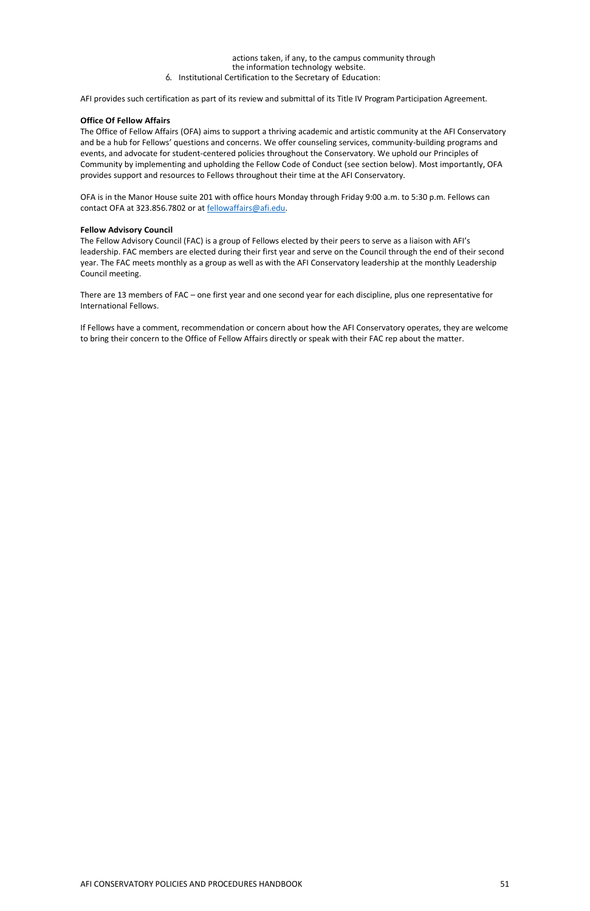actions taken, if any, to the campus community through the information technology website.

6. Institutional Certification to the Secretary of Education:

AFI provides such certification as part of its review and submittal of its Title IV Program Participation Agreement.

**Office Of Fellow Affairs**

The Office of Fellow Affairs (OFA) aims to support a thriving academic and artistic community at the AFI Conservatory and be a hub for Fellows' questions and concerns. We offer counseling services, community-building programs and events, and advocate for student-centered policies throughout the Conservatory. We uphold our Principles of Community by implementing and upholding the Fellow Code of Conduct (see section below). Most importantly, OFA provides support and resources to Fellows throughout their time at the AFI Conservatory.

OFA is in the Manor House suite 201 with office hours Monday through Friday 9:00 a.m. to 5:30 p.m. Fellows can contact OFA at 323.856.7802 or at fellowaffairs@afi.edu.

**Fellow Advisory Council**

The Fellow Advisory Council (FAC) is a group of Fellows elected by their peers to serve as a liaison with AFI's leadership. FAC members are elected during their first year and serve on the Council through the end of their second year. The FAC meets monthly as a group as well as with the AFI Conservatory leadership at the monthly Leadership Council meeting.

There are 13 members of FAC – one first year and one second year for each discipline, plus one representative for International Fellows.

If Fellows have a comment, recommendation or concern about how the AFI Conservatory operates, they are welcome to bring their concern to the Office of Fellow Affairs directly or speak with their FAC rep about the matter.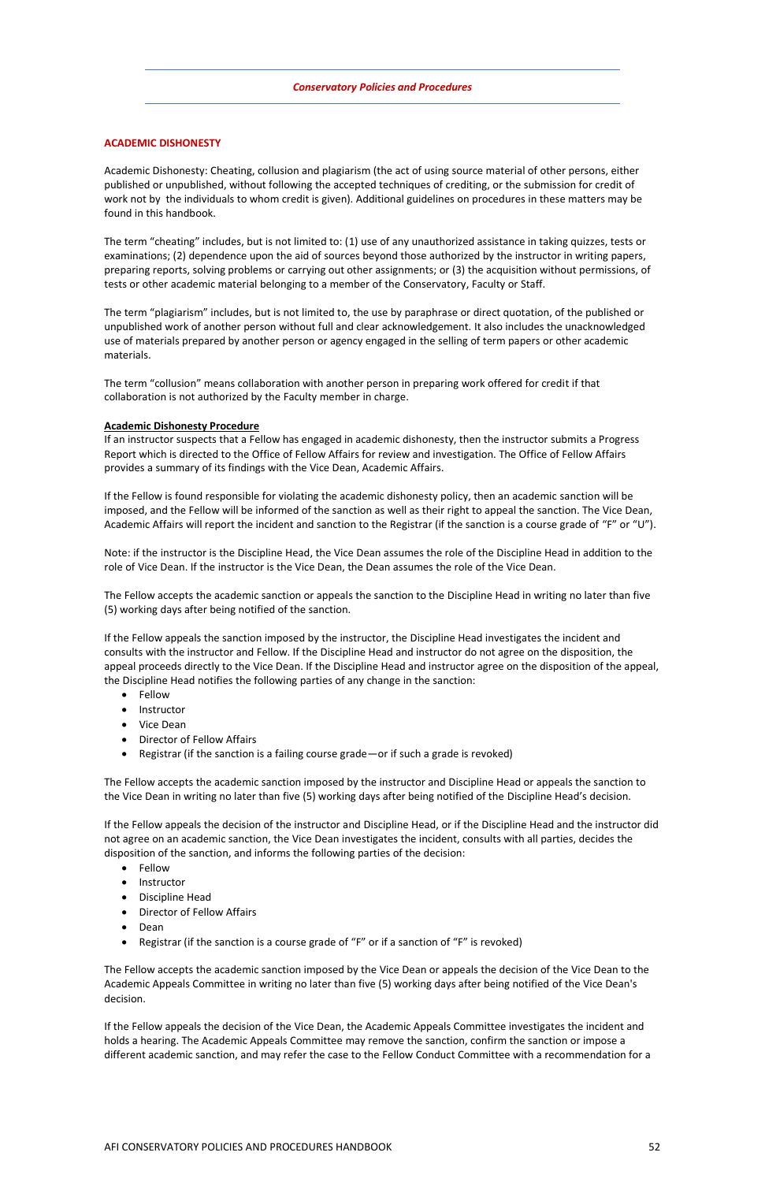## ACADEMIC DISHONESTY

Academic Dishonesty: Cheating, collusion and plagiarism (the act of using source material of other persons, either published or unpublished, without following the accepted techniques of crediting, or the submission for credit of work not by the individuals to whom credit is given). Additional guidelines on procedures in these matters may be found in this handbook.

The term "cheating" includes, but is not limited to: (1) use of any unauthorized assistance in taking quizzes, tests or examinations; (2) dependence upon the aid of sources beyond those authorized by the instructor in writing papers, preparing reports, solving problems or carrying out other assignments; or (3) the acquisition without permissions, of tests or other academic material belonging to a member of the Conservatory, Faculty or Staff.

The term "plagiarism" includes, but is not limited to, the use by paraphrase or direct quotation, of the published or unpublished work of another person without full and clear acknowledgement. It also includes the unacknowledged use of materials prepared by another person or agency engaged in the selling of term papers or other academic materials.

The term "collusion" means collaboration with another person in preparing work offered for credit if that collaboration is not authorized by the Faculty member in charge.

**Academic Dishonesty Procedure**

If an instructor suspects that a Fellow has engaged in academic dishonesty, then the instructor submits a Progress Report which is directed to the Office of Fellow Affairs for review and investigation. The Office of Fellow Affairs provides a summary of its findings with the Vice Dean, Academic Affairs.

If the Fellow is found responsible for violating the academic dishonesty policy, then an academic sanction will be imposed, and the Fellow will be informed of the sanction as well as their right to appeal the sanction. The Vice Dean, Academic Affairs will report the incident and sanction to the Registrar (if the sanction is a course grade of "F" or "U").

Note: if the instructor is the Discipline Head, the Vice Dean assumes the role of the Discipline Head in addition to the role of Vice Dean. If the instructor is the Vice Dean, the Dean assumes the role of the Vice Dean.

The Fellow accepts the academic sanction or appeals the sanction to the Discipline Head in writing no later than five (5) working days after being notified of the sanction.

If the Fellow appeals the sanction imposed by the instructor, the Discipline Head investigates the incident and consults with the instructor and Fellow. If the Discipline Head and instructor do not agree on the disposition, the appeal proceeds directly to the Vice Dean. If the Discipline Head and instructor agree on the disposition of the appeal, the Discipline Head notifies the following parties of any change in the sanction:

- Fellow
- Instructor
- Vice Dean
- Director of Fellow Affairs
- Registrar (if the sanction is a failing course grade—or if such a grade is revoked)

The Fellow accepts the academic sanction imposed by the instructor and Discipline Head or appeals the sanction to the Vice Dean in writing no later than five (5) working days after being notified of the Discipline Head's decision.

If the Fellow appeals the decision of the instructor and Discipline Head, or if the Discipline Head and the instructor did not agree on an academic sanction, the Vice Dean investigates the incident, consults with all parties, decides the disposition of the sanction, and informs the following parties of the decision:

- Fellow
- Instructor
- Discipline Head
- Director of Fellow Affairs
- Dean
- Registrar (if the sanction is a course grade of "F" or if a sanction of "F" is revoked)

The Fellow accepts the academic sanction imposed by the Vice Dean or appeals the decision of the Vice Dean to the Academic Appeals Committee in writing no later than five (5) working days after being notified of the Vice Dean's decision.

If the Fellow appeals the decision of the Vice Dean, the Academic Appeals Committee investigates the incident and holds a hearing. The Academic Appeals Committee may remove the sanction, confirm the sanction or impose a different academic sanction, and may refer the case to the Fellow Conduct Committee with a recommendation for a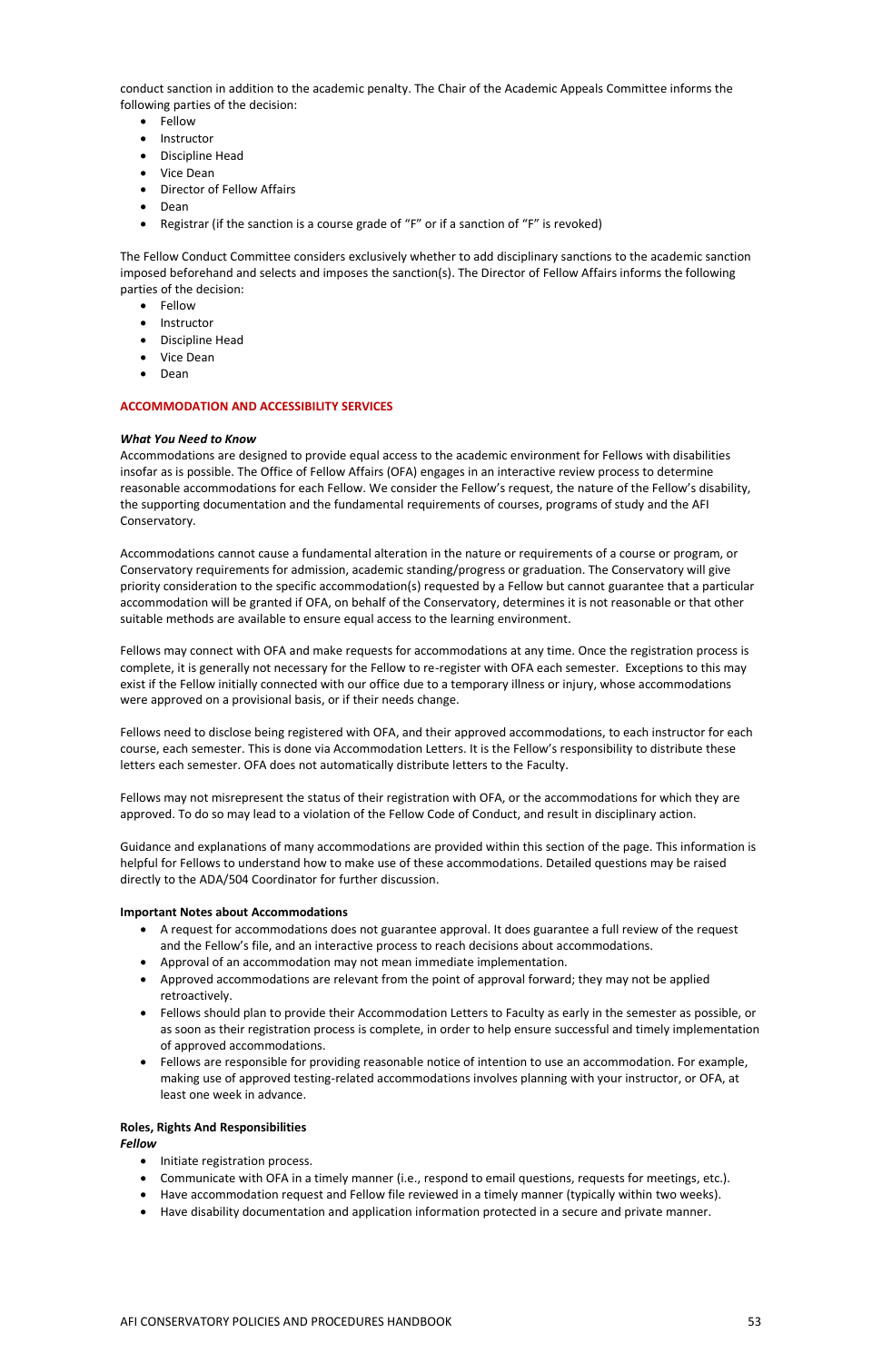conduct sanction in addition to the academic penalty. The Chair of the Academic Appeals Committee informs the following parties of the decision:

- Fellow
- Instructor
- Discipline Head
- Vice Dean
- Director of Fellow Affairs
- Dean
- Registrar (if the sanction is a course grade of "F" or if a sanction of "F" is revoked)

The Fellow Conduct Committee considers exclusively whether to add disciplinary sanctions to the academic sanction imposed beforehand and selects and imposes the sanction(s). The Director of Fellow Affairs informs the following parties of the decision:

- Fellow
- Instructor
- Discipline Head
- Vice Dean
- Dean

## ACCOMMODATION AND ACCESSIBILITY SERVICES

***What You Need to Know***

Accommodations are designed to provide equal access to the academic environment for Fellows with disabilities insofar as is possible. The Office of Fellow Affairs (OFA) engages in an interactive review process to determine reasonable accommodations for each Fellow. We consider the Fellow's request, the nature of the Fellow's disability, the supporting documentation and the fundamental requirements of courses, programs of study and the AFI Conservatory.

Accommodations cannot cause a fundamental alteration in the nature or requirements of a course or program, or Conservatory requirements for admission, academic standing/progress or graduation. The Conservatory will give priority consideration to the specific accommodation(s) requested by a Fellow but cannot guarantee that a particular accommodation will be granted if OFA, on behalf of the Conservatory, determines it is not reasonable or that other suitable methods are available to ensure equal access to the learning environment.

Fellows may connect with OFA and make requests for accommodations at any time. Once the registration process is complete, it is generally not necessary for the Fellow to re-register with OFA each semester. Exceptions to this may exist if the Fellow initially connected with our office due to a temporary illness or injury, whose accommodations were approved on a provisional basis, or if their needs change.

Fellows need to disclose being registered with OFA, and their approved accommodations, to each instructor for each course, each semester. This is done via Accommodation Letters. It is the Fellow's responsibility to distribute these letters each semester. OFA does not automatically distribute letters to the Faculty.

Fellows may not misrepresent the status of their registration with OFA, or the accommodations for which they are approved. To do so may lead to a violation of the Fellow Code of Conduct, and result in disciplinary action.

Guidance and explanations of many accommodations are provided within this section of the page. This information is helpful for Fellows to understand how to make use of these accommodations. Detailed questions may be raised directly to the ADA/504 Coordinator for further discussion.

**Important Notes about Accommodations**

- A request for accommodations does not guarantee approval. It does guarantee a full review of the request and the Fellow's file, and an interactive process to reach decisions about accommodations.
- Approval of an accommodation may not mean immediate implementation.
- Approved accommodations are relevant from the point of approval forward; they may not be applied retroactively.
- Fellows should plan to provide their Accommodation Letters to Faculty as early in the semester as possible, or as soon as their registration process is complete, in order to help ensure successful and timely implementation of approved accommodations.
- Fellows are responsible for providing reasonable notice of intention to use an accommodation. For example, making use of approved testing-related accommodations involves planning with your instructor, or OFA, at least one week in advance.

**Roles, Rights And Responsibilities**

***Fellow***

- Initiate registration process.
- Communicate with OFA in a timely manner (i.e., respond to email questions, requests for meetings, etc.).
- Have accommodation request and Fellow file reviewed in a timely manner (typically within two weeks).
- Have disability documentation and application information protected in a secure and private manner.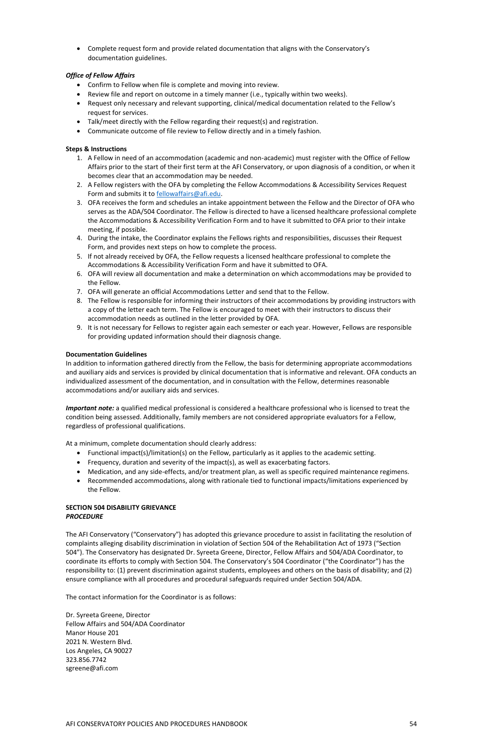- Complete request form and provide related documentation that aligns with the Conservatory's documentation guidelines.

***Office of Fellow Affairs***

- Confirm to Fellow when file is complete and moving into review.
- Review file and report on outcome in a timely manner (i.e., typically within two weeks).
- Request only necessary and relevant supporting, clinical/medical documentation related to the Fellow's request for services.
- Talk/meet directly with the Fellow regarding their request(s) and registration.
- Communicate outcome of file review to Fellow directly and in a timely fashion.

**Steps & Instructions**

1. A Fellow in need of an accommodation (academic and non-academic) must register with the Office of Fellow Affairs prior to the start of their first term at the AFI Conservatory, or upon diagnosis of a condition, or when it becomes clear that an accommodation may be needed.
2. A Fellow registers with the OFA by completing the Fellow Accommodations & Accessibility Services Request Form and submits it to fellowaffairs@afi.edu.
3. OFA receives the form and schedules an intake appointment between the Fellow and the Director of OFA who serves as the ADA/504 Coordinator. The Fellow is directed to have a licensed healthcare professional complete the Accommodations & Accessibility Verification Form and to have it submitted to OFA prior to their intake meeting, if possible.
4. During the intake, the Coordinator explains the Fellows rights and responsibilities, discusses their Request Form, and provides next steps on how to complete the process.
5. If not already received by OFA, the Fellow requests a licensed healthcare professional to complete the Accommodations & Accessibility Verification Form and have it submitted to OFA.
6. OFA will review all documentation and make a determination on which accommodations may be provided to the Fellow.
7. OFA will generate an official Accommodations Letter and send that to the Fellow.
8. The Fellow is responsible for informing their instructors of their accommodations by providing instructors with a copy of the letter each term. The Fellow is encouraged to meet with their instructors to discuss their accommodation needs as outlined in the letter provided by OFA.
9. It is not necessary for Fellows to register again each semester or each year. However, Fellows are responsible for providing updated information should their diagnosis change.

**Documentation Guidelines**

In addition to information gathered directly from the Fellow, the basis for determining appropriate accommodations and auxiliary aids and services is provided by clinical documentation that is informative and relevant. OFA conducts an individualized assessment of the documentation, and in consultation with the Fellow, determines reasonable accommodations and/or auxiliary aids and services.

***Important note:*** a qualified medical professional is considered a healthcare professional who is licensed to treat the condition being assessed. Additionally, family members are not considered appropriate evaluators for a Fellow, regardless of professional qualifications.

At a minimum, complete documentation should clearly address:

- Functional impact(s)/limitation(s) on the Fellow, particularly as it applies to the academic setting.
- Frequency, duration and severity of the impact(s), as well as exacerbating factors.
- Medication, and any side-effects, and/or treatment plan, as well as specific required maintenance regimens.
- Recommended accommodations, along with rationale tied to functional impacts/limitations experienced by the Fellow.

**SECTION 504 DISABILITY GRIEVANCE**
***PROCEDURE***

The AFI Conservatory ("Conservatory") has adopted this grievance procedure to assist in facilitating the resolution of complaints alleging disability discrimination in violation of Section 504 of the Rehabilitation Act of 1973 ("Section 504"). The Conservatory has designated Dr. Syreeta Greene, Director, Fellow Affairs and 504/ADA Coordinator, to coordinate its efforts to comply with Section 504. The Conservatory's 504 Coordinator ("the Coordinator") has the responsibility to: (1) prevent discrimination against students, employees and others on the basis of disability; and (2) ensure compliance with all procedures and procedural safeguards required under Section 504/ADA.

The contact information for the Coordinator is as follows:

Dr. Syreeta Greene, Director
Fellow Affairs and 504/ADA Coordinator
Manor House 201
2021 N. Western Blvd.
Los Angeles, CA 90027
323.856.7742
sgreene@afi.com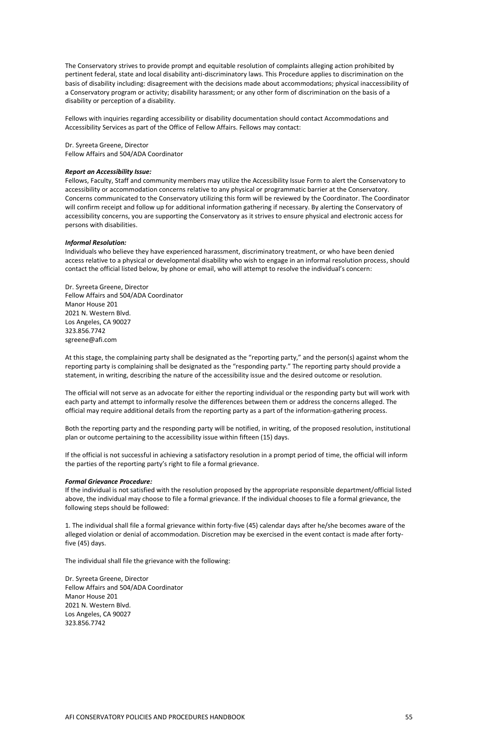The Conservatory strives to provide prompt and equitable resolution of complaints alleging action prohibited by pertinent federal, state and local disability anti-discriminatory laws. This Procedure applies to discrimination on the basis of disability including: disagreement with the decisions made about accommodations; physical inaccessibility of a Conservatory program or activity; disability harassment; or any other form of discrimination on the basis of a disability or perception of a disability.

Fellows with inquiries regarding accessibility or disability documentation should contact Accommodations and Accessibility Services as part of the Office of Fellow Affairs. Fellows may contact:

Dr. Syreeta Greene, Director
Fellow Affairs and 504/ADA Coordinator

***Report an Accessibility Issue:***

Fellows, Faculty, Staff and community members may utilize the Accessibility Issue Form to alert the Conservatory to accessibility or accommodation concerns relative to any physical or programmatic barrier at the Conservatory. Concerns communicated to the Conservatory utilizing this form will be reviewed by the Coordinator. The Coordinator will confirm receipt and follow up for additional information gathering if necessary. By alerting the Conservatory of accessibility concerns, you are supporting the Conservatory as it strives to ensure physical and electronic access for persons with disabilities.

***Informal Resolution:***

Individuals who believe they have experienced harassment, discriminatory treatment, or who have been denied access relative to a physical or developmental disability who wish to engage in an informal resolution process, should contact the official listed below, by phone or email, who will attempt to resolve the individual's concern:

Dr. Syreeta Greene, Director
Fellow Affairs and 504/ADA Coordinator
Manor House 201
2021 N. Western Blvd.
Los Angeles, CA 90027
323.856.7742
sgreene@afi.com

At this stage, the complaining party shall be designated as the "reporting party," and the person(s) against whom the reporting party is complaining shall be designated as the "responding party." The reporting party should provide a statement, in writing, describing the nature of the accessibility issue and the desired outcome or resolution.

The official will not serve as an advocate for either the reporting individual or the responding party but will work with each party and attempt to informally resolve the differences between them or address the concerns alleged. The official may require additional details from the reporting party as a part of the information-gathering process.

Both the reporting party and the responding party will be notified, in writing, of the proposed resolution, institutional plan or outcome pertaining to the accessibility issue within fifteen (15) days.

If the official is not successful in achieving a satisfactory resolution in a prompt period of time, the official will inform the parties of the reporting party's right to file a formal grievance.

***Formal Grievance Procedure:***

If the individual is not satisfied with the resolution proposed by the appropriate responsible department/official listed above, the individual may choose to file a formal grievance. If the individual chooses to file a formal grievance, the following steps should be followed:

1. The individual shall file a formal grievance within forty-five (45) calendar days after he/she becomes aware of the alleged violation or denial of accommodation. Discretion may be exercised in the event contact is made after forty-five (45) days.

The individual shall file the grievance with the following:

Dr. Syreeta Greene, Director
Fellow Affairs and 504/ADA Coordinator
Manor House 201
2021 N. Western Blvd.
Los Angeles, CA 90027
323.856.7742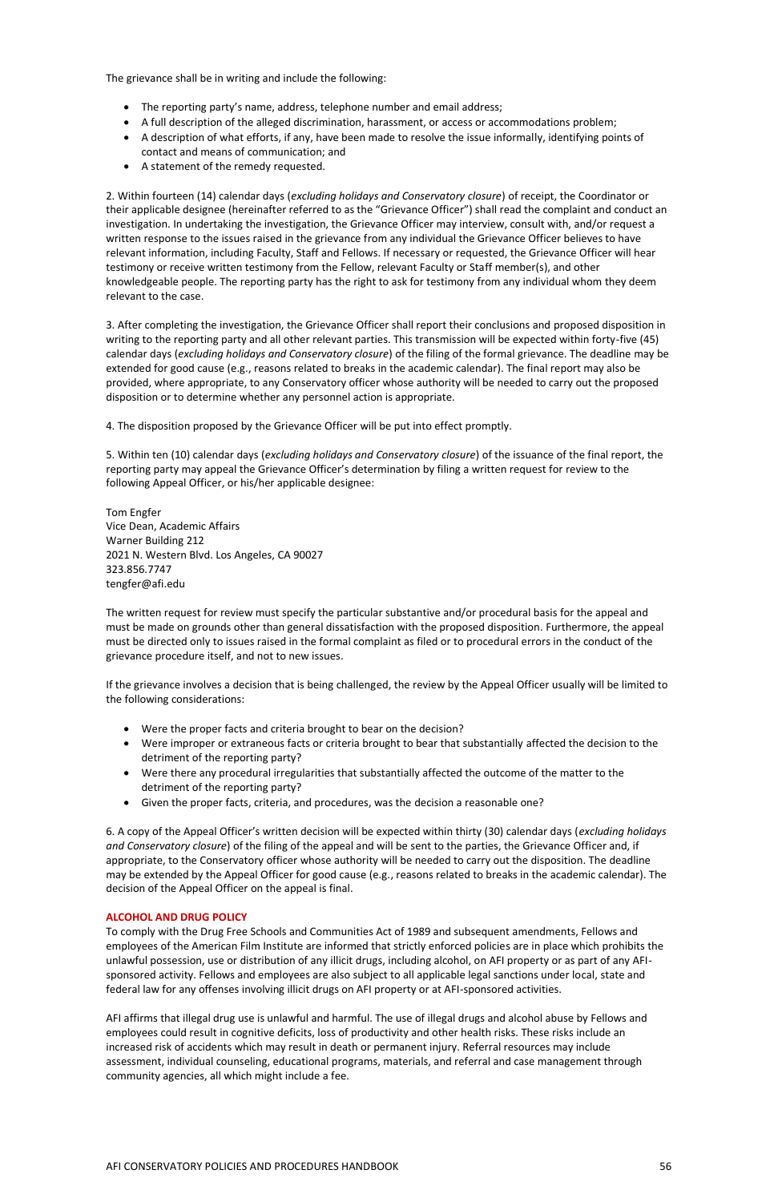The grievance shall be in writing and include the following:

- The reporting party's name, address, telephone number and email address;
- A full description of the alleged discrimination, harassment, or access or accommodations problem;
- A description of what efforts, if any, have been made to resolve the issue informally, identifying points of contact and means of communication; and
- A statement of the remedy requested.

2. Within fourteen (14) calendar days (*excluding holidays and Conservatory closure*) of receipt, the Coordinator or their applicable designee (hereinafter referred to as the "Grievance Officer") shall read the complaint and conduct an investigation. In undertaking the investigation, the Grievance Officer may interview, consult with, and/or request a written response to the issues raised in the grievance from any individual the Grievance Officer believes to have relevant information, including Faculty, Staff and Fellows. If necessary or requested, the Grievance Officer will hear testimony or receive written testimony from the Fellow, relevant Faculty or Staff member(s), and other knowledgeable people. The reporting party has the right to ask for testimony from any individual whom they deem relevant to the case.

3. After completing the investigation, the Grievance Officer shall report their conclusions and proposed disposition in writing to the reporting party and all other relevant parties. This transmission will be expected within forty-five (45) calendar days (*excluding holidays and Conservatory closure*) of the filing of the formal grievance. The deadline may be extended for good cause (e.g., reasons related to breaks in the academic calendar). The final report may also be provided, where appropriate, to any Conservatory officer whose authority will be needed to carry out the proposed disposition or to determine whether any personnel action is appropriate.

4. The disposition proposed by the Grievance Officer will be put into effect promptly.

5. Within ten (10) calendar days (*excluding holidays and Conservatory closure*) of the issuance of the final report, the reporting party may appeal the Grievance Officer's determination by filing a written request for review to the following Appeal Officer, or his/her applicable designee:

Tom Engfer
Vice Dean, Academic Affairs
Warner Building 212
2021 N. Western Blvd. Los Angeles, CA 90027
323.856.7747
tengfer@afi.edu

The written request for review must specify the particular substantive and/or procedural basis for the appeal and must be made on grounds other than general dissatisfaction with the proposed disposition. Furthermore, the appeal must be directed only to issues raised in the formal complaint as filed or to procedural errors in the conduct of the grievance procedure itself, and not to new issues.

If the grievance involves a decision that is being challenged, the review by the Appeal Officer usually will be limited to the following considerations:

- Were the proper facts and criteria brought to bear on the decision?
- Were improper or extraneous facts or criteria brought to bear that substantially affected the decision to the detriment of the reporting party?
- Were there any procedural irregularities that substantially affected the outcome of the matter to the detriment of the reporting party?
- Given the proper facts, criteria, and procedures, was the decision a reasonable one?

6. A copy of the Appeal Officer's written decision will be expected within thirty (30) calendar days (*excluding holidays and Conservatory closure*) of the filing of the appeal and will be sent to the parties, the Grievance Officer and, if appropriate, to the Conservatory officer whose authority will be needed to carry out the disposition. The deadline may be extended by the Appeal Officer for good cause (e.g., reasons related to breaks in the academic calendar). The decision of the Appeal Officer on the appeal is final.

## ALCOHOL AND DRUG POLICY

To comply with the Drug Free Schools and Communities Act of 1989 and subsequent amendments, Fellows and employees of the American Film Institute are informed that strictly enforced policies are in place which prohibits the unlawful possession, use or distribution of any illicit drugs, including alcohol, on AFI property or as part of any AFI-sponsored activity. Fellows and employees are also subject to all applicable legal sanctions under local, state and federal law for any offenses involving illicit drugs on AFI property or at AFI-sponsored activities.

AFI affirms that illegal drug use is unlawful and harmful. The use of illegal drugs and alcohol abuse by Fellows and employees could result in cognitive deficits, loss of productivity and other health risks. These risks include an increased risk of accidents which may result in death or permanent injury. Referral resources may include assessment, individual counseling, educational programs, materials, and referral and case management through community agencies, all which might include a fee.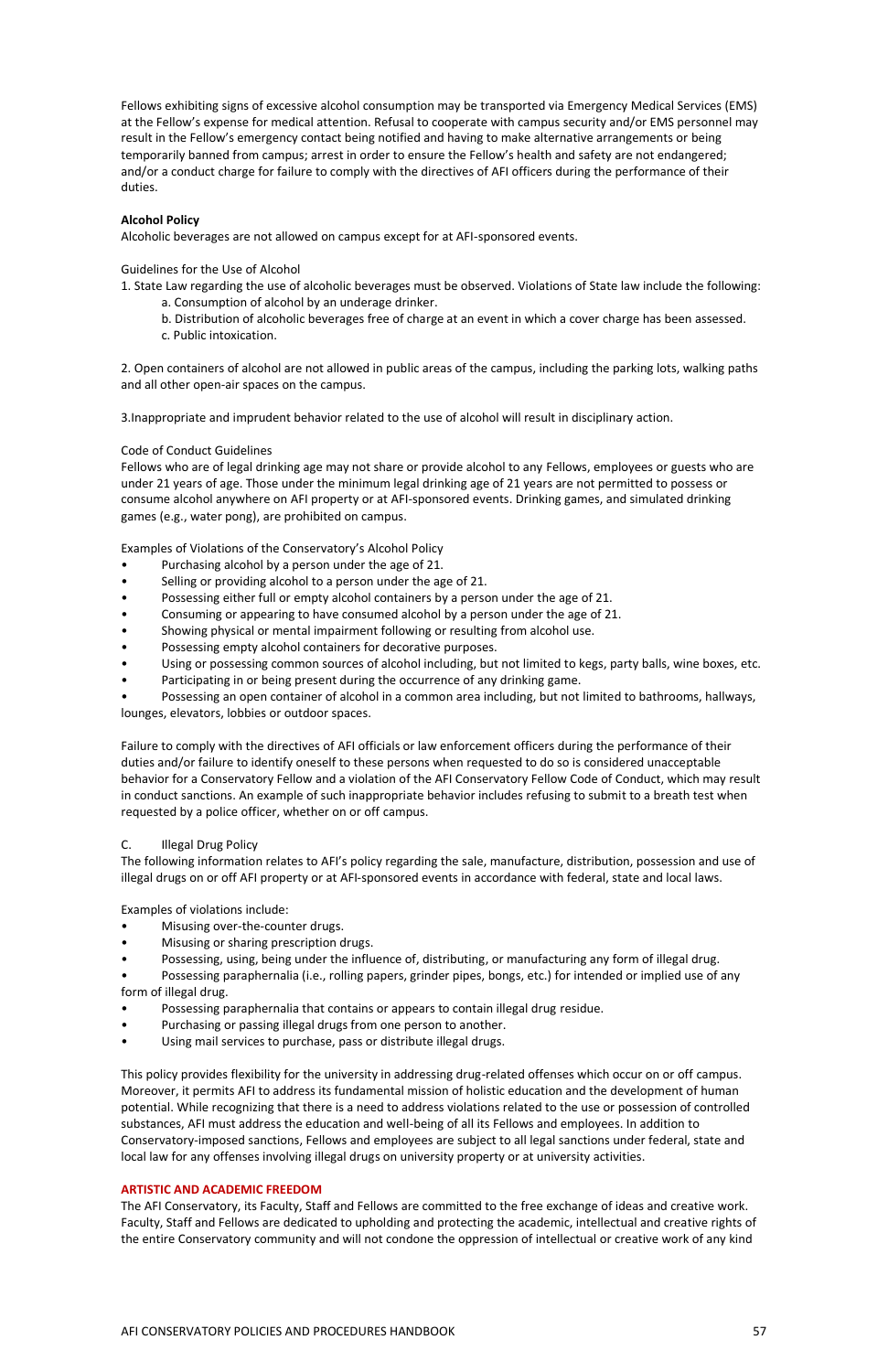Fellows exhibiting signs of excessive alcohol consumption may be transported via Emergency Medical Services (EMS) at the Fellow's expense for medical attention. Refusal to cooperate with campus security and/or EMS personnel may result in the Fellow's emergency contact being notified and having to make alternative arrangements or being temporarily banned from campus; arrest in order to ensure the Fellow's health and safety are not endangered; and/or a conduct charge for failure to comply with the directives of AFI officers during the performance of their duties.

**Alcohol Policy**

Alcoholic beverages are not allowed on campus except for at AFI-sponsored events.

Guidelines for the Use of Alcohol

1. State Law regarding the use of alcoholic beverages must be observed. Violations of State law include the following:
    a. Consumption of alcohol by an underage drinker.
    b. Distribution of alcoholic beverages free of charge at an event in which a cover charge has been assessed.
    c. Public intoxication.

2. Open containers of alcohol are not allowed in public areas of the campus, including the parking lots, walking paths and all other open-air spaces on the campus.

3.Inappropriate and imprudent behavior related to the use of alcohol will result in disciplinary action.

Code of Conduct Guidelines

Fellows who are of legal drinking age may not share or provide alcohol to any Fellows, employees or guests who are under 21 years of age. Those under the minimum legal drinking age of 21 years are not permitted to possess or consume alcohol anywhere on AFI property or at AFI-sponsored events. Drinking games, and simulated drinking games (e.g., water pong), are prohibited on campus.

Examples of Violations of the Conservatory's Alcohol Policy

- Purchasing alcohol by a person under the age of 21.
- Selling or providing alcohol to a person under the age of 21.
- Possessing either full or empty alcohol containers by a person under the age of 21.
- Consuming or appearing to have consumed alcohol by a person under the age of 21.
- Showing physical or mental impairment following or resulting from alcohol use.
- Possessing empty alcohol containers for decorative purposes.
- Using or possessing common sources of alcohol including, but not limited to kegs, party balls, wine boxes, etc.
- Participating in or being present during the occurrence of any drinking game.
- Possessing an open container of alcohol in a common area including, but not limited to bathrooms, hallways, lounges, elevators, lobbies or outdoor spaces.

Failure to comply with the directives of AFI officials or law enforcement officers during the performance of their duties and/or failure to identify oneself to these persons when requested to do so is considered unacceptable behavior for a Conservatory Fellow and a violation of the AFI Conservatory Fellow Code of Conduct, which may result in conduct sanctions. An example of such inappropriate behavior includes refusing to submit to a breath test when requested by a police officer, whether on or off campus.

C. Illegal Drug Policy

The following information relates to AFI's policy regarding the sale, manufacture, distribution, possession and use of illegal drugs on or off AFI property or at AFI-sponsored events in accordance with federal, state and local laws.

Examples of violations include:

- Misusing over-the-counter drugs.
- Misusing or sharing prescription drugs.
- Possessing, using, being under the influence of, distributing, or manufacturing any form of illegal drug.
- Possessing paraphernalia (i.e., rolling papers, grinder pipes, bongs, etc.) for intended or implied use of any form of illegal drug.
- Possessing paraphernalia that contains or appears to contain illegal drug residue.
- Purchasing or passing illegal drugs from one person to another.
- Using mail services to purchase, pass or distribute illegal drugs.

This policy provides flexibility for the university in addressing drug-related offenses which occur on or off campus. Moreover, it permits AFI to address its fundamental mission of holistic education and the development of human potential. While recognizing that there is a need to address violations related to the use or possession of controlled substances, AFI must address the education and well-being of all its Fellows and employees. In addition to Conservatory-imposed sanctions, Fellows and employees are subject to all legal sanctions under federal, state and local law for any offenses involving illegal drugs on university property or at university activities.

**ARTISTIC AND ACADEMIC FREEDOM**

The AFI Conservatory, its Faculty, Staff and Fellows are committed to the free exchange of ideas and creative work. Faculty, Staff and Fellows are dedicated to upholding and protecting the academic, intellectual and creative rights of the entire Conservatory community and will not condone the oppression of intellectual or creative work of any kind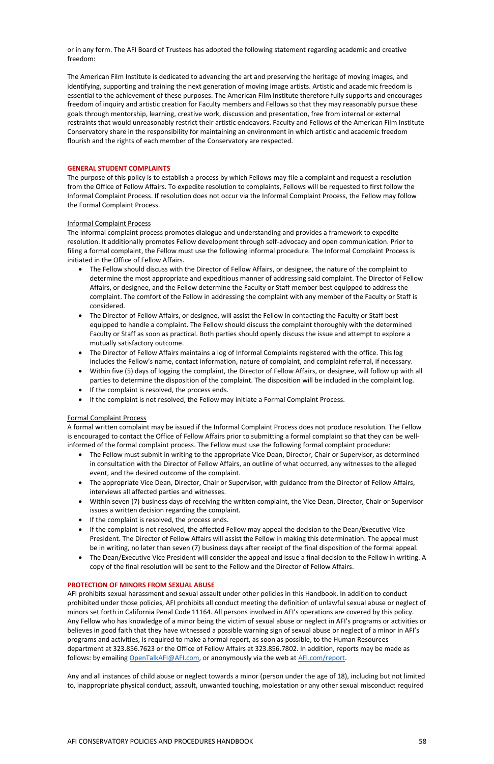or in any form. The AFI Board of Trustees has adopted the following statement regarding academic and creative freedom:

The American Film Institute is dedicated to advancing the art and preserving the heritage of moving images, and identifying, supporting and training the next generation of moving image artists. Artistic and academic freedom is essential to the achievement of these purposes. The American Film Institute therefore fully supports and encourages freedom of inquiry and artistic creation for Faculty members and Fellows so that they may reasonably pursue these goals through mentorship, learning, creative work, discussion and presentation, free from internal or external restraints that would unreasonably restrict their artistic endeavors. Faculty and Fellows of the American Film Institute Conservatory share in the responsibility for maintaining an environment in which artistic and academic freedom flourish and the rights of each member of the Conservatory are respected.

## GENERAL STUDENT COMPLAINTS

The purpose of this policy is to establish a process by which Fellows may file a complaint and request a resolution from the Office of Fellow Affairs. To expedite resolution to complaints, Fellows will be requested to first follow the Informal Complaint Process. If resolution does not occur via the Informal Complaint Process, the Fellow may follow the Formal Complaint Process.

### Informal Complaint Process

The informal complaint process promotes dialogue and understanding and provides a framework to expedite resolution. It additionally promotes Fellow development through self-advocacy and open communication. Prior to filing a formal complaint, the Fellow must use the following informal procedure. The Informal Complaint Process is initiated in the Office of Fellow Affairs.

- The Fellow should discuss with the Director of Fellow Affairs, or designee, the nature of the complaint to determine the most appropriate and expeditious manner of addressing said complaint. The Director of Fellow Affairs, or designee, and the Fellow determine the Faculty or Staff member best equipped to address the complaint. The comfort of the Fellow in addressing the complaint with any member of the Faculty or Staff is considered.
- The Director of Fellow Affairs, or designee, will assist the Fellow in contacting the Faculty or Staff best equipped to handle a complaint. The Fellow should discuss the complaint thoroughly with the determined Faculty or Staff as soon as practical. Both parties should openly discuss the issue and attempt to explore a mutually satisfactory outcome.
- The Director of Fellow Affairs maintains a log of Informal Complaints registered with the office. This log includes the Fellow's name, contact information, nature of complaint, and complaint referral, if necessary.
- Within five (5) days of logging the complaint, the Director of Fellow Affairs, or designee, will follow up with all parties to determine the disposition of the complaint. The disposition will be included in the complaint log.
- If the complaint is resolved, the process ends.
- If the complaint is not resolved, the Fellow may initiate a Formal Complaint Process.

### Formal Complaint Process

A formal written complaint may be issued if the Informal Complaint Process does not produce resolution. The Fellow is encouraged to contact the Office of Fellow Affairs prior to submitting a formal complaint so that they can be well-informed of the formal complaint process. The Fellow must use the following formal complaint procedure:

- The Fellow must submit in writing to the appropriate Vice Dean, Director, Chair or Supervisor, as determined in consultation with the Director of Fellow Affairs, an outline of what occurred, any witnesses to the alleged event, and the desired outcome of the complaint.
- The appropriate Vice Dean, Director, Chair or Supervisor, with guidance from the Director of Fellow Affairs, interviews all affected parties and witnesses.
- Within seven (7) business days of receiving the written complaint, the Vice Dean, Director, Chair or Supervisor issues a written decision regarding the complaint.
- If the complaint is resolved, the process ends.
- If the complaint is not resolved, the affected Fellow may appeal the decision to the Dean/Executive Vice President. The Director of Fellow Affairs will assist the Fellow in making this determination. The appeal must be in writing, no later than seven (7) business days after receipt of the final disposition of the formal appeal.
- The Dean/Executive Vice President will consider the appeal and issue a final decision to the Fellow in writing. A copy of the final resolution will be sent to the Fellow and the Director of Fellow Affairs.

## PROTECTION OF MINORS FROM SEXUAL ABUSE

AFI prohibits sexual harassment and sexual assault under other policies in this Handbook. In addition to conduct prohibited under those policies, AFI prohibits all conduct meeting the definition of unlawful sexual abuse or neglect of minors set forth in California Penal Code 11164. All persons involved in AFI's operations are covered by this policy. Any Fellow who has knowledge of a minor being the victim of sexual abuse or neglect in AFI's programs or activities or believes in good faith that they have witnessed a possible warning sign of sexual abuse or neglect of a minor in AFI's programs and activities, is required to make a formal report, as soon as possible, to the Human Resources department at 323.856.7623 or the Office of Fellow Affairs at 323.856.7802. In addition, reports may be made as follows: by emailing OpenTalkAFI@AFI.com, or anonymously via the web at AFI.com/report.

Any and all instances of child abuse or neglect towards a minor (person under the age of 18), including but not limited to, inappropriate physical conduct, assault, unwanted touching, molestation or any other sexual misconduct required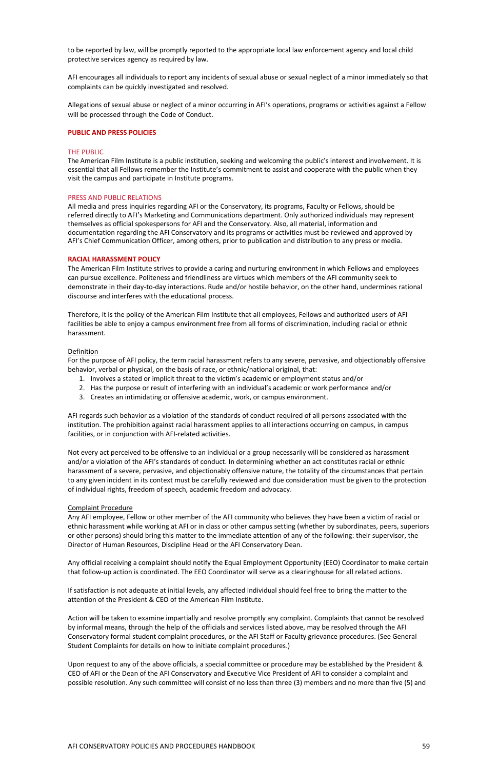to be reported by law, will be promptly reported to the appropriate local law enforcement agency and local child protective services agency as required by law.

AFI encourages all individuals to report any incidents of sexual abuse or sexual neglect of a minor immediately so that complaints can be quickly investigated and resolved.

Allegations of sexual abuse or neglect of a minor occurring in AFI's operations, programs or activities against a Fellow will be processed through the Code of Conduct.

## PUBLIC AND PRESS POLICIES

### THE PUBLIC

The American Film Institute is a public institution, seeking and welcoming the public's interest and involvement. It is essential that all Fellows remember the Institute's commitment to assist and cooperate with the public when they visit the campus and participate in Institute programs.

### PRESS AND PUBLIC RELATIONS

All media and press inquiries regarding AFI or the Conservatory, its programs, Faculty or Fellows, should be referred directly to AFI's Marketing and Communications department. Only authorized individuals may represent themselves as official spokespersons for AFI and the Conservatory. Also, all material, information and documentation regarding the AFI Conservatory and its programs or activities must be reviewed and approved by AFI's Chief Communication Officer, among others, prior to publication and distribution to any press or media.

## RACIAL HARASSMENT POLICY

The American Film Institute strives to provide a caring and nurturing environment in which Fellows and employees can pursue excellence. Politeness and friendliness are virtues which members of the AFI community seek to demonstrate in their day-to-day interactions. Rude and/or hostile behavior, on the other hand, undermines rational discourse and interferes with the educational process.

Therefore, it is the policy of the American Film Institute that all employees, Fellows and authorized users of AFI facilities be able to enjoy a campus environment free from all forms of discrimination, including racial or ethnic harassment.

Definition

For the purpose of AFI policy, the term racial harassment refers to any severe, pervasive, and objectionably offensive behavior, verbal or physical, on the basis of race, or ethnic/national original, that:

1. Involves a stated or implicit threat to the victim's academic or employment status and/or
2. Has the purpose or result of interfering with an individual's academic or work performance and/or
3. Creates an intimidating or offensive academic, work, or campus environment.

AFI regards such behavior as a violation of the standards of conduct required of all persons associated with the institution. The prohibition against racial harassment applies to all interactions occurring on campus, in campus facilities, or in conjunction with AFI-related activities.

Not every act perceived to be offensive to an individual or a group necessarily will be considered as harassment and/or a violation of the AFI's standards of conduct. In determining whether an act constitutes racial or ethnic harassment of a severe, pervasive, and objectionably offensive nature, the totality of the circumstances that pertain to any given incident in its context must be carefully reviewed and due consideration must be given to the protection of individual rights, freedom of speech, academic freedom and advocacy.

Complaint Procedure

Any AFI employee, Fellow or other member of the AFI community who believes they have been a victim of racial or ethnic harassment while working at AFI or in class or other campus setting (whether by subordinates, peers, superiors or other persons) should bring this matter to the immediate attention of any of the following: their supervisor, the Director of Human Resources, Discipline Head or the AFI Conservatory Dean.

Any official receiving a complaint should notify the Equal Employment Opportunity (EEO) Coordinator to make certain that follow-up action is coordinated. The EEO Coordinator will serve as a clearinghouse for all related actions.

If satisfaction is not adequate at initial levels, any affected individual should feel free to bring the matter to the attention of the President & CEO of the American Film Institute.

Action will be taken to examine impartially and resolve promptly any complaint. Complaints that cannot be resolved by informal means, through the help of the officials and services listed above, may be resolved through the AFI Conservatory formal student complaint procedures, or the AFI Staff or Faculty grievance procedures. (See General Student Complaints for details on how to initiate complaint procedures.)

Upon request to any of the above officials, a special committee or procedure may be established by the President & CEO of AFI or the Dean of the AFI Conservatory and Executive Vice President of AFI to consider a complaint and possible resolution. Any such committee will consist of no less than three (3) members and no more than five (5) and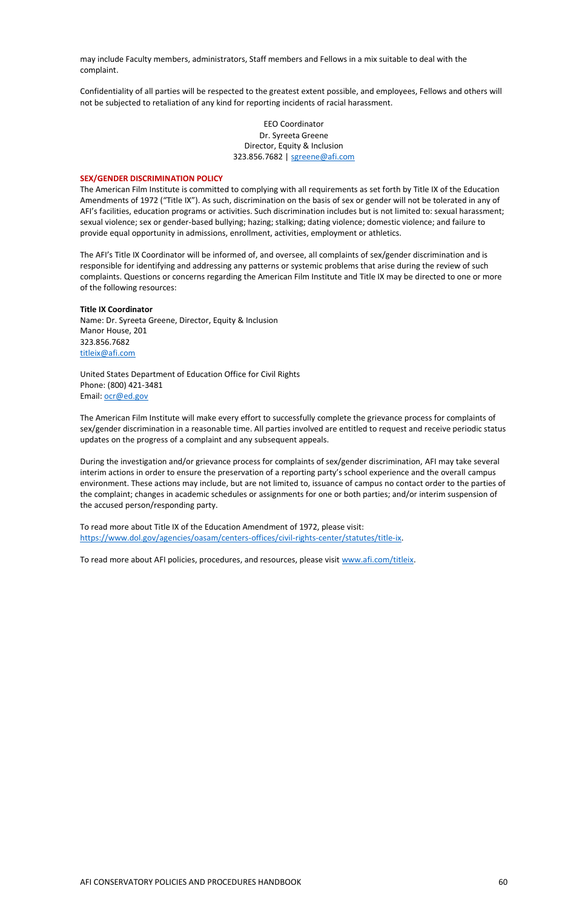may include Faculty members, administrators, Staff members and Fellows in a mix suitable to deal with the complaint.

Confidentiality of all parties will be respected to the greatest extent possible, and employees, Fellows and others will not be subjected to retaliation of any kind for reporting incidents of racial harassment.

EEO Coordinator
Dr. Syreeta Greene
Director, Equity & Inclusion
323.856.7682 | sgreene@afi.com

## SEX/GENDER DISCRIMINATION POLICY

The American Film Institute is committed to complying with all requirements as set forth by Title IX of the Education Amendments of 1972 ("Title IX"). As such, discrimination on the basis of sex or gender will not be tolerated in any of AFI's facilities, education programs or activities. Such discrimination includes but is not limited to: sexual harassment; sexual violence; sex or gender-based bullying; hazing; stalking; dating violence; domestic violence; and failure to provide equal opportunity in admissions, enrollment, activities, employment or athletics.

The AFI's Title IX Coordinator will be informed of, and oversee, all complaints of sex/gender discrimination and is responsible for identifying and addressing any patterns or systemic problems that arise during the review of such complaints. Questions or concerns regarding the American Film Institute and Title IX may be directed to one or more of the following resources:

**Title IX Coordinator**
Name: Dr. Syreeta Greene, Director, Equity & Inclusion
Manor House, 201
323.856.7682
titleix@afi.com

United States Department of Education Office for Civil Rights
Phone: (800) 421-3481
Email: ocr@ed.gov

The American Film Institute will make every effort to successfully complete the grievance process for complaints of sex/gender discrimination in a reasonable time. All parties involved are entitled to request and receive periodic status updates on the progress of a complaint and any subsequent appeals.

During the investigation and/or grievance process for complaints of sex/gender discrimination, AFI may take several interim actions in order to ensure the preservation of a reporting party's school experience and the overall campus environment. These actions may include, but are not limited to, issuance of campus no contact order to the parties of the complaint; changes in academic schedules or assignments for one or both parties; and/or interim suspension of the accused person/responding party.

To read more about Title IX of the Education Amendment of 1972, please visit:
https://www.dol.gov/agencies/oasam/centers-offices/civil-rights-center/statutes/title-ix.

To read more about AFI policies, procedures, and resources, please visit www.afi.com/titleix.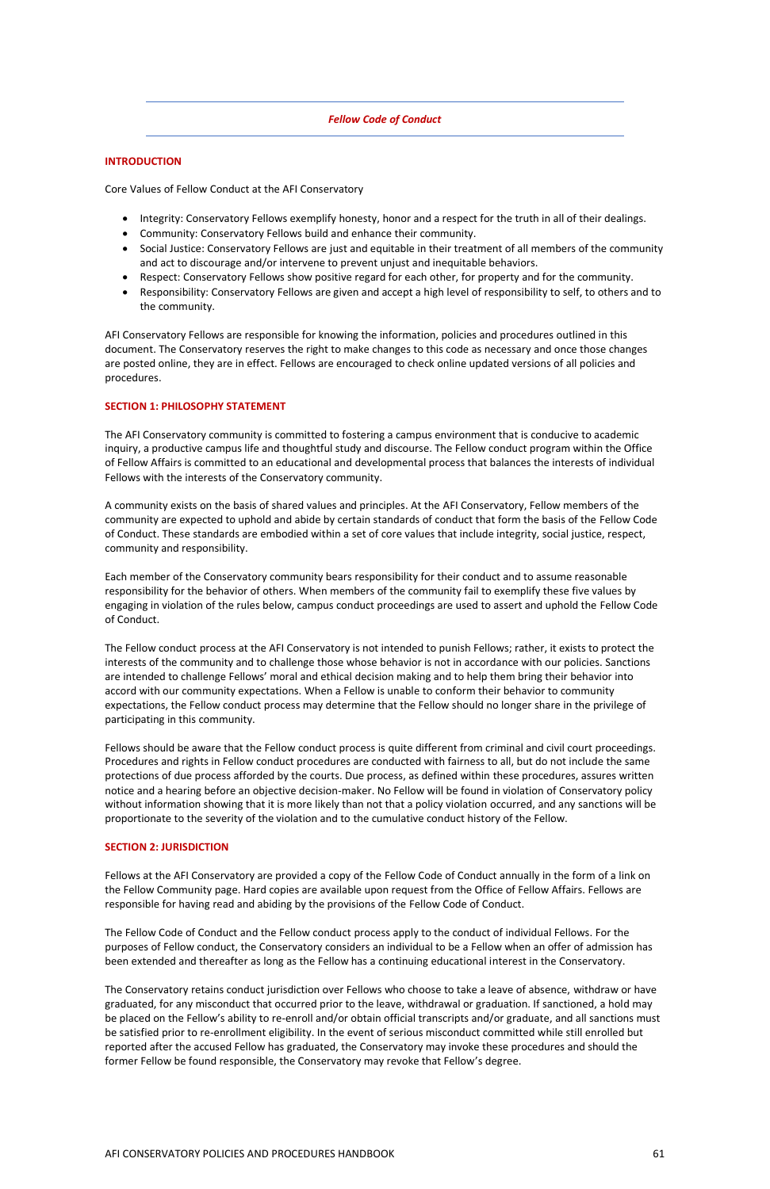*Fellow Code of Conduct*

## INTRODUCTION

Core Values of Fellow Conduct at the AFI Conservatory

- Integrity: Conservatory Fellows exemplify honesty, honor and a respect for the truth in all of their dealings.
- Community: Conservatory Fellows build and enhance their community.
- Social Justice: Conservatory Fellows are just and equitable in their treatment of all members of the community and act to discourage and/or intervene to prevent unjust and inequitable behaviors.
- Respect: Conservatory Fellows show positive regard for each other, for property and for the community.
- Responsibility: Conservatory Fellows are given and accept a high level of responsibility to self, to others and to the community.

AFI Conservatory Fellows are responsible for knowing the information, policies and procedures outlined in this document. The Conservatory reserves the right to make changes to this code as necessary and once those changes are posted online, they are in effect. Fellows are encouraged to check online updated versions of all policies and procedures.

## SECTION 1: PHILOSOPHY STATEMENT

The AFI Conservatory community is committed to fostering a campus environment that is conducive to academic inquiry, a productive campus life and thoughtful study and discourse. The Fellow conduct program within the Office of Fellow Affairs is committed to an educational and developmental process that balances the interests of individual Fellows with the interests of the Conservatory community.

A community exists on the basis of shared values and principles. At the AFI Conservatory, Fellow members of the community are expected to uphold and abide by certain standards of conduct that form the basis of the Fellow Code of Conduct. These standards are embodied within a set of core values that include integrity, social justice, respect, community and responsibility.

Each member of the Conservatory community bears responsibility for their conduct and to assume reasonable responsibility for the behavior of others. When members of the community fail to exemplify these five values by engaging in violation of the rules below, campus conduct proceedings are used to assert and uphold the Fellow Code of Conduct.

The Fellow conduct process at the AFI Conservatory is not intended to punish Fellows; rather, it exists to protect the interests of the community and to challenge those whose behavior is not in accordance with our policies. Sanctions are intended to challenge Fellows' moral and ethical decision making and to help them bring their behavior into accord with our community expectations. When a Fellow is unable to conform their behavior to community expectations, the Fellow conduct process may determine that the Fellow should no longer share in the privilege of participating in this community.

Fellows should be aware that the Fellow conduct process is quite different from criminal and civil court proceedings. Procedures and rights in Fellow conduct procedures are conducted with fairness to all, but do not include the same protections of due process afforded by the courts. Due process, as defined within these procedures, assures written notice and a hearing before an objective decision-maker. No Fellow will be found in violation of Conservatory policy without information showing that it is more likely than not that a policy violation occurred, and any sanctions will be proportionate to the severity of the violation and to the cumulative conduct history of the Fellow.

## SECTION 2: JURISDICTION

Fellows at the AFI Conservatory are provided a copy of the Fellow Code of Conduct annually in the form of a link on the Fellow Community page. Hard copies are available upon request from the Office of Fellow Affairs. Fellows are responsible for having read and abiding by the provisions of the Fellow Code of Conduct.

The Fellow Code of Conduct and the Fellow conduct process apply to the conduct of individual Fellows. For the purposes of Fellow conduct, the Conservatory considers an individual to be a Fellow when an offer of admission has been extended and thereafter as long as the Fellow has a continuing educational interest in the Conservatory.

The Conservatory retains conduct jurisdiction over Fellows who choose to take a leave of absence, withdraw or have graduated, for any misconduct that occurred prior to the leave, withdrawal or graduation. If sanctioned, a hold may be placed on the Fellow's ability to re-enroll and/or obtain official transcripts and/or graduate, and all sanctions must be satisfied prior to re-enrollment eligibility. In the event of serious misconduct committed while still enrolled but reported after the accused Fellow has graduated, the Conservatory may invoke these procedures and should the former Fellow be found responsible, the Conservatory may revoke that Fellow's degree.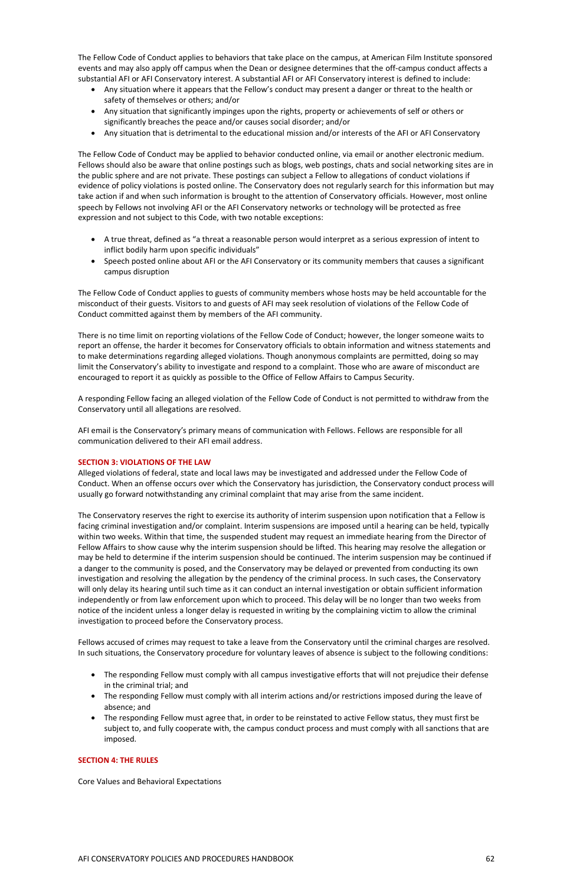The Fellow Code of Conduct applies to behaviors that take place on the campus, at American Film Institute sponsored events and may also apply off campus when the Dean or designee determines that the off-campus conduct affects a substantial AFI or AFI Conservatory interest. A substantial AFI or AFI Conservatory interest is defined to include:

- Any situation where it appears that the Fellow's conduct may present a danger or threat to the health or safety of themselves or others; and/or
- Any situation that significantly impinges upon the rights, property or achievements of self or others or significantly breaches the peace and/or causes social disorder; and/or
- Any situation that is detrimental to the educational mission and/or interests of the AFI or AFI Conservatory

The Fellow Code of Conduct may be applied to behavior conducted online, via email or another electronic medium. Fellows should also be aware that online postings such as blogs, web postings, chats and social networking sites are in the public sphere and are not private. These postings can subject a Fellow to allegations of conduct violations if evidence of policy violations is posted online. The Conservatory does not regularly search for this information but may take action if and when such information is brought to the attention of Conservatory officials. However, most online speech by Fellows not involving AFI or the AFI Conservatory networks or technology will be protected as free expression and not subject to this Code, with two notable exceptions:

- A true threat, defined as "a threat a reasonable person would interpret as a serious expression of intent to inflict bodily harm upon specific individuals"
- Speech posted online about AFI or the AFI Conservatory or its community members that causes a significant campus disruption

The Fellow Code of Conduct applies to guests of community members whose hosts may be held accountable for the misconduct of their guests. Visitors to and guests of AFI may seek resolution of violations of the Fellow Code of Conduct committed against them by members of the AFI community.

There is no time limit on reporting violations of the Fellow Code of Conduct; however, the longer someone waits to report an offense, the harder it becomes for Conservatory officials to obtain information and witness statements and to make determinations regarding alleged violations. Though anonymous complaints are permitted, doing so may limit the Conservatory's ability to investigate and respond to a complaint. Those who are aware of misconduct are encouraged to report it as quickly as possible to the Office of Fellow Affairs to Campus Security.

A responding Fellow facing an alleged violation of the Fellow Code of Conduct is not permitted to withdraw from the Conservatory until all allegations are resolved.

AFI email is the Conservatory's primary means of communication with Fellows. Fellows are responsible for all communication delivered to their AFI email address.

## SECTION 3: VIOLATIONS OF THE LAW

Alleged violations of federal, state and local laws may be investigated and addressed under the Fellow Code of Conduct. When an offense occurs over which the Conservatory has jurisdiction, the Conservatory conduct process will usually go forward notwithstanding any criminal complaint that may arise from the same incident.

The Conservatory reserves the right to exercise its authority of interim suspension upon notification that a Fellow is facing criminal investigation and/or complaint. Interim suspensions are imposed until a hearing can be held, typically within two weeks. Within that time, the suspended student may request an immediate hearing from the Director of Fellow Affairs to show cause why the interim suspension should be lifted. This hearing may resolve the allegation or may be held to determine if the interim suspension should be continued. The interim suspension may be continued if a danger to the community is posed, and the Conservatory may be delayed or prevented from conducting its own investigation and resolving the allegation by the pendency of the criminal process. In such cases, the Conservatory will only delay its hearing until such time as it can conduct an internal investigation or obtain sufficient information independently or from law enforcement upon which to proceed. This delay will be no longer than two weeks from notice of the incident unless a longer delay is requested in writing by the complaining victim to allow the criminal investigation to proceed before the Conservatory process.

Fellows accused of crimes may request to take a leave from the Conservatory until the criminal charges are resolved. In such situations, the Conservatory procedure for voluntary leaves of absence is subject to the following conditions:

- The responding Fellow must comply with all campus investigative efforts that will not prejudice their defense in the criminal trial; and
- The responding Fellow must comply with all interim actions and/or restrictions imposed during the leave of absence; and
- The responding Fellow must agree that, in order to be reinstated to active Fellow status, they must first be subject to, and fully cooperate with, the campus conduct process and must comply with all sanctions that are imposed.

## SECTION 4: THE RULES

Core Values and Behavioral Expectations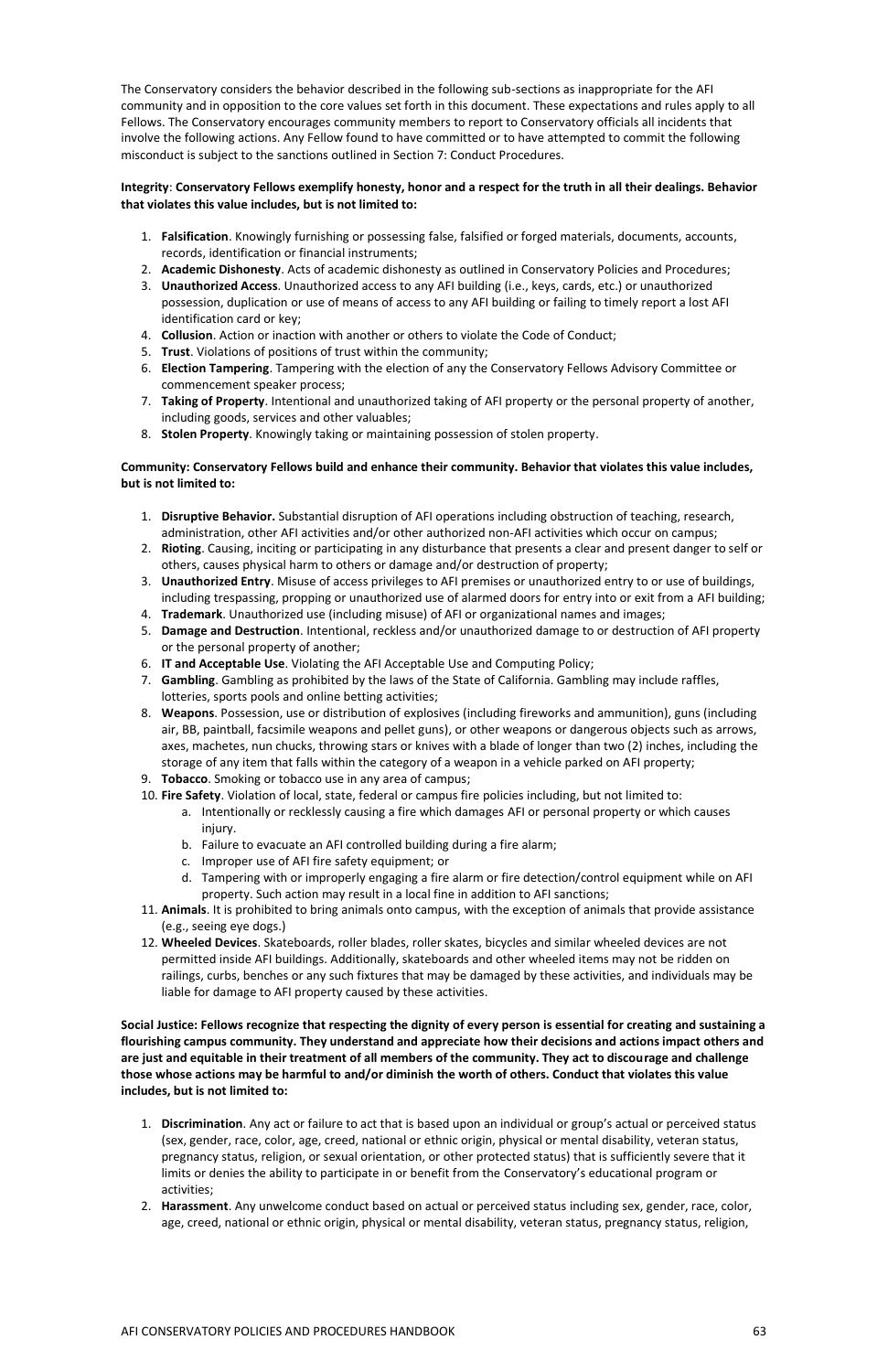The Conservatory considers the behavior described in the following sub-sections as inappropriate for the AFI community and in opposition to the core values set forth in this document. These expectations and rules apply to all Fellows. The Conservatory encourages community members to report to Conservatory officials all incidents that involve the following actions. Any Fellow found to have committed or to have attempted to commit the following misconduct is subject to the sanctions outlined in Section 7: Conduct Procedures.

**Integrity**: **Conservatory Fellows exemplify honesty, honor and a respect for the truth in all their dealings. Behavior that violates this value includes, but is not limited to:**

1. **Falsification**. Knowingly furnishing or possessing false, falsified or forged materials, documents, accounts, records, identification or financial instruments;
2. **Academic Dishonesty**. Acts of academic dishonesty as outlined in Conservatory Policies and Procedures;
3. **Unauthorized Access**. Unauthorized access to any AFI building (i.e., keys, cards, etc.) or unauthorized possession, duplication or use of means of access to any AFI building or failing to timely report a lost AFI identification card or key;
4. **Collusion**. Action or inaction with another or others to violate the Code of Conduct;
5. **Trust**. Violations of positions of trust within the community;
6. **Election Tampering**. Tampering with the election of any the Conservatory Fellows Advisory Committee or commencement speaker process;
7. **Taking of Property**. Intentional and unauthorized taking of AFI property or the personal property of another, including goods, services and other valuables;
8. **Stolen Property**. Knowingly taking or maintaining possession of stolen property.

**Community: Conservatory Fellows build and enhance their community. Behavior that violates this value includes, but is not limited to:**

1. **Disruptive Behavior.** Substantial disruption of AFI operations including obstruction of teaching, research, administration, other AFI activities and/or other authorized non-AFI activities which occur on campus;
2. **Rioting**. Causing, inciting or participating in any disturbance that presents a clear and present danger to self or others, causes physical harm to others or damage and/or destruction of property;
3. **Unauthorized Entry**. Misuse of access privileges to AFI premises or unauthorized entry to or use of buildings, including trespassing, propping or unauthorized use of alarmed doors for entry into or exit from a AFI building;
4. **Trademark**. Unauthorized use (including misuse) of AFI or organizational names and images;
5. **Damage and Destruction**. Intentional, reckless and/or unauthorized damage to or destruction of AFI property or the personal property of another;
6. **IT and Acceptable Use**. Violating the AFI Acceptable Use and Computing Policy;
7. **Gambling**. Gambling as prohibited by the laws of the State of California. Gambling may include raffles, lotteries, sports pools and online betting activities;
8. **Weapons**. Possession, use or distribution of explosives (including fireworks and ammunition), guns (including air, BB, paintball, facsimile weapons and pellet guns), or other weapons or dangerous objects such as arrows, axes, machetes, nun chucks, throwing stars or knives with a blade of longer than two (2) inches, including the storage of any item that falls within the category of a weapon in a vehicle parked on AFI property;
9. **Tobacco**. Smoking or tobacco use in any area of campus;
10. **Fire Safety**. Violation of local, state, federal or campus fire policies including, but not limited to:
    a. Intentionally or recklessly causing a fire which damages AFI or personal property or which causes injury.
    b. Failure to evacuate an AFI controlled building during a fire alarm;
    c. Improper use of AFI fire safety equipment; or
    d. Tampering with or improperly engaging a fire alarm or fire detection/control equipment while on AFI property. Such action may result in a local fine in addition to AFI sanctions;
11. **Animals**. It is prohibited to bring animals onto campus, with the exception of animals that provide assistance (e.g., seeing eye dogs.)
12. **Wheeled Devices**. Skateboards, roller blades, roller skates, bicycles and similar wheeled devices are not permitted inside AFI buildings. Additionally, skateboards and other wheeled items may not be ridden on railings, curbs, benches or any such fixtures that may be damaged by these activities, and individuals may be liable for damage to AFI property caused by these activities.

**Social Justice: Fellows recognize that respecting the dignity of every person is essential for creating and sustaining a flourishing campus community. They understand and appreciate how their decisions and actions impact others and are just and equitable in their treatment of all members of the community. They act to discourage and challenge those whose actions may be harmful to and/or diminish the worth of others. Conduct that violates this value includes, but is not limited to:**

1. **Discrimination**. Any act or failure to act that is based upon an individual or group's actual or perceived status (sex, gender, race, color, age, creed, national or ethnic origin, physical or mental disability, veteran status, pregnancy status, religion, or sexual orientation, or other protected status) that is sufficiently severe that it limits or denies the ability to participate in or benefit from the Conservatory's educational program or activities;
2. **Harassment**. Any unwelcome conduct based on actual or perceived status including sex, gender, race, color, age, creed, national or ethnic origin, physical or mental disability, veteran status, pregnancy status, religion,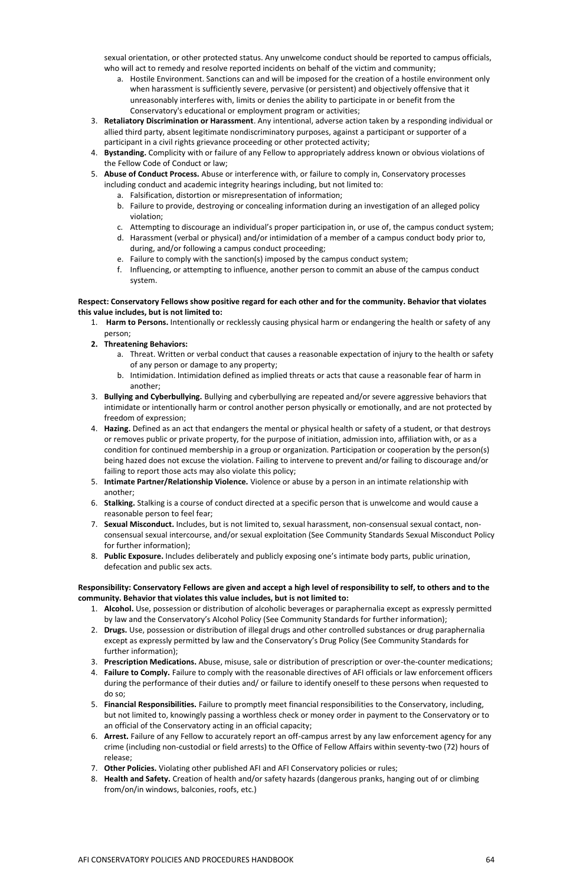sexual orientation, or other protected status. Any unwelcome conduct should be reported to campus officials, who will act to remedy and resolve reported incidents on behalf of the victim and community;

   a. Hostile Environment. Sanctions can and will be imposed for the creation of a hostile environment only when harassment is sufficiently severe, pervasive (or persistent) and objectively offensive that it unreasonably interferes with, limits or denies the ability to participate in or benefit from the Conservatory's educational or employment program or activities;

3. **Retaliatory Discrimination or Harassment**. Any intentional, adverse action taken by a responding individual or allied third party, absent legitimate nondiscriminatory purposes, against a participant or supporter of a participant in a civil rights grievance proceeding or other protected activity;
4. **Bystanding.** Complicity with or failure of any Fellow to appropriately address known or obvious violations of the Fellow Code of Conduct or law;
5. **Abuse of Conduct Process.** Abuse or interference with, or failure to comply in, Conservatory processes including conduct and academic integrity hearings including, but not limited to:
   a. Falsification, distortion or misrepresentation of information;
   b. Failure to provide, destroying or concealing information during an investigation of an alleged policy violation;
   c. Attempting to discourage an individual's proper participation in, or use of, the campus conduct system;
   d. Harassment (verbal or physical) and/or intimidation of a member of a campus conduct body prior to, during, and/or following a campus conduct proceeding;
   e. Failure to comply with the sanction(s) imposed by the campus conduct system;
   f. Influencing, or attempting to influence, another person to commit an abuse of the campus conduct system.

**Respect: Conservatory Fellows show positive regard for each other and for the community. Behavior that violates this value includes, but is not limited to:**

1. **Harm to Persons.** Intentionally or recklessly causing physical harm or endangering the health or safety of any person;
2. **Threatening Behaviors:**
   a. Threat. Written or verbal conduct that causes a reasonable expectation of injury to the health or safety of any person or damage to any property;
   b. Intimidation. Intimidation defined as implied threats or acts that cause a reasonable fear of harm in another;
3. **Bullying and Cyberbullying.** Bullying and cyberbullying are repeated and/or severe aggressive behaviors that intimidate or intentionally harm or control another person physically or emotionally, and are not protected by freedom of expression;
4. **Hazing.** Defined as an act that endangers the mental or physical health or safety of a student, or that destroys or removes public or private property, for the purpose of initiation, admission into, affiliation with, or as a condition for continued membership in a group or organization. Participation or cooperation by the person(s) being hazed does not excuse the violation. Failing to intervene to prevent and/or failing to discourage and/or failing to report those acts may also violate this policy;
5. **Intimate Partner/Relationship Violence.** Violence or abuse by a person in an intimate relationship with another;
6. **Stalking.** Stalking is a course of conduct directed at a specific person that is unwelcome and would cause a reasonable person to feel fear;
7. **Sexual Misconduct.** Includes, but is not limited to, sexual harassment, non-consensual sexual contact, non-consensual sexual intercourse, and/or sexual exploitation (See Community Standards Sexual Misconduct Policy for further information);
8. **Public Exposure.** Includes deliberately and publicly exposing one's intimate body parts, public urination, defecation and public sex acts.

**Responsibility: Conservatory Fellows are given and accept a high level of responsibility to self, to others and to the community. Behavior that violates this value includes, but is not limited to:**

1. **Alcohol.** Use, possession or distribution of alcoholic beverages or paraphernalia except as expressly permitted by law and the Conservatory's Alcohol Policy (See Community Standards for further information);
2. **Drugs.** Use, possession or distribution of illegal drugs and other controlled substances or drug paraphernalia except as expressly permitted by law and the Conservatory's Drug Policy (See Community Standards for further information);
3. **Prescription Medications.** Abuse, misuse, sale or distribution of prescription or over-the-counter medications;
4. **Failure to Comply.** Failure to comply with the reasonable directives of AFI officials or law enforcement officers during the performance of their duties and/ or failure to identify oneself to these persons when requested to do so;
5. **Financial Responsibilities.** Failure to promptly meet financial responsibilities to the Conservatory, including, but not limited to, knowingly passing a worthless check or money order in payment to the Conservatory or to an official of the Conservatory acting in an official capacity;
6. **Arrest.** Failure of any Fellow to accurately report an off-campus arrest by any law enforcement agency for any crime (including non-custodial or field arrests) to the Office of Fellow Affairs within seventy-two (72) hours of release;
7. **Other Policies.** Violating other published AFI and AFI Conservatory policies or rules;
8. **Health and Safety.** Creation of health and/or safety hazards (dangerous pranks, hanging out of or climbing from/on/in windows, balconies, roofs, etc.)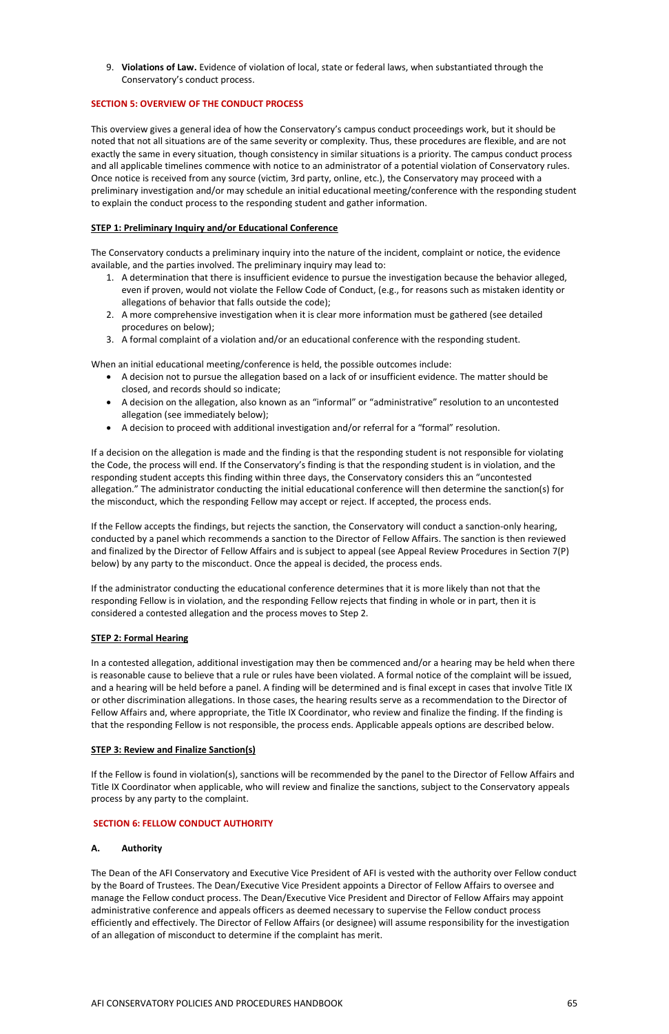9. **Violations of Law.** Evidence of violation of local, state or federal laws, when substantiated through the Conservatory's conduct process.

## SECTION 5: OVERVIEW OF THE CONDUCT PROCESS

This overview gives a general idea of how the Conservatory's campus conduct proceedings work, but it should be noted that not all situations are of the same severity or complexity. Thus, these procedures are flexible, and are not exactly the same in every situation, though consistency in similar situations is a priority. The campus conduct process and all applicable timelines commence with notice to an administrator of a potential violation of Conservatory rules. Once notice is received from any source (victim, 3rd party, online, etc.), the Conservatory may proceed with a preliminary investigation and/or may schedule an initial educational meeting/conference with the responding student to explain the conduct process to the responding student and gather information.

### STEP 1: Preliminary Inquiry and/or Educational Conference

The Conservatory conducts a preliminary inquiry into the nature of the incident, complaint or notice, the evidence available, and the parties involved. The preliminary inquiry may lead to:

1. A determination that there is insufficient evidence to pursue the investigation because the behavior alleged, even if proven, would not violate the Fellow Code of Conduct, (e.g., for reasons such as mistaken identity or allegations of behavior that falls outside the code);
2. A more comprehensive investigation when it is clear more information must be gathered (see detailed procedures on below);
3. A formal complaint of a violation and/or an educational conference with the responding student.

When an initial educational meeting/conference is held, the possible outcomes include:

- A decision not to pursue the allegation based on a lack of or insufficient evidence. The matter should be closed, and records should so indicate;
- A decision on the allegation, also known as an "informal" or "administrative" resolution to an uncontested allegation (see immediately below);
- A decision to proceed with additional investigation and/or referral for a "formal" resolution.

If a decision on the allegation is made and the finding is that the responding student is not responsible for violating the Code, the process will end. If the Conservatory's finding is that the responding student is in violation, and the responding student accepts this finding within three days, the Conservatory considers this an "uncontested allegation." The administrator conducting the initial educational conference will then determine the sanction(s) for the misconduct, which the responding Fellow may accept or reject. If accepted, the process ends.

If the Fellow accepts the findings, but rejects the sanction, the Conservatory will conduct a sanction-only hearing, conducted by a panel which recommends a sanction to the Director of Fellow Affairs. The sanction is then reviewed and finalized by the Director of Fellow Affairs and is subject to appeal (see Appeal Review Procedures in Section 7(P) below) by any party to the misconduct. Once the appeal is decided, the process ends.

If the administrator conducting the educational conference determines that it is more likely than not that the responding Fellow is in violation, and the responding Fellow rejects that finding in whole or in part, then it is considered a contested allegation and the process moves to Step 2.

### STEP 2: Formal Hearing

In a contested allegation, additional investigation may then be commenced and/or a hearing may be held when there is reasonable cause to believe that a rule or rules have been violated. A formal notice of the complaint will be issued, and a hearing will be held before a panel. A finding will be determined and is final except in cases that involve Title IX or other discrimination allegations. In those cases, the hearing results serve as a recommendation to the Director of Fellow Affairs and, where appropriate, the Title IX Coordinator, who review and finalize the finding. If the finding is that the responding Fellow is not responsible, the process ends. Applicable appeals options are described below.

### STEP 3: Review and Finalize Sanction(s)

If the Fellow is found in violation(s), sanctions will be recommended by the panel to the Director of Fellow Affairs and Title IX Coordinator when applicable, who will review and finalize the sanctions, subject to the Conservatory appeals process by any party to the complaint.

## SECTION 6: FELLOW CONDUCT AUTHORITY

### A. Authority

The Dean of the AFI Conservatory and Executive Vice President of AFI is vested with the authority over Fellow conduct by the Board of Trustees. The Dean/Executive Vice President appoints a Director of Fellow Affairs to oversee and manage the Fellow conduct process. The Dean/Executive Vice President and Director of Fellow Affairs may appoint administrative conference and appeals officers as deemed necessary to supervise the Fellow conduct process efficiently and effectively. The Director of Fellow Affairs (or designee) will assume responsibility for the investigation of an allegation of misconduct to determine if the complaint has merit.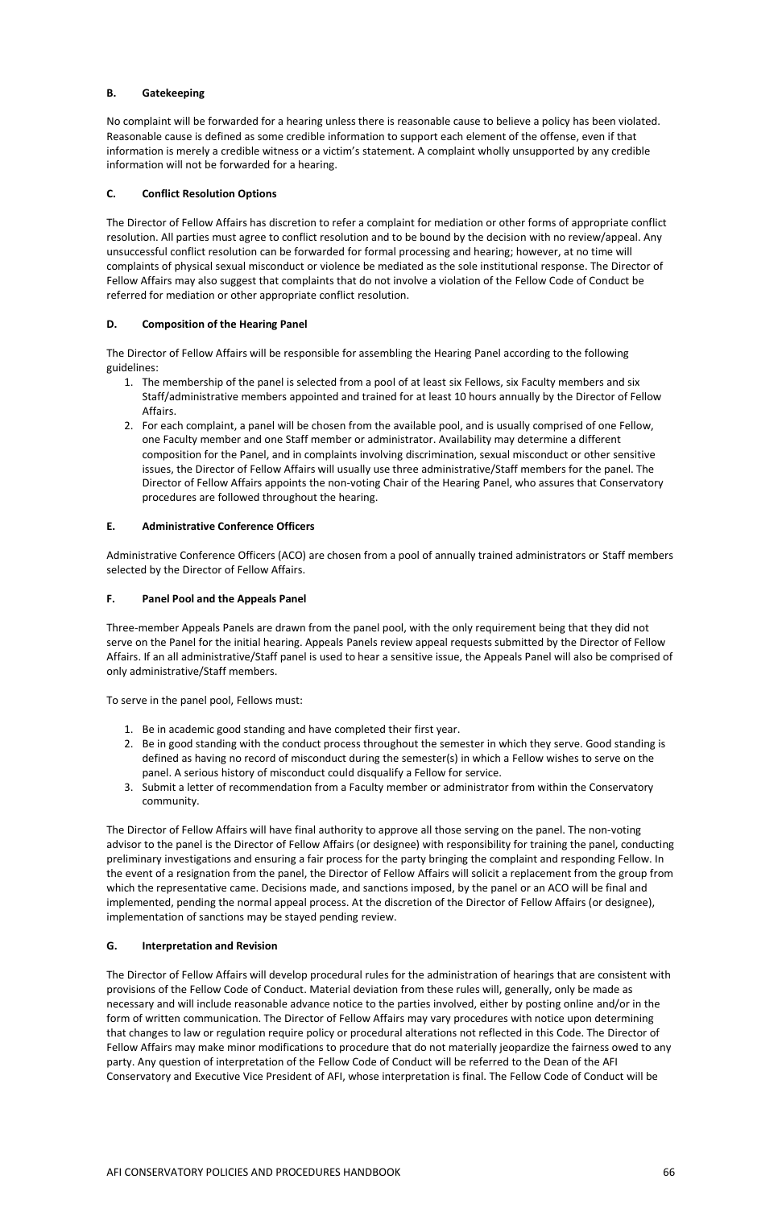### B. Gatekeeping

No complaint will be forwarded for a hearing unless there is reasonable cause to believe a policy has been violated. Reasonable cause is defined as some credible information to support each element of the offense, even if that information is merely a credible witness or a victim's statement. A complaint wholly unsupported by any credible information will not be forwarded for a hearing.

### C. Conflict Resolution Options

The Director of Fellow Affairs has discretion to refer a complaint for mediation or other forms of appropriate conflict resolution. All parties must agree to conflict resolution and to be bound by the decision with no review/appeal. Any unsuccessful conflict resolution can be forwarded for formal processing and hearing; however, at no time will complaints of physical sexual misconduct or violence be mediated as the sole institutional response. The Director of Fellow Affairs may also suggest that complaints that do not involve a violation of the Fellow Code of Conduct be referred for mediation or other appropriate conflict resolution.

### D. Composition of the Hearing Panel

The Director of Fellow Affairs will be responsible for assembling the Hearing Panel according to the following guidelines:

1. The membership of the panel is selected from a pool of at least six Fellows, six Faculty members and six Staff/administrative members appointed and trained for at least 10 hours annually by the Director of Fellow Affairs.
2. For each complaint, a panel will be chosen from the available pool, and is usually comprised of one Fellow, one Faculty member and one Staff member or administrator. Availability may determine a different composition for the Panel, and in complaints involving discrimination, sexual misconduct or other sensitive issues, the Director of Fellow Affairs will usually use three administrative/Staff members for the panel. The Director of Fellow Affairs appoints the non-voting Chair of the Hearing Panel, who assures that Conservatory procedures are followed throughout the hearing.

### E. Administrative Conference Officers

Administrative Conference Officers (ACO) are chosen from a pool of annually trained administrators or Staff members selected by the Director of Fellow Affairs.

### F. Panel Pool and the Appeals Panel

Three-member Appeals Panels are drawn from the panel pool, with the only requirement being that they did not serve on the Panel for the initial hearing. Appeals Panels review appeal requests submitted by the Director of Fellow Affairs. If an all administrative/Staff panel is used to hear a sensitive issue, the Appeals Panel will also be comprised of only administrative/Staff members.

To serve in the panel pool, Fellows must:

1. Be in academic good standing and have completed their first year.
2. Be in good standing with the conduct process throughout the semester in which they serve. Good standing is defined as having no record of misconduct during the semester(s) in which a Fellow wishes to serve on the panel. A serious history of misconduct could disqualify a Fellow for service.
3. Submit a letter of recommendation from a Faculty member or administrator from within the Conservatory community.

The Director of Fellow Affairs will have final authority to approve all those serving on the panel. The non-voting advisor to the panel is the Director of Fellow Affairs (or designee) with responsibility for training the panel, conducting preliminary investigations and ensuring a fair process for the party bringing the complaint and responding Fellow. In the event of a resignation from the panel, the Director of Fellow Affairs will solicit a replacement from the group from which the representative came. Decisions made, and sanctions imposed, by the panel or an ACO will be final and implemented, pending the normal appeal process. At the discretion of the Director of Fellow Affairs (or designee), implementation of sanctions may be stayed pending review.

### G. Interpretation and Revision

The Director of Fellow Affairs will develop procedural rules for the administration of hearings that are consistent with provisions of the Fellow Code of Conduct. Material deviation from these rules will, generally, only be made as necessary and will include reasonable advance notice to the parties involved, either by posting online and/or in the form of written communication. The Director of Fellow Affairs may vary procedures with notice upon determining that changes to law or regulation require policy or procedural alterations not reflected in this Code. The Director of Fellow Affairs may make minor modifications to procedure that do not materially jeopardize the fairness owed to any party. Any question of interpretation of the Fellow Code of Conduct will be referred to the Dean of the AFI Conservatory and Executive Vice President of AFI, whose interpretation is final. The Fellow Code of Conduct will be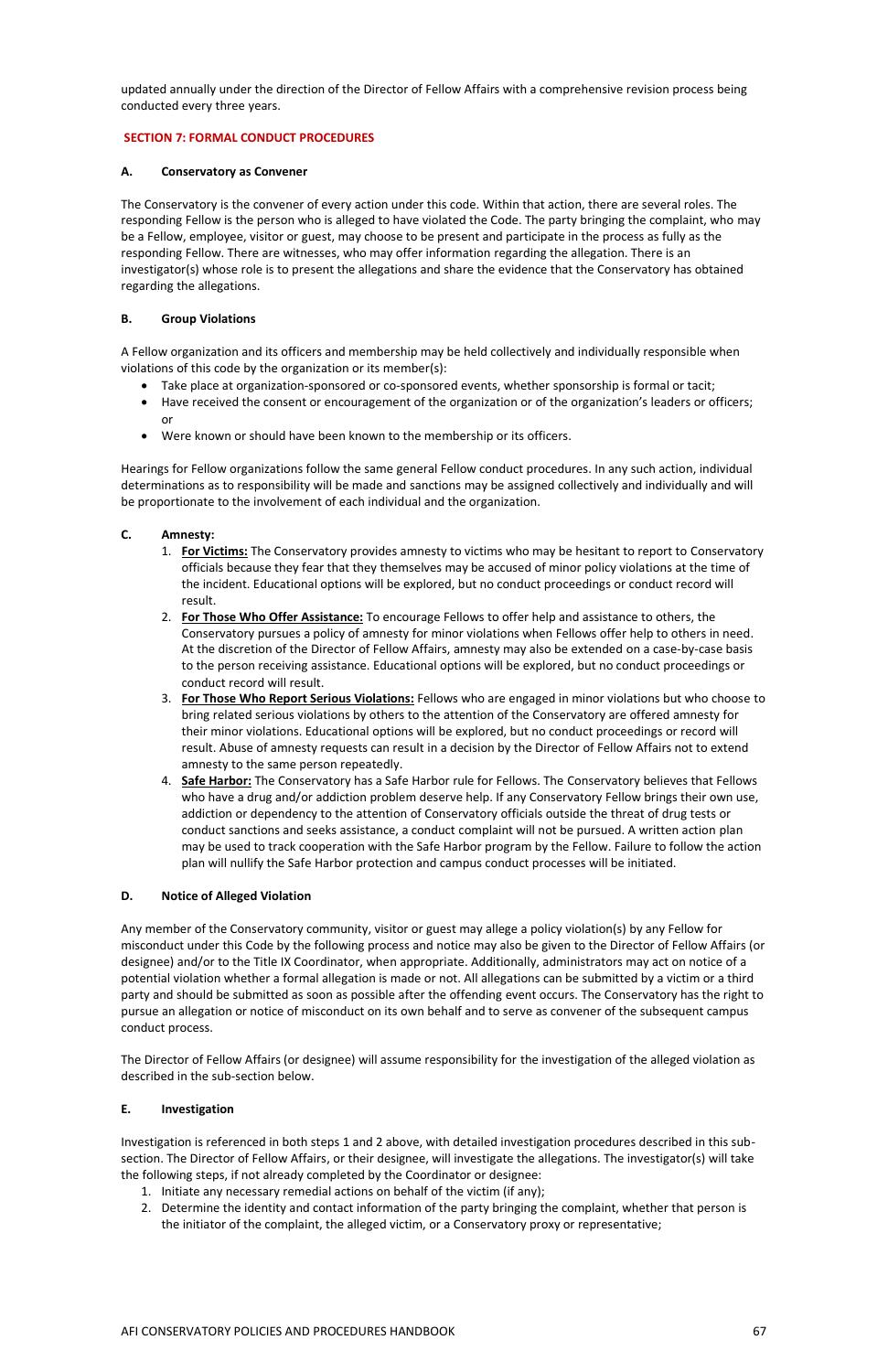updated annually under the direction of the Director of Fellow Affairs with a comprehensive revision process being conducted every three years.

## SECTION 7: FORMAL CONDUCT PROCEDURES

### A. Conservatory as Convener

The Conservatory is the convener of every action under this code. Within that action, there are several roles. The responding Fellow is the person who is alleged to have violated the Code. The party bringing the complaint, who may be a Fellow, employee, visitor or guest, may choose to be present and participate in the process as fully as the responding Fellow. There are witnesses, who may offer information regarding the allegation. There is an investigator(s) whose role is to present the allegations and share the evidence that the Conservatory has obtained regarding the allegations.

### B. Group Violations

A Fellow organization and its officers and membership may be held collectively and individually responsible when violations of this code by the organization or its member(s):

- Take place at organization-sponsored or co-sponsored events, whether sponsorship is formal or tacit;
- Have received the consent or encouragement of the organization or of the organization's leaders or officers; or
- Were known or should have been known to the membership or its officers.

Hearings for Fellow organizations follow the same general Fellow conduct procedures. In any such action, individual determinations as to responsibility will be made and sanctions may be assigned collectively and individually and will be proportionate to the involvement of each individual and the organization.

### C. Amnesty:

1. **For Victims:** The Conservatory provides amnesty to victims who may be hesitant to report to Conservatory officials because they fear that they themselves may be accused of minor policy violations at the time of the incident. Educational options will be explored, but no conduct proceedings or conduct record will result.
2. **For Those Who Offer Assistance:** To encourage Fellows to offer help and assistance to others, the Conservatory pursues a policy of amnesty for minor violations when Fellows offer help to others in need. At the discretion of the Director of Fellow Affairs, amnesty may also be extended on a case-by-case basis to the person receiving assistance. Educational options will be explored, but no conduct proceedings or conduct record will result.
3. **For Those Who Report Serious Violations:** Fellows who are engaged in minor violations but who choose to bring related serious violations by others to the attention of the Conservatory are offered amnesty for their minor violations. Educational options will be explored, but no conduct proceedings or record will result. Abuse of amnesty requests can result in a decision by the Director of Fellow Affairs not to extend amnesty to the same person repeatedly.
4. **Safe Harbor:** The Conservatory has a Safe Harbor rule for Fellows. The Conservatory believes that Fellows who have a drug and/or addiction problem deserve help. If any Conservatory Fellow brings their own use, addiction or dependency to the attention of Conservatory officials outside the threat of drug tests or conduct sanctions and seeks assistance, a conduct complaint will not be pursued. A written action plan may be used to track cooperation with the Safe Harbor program by the Fellow. Failure to follow the action plan will nullify the Safe Harbor protection and campus conduct processes will be initiated.

### D. Notice of Alleged Violation

Any member of the Conservatory community, visitor or guest may allege a policy violation(s) by any Fellow for misconduct under this Code by the following process and notice may also be given to the Director of Fellow Affairs (or designee) and/or to the Title IX Coordinator, when appropriate. Additionally, administrators may act on notice of a potential violation whether a formal allegation is made or not. All allegations can be submitted by a victim or a third party and should be submitted as soon as possible after the offending event occurs. The Conservatory has the right to pursue an allegation or notice of misconduct on its own behalf and to serve as convener of the subsequent campus conduct process.

The Director of Fellow Affairs (or designee) will assume responsibility for the investigation of the alleged violation as described in the sub-section below.

### E. Investigation

Investigation is referenced in both steps 1 and 2 above, with detailed investigation procedures described in this sub-section. The Director of Fellow Affairs, or their designee, will investigate the allegations. The investigator(s) will take the following steps, if not already completed by the Coordinator or designee:

1. Initiate any necessary remedial actions on behalf of the victim (if any);
2. Determine the identity and contact information of the party bringing the complaint, whether that person is the initiator of the complaint, the alleged victim, or a Conservatory proxy or representative;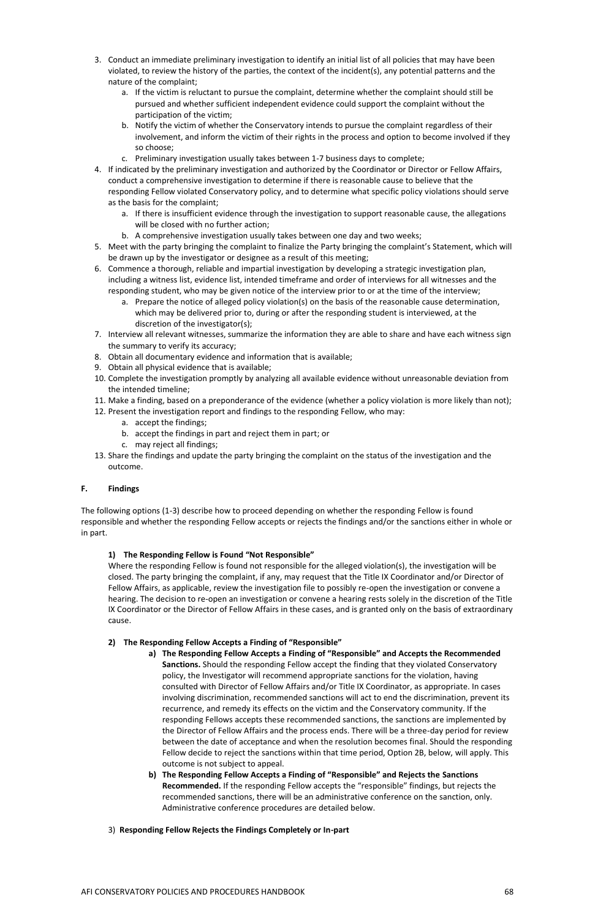3. Conduct an immediate preliminary investigation to identify an initial list of all policies that may have been violated, to review the history of the parties, the context of the incident(s), any potential patterns and the nature of the complaint;
    a. If the victim is reluctant to pursue the complaint, determine whether the complaint should still be pursued and whether sufficient independent evidence could support the complaint without the participation of the victim;
    b. Notify the victim of whether the Conservatory intends to pursue the complaint regardless of their involvement, and inform the victim of their rights in the process and option to become involved if they so choose;
    c. Preliminary investigation usually takes between 1-7 business days to complete;
4. If indicated by the preliminary investigation and authorized by the Coordinator or Director or Fellow Affairs, conduct a comprehensive investigation to determine if there is reasonable cause to believe that the responding Fellow violated Conservatory policy, and to determine what specific policy violations should serve as the basis for the complaint;
    a. If there is insufficient evidence through the investigation to support reasonable cause, the allegations will be closed with no further action;
    b. A comprehensive investigation usually takes between one day and two weeks;
5. Meet with the party bringing the complaint to finalize the Party bringing the complaint's Statement, which will be drawn up by the investigator or designee as a result of this meeting;
6. Commence a thorough, reliable and impartial investigation by developing a strategic investigation plan, including a witness list, evidence list, intended timeframe and order of interviews for all witnesses and the responding student, who may be given notice of the interview prior to or at the time of the interview;
    a. Prepare the notice of alleged policy violation(s) on the basis of the reasonable cause determination, which may be delivered prior to, during or after the responding student is interviewed, at the discretion of the investigator(s);
7. Interview all relevant witnesses, summarize the information they are able to share and have each witness sign the summary to verify its accuracy;
8. Obtain all documentary evidence and information that is available;
9. Obtain all physical evidence that is available;
10. Complete the investigation promptly by analyzing all available evidence without unreasonable deviation from the intended timeline;
11. Make a finding, based on a preponderance of the evidence (whether a policy violation is more likely than not);
12. Present the investigation report and findings to the responding Fellow, who may:
    a. accept the findings;
    b. accept the findings in part and reject them in part; or
    c. may reject all findings;
13. Share the findings and update the party bringing the complaint on the status of the investigation and the outcome.

### F. Findings

The following options (1-3) describe how to proceed depending on whether the responding Fellow is found responsible and whether the responding Fellow accepts or rejects the findings and/or the sanctions either in whole or in part.

#### 1) The Responding Fellow is Found "Not Responsible"

Where the responding Fellow is found not responsible for the alleged violation(s), the investigation will be closed. The party bringing the complaint, if any, may request that the Title IX Coordinator and/or Director of Fellow Affairs, as applicable, review the investigation file to possibly re-open the investigation or convene a hearing. The decision to re-open an investigation or convene a hearing rests solely in the discretion of the Title IX Coordinator or the Director of Fellow Affairs in these cases, and is granted only on the basis of extraordinary cause.

#### 2) The Responding Fellow Accepts a Finding of "Responsible"

a) **The Responding Fellow Accepts a Finding of "Responsible" and Accepts the Recommended Sanctions.** Should the responding Fellow accept the finding that they violated Conservatory policy, the Investigator will recommend appropriate sanctions for the violation, having consulted with Director of Fellow Affairs and/or Title IX Coordinator, as appropriate. In cases involving discrimination, recommended sanctions will act to end the discrimination, prevent its recurrence, and remedy its effects on the victim and the Conservatory community. If the responding Fellows accepts these recommended sanctions, the sanctions are implemented by the Director of Fellow Affairs and the process ends. There will be a three-day period for review between the date of acceptance and when the resolution becomes final. Should the responding Fellow decide to reject the sanctions within that time period, Option 2B, below, will apply. This outcome is not subject to appeal.

b) **The Responding Fellow Accepts a Finding of "Responsible" and Rejects the Sanctions Recommended.** If the responding Fellow accepts the "responsible" findings, but rejects the recommended sanctions, there will be an administrative conference on the sanction, only. Administrative conference procedures are detailed below.

#### 3) Responding Fellow Rejects the Findings Completely or In-part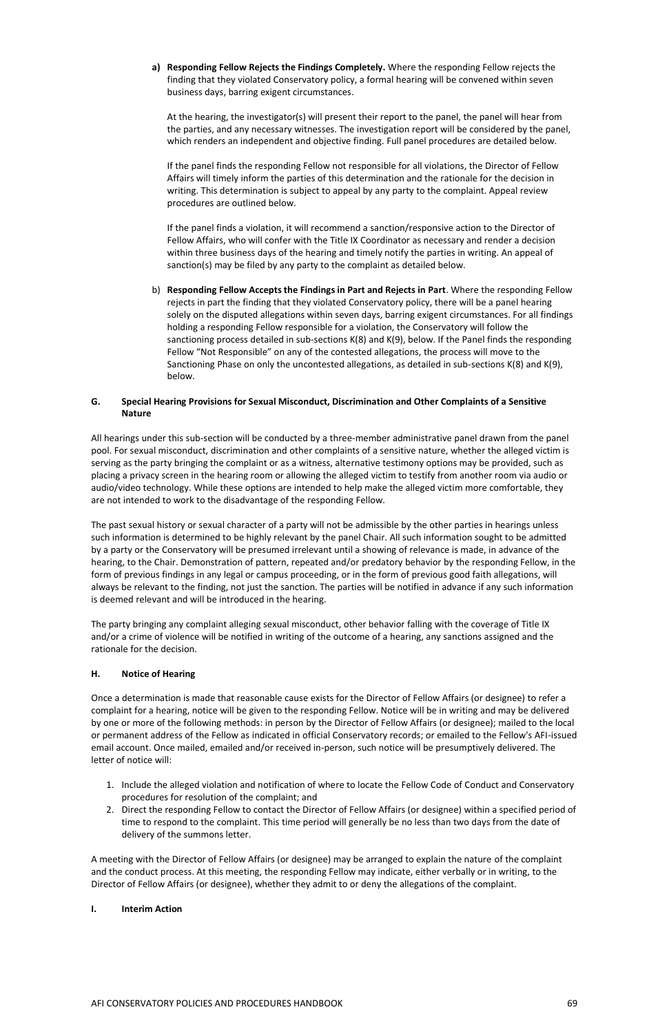**a) Responding Fellow Rejects the Findings Completely.** Where the responding Fellow rejects the finding that they violated Conservatory policy, a formal hearing will be convened within seven business days, barring exigent circumstances.

At the hearing, the investigator(s) will present their report to the panel, the panel will hear from the parties, and any necessary witnesses. The investigation report will be considered by the panel, which renders an independent and objective finding. Full panel procedures are detailed below.

If the panel finds the responding Fellow not responsible for all violations, the Director of Fellow Affairs will timely inform the parties of this determination and the rationale for the decision in writing. This determination is subject to appeal by any party to the complaint. Appeal review procedures are outlined below.

If the panel finds a violation, it will recommend a sanction/responsive action to the Director of Fellow Affairs, who will confer with the Title IX Coordinator as necessary and render a decision within three business days of the hearing and timely notify the parties in writing. An appeal of sanction(s) may be filed by any party to the complaint as detailed below.

b) **Responding Fellow Accepts the Findings in Part and Rejects in Part**. Where the responding Fellow rejects in part the finding that they violated Conservatory policy, there will be a panel hearing solely on the disputed allegations within seven days, barring exigent circumstances. For all findings holding a responding Fellow responsible for a violation, the Conservatory will follow the sanctioning process detailed in sub-sections K(8) and K(9), below. If the Panel finds the responding Fellow "Not Responsible" on any of the contested allegations, the process will move to the Sanctioning Phase on only the uncontested allegations, as detailed in sub-sections K(8) and K(9), below.

### G. Special Hearing Provisions for Sexual Misconduct, Discrimination and Other Complaints of a Sensitive Nature

All hearings under this sub-section will be conducted by a three-member administrative panel drawn from the panel pool. For sexual misconduct, discrimination and other complaints of a sensitive nature, whether the alleged victim is serving as the party bringing the complaint or as a witness, alternative testimony options may be provided, such as placing a privacy screen in the hearing room or allowing the alleged victim to testify from another room via audio or audio/video technology. While these options are intended to help make the alleged victim more comfortable, they are not intended to work to the disadvantage of the responding Fellow.

The past sexual history or sexual character of a party will not be admissible by the other parties in hearings unless such information is determined to be highly relevant by the panel Chair. All such information sought to be admitted by a party or the Conservatory will be presumed irrelevant until a showing of relevance is made, in advance of the hearing, to the Chair. Demonstration of pattern, repeated and/or predatory behavior by the responding Fellow, in the form of previous findings in any legal or campus proceeding, or in the form of previous good faith allegations, will always be relevant to the finding, not just the sanction. The parties will be notified in advance if any such information is deemed relevant and will be introduced in the hearing.

The party bringing any complaint alleging sexual misconduct, other behavior falling with the coverage of Title IX and/or a crime of violence will be notified in writing of the outcome of a hearing, any sanctions assigned and the rationale for the decision.

### H. Notice of Hearing

Once a determination is made that reasonable cause exists for the Director of Fellow Affairs (or designee) to refer a complaint for a hearing, notice will be given to the responding Fellow. Notice will be in writing and may be delivered by one or more of the following methods: in person by the Director of Fellow Affairs (or designee); mailed to the local or permanent address of the Fellow as indicated in official Conservatory records; or emailed to the Fellow's AFI-issued email account. Once mailed, emailed and/or received in-person, such notice will be presumptively delivered. The letter of notice will:

1. Include the alleged violation and notification of where to locate the Fellow Code of Conduct and Conservatory procedures for resolution of the complaint; and
2. Direct the responding Fellow to contact the Director of Fellow Affairs (or designee) within a specified period of time to respond to the complaint. This time period will generally be no less than two days from the date of delivery of the summons letter.

A meeting with the Director of Fellow Affairs (or designee) may be arranged to explain the nature of the complaint and the conduct process. At this meeting, the responding Fellow may indicate, either verbally or in writing, to the Director of Fellow Affairs (or designee), whether they admit to or deny the allegations of the complaint.

### I. Interim Action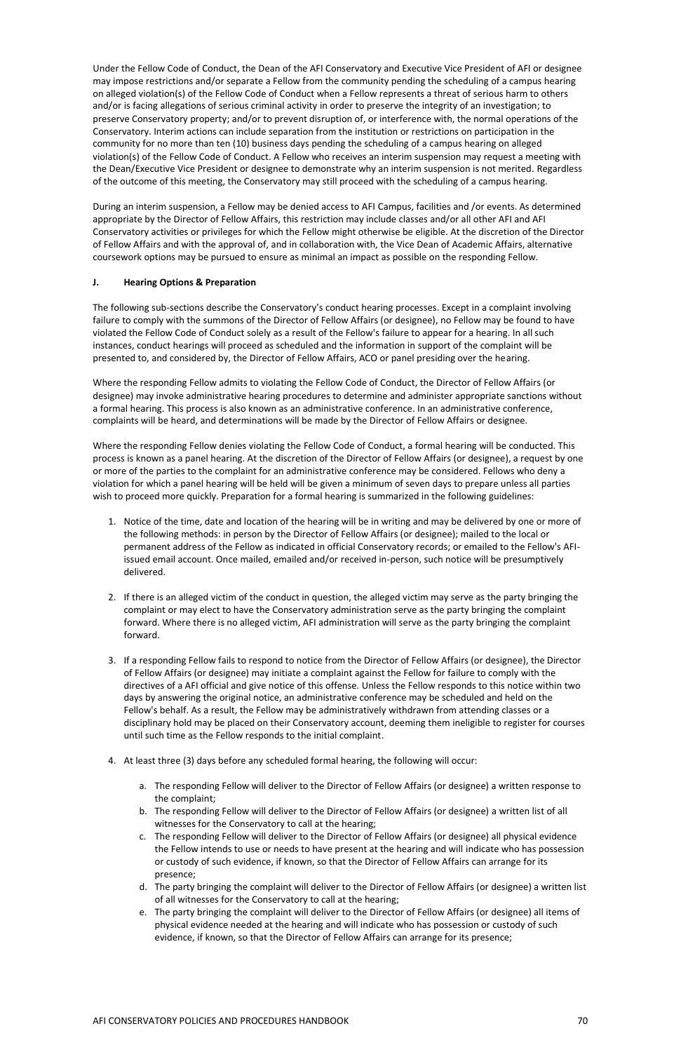Under the Fellow Code of Conduct, the Dean of the AFI Conservatory and Executive Vice President of AFI or designee may impose restrictions and/or separate a Fellow from the community pending the scheduling of a campus hearing on alleged violation(s) of the Fellow Code of Conduct when a Fellow represents a threat of serious harm to others and/or is facing allegations of serious criminal activity in order to preserve the integrity of an investigation; to preserve Conservatory property; and/or to prevent disruption of, or interference with, the normal operations of the Conservatory. Interim actions can include separation from the institution or restrictions on participation in the community for no more than ten (10) business days pending the scheduling of a campus hearing on alleged violation(s) of the Fellow Code of Conduct. A Fellow who receives an interim suspension may request a meeting with the Dean/Executive Vice President or designee to demonstrate why an interim suspension is not merited. Regardless of the outcome of this meeting, the Conservatory may still proceed with the scheduling of a campus hearing.

During an interim suspension, a Fellow may be denied access to AFI Campus, facilities and /or events. As determined appropriate by the Director of Fellow Affairs, this restriction may include classes and/or all other AFI and AFI Conservatory activities or privileges for which the Fellow might otherwise be eligible. At the discretion of the Director of Fellow Affairs and with the approval of, and in collaboration with, the Vice Dean of Academic Affairs, alternative coursework options may be pursued to ensure as minimal an impact as possible on the responding Fellow.

### J. Hearing Options & Preparation

The following sub-sections describe the Conservatory's conduct hearing processes. Except in a complaint involving failure to comply with the summons of the Director of Fellow Affairs (or designee), no Fellow may be found to have violated the Fellow Code of Conduct solely as a result of the Fellow's failure to appear for a hearing. In all such instances, conduct hearings will proceed as scheduled and the information in support of the complaint will be presented to, and considered by, the Director of Fellow Affairs, ACO or panel presiding over the hearing.

Where the responding Fellow admits to violating the Fellow Code of Conduct, the Director of Fellow Affairs (or designee) may invoke administrative hearing procedures to determine and administer appropriate sanctions without a formal hearing. This process is also known as an administrative conference. In an administrative conference, complaints will be heard, and determinations will be made by the Director of Fellow Affairs or designee.

Where the responding Fellow denies violating the Fellow Code of Conduct, a formal hearing will be conducted. This process is known as a panel hearing. At the discretion of the Director of Fellow Affairs (or designee), a request by one or more of the parties to the complaint for an administrative conference may be considered. Fellows who deny a violation for which a panel hearing will be held will be given a minimum of seven days to prepare unless all parties wish to proceed more quickly. Preparation for a formal hearing is summarized in the following guidelines:

1. Notice of the time, date and location of the hearing will be in writing and may be delivered by one or more of the following methods: in person by the Director of Fellow Affairs (or designee); mailed to the local or permanent address of the Fellow as indicated in official Conservatory records; or emailed to the Fellow's AFI-issued email account. Once mailed, emailed and/or received in-person, such notice will be presumptively delivered.

2. If there is an alleged victim of the conduct in question, the alleged victim may serve as the party bringing the complaint or may elect to have the Conservatory administration serve as the party bringing the complaint forward. Where there is no alleged victim, AFI administration will serve as the party bringing the complaint forward.

3. If a responding Fellow fails to respond to notice from the Director of Fellow Affairs (or designee), the Director of Fellow Affairs (or designee) may initiate a complaint against the Fellow for failure to comply with the directives of a AFI official and give notice of this offense. Unless the Fellow responds to this notice within two days by answering the original notice, an administrative conference may be scheduled and held on the Fellow's behalf. As a result, the Fellow may be administratively withdrawn from attending classes or a disciplinary hold may be placed on their Conservatory account, deeming them ineligible to register for courses until such time as the Fellow responds to the initial complaint.

4. At least three (3) days before any scheduled formal hearing, the following will occur:

   a. The responding Fellow will deliver to the Director of Fellow Affairs (or designee) a written response to the complaint;
   b. The responding Fellow will deliver to the Director of Fellow Affairs (or designee) a written list of all witnesses for the Conservatory to call at the hearing;
   c. The responding Fellow will deliver to the Director of Fellow Affairs (or designee) all physical evidence the Fellow intends to use or needs to have present at the hearing and will indicate who has possession or custody of such evidence, if known, so that the Director of Fellow Affairs can arrange for its presence;
   d. The party bringing the complaint will deliver to the Director of Fellow Affairs (or designee) a written list of all witnesses for the Conservatory to call at the hearing;
   e. The party bringing the complaint will deliver to the Director of Fellow Affairs (or designee) all items of physical evidence needed at the hearing and will indicate who has possession or custody of such evidence, if known, so that the Director of Fellow Affairs can arrange for its presence;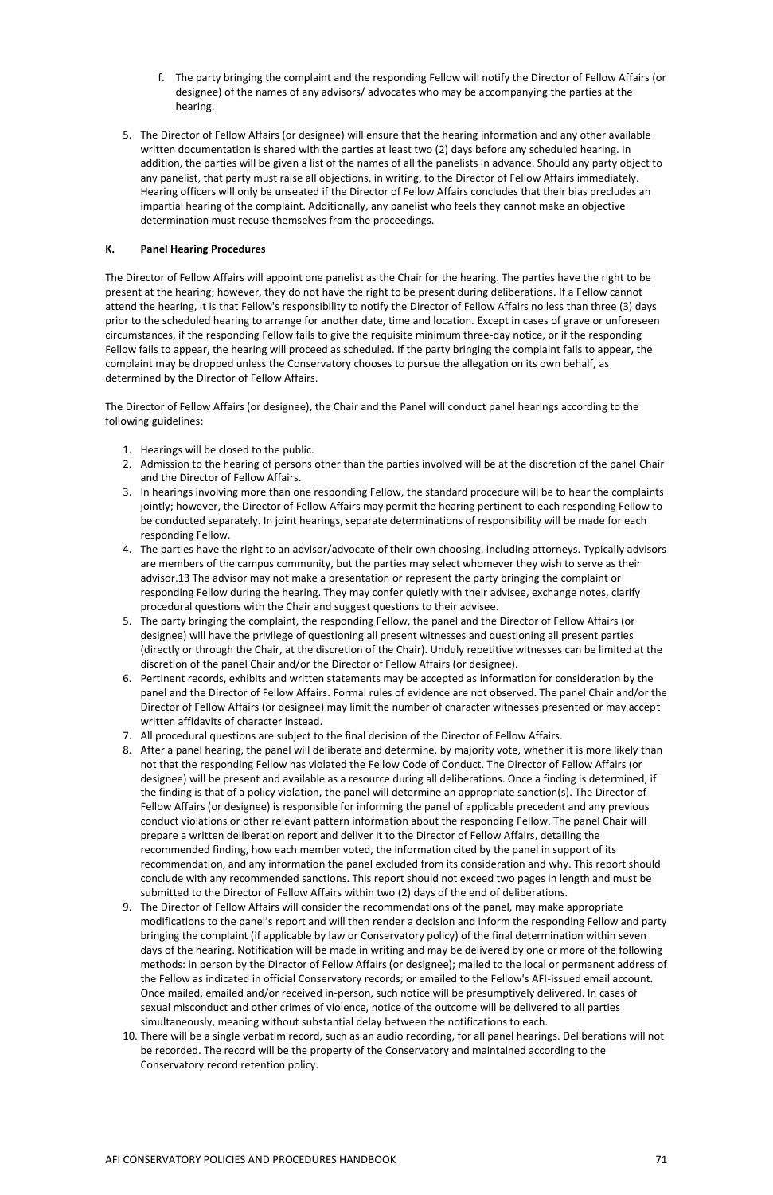f. The party bringing the complaint and the responding Fellow will notify the Director of Fellow Affairs (or designee) of the names of any advisors/ advocates who may be accompanying the parties at the hearing.

5. The Director of Fellow Affairs (or designee) will ensure that the hearing information and any other available written documentation is shared with the parties at least two (2) days before any scheduled hearing. In addition, the parties will be given a list of the names of all the panelists in advance. Should any party object to any panelist, that party must raise all objections, in writing, to the Director of Fellow Affairs immediately. Hearing officers will only be unseated if the Director of Fellow Affairs concludes that their bias precludes an impartial hearing of the complaint. Additionally, any panelist who feels they cannot make an objective determination must recuse themselves from the proceedings.

**K. Panel Hearing Procedures**

The Director of Fellow Affairs will appoint one panelist as the Chair for the hearing. The parties have the right to be present at the hearing; however, they do not have the right to be present during deliberations. If a Fellow cannot attend the hearing, it is that Fellow's responsibility to notify the Director of Fellow Affairs no less than three (3) days prior to the scheduled hearing to arrange for another date, time and location. Except in cases of grave or unforeseen circumstances, if the responding Fellow fails to give the requisite minimum three-day notice, or if the responding Fellow fails to appear, the hearing will proceed as scheduled. If the party bringing the complaint fails to appear, the complaint may be dropped unless the Conservatory chooses to pursue the allegation on its own behalf, as determined by the Director of Fellow Affairs.

The Director of Fellow Affairs (or designee), the Chair and the Panel will conduct panel hearings according to the following guidelines:

1. Hearings will be closed to the public.
2. Admission to the hearing of persons other than the parties involved will be at the discretion of the panel Chair and the Director of Fellow Affairs.
3. In hearings involving more than one responding Fellow, the standard procedure will be to hear the complaints jointly; however, the Director of Fellow Affairs may permit the hearing pertinent to each responding Fellow to be conducted separately. In joint hearings, separate determinations of responsibility will be made for each responding Fellow.
4. The parties have the right to an advisor/advocate of their own choosing, including attorneys. Typically advisors are members of the campus community, but the parties may select whomever they wish to serve as their advisor.[13] The advisor may not make a presentation or represent the party bringing the complaint or responding Fellow during the hearing. They may confer quietly with their advisee, exchange notes, clarify procedural questions with the Chair and suggest questions to their advisee.
5. The party bringing the complaint, the responding Fellow, the panel and the Director of Fellow Affairs (or designee) will have the privilege of questioning all present witnesses and questioning all present parties (directly or through the Chair, at the discretion of the Chair). Unduly repetitive witnesses can be limited at the discretion of the panel Chair and/or the Director of Fellow Affairs (or designee).
6. Pertinent records, exhibits and written statements may be accepted as information for consideration by the panel and the Director of Fellow Affairs. Formal rules of evidence are not observed. The panel Chair and/or the Director of Fellow Affairs (or designee) may limit the number of character witnesses presented or may accept written affidavits of character instead.
7. All procedural questions are subject to the final decision of the Director of Fellow Affairs.
8. After a panel hearing, the panel will deliberate and determine, by majority vote, whether it is more likely than not that the responding Fellow has violated the Fellow Code of Conduct. The Director of Fellow Affairs (or designee) will be present and available as a resource during all deliberations. Once a finding is determined, if the finding is that of a policy violation, the panel will determine an appropriate sanction(s). The Director of Fellow Affairs (or designee) is responsible for informing the panel of applicable precedent and any previous conduct violations or other relevant pattern information about the responding Fellow. The panel Chair will prepare a written deliberation report and deliver it to the Director of Fellow Affairs, detailing the recommended finding, how each member voted, the information cited by the panel in support of its recommendation, and any information the panel excluded from its consideration and why. This report should conclude with any recommended sanctions. This report should not exceed two pages in length and must be submitted to the Director of Fellow Affairs within two (2) days of the end of deliberations.
9. The Director of Fellow Affairs will consider the recommendations of the panel, may make appropriate modifications to the panel's report and will then render a decision and inform the responding Fellow and party bringing the complaint (if applicable by law or Conservatory policy) of the final determination within seven days of the hearing. Notification will be made in writing and may be delivered by one or more of the following methods: in person by the Director of Fellow Affairs (or designee); mailed to the local or permanent address of the Fellow as indicated in official Conservatory records; or emailed to the Fellow's AFI-issued email account. Once mailed, emailed and/or received in-person, such notice will be presumptively delivered. In cases of sexual misconduct and other crimes of violence, notice of the outcome will be delivered to all parties simultaneously, meaning without substantial delay between the notifications to each.
10. There will be a single verbatim record, such as an audio recording, for all panel hearings. Deliberations will not be recorded. The record will be the property of the Conservatory and maintained according to the Conservatory record retention policy.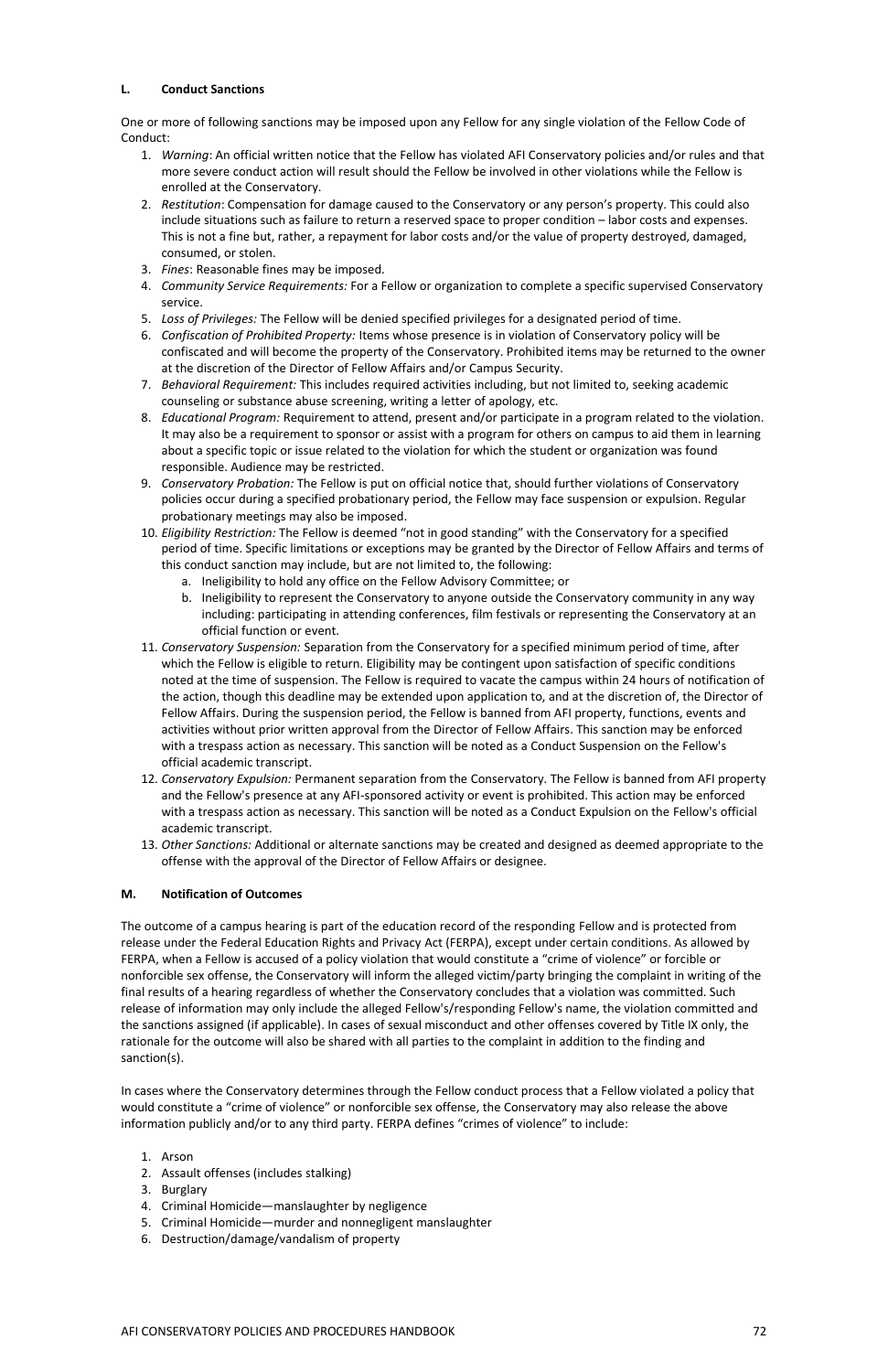#### L. Conduct Sanctions

One or more of following sanctions may be imposed upon any Fellow for any single violation of the Fellow Code of Conduct:

1. *Warning*: An official written notice that the Fellow has violated AFI Conservatory policies and/or rules and that more severe conduct action will result should the Fellow be involved in other violations while the Fellow is enrolled at the Conservatory.
2. *Restitution*: Compensation for damage caused to the Conservatory or any person's property. This could also include situations such as failure to return a reserved space to proper condition – labor costs and expenses. This is not a fine but, rather, a repayment for labor costs and/or the value of property destroyed, damaged, consumed, or stolen.
3. *Fines*: Reasonable fines may be imposed.
4. *Community Service Requirements:* For a Fellow or organization to complete a specific supervised Conservatory service.
5. *Loss of Privileges:* The Fellow will be denied specified privileges for a designated period of time.
6. *Confiscation of Prohibited Property:* Items whose presence is in violation of Conservatory policy will be confiscated and will become the property of the Conservatory. Prohibited items may be returned to the owner at the discretion of the Director of Fellow Affairs and/or Campus Security.
7. *Behavioral Requirement:* This includes required activities including, but not limited to, seeking academic counseling or substance abuse screening, writing a letter of apology, etc.
8. *Educational Program:* Requirement to attend, present and/or participate in a program related to the violation. It may also be a requirement to sponsor or assist with a program for others on campus to aid them in learning about a specific topic or issue related to the violation for which the student or organization was found responsible. Audience may be restricted.
9. *Conservatory Probation:* The Fellow is put on official notice that, should further violations of Conservatory policies occur during a specified probationary period, the Fellow may face suspension or expulsion. Regular probationary meetings may also be imposed.
10. *Eligibility Restriction:* The Fellow is deemed "not in good standing" with the Conservatory for a specified period of time. Specific limitations or exceptions may be granted by the Director of Fellow Affairs and terms of this conduct sanction may include, but are not limited to, the following:
    a. Ineligibility to hold any office on the Fellow Advisory Committee; or
    b. Ineligibility to represent the Conservatory to anyone outside the Conservatory community in any way including: participating in attending conferences, film festivals or representing the Conservatory at an official function or event.
11. *Conservatory Suspension:* Separation from the Conservatory for a specified minimum period of time, after which the Fellow is eligible to return. Eligibility may be contingent upon satisfaction of specific conditions noted at the time of suspension. The Fellow is required to vacate the campus within 24 hours of notification of the action, though this deadline may be extended upon application to, and at the discretion of, the Director of Fellow Affairs. During the suspension period, the Fellow is banned from AFI property, functions, events and activities without prior written approval from the Director of Fellow Affairs. This sanction may be enforced with a trespass action as necessary. This sanction will be noted as a Conduct Suspension on the Fellow's official academic transcript.
12. *Conservatory Expulsion:* Permanent separation from the Conservatory. The Fellow is banned from AFI property and the Fellow's presence at any AFI-sponsored activity or event is prohibited. This action may be enforced with a trespass action as necessary. This sanction will be noted as a Conduct Expulsion on the Fellow's official academic transcript.
13. *Other Sanctions:* Additional or alternate sanctions may be created and designed as deemed appropriate to the offense with the approval of the Director of Fellow Affairs or designee.

#### M. Notification of Outcomes

The outcome of a campus hearing is part of the education record of the responding Fellow and is protected from release under the Federal Education Rights and Privacy Act (FERPA), except under certain conditions. As allowed by FERPA, when a Fellow is accused of a policy violation that would constitute a "crime of violence" or forcible or nonforcible sex offense, the Conservatory will inform the alleged victim/party bringing the complaint in writing of the final results of a hearing regardless of whether the Conservatory concludes that a violation was committed. Such release of information may only include the alleged Fellow's/responding Fellow's name, the violation committed and the sanctions assigned (if applicable). In cases of sexual misconduct and other offenses covered by Title IX only, the rationale for the outcome will also be shared with all parties to the complaint in addition to the finding and sanction(s).

In cases where the Conservatory determines through the Fellow conduct process that a Fellow violated a policy that would constitute a "crime of violence" or nonforcible sex offense, the Conservatory may also release the above information publicly and/or to any third party. FERPA defines "crimes of violence" to include:

1. Arson
2. Assault offenses (includes stalking)
3. Burglary
4. Criminal Homicide—manslaughter by negligence
5. Criminal Homicide—murder and nonnegligent manslaughter
6. Destruction/damage/vandalism of property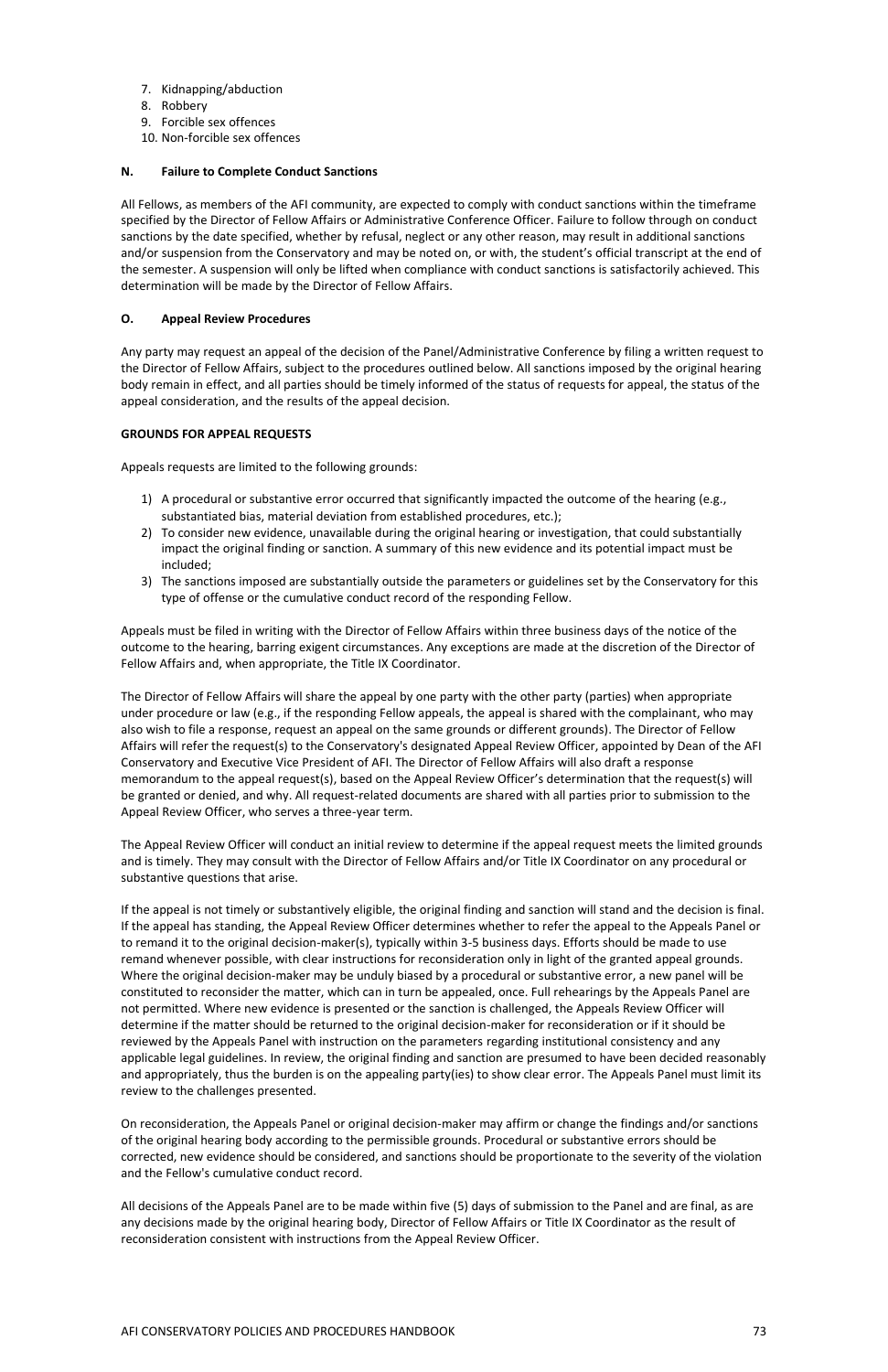7. Kidnapping/abduction
8. Robbery
9. Forcible sex offences
10. Non-forcible sex offences

#### N. Failure to Complete Conduct Sanctions

All Fellows, as members of the AFI community, are expected to comply with conduct sanctions within the timeframe specified by the Director of Fellow Affairs or Administrative Conference Officer. Failure to follow through on conduct sanctions by the date specified, whether by refusal, neglect or any other reason, may result in additional sanctions and/or suspension from the Conservatory and may be noted on, or with, the student's official transcript at the end of the semester. A suspension will only be lifted when compliance with conduct sanctions is satisfactorily achieved. This determination will be made by the Director of Fellow Affairs.

#### O. Appeal Review Procedures

Any party may request an appeal of the decision of the Panel/Administrative Conference by filing a written request to the Director of Fellow Affairs, subject to the procedures outlined below. All sanctions imposed by the original hearing body remain in effect, and all parties should be timely informed of the status of requests for appeal, the status of the appeal consideration, and the results of the appeal decision.

**GROUNDS FOR APPEAL REQUESTS**

Appeals requests are limited to the following grounds:

1) A procedural or substantive error occurred that significantly impacted the outcome of the hearing (e.g., substantiated bias, material deviation from established procedures, etc.);
2) To consider new evidence, unavailable during the original hearing or investigation, that could substantially impact the original finding or sanction. A summary of this new evidence and its potential impact must be included;
3) The sanctions imposed are substantially outside the parameters or guidelines set by the Conservatory for this type of offense or the cumulative conduct record of the responding Fellow.

Appeals must be filed in writing with the Director of Fellow Affairs within three business days of the notice of the outcome to the hearing, barring exigent circumstances. Any exceptions are made at the discretion of the Director of Fellow Affairs and, when appropriate, the Title IX Coordinator.

The Director of Fellow Affairs will share the appeal by one party with the other party (parties) when appropriate under procedure or law (e.g., if the responding Fellow appeals, the appeal is shared with the complainant, who may also wish to file a response, request an appeal on the same grounds or different grounds). The Director of Fellow Affairs will refer the request(s) to the Conservatory's designated Appeal Review Officer, appointed by Dean of the AFI Conservatory and Executive Vice President of AFI. The Director of Fellow Affairs will also draft a response memorandum to the appeal request(s), based on the Appeal Review Officer's determination that the request(s) will be granted or denied, and why. All request-related documents are shared with all parties prior to submission to the Appeal Review Officer, who serves a three-year term.

The Appeal Review Officer will conduct an initial review to determine if the appeal request meets the limited grounds and is timely. They may consult with the Director of Fellow Affairs and/or Title IX Coordinator on any procedural or substantive questions that arise.

If the appeal is not timely or substantively eligible, the original finding and sanction will stand and the decision is final. If the appeal has standing, the Appeal Review Officer determines whether to refer the appeal to the Appeals Panel or to remand it to the original decision-maker(s), typically within 3-5 business days. Efforts should be made to use remand whenever possible, with clear instructions for reconsideration only in light of the granted appeal grounds. Where the original decision-maker may be unduly biased by a procedural or substantive error, a new panel will be constituted to reconsider the matter, which can in turn be appealed, once. Full rehearings by the Appeals Panel are not permitted. Where new evidence is presented or the sanction is challenged, the Appeals Review Officer will determine if the matter should be returned to the original decision-maker for reconsideration or if it should be reviewed by the Appeals Panel with instruction on the parameters regarding institutional consistency and any applicable legal guidelines. In review, the original finding and sanction are presumed to have been decided reasonably and appropriately, thus the burden is on the appealing party(ies) to show clear error. The Appeals Panel must limit its review to the challenges presented.

On reconsideration, the Appeals Panel or original decision-maker may affirm or change the findings and/or sanctions of the original hearing body according to the permissible grounds. Procedural or substantive errors should be corrected, new evidence should be considered, and sanctions should be proportionate to the severity of the violation and the Fellow's cumulative conduct record.

All decisions of the Appeals Panel are to be made within five (5) days of submission to the Panel and are final, as are any decisions made by the original hearing body, Director of Fellow Affairs or Title IX Coordinator as the result of reconsideration consistent with instructions from the Appeal Review Officer.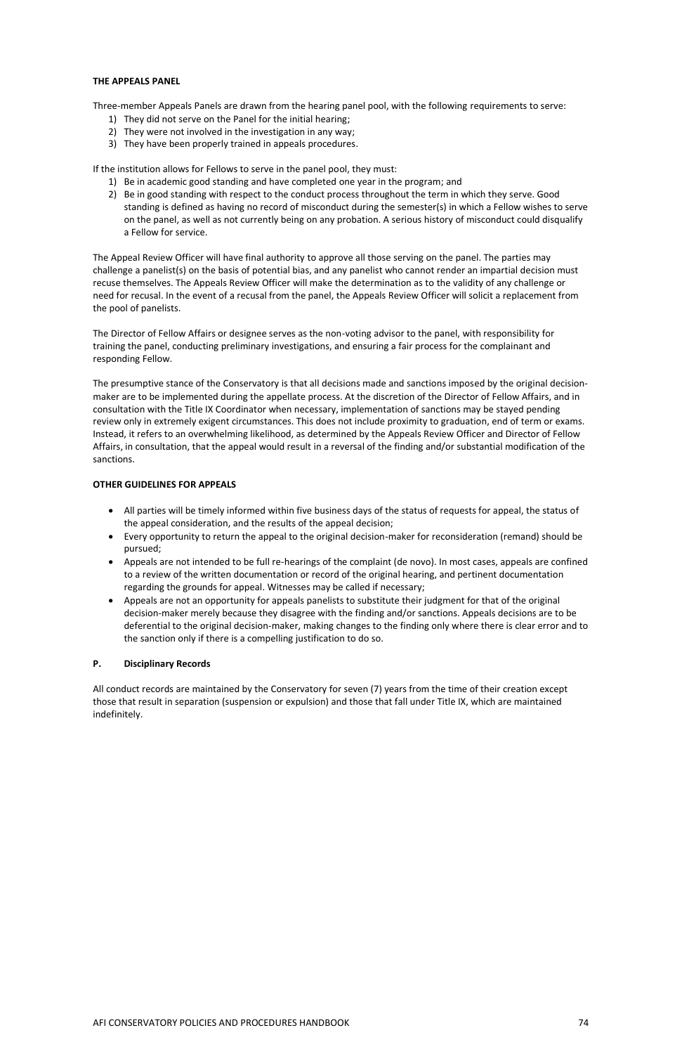**THE APPEALS PANEL**

Three-member Appeals Panels are drawn from the hearing panel pool, with the following requirements to serve:

1) They did not serve on the Panel for the initial hearing;
2) They were not involved in the investigation in any way;
3) They have been properly trained in appeals procedures.

If the institution allows for Fellows to serve in the panel pool, they must:

1) Be in academic good standing and have completed one year in the program; and
2) Be in good standing with respect to the conduct process throughout the term in which they serve. Good standing is defined as having no record of misconduct during the semester(s) in which a Fellow wishes to serve on the panel, as well as not currently being on any probation. A serious history of misconduct could disqualify a Fellow for service.

The Appeal Review Officer will have final authority to approve all those serving on the panel. The parties may challenge a panelist(s) on the basis of potential bias, and any panelist who cannot render an impartial decision must recuse themselves. The Appeals Review Officer will make the determination as to the validity of any challenge or need for recusal. In the event of a recusal from the panel, the Appeals Review Officer will solicit a replacement from the pool of panelists.

The Director of Fellow Affairs or designee serves as the non-voting advisor to the panel, with responsibility for training the panel, conducting preliminary investigations, and ensuring a fair process for the complainant and responding Fellow.

The presumptive stance of the Conservatory is that all decisions made and sanctions imposed by the original decision-maker are to be implemented during the appellate process. At the discretion of the Director of Fellow Affairs, and in consultation with the Title IX Coordinator when necessary, implementation of sanctions may be stayed pending review only in extremely exigent circumstances. This does not include proximity to graduation, end of term or exams. Instead, it refers to an overwhelming likelihood, as determined by the Appeals Review Officer and Director of Fellow Affairs, in consultation, that the appeal would result in a reversal of the finding and/or substantial modification of the sanctions.

**OTHER GUIDELINES FOR APPEALS**

- All parties will be timely informed within five business days of the status of requests for appeal, the status of the appeal consideration, and the results of the appeal decision;
- Every opportunity to return the appeal to the original decision-maker for reconsideration (remand) should be pursued;
- Appeals are not intended to be full re-hearings of the complaint (de novo). In most cases, appeals are confined to a review of the written documentation or record of the original hearing, and pertinent documentation regarding the grounds for appeal. Witnesses may be called if necessary;
- Appeals are not an opportunity for appeals panelists to substitute their judgment for that of the original decision-maker merely because they disagree with the finding and/or sanctions. Appeals decisions are to be deferential to the original decision-maker, making changes to the finding only where there is clear error and to the sanction only if there is a compelling justification to do so.

## P. Disciplinary Records

All conduct records are maintained by the Conservatory for seven (7) years from the time of their creation except those that result in separation (suspension or expulsion) and those that fall under Title IX, which are maintained indefinitely.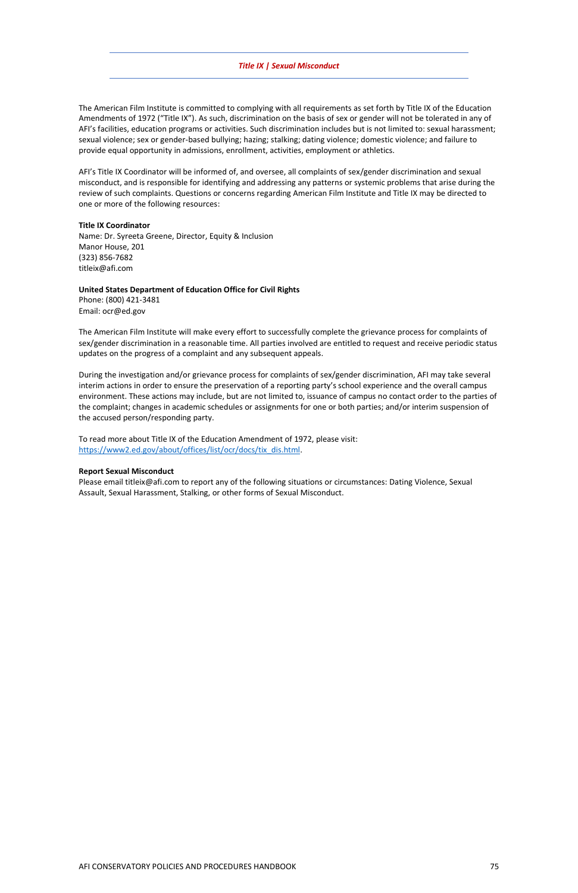## *Title IX | Sexual Misconduct*

The American Film Institute is committed to complying with all requirements as set forth by Title IX of the Education Amendments of 1972 ("Title IX"). As such, discrimination on the basis of sex or gender will not be tolerated in any of AFI's facilities, education programs or activities. Such discrimination includes but is not limited to: sexual harassment; sexual violence; sex or gender-based bullying; hazing; stalking; dating violence; domestic violence; and failure to provide equal opportunity in admissions, enrollment, activities, employment or athletics.

AFI's Title IX Coordinator will be informed of, and oversee, all complaints of sex/gender discrimination and sexual misconduct, and is responsible for identifying and addressing any patterns or systemic problems that arise during the review of such complaints. Questions or concerns regarding American Film Institute and Title IX may be directed to one or more of the following resources:

**Title IX Coordinator**
Name: Dr. Syreeta Greene, Director, Equity & Inclusion
Manor House, 201
(323) 856-7682
titleix@afi.com

**United States Department of Education Office for Civil Rights**
Phone: (800) 421-3481
Email: ocr@ed.gov

The American Film Institute will make every effort to successfully complete the grievance process for complaints of sex/gender discrimination in a reasonable time. All parties involved are entitled to request and receive periodic status updates on the progress of a complaint and any subsequent appeals.

During the investigation and/or grievance process for complaints of sex/gender discrimination, AFI may take several interim actions in order to ensure the preservation of a reporting party's school experience and the overall campus environment. These actions may include, but are not limited to, issuance of campus no contact order to the parties of the complaint; changes in academic schedules or assignments for one or both parties; and/or interim suspension of the accused person/responding party.

To read more about Title IX of the Education Amendment of 1972, please visit: [https://www2.ed.gov/about/offices/list/ocr/docs/tix_dis.html](https://www2.ed.gov/about/offices/list/ocr/docs/tix_dis.html).

**Report Sexual Misconduct**
Please email titleix@afi.com to report any of the following situations or circumstances: Dating Violence, Sexual Assault, Sexual Harassment, Stalking, or other forms of Sexual Misconduct.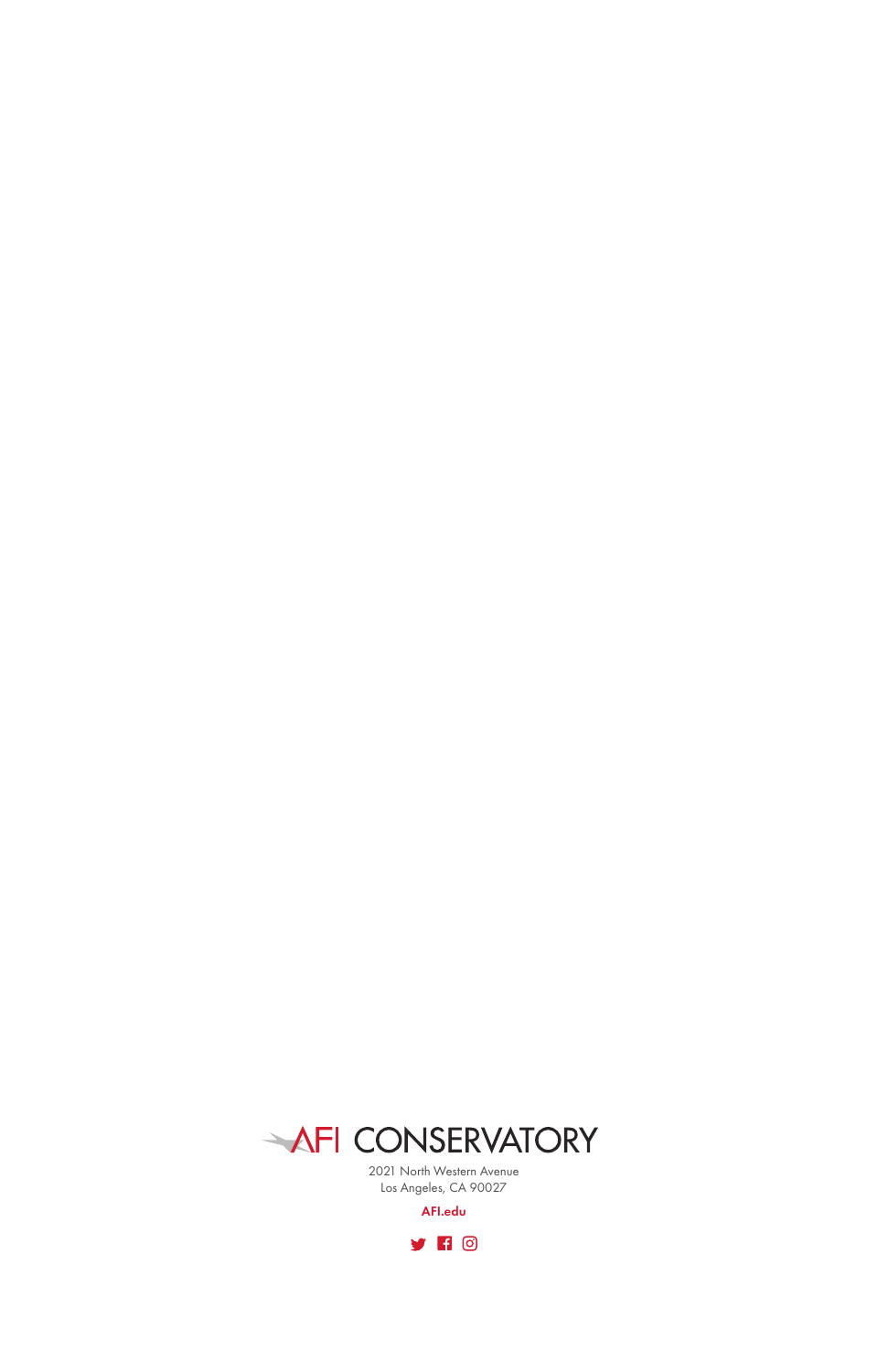AFI CONSERVATORY

2021 North Western Avenue
Los Angeles, CA 90027

AFI.edu